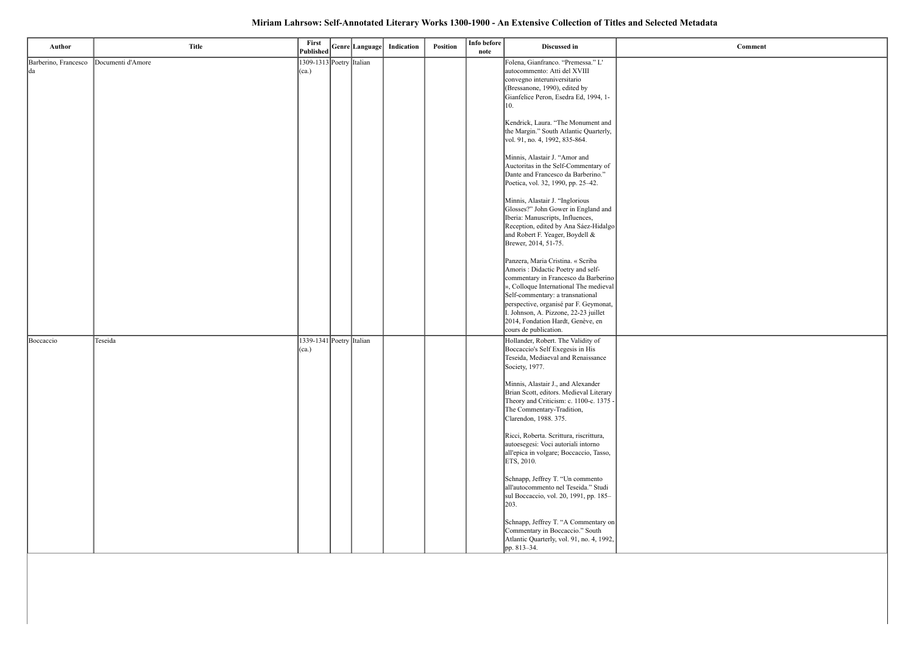# Miriam Lahrsow: Self-Annotated Literary Works 1300-1900 - An Extensive Collection of Titles and Selected Metadata

| Author | Title | First Published | Genre | Language | Indication | Position | Info before note | Discussed in | Comment |
|---|---|---|---|---|---|---|---|---|---|
| Barberino, Francesco da | Documenti d'Amore | 1309-1313 (ca.) | Poetry | Italian | | | | Folena, Gianfranco. "Premessa." L' autocommento: Atti del XVIII convegno interuniversitario (Bressanone, 1990), edited by Gianfelice Peron, Esedra Ed, 1994, 1-10.<br><br>Kendrick, Laura. "The Monument and the Margin." South Atlantic Quarterly, vol. 91, no. 4, 1992, 835-864.<br><br>Minnis, Alastair J. "Amor and Auctoritas in the Self-Commentary of Dante and Francesco da Barberino." Poetica, vol. 32, 1990, pp. 25–42.<br><br>Minnis, Alastair J. "Inglorious Glosses?" John Gower in England and Iberia: Manuscripts, Influences, Reception, edited by Ana Sáez-Hidalgo and Robert F. Yeager, Boydell & Brewer, 2014, 51-75.<br><br>Panzera, Maria Cristina. « Scriba Amoris : Didactic Poetry and self-commentary in Francesco da Barberino », Colloque International The medieval Self-commentary: a transnational perspective, organisé par F. Geymonat, I. Johnson, A. Pizzone, 22-23 juillet 2014, Fondation Hardt, Genève, en cours de publication. | |
| Boccaccio | Teseida | 1339-1341 (ca.) | Poetry | Italian | | | | Hollander, Robert. The Validity of Boccaccio's Self Exegesis in His Teseida, Mediaeval and Renaissance Society, 1977.<br><br>Minnis, Alastair J., and Alexander Brian Scott, editors. Medieval Literary Theory and Criticism: c. 1100-c. 1375 - The Commentary-Tradition, Clarendon, 1988. 375.<br><br>Ricci, Roberta. Scrittura, riscrittura, autoesegesi: Voci autoriali intorno all'epica in volgare; Boccaccio, Tasso, ETS, 2010.<br><br>Schnapp, Jeffrey T. "Un commento all'autocommento nel Teseida." Studi sul Boccaccio, vol. 20, 1991, pp. 185–203.<br><br>Schnapp, Jeffrey T. "A Commentary on Commentary in Boccaccio." South Atlantic Quarterly, vol. 91, no. 4, 1992, pp. 813–34. | |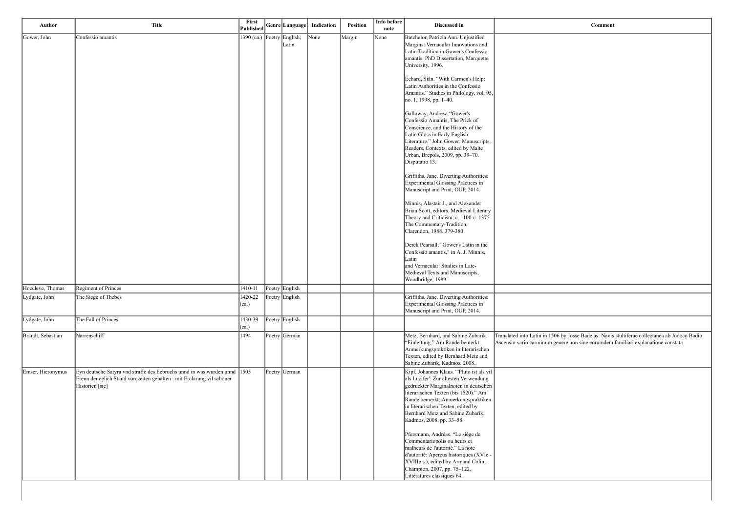| Author | Title | First Published | Genre | Language | Indication | Position | Info before note | Discussed in | Comment |
|---|---|---|---|---|---|---|---|---|---|
| Gower, John | Confessio amantis | 1390 (ca.) | Poetry | English; Latin | None | Margin | None | Batchelor, Patricia Ann. Unjustified Margins: Vernacular Innovations and Latin Tradition in Gower's Confessio amantis. PhD Dissertation, Marquette University, 1996.<br><br>Echard, Siân. "With Carmen's Help: Latin Authorities in the Confessio Amantis." Studies in Philology, vol. 95, no. 1, 1998, pp. 1–40.<br><br>Galloway, Andrew. "Gower's Confessio Amantis, The Prick of Conscience, and the History of the Latin Gloss in Early English Literature." John Gower: Manuscripts, Readers, Contexts, edited by Malte Urban, Brepols, 2009, pp. 39–70. Disputatio 13.<br><br>Griffiths, Jane. Diverting Authorities: Experimental Glossing Practices in Manuscript and Print, OUP, 2014.<br><br>Minnis, Alastair J., and Alexander Brian Scott, editors. Medieval Literary Theory and Criticism: c. 1100-c. 1375 - The Commentary-Tradition, Clarendon, 1988. 379-380<br><br>Derek Pearsall, "Gower's Latin in the Confessio amantis," in A. J. Minnis, Latin and Vernacular: Studies in Late-Medieval Texts and Manuscripts, Woodbridge, 1989. | |
| Hoccleve, Thomas | Regiment of Princes | 1410-11 | Poetry | English | | | | | |
| Lydgate, John | The Siege of Thebes | 1420-22 (ca.) | Poetry | English | | | | Griffiths, Jane. Diverting Authorities: Experimental Glossing Practices in Manuscript and Print, OUP, 2014. | |
| Lydgate, John | The Fall of Princes | 1430-39 (ca.) | Poetry | English | | | | | |
| Brandt, Sebastian | Narrenschiff | 1494 | Poetry | German | | | | Metz, Bernhard, and Sabine Zubarik. "Einleitung." Am Rande bemerkt: Anmerkungspraktiken in literarischen Texten, edited by Bernhard Metz and Sabine Zubarik, Kadmos, 2008. | Translated into Latin in 1506 by Josse Bade as: Navis stultiferae collectanea ab Jodoco Badio Ascensio vario carminum genere non sine eorumdem familiari explanatione constata |
| Emser, Hieronymus | Eyn deutsche Satyra vnd straffe des Eebruchs unnd in was wurden unnd Erenn der eelich Stand vorczeiten gehalten : mit Erclarung vil schoner Historien [sic] | 1505 | Poetry | German | | | | Kipf, Johannes Klaus. "'Pluto ist als vil als Lucifer': Zur ältesten Verwendung gedruckter Marginalnoten in deutschen literarischen Texten (bis 1520)." Am Rande bemerkt: Anmerkungspraktiken in literarischen Texten, edited by Bernhard Metz and Sabine Zubarik, Kadmos, 2008, pp. 33–58.<br><br>Pfersmann, Andréas. "Le siège de Commentariopolis ou heurs et malheurs de l'autorité." La note d'autorité: Aperçus historiques (XVIe - XVIIIe s.), edited by Armand Colin, Champion, 2007, pp. 75–122. Littératures classiques 64. | |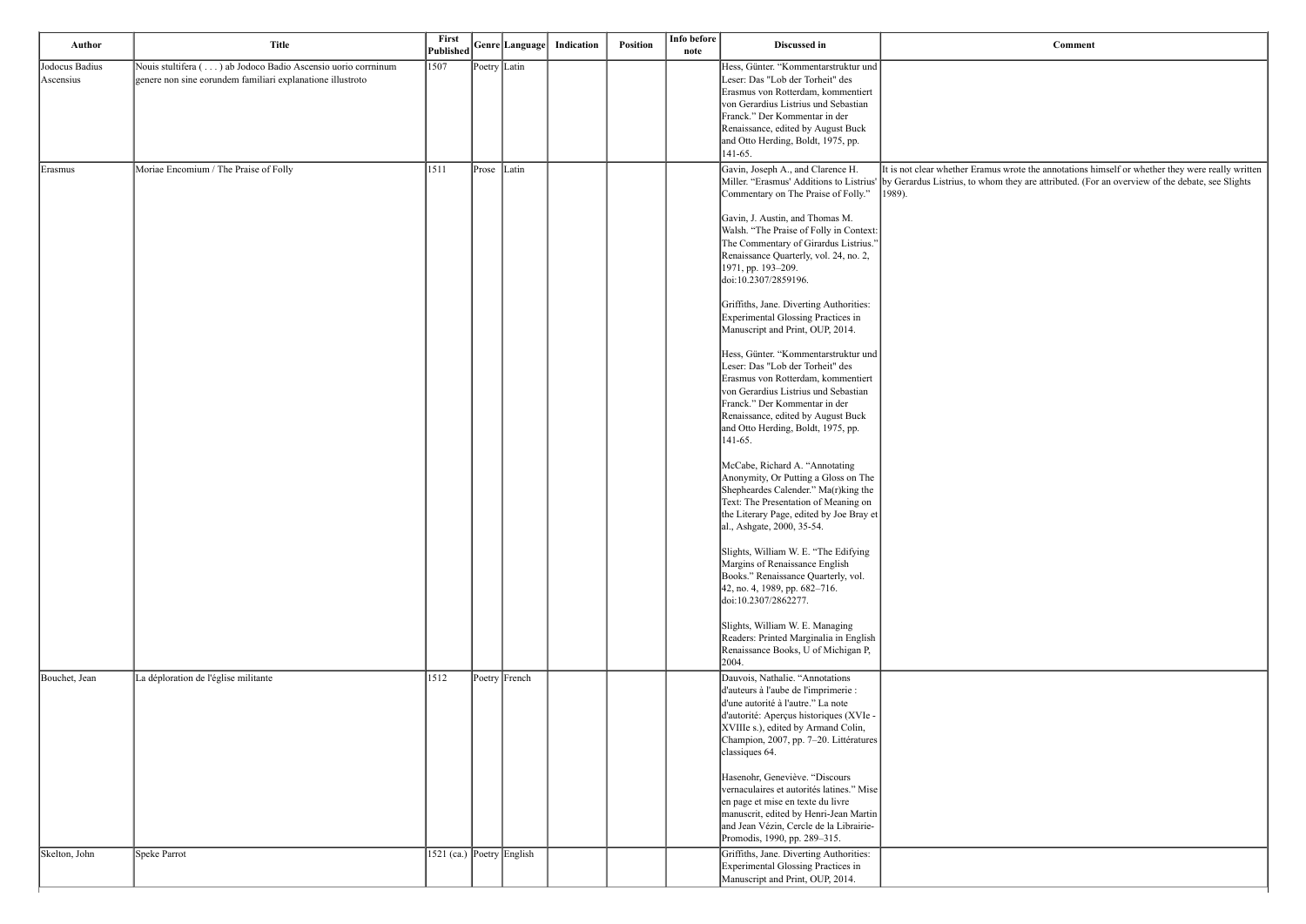| Author | Title | First Published | Genre | Language | Indication | Position | Info before note | Discussed in | Comment |
|---|---|---|---|---|---|---|---|---|---|
| Jodocus Badius Ascensius | Nouis stultifera ( . . . ) ab Jodoco Badio Ascensio uorio corminum genere non sine eorundem familiari explanatione illustroto | 1507 | Poetry | Latin | | | | Hess, Günter. "Kommentarstruktur und Leser: Das "Lob der Torheit" des Erasmus von Rotterdam, kommentiert von Gerardius Listrius und Sebastian Franck." Der Kommentar in der Renaissance, edited by August Buck and Otto Herding, Boldt, 1975, pp. 141-65. | |
| Erasmus | Moriae Encomium / The Praise of Folly | 1511 | Prose | Latin | | | | Gavin, Joseph A., and Clarence H. Miller. "Erasmus' Additions to Listrius' Commentary on The Praise of Folly."<br><br>Gavin, J. Austin, and Thomas M. Walsh. "The Praise of Folly in Context: The Commentary of Girardus Listrius." Renaissance Quarterly, vol. 24, no. 2, 1971, pp. 193–209. doi:10.2307/2859196.<br><br>Griffiths, Jane. Diverting Authorities: Experimental Glossing Practices in Manuscript and Print, OUP, 2014.<br><br>Hess, Günter. "Kommentarstruktur und Leser: Das "Lob der Torheit" des Erasmus von Rotterdam, kommentiert von Gerardius Listrius und Sebastian Franck." Der Kommentar in der Renaissance, edited by August Buck and Otto Herding, Boldt, 1975, pp. 141-65.<br><br>McCabe, Richard A. "Annotating Anonymity, Or Putting a Gloss on The Shepheardes Calender." Ma(r)king the Text: The Presentation of Meaning on the Literary Page, edited by Joe Bray et al., Ashgate, 2000, 35-54.<br><br>Slights, William W. E. "The Edifying Margins of Renaissance English Books." Renaissance Quarterly, vol. 42, no. 4, 1989, pp. 682–716. doi:10.2307/2862277.<br><br>Slights, William W. E. Managing Readers: Printed Marginalia in English Renaissance Books, U of Michigan P, 2004. | It is not clear whether Eramus wrote the annotations himself or whether they were really written by Gerardus Listrius, to whom they are attributed. (For an overview of the debate, see Slights 1989). |
| Bouchet, Jean | La déploration de l'église militante | 1512 | Poetry | French | | | | Dauvois, Nathalie. "Annotations d'auteurs à l'aube de l'imprimerie : d'une autorité à l'autre." La note d'autorité: Aperçus historiques (XVIe - XVIIIe s.), edited by Armand Colin, Champion, 2007, pp. 7–20. Littératures classiques 64.<br><br>Hasenohr, Geneviève. "Discours vernaculaires et autorités latines." Mise en page et mise en texte du livre manuscrit, edited by Henri-Jean Martin and Jean Vézin, Cercle de la Librairie-Promodis, 1990, pp. 289–315. | |
| Skelton, John | Speke Parrot | 1521 (ca.) | Poetry | English | | | | Griffiths, Jane. Diverting Authorities: Experimental Glossing Practices in Manuscript and Print, OUP, 2014. | |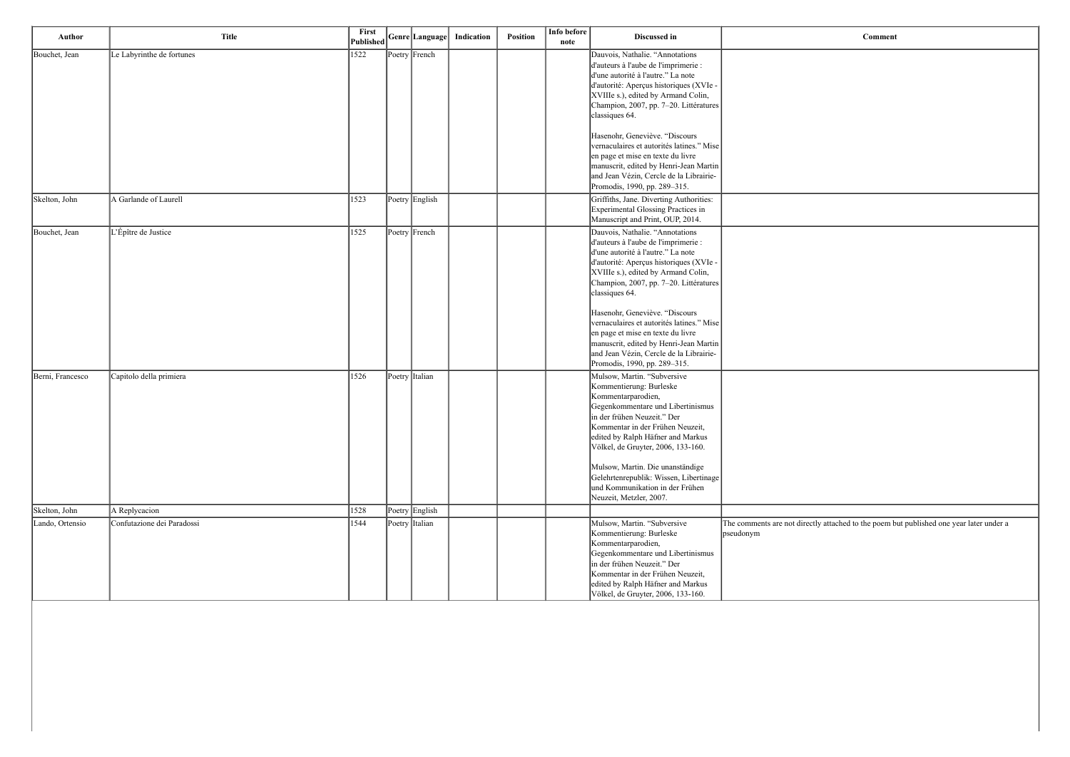| Author | Title | First Published | Genre | Language | Indication | Position | Info before note | Discussed in | Comment |
|---|---|---|---|---|---|---|---|---|---|
| Bouchet, Jean | Le Labyrinthe de fortunes | 1522 | Poetry | French | | | | Dauvois, Nathalie. “Annotations d'auteurs à l'aube de l'imprimerie : d'une autorité à l'autre.” La note d'autorité: Aperçus historiques (XVIe - XVIIIe s.), edited by Armand Colin, Champion, 2007, pp. 7–20. Littératures classiques 64.<br><br>Hasenohr, Geneviève. “Discours vernaculaires et autorités latines.” Mise en page et mise en texte du livre manuscrit, edited by Henri-Jean Martin and Jean Vézin, Cercle de la Librairie-Promodis, 1990, pp. 289–315. | |
| Skelton, John | A Garlande of Laurell | 1523 | Poetry | English | | | | Griffiths, Jane. Diverting Authorities: Experimental Glossing Practices in Manuscript and Print, OUP, 2014. | |
| Bouchet, Jean | L'Épître de Justice | 1525 | Poetry | French | | | | Dauvois, Nathalie. “Annotations d'auteurs à l'aube de l'imprimerie : d'une autorité à l'autre.” La note d'autorité: Aperçus historiques (XVIe - XVIIIe s.), edited by Armand Colin, Champion, 2007, pp. 7–20. Littératures classiques 64.<br><br>Hasenohr, Geneviève. “Discours vernaculaires et autorités latines.” Mise en page et mise en texte du livre manuscrit, edited by Henri-Jean Martin and Jean Vézin, Cercle de la Librairie-Promodis, 1990, pp. 289–315. | |
| Berni, Francesco | Capitolo della primiera | 1526 | Poetry | Italian | | | | Mulsow, Martin. “Subversive Kommentierung: Burleske Kommentarparodien, Gegenkommentare und Libertinismus in der frühen Neuzeit.” Der Kommentar in der Frühen Neuzeit, edited by Ralph Häfner and Markus Völkel, de Gruyter, 2006, 133-160.<br><br>Mulsow, Martin. Die unanständige Gelehrtenrepublik: Wissen, Libertinage und Kommunikation in der Frühen Neuzeit, Metzler, 2007. | |
| Skelton, John | A Replycacion | 1528 | Poetry | English | | | | | |
| Lando, Ortensio | Confutazione dei Paradossi | 1544 | Poetry | Italian | | | | Mulsow, Martin. “Subversive Kommentierung: Burleske Kommentarparodien, Gegenkommentare und Libertinismus in der frühen Neuzeit.” Der Kommentar in der Frühen Neuzeit, edited by Ralph Häfner and Markus Völkel, de Gruyter, 2006, 133-160. | The comments are not directly attached to the poem but published one year later under a pseudonym |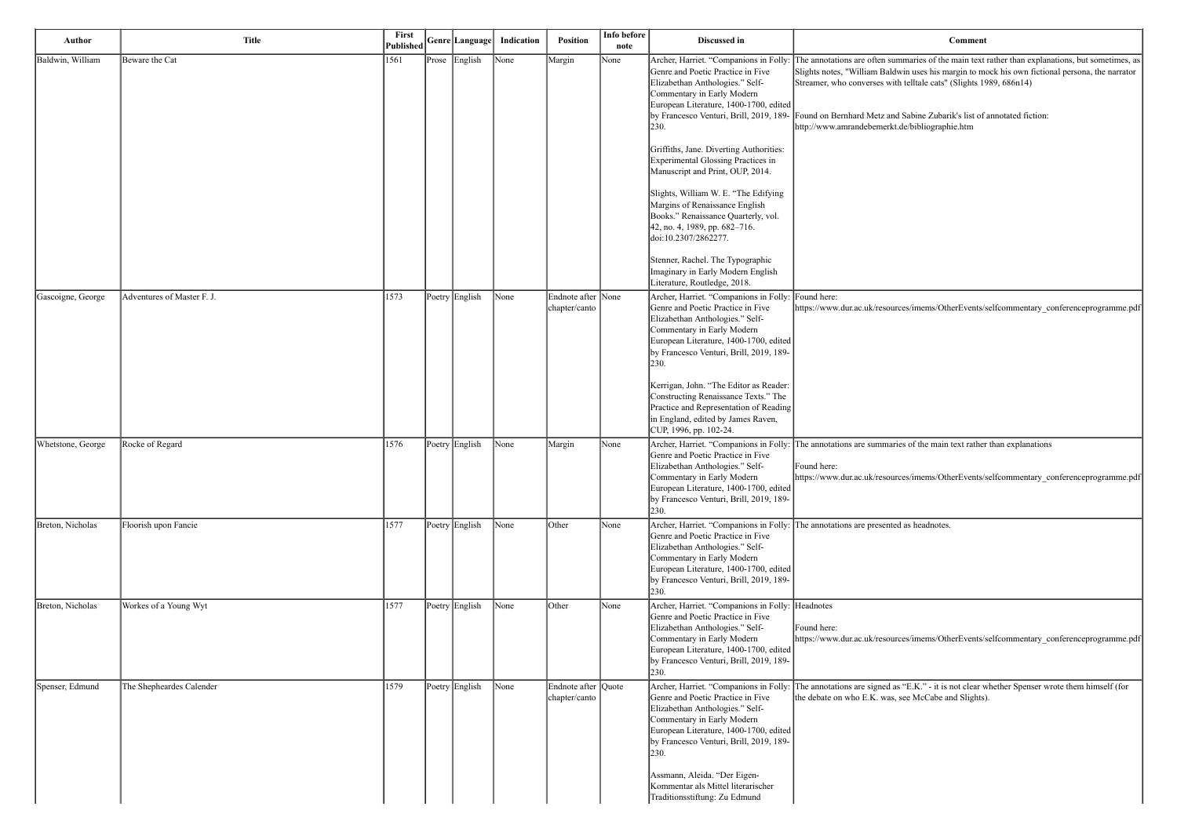| Author | Title | First Published | Genre | Language | Indication | Position | Info before note | Discussed in | Comment |
|---|---|---|---|---|---|---|---|---|---|
| Baldwin, William | Beware the Cat | 1561 | Prose | English | None | Margin | None | Archer, Harriet. "Companions in Folly: Genre and Poetic Practice in Five Elizabethan Anthologies." Self-Commentary in Early Modern European Literature, 1400-1700, edited by Francesco Venturi, Brill, 2019, 189-230.<br><br>Griffiths, Jane. Diverting Authorities: Experimental Glossing Practices in Manuscript and Print, OUP, 2014.<br><br>Slights, William W. E. "The Edifying Margins of Renaissance English Books." Renaissance Quarterly, vol. 42, no. 4, 1989, pp. 682–716. doi:10.2307/2862277.<br><br>Stenner, Rachel. The Typographic Imaginary in Early Modern English Literature, Routledge, 2018. | The annotations are often summaries of the main text rather than explanations, but sometimes, as Slights notes, "William Baldwin uses his margin to mock his own fictional persona, the narrator Streamer, who converses with telltale cats" (Slights 1989, 686n14)<br><br>Found on Bernhard Metz and Sabine Zubarik's list of annotated fiction: http://www.amrandebemerkt.de/bibliographie.htm |
| Gascoigne, George | Adventures of Master F. J. | 1573 | Poetry | English | None | Endnote after chapter/canto | None | Archer, Harriet. "Companions in Folly: Genre and Poetic Practice in Five Elizabethan Anthologies." Self-Commentary in Early Modern European Literature, 1400-1700, edited by Francesco Venturi, Brill, 2019, 189-230.<br><br>Kerrigan, John. "The Editor as Reader: Constructing Renaissance Texts." The Practice and Representation of Reading in England, edited by James Raven, CUP, 1996, pp. 102-24. | Found here:<br>https://www.dur.ac.uk/resources/imems/OtherEvents/selfcommentary_conferenceprogramme.pdf |
| Whetstone, George | Rocke of Regard | 1576 | Poetry | English | None | Margin | None | Archer, Harriet. "Companions in Folly: Genre and Poetic Practice in Five Elizabethan Anthologies." Self-Commentary in Early Modern European Literature, 1400-1700, edited by Francesco Venturi, Brill, 2019, 189-230. | The annotations are summaries of the main text rather than explanations<br><br>Found here:<br>https://www.dur.ac.uk/resources/imems/OtherEvents/selfcommentary_conferenceprogramme.pdf |
| Breton, Nicholas | Floorish upon Fancie | 1577 | Poetry | English | None | Other | None | Archer, Harriet. "Companions in Folly: Genre and Poetic Practice in Five Elizabethan Anthologies." Self-Commentary in Early Modern European Literature, 1400-1700, edited by Francesco Venturi, Brill, 2019, 189-230. | The annotations are presented as headnotes. |
| Breton, Nicholas | Workes of a Young Wyt | 1577 | Poetry | English | None | Other | None | Archer, Harriet. "Companions in Folly: Genre and Poetic Practice in Five Elizabethan Anthologies." Self-Commentary in Early Modern European Literature, 1400-1700, edited by Francesco Venturi, Brill, 2019, 189-230. | Headnotes<br><br>Found here:<br>https://www.dur.ac.uk/resources/imems/OtherEvents/selfcommentary_conferenceprogramme.pdf |
| Spenser, Edmund | The Shepheardes Calender | 1579 | Poetry | English | None | Endnote after chapter/canto | Quote | Archer, Harriet. "Companions in Folly: Genre and Poetic Practice in Five Elizabethan Anthologies." Self-Commentary in Early Modern European Literature, 1400-1700, edited by Francesco Venturi, Brill, 2019, 189-230.<br><br>Assmann, Aleida. "Der Eigen-Kommentar als Mittel literarischer Traditionsstiftung: Zu Edmund | The annotations are signed as "E.K." - it is not clear whether Spenser wrote them himself (for the debate on who E.K. was, see McCabe and Slights). |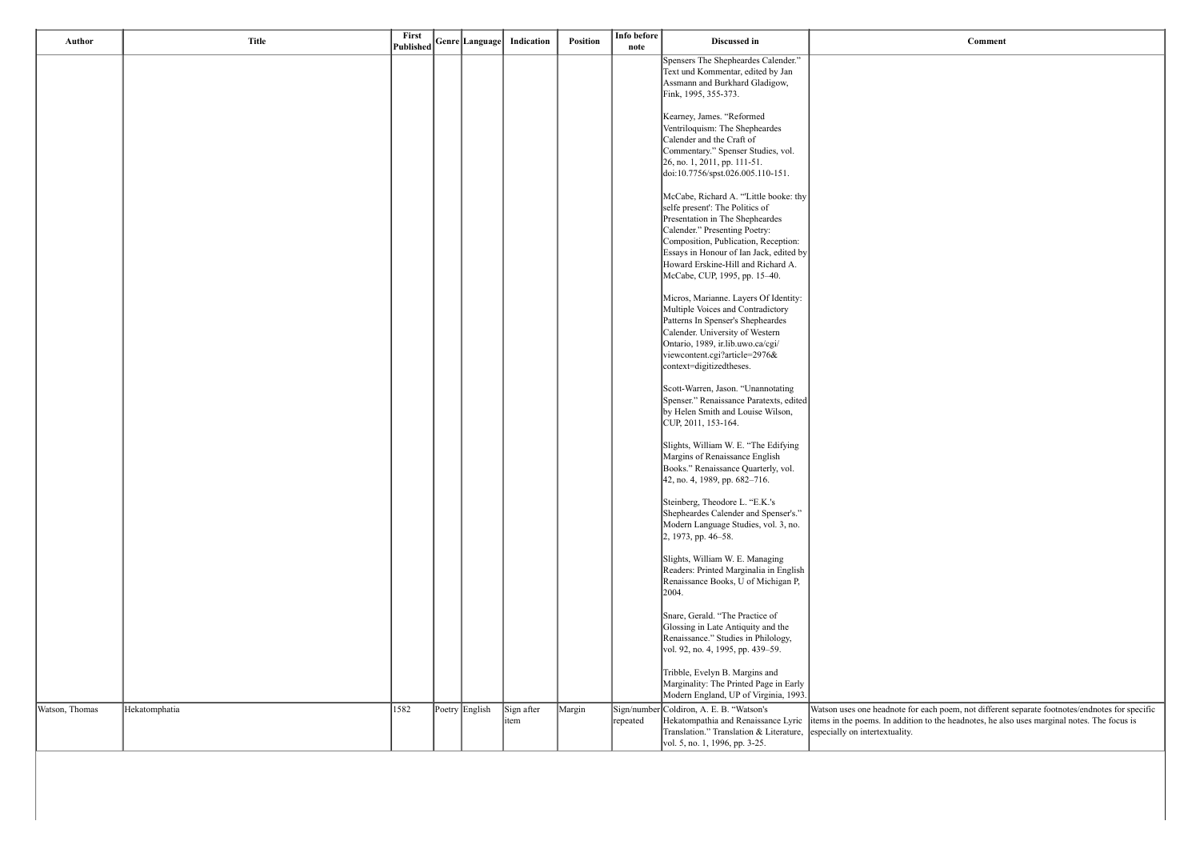| Author | Title | First Published | Genre | Language | Indication | Position | Info before note | Discussed in | Comment |
|---|---|---|---|---|---|---|---|---|---|
| | | | | | | | | Spensers The Shepheardes Calender." Text und Kommentar, edited by Jan Assmann and Burkhard Gladigow, Fink, 1995, 355-373.<br><br>Kearney, James. "Reformed Ventriloquism: The Shepheardes Calender and the Craft of Commentary." Spenser Studies, vol. 26, no. 1, 2011, pp. 111-51. doi:10.7756/spst.026.005.110-151.<br><br>McCabe, Richard A. "'Little booke: thy selfe present': The Politics of Presentation in The Shepheardes Calender." Presenting Poetry: Composition, Publication, Reception: Essays in Honour of Ian Jack, edited by Howard Erskine-Hill and Richard A. McCabe, CUP, 1995, pp. 15–40.<br><br>Micros, Marianne. Layers Of Identity: Multiple Voices and Contradictory Patterns In Spenser's Shepheardes Calender. University of Western Ontario, 1989, ir.lib.uwo.ca/cgi/viewcontent.cgi?article=2976&context=digitizedtheses.<br><br>Scott-Warren, Jason. "Unannotating Spenser." Renaissance Paratexts, edited by Helen Smith and Louise Wilson, CUP, 2011, 153-164.<br><br>Slights, William W. E. "The Edifying Margins of Renaissance English Books." Renaissance Quarterly, vol. 42, no. 4, 1989, pp. 682–716.<br><br>Steinberg, Theodore L. "E.K.'s Shepheardes Calender and Spenser's." Modern Language Studies, vol. 3, no. 2, 1973, pp. 46–58.<br><br>Slights, William W. E. Managing Readers: Printed Marginalia in English Renaissance Books, U of Michigan P, 2004.<br><br>Snare, Gerald. "The Practice of Glossing in Late Antiquity and the Renaissance." Studies in Philology, vol. 92, no. 4, 1995, pp. 439–59.<br><br>Tribble, Evelyn B. Margins and Marginality: The Printed Page in Early Modern England, UP of Virginia, 1993. | |
| Watson, Thomas | Hekatomphatia | 1582 | Poetry | English | Sign after item | Margin | Sign/number repeated | Coldiron, A. E. B. "Watson's Hekatompathia and Renaissance Lyric Translation." Translation & Literature, vol. 5, no. 1, 1996, pp. 3-25. | Watson uses one headnote for each poem, not different separate footnotes/endnotes for specific items in the poems. In addition to the headnotes, he also uses marginal notes. The focus is especially on intertextuality. |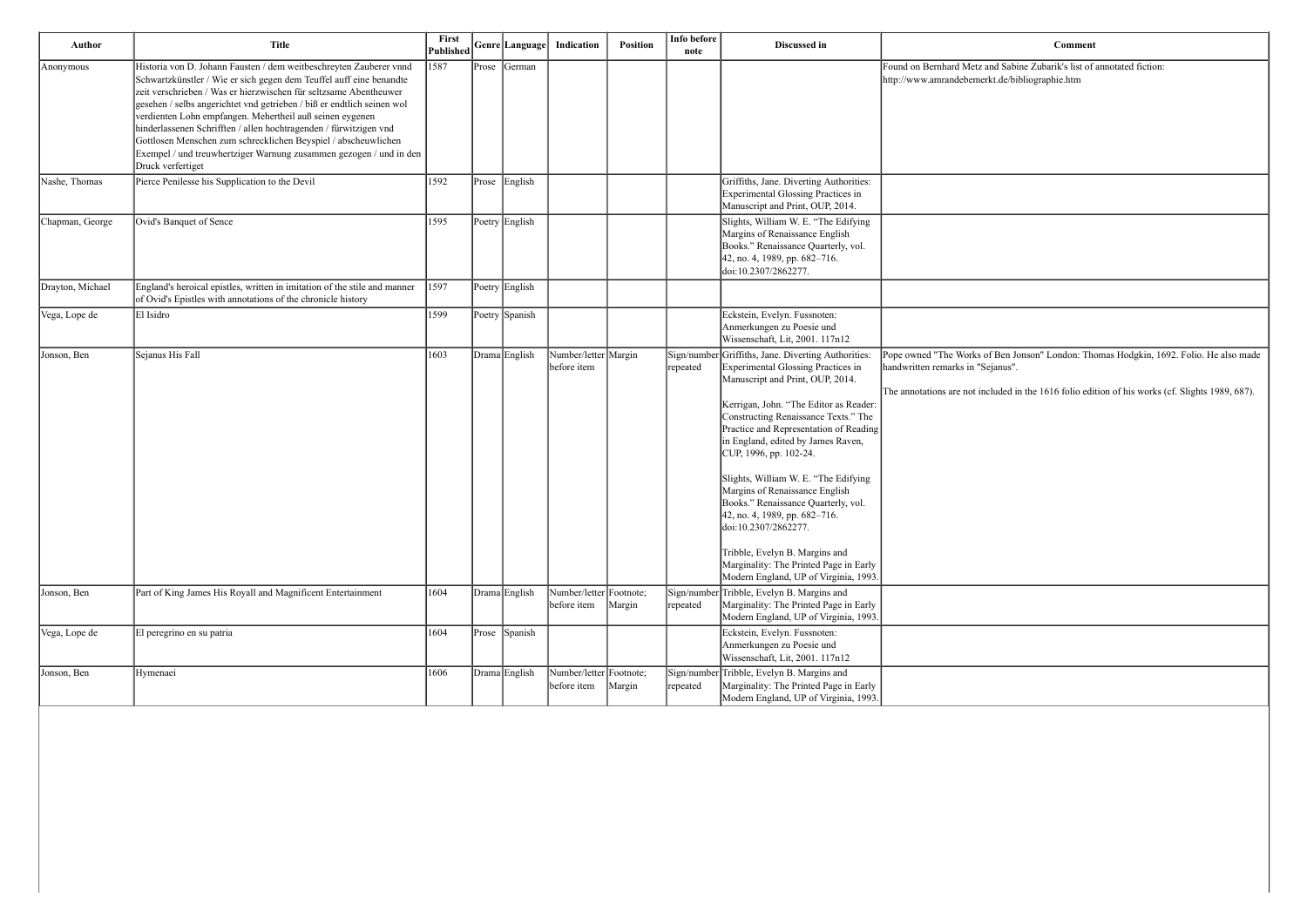| Author | Title | First Published | Genre | Language | Indication | Position | Info before note | Discussed in | Comment |
|---|---|---|---|---|---|---|---|---|---|
| Anonymous | Historia von D. Johann Fausten / dem weitbeschreyten Zauberer vnnd Schwartzkünstler / Wie er sich gegen dem Teuffel auff eine benandte zeit verschrieben / Was er hierzwischen für seltzsame Abentheuwer gesehen / selbs angerichtet vnd getrieben / biß er endtlich seinen wol verdienten Lohn empfangen. Mehertheil auß seinen eygenen hinderlassenen Schrifften / allen hochtragenden / fürwitzigen vnd Gottlosen Menschen zum schrecklichen Beyspiel / abscheuwlichen Exempel / und treuwhertziger Warnung zusammen gezogen / und in den Druck verfertiget | 1587 | Prose | German | | | | | Found on Bernhard Metz and Sabine Zubarik's list of annotated fiction: http://www.amrandebemerkt.de/bibliographie.htm |
| Nashe, Thomas | Pierce Penilesse his Supplication to the Devil | 1592 | Prose | English | | | | Griffiths, Jane. Diverting Authorities: Experimental Glossing Practices in Manuscript and Print, OUP, 2014. | |
| Chapman, George | Ovid's Banquet of Sence | 1595 | Poetry | English | | | | Slights, William W. E. "The Edifying Margins of Renaissance English Books." Renaissance Quarterly, vol. 42, no. 4, 1989, pp. 682–716. doi:10.2307/2862277. | |
| Drayton, Michael | England's heroical epistles, written in imitation of the stile and manner of Ovid's Epistles with annotations of the chronicle history | 1597 | Poetry | English | | | | | |
| Vega, Lope de | El Isidro | 1599 | Poetry | Spanish | | | | Eckstein, Evelyn. Fussnoten: Anmerkungen zu Poesie und Wissenschaft, Lit, 2001. 117n12 | |
| Jonson, Ben | Sejanus His Fall | 1603 | Drama | English | Number/letter before item | Margin | Sign/number repeated | Griffiths, Jane. Diverting Authorities: Experimental Glossing Practices in Manuscript and Print, OUP, 2014.<br><br>Kerrigan, John. "The Editor as Reader: Constructing Renaissance Texts." The Practice and Representation of Reading in England, edited by James Raven, CUP, 1996, pp. 102-24.<br><br>Slights, William W. E. "The Edifying Margins of Renaissance English Books." Renaissance Quarterly, vol. 42, no. 4, 1989, pp. 682–716. doi:10.2307/2862277.<br><br>Tribble, Evelyn B. Margins and Marginality: The Printed Page in Early Modern England, UP of Virginia, 1993. | Pope owned "The Works of Ben Jonson" London: Thomas Hodgkin, 1692. Folio. He also made handwritten remarks in "Sejanus".<br><br>The annotations are not included in the 1616 folio edition of his works (cf. Slights 1989, 687). |
| Jonson, Ben | Part of King James His Royall and Magnificent Entertainment | 1604 | Drama | English | Number/letter before item | Footnote; Margin | Sign/number repeated | Tribble, Evelyn B. Margins and Marginality: The Printed Page in Early Modern England, UP of Virginia, 1993. | |
| Vega, Lope de | El peregrino en su patria | 1604 | Prose | Spanish | | | | Eckstein, Evelyn. Fussnoten: Anmerkungen zu Poesie und Wissenschaft, Lit, 2001. 117n12 | |
| Jonson, Ben | Hymenaei | 1606 | Drama | English | Number/letter before item | Footnote; Margin | Sign/number repeated | Tribble, Evelyn B. Margins and Marginality: The Printed Page in Early Modern England, UP of Virginia, 1993. | |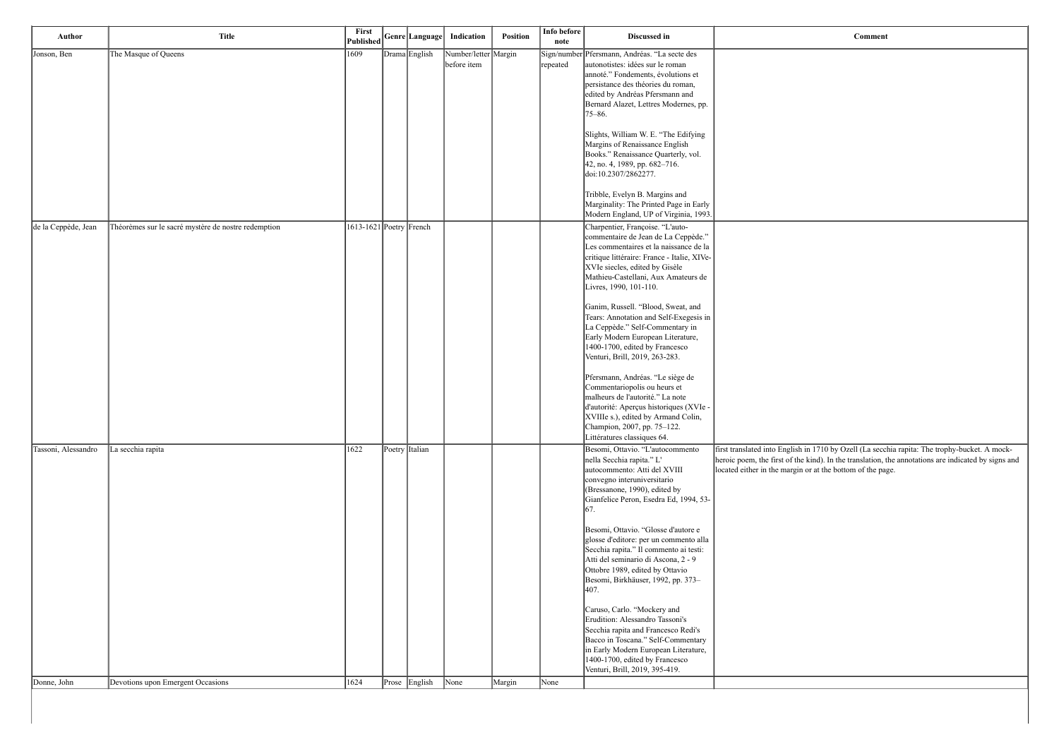| Author | Title | First Published | Genre | Language | Indication | Position | Info before note | Discussed in | Comment |
| --- | --- | --- | --- | --- | --- | --- | --- | --- | --- |
| Jonson, Ben | The Masque of Queens | 1609 | Drama | English | Number/letter before item | Margin | Sign/number repeated | Pfersmann, Andréas. "La secte des autonotistes: idées sur le roman annoté." Fondements, évolutions et persistance des théories du roman, edited by Andréas Pfersmann and Bernard Alazet, Lettres Modernes, pp. 75–86.<br><br>Slights, William W. E. "The Edifying Margins of Renaissance English Books." Renaissance Quarterly, vol. 42, no. 4, 1989, pp. 682–716. doi:10.2307/2862277.<br><br>Tribble, Evelyn B. Margins and Marginality: The Printed Page in Early Modern England, UP of Virginia, 1993. | |
| de la Ceppède, Jean | Théorèmes sur le sacré mystère de nostre redemption | 1613-1621 | Poetry | French | | | | Charpentier, Françoise. "L'auto-commentaire de Jean de La Ceppède." Les commentaires et la naissance de la critique littéraire: France - Italie, XIVe-XVIe siecles, edited by Gisèle Mathieu-Castellani, Aux Amateurs de Livres, 1990, 101-110.<br><br>Ganim, Russell. "Blood, Sweat, and Tears: Annotation and Self-Exegesis in La Ceppède." Self-Commentary in Early Modern European Literature, 1400-1700, edited by Francesco Venturi, Brill, 2019, 263-283.<br><br>Pfersmann, Andréas. "Le siège de Commentariopolis ou heurs et malheurs de l'autorité." La note d'autorité: Aperçus historiques (XVIe - XVIIIe s.), edited by Armand Colin, Champion, 2007, pp. 75–122. Littératures classiques 64. | |
| Tassoni, Alessandro | La secchia rapita | 1622 | Poetry | Italian | | | | Besomi, Ottavio. "L'autocommento nella Secchia rapita." L' autocommento: Atti del XVIII convegno interuniversitario (Bressanone, 1990), edited by Gianfelice Peron, Esedra Ed, 1994, 53-67.<br><br>Besomi, Ottavio. "Glosse d'autore e glosse d'editore: per un commento alla Secchia rapita." Il commento ai testi: Atti del seminario di Ascona, 2 - 9 Ottobre 1989, edited by Ottavio Besomi, Birkhäuser, 1992, pp. 373–407.<br><br>Caruso, Carlo. "Mockery and Erudition: Alessandro Tassoni's Secchia rapita and Francesco Redi's Bacco in Toscana." Self-Commentary in Early Modern European Literature, 1400-1700, edited by Francesco Venturi, Brill, 2019, 395-419. | first translated into English in 1710 by Ozell (La secchia rapita: The trophy-bucket. A mock-heroic poem, the first of the kind). In the translation, the annotations are indicated by signs and located either in the margin or at the bottom of the page. |
| Donne, John | Devotions upon Emergent Occasions | 1624 | Prose | English | None | Margin | None | | |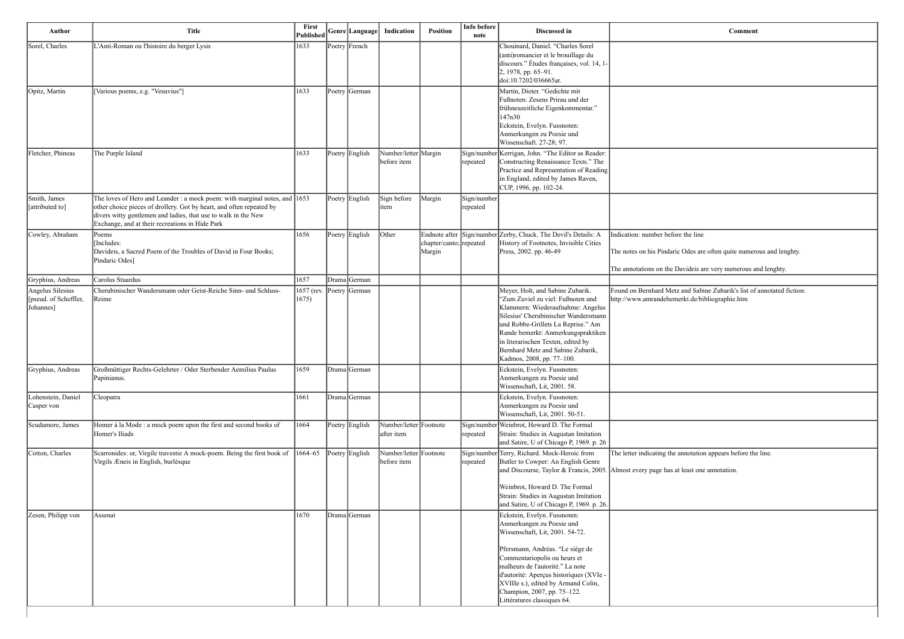| Author | Title | First Published | Genre | Language | Indication | Position | Info before note | Discussed in | Comment |
|---|---|---|---|---|---|---|---|---|---|
| Sorel, Charles | L'Anti-Roman ou l'histoire du berger Lysis | 1633 | Poetry | French | | | | Chouinard, Daniel. "Charles Sorel (anti)romancier et le brouillage du discours." Études françaises, vol. 14, 1-2, 1978, pp. 65–91. doi:10.7202/036665ar. | |
| Opitz, Martin | [Various poems, e.g. "Vesuvius"] | 1633 | Poetry | German | | | | Martin, Dieter. "Gedichte mit Fußnoten: Zesens Prirau und der frühneuzeitliche Eigenkommentar." 147n30<br>Eckstein, Evelyn. Fussnoten: Anmerkungen zu Poesie und Wissenschaft. 27-28; 97. | |
| Fletcher, Phineas | The Purple Island | 1633 | Poetry | English | Number/letter before item | Margin | Sign/number repeated | Kerrigan, John. "The Editor as Reader: Constructing Renaissance Texts." The Practice and Representation of Reading in England, edited by James Raven, CUP, 1996, pp. 102-24. | |
| Smith, James [attributed to] | The loves of Hero and Leander : a mock poem: with marginal notes, and other choice pieces of drollery. Got by heart, and often repeated by divers witty gentlemen and ladies, that use to walk in the New Exchange, and at their recreations in Hide Park | 1653 | Poetry | English | Sign before item | Margin | Sign/number repeated | | |
| Cowley, Abraham | Poems<br>[Includes:<br>Davideis, a Sacred Poem of the Troubles of David in Four Books;<br>Pindaric Odes] | 1656 | Poetry | English | Other | Endnote after chapter/canto; Margin | Sign/number repeated | Zerby, Chuck. The Devil's Details: A History of Footnotes, Invisible Cities Press, 2002. pp. 46-49 | Indication: number before the line<br><br>The notes on his Pindaric Odes are often quite numerous and lenghty.<br><br>The annotations on the Davideis are very numerous and lenghty. |
| Gryphius, Andreas | Carolus Stuardus | 1657 | Drama | German | | | | | |
| Angelus Silesius [pseud. of Scheffler, Johannes] | Cherubinischer Wandersmann oder Geist-Reiche Sinn- und Schluss-Reime | 1657 (rev. 1675) | Poetry | German | | | | Meyer, Holt, and Sabine Zubarik. "Zum Zuviel zu viel: Fußnoten und Klammern: Wiederaufnahme: Angelus Silesius' Cherubinischer Wandersmann und Robbe-Grillets La Reprise." Am Rande bemerkt: Anmerkungspraktiken in literarischen Texten, edited by Bernhard Metz and Sabine Zubarik, Kadmos, 2008, pp. 77–100. | Found on Bernhard Metz and Sabine Zubarik's list of annotated fiction: http://www.amrandebemerkt.de/bibliographie.htm |
| Gryphius, Andreas | Großmüttiger Rechts-Gelehrter / Oder Sterbender Aemilius Paulus Papinianus. | 1659 | Drama | German | | | | Eckstein, Evelyn. Fussnoten: Anmerkungen zu Poesie und Wissenschaft, Lit, 2001. 58. | |
| Lohenstein, Daniel Casper von | Cleopatra | 1661 | Drama | German | | | | Eckstein, Evelyn. Fussnoten: Anmerkungen zu Poesie und Wissenschaft, Lit, 2001. 50-51. | |
| Scudamore, James | Homer à la Mode : a mock poem upon the first and second books of Homer's Iliads | 1664 | Poetry | English | Number/letter after item | Footnote | Sign/number repeated | Weinbrot, Howard D. The Formal Strain: Studies in Augustan Imitation and Satire, U of Chicago P, 1969. p. 26 | |
| Cotton, Charles | Scarronides: or, Virgile travestie A mock-poem. Being the first book of Virgils Æneis in English, burlésque | 1664–65 | Poetry | English | Number/letter before item | Footnote | Sign/number repeated | Terry, Richard. Mock-Heroic from Butler to Cowper: An English Genre and Discourse, Taylor & Francis, 2005.<br><br>Weinbrot, Howard D. The Formal Strain: Studies in Augustan Imitation and Satire, U of Chicago P, 1969. p. 26. | The letter indicating the annotation appears before the line.<br><br>Almost every page has at least one annotation. |
| Zesen, Philipp von | Assenat | 1670 | Drama | German | | | | Eckstein, Evelyn. Fussnoten: Anmerkungen zu Poesie und Wissenschaft, Lit, 2001. 54-72.<br><br>Pfersmann, Andréas. "Le siège de Commentariopolis ou heurs et malheurs de l'autorité." La note d'autorité: Aperçus historiques (XVIe - XVIIIe s.), edited by Armand Colin, Champion, 2007, pp. 75–122. Littératures classiques 64. | |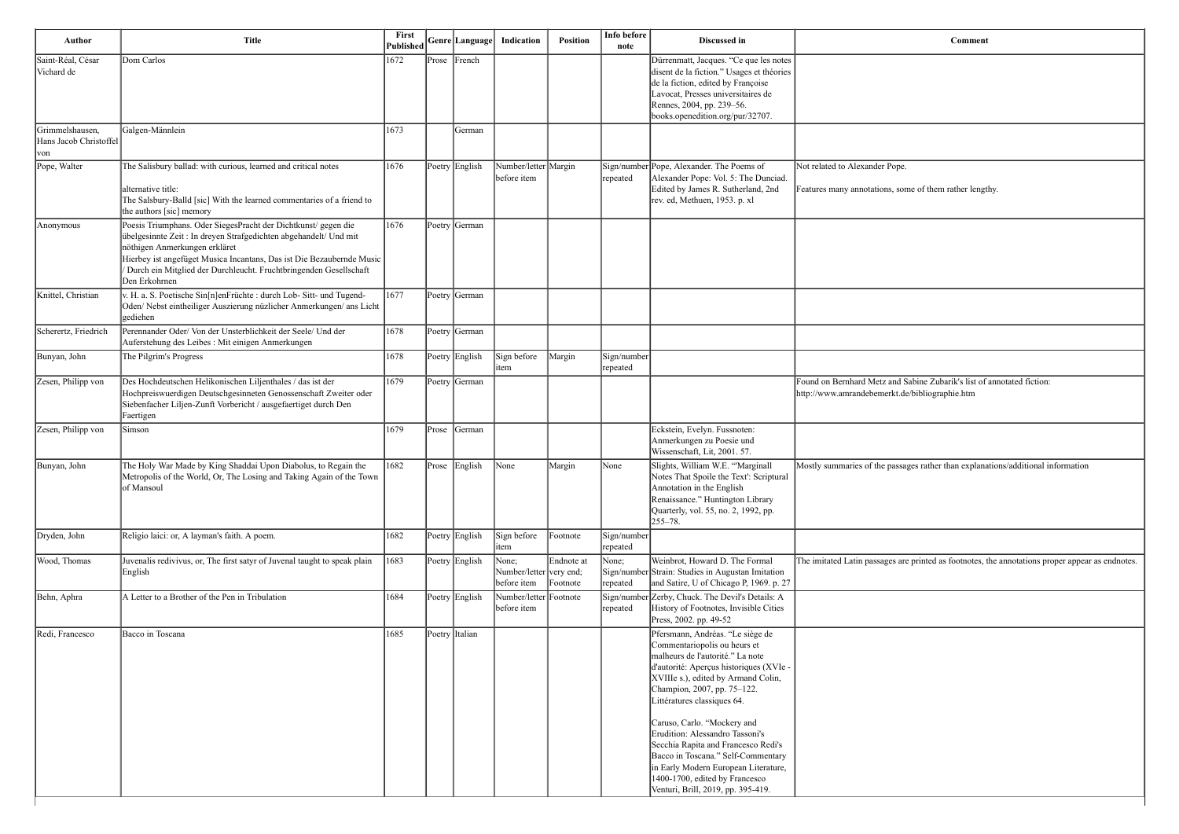| Author | Title | First Published | Genre | Language | Indication | Position | Info before note | Discussed in | Comment |
|---|---|---|---|---|---|---|---|---|---|
| Saint-Réal, César Vichard de | Dom Carlos | 1672 | Prose | French | | | | Dürrenmatt, Jacques. "Ce que les notes disent de la fiction." Usages et théories de la fiction, edited by Françoise Lavocat, Presses universitaires de Rennes, 2004, pp. 239–56. books.openedition.org/pur/32707. | |
| Grimmelshausen, Hans Jacob Christoffel von | Galgen-Männlein | 1673 | | German | | | | | |
| Pope, Walter | The Salisbury ballad: with curious, learned and critical notes<br><br>alternative title:<br>The Salsbury-Balld [sic] With the learned commentaries of a friend to the authors [sic] memory | 1676 | Poetry | English | Number/letter before item | Margin | Sign/number repeated | Pope, Alexander. The Poems of Alexander Pope: Vol. 5: The Dunciad. Edited by James R. Sutherland, 2nd rev. ed, Methuen, 1953. p. xl | Not related to Alexander Pope.<br><br>Features many annotations, some of them rather lengthy. |
| Anonymous | Poesis Triumphans. Oder SiegesPracht der Dichtkunst/ gegen die übelgesinnte Zeit : In dreyen Strafgedichten abgehandelt/ Und mit nöthigen Anmerkungen erkläret<br>Hierbey ist angefüget Musica Incantans, Das ist Die Bezaubernde Music / Durch ein Mitglied der Durchleucht. Fruchtbringenden Gesellschaft Den Erkohrnen | 1676 | Poetry | German | | | | | |
| Knittel, Christian | v. H. a. S. Poetische Sin[n]enFrüchte : durch Lob- Sitt- und Tugend-Oden/ Nebst eintheiliger Auszierung nüzlicher Anmerkungen/ ans Licht gediehen | 1677 | Poetry | German | | | | | |
| Scherertz, Friedrich | Perennander Oder/ Von der Unsterblichkeit der Seele/ Und der Auferstehung des Leibes : Mit einigen Anmerkungen | 1678 | Poetry | German | | | | | |
| Bunyan, John | The Pilgrim's Progress | 1678 | Poetry | English | Sign before item | Margin | Sign/number repeated | | |
| Zesen, Philipp von | Des Hochdeutschen Helikonischen Liljenthales / das ist der Hochpreiswuerdigen Deutschgesinneten Genossenschaft Zweiter oder Siebenfacher Liljen-Zunft Vorbericht / ausgefaertiget durch Den Faertigen | 1679 | Poetry | German | | | | | Found on Bernhard Metz and Sabine Zubarik's list of annotated fiction: http://www.amrandebemerkt.de/bibliographie.htm |
| Zesen, Philipp von | Simson | 1679 | Prose | German | | | | Eckstein, Evelyn. Fussnoten: Anmerkungen zu Poesie und Wissenschaft, Lit, 2001. 57. | |
| Bunyan, John | The Holy War Made by King Shaddai Upon Diabolus, to Regain the Metropolis of the World, Or, The Losing and Taking Again of the Town of Mansoul | 1682 | Prose | English | None | Margin | None | Slights, William W.E. "'Marginall Notes That Spoile the Text': Scriptural Annotation in the English Renaissance." Huntington Library Quarterly, vol. 55, no. 2, 1992, pp. 255–78. | Mostly summaries of the passages rather than explanations/additional information |
| Dryden, John | Religio laici: or, A layman's faith. A poem. | 1682 | Poetry | English | Sign before item | Footnote | Sign/number repeated | | |
| Wood, Thomas | Juvenalis redivivus, or, The first satyr of Juvenal taught to speak plain English | 1683 | Poetry | English | None;<br>Number/letter before item | Endnote at very end;<br>Footnote | None;<br>Sign/number repeated | Weinbrot, Howard D. The Formal Strain: Studies in Augustan Imitation and Satire, U of Chicago P, 1969. p. 27 | The imitated Latin passages are printed as footnotes, the annotations proper appear as endnotes. |
| Behn, Aphra | A Letter to a Brother of the Pen in Tribulation | 1684 | Poetry | English | Number/letter before item | Footnote | Sign/number repeated | Zerby, Chuck. The Devil's Details: A History of Footnotes, Invisible Cities Press, 2002. pp. 49-52 | |
| Redi, Francesco | Bacco in Toscana | 1685 | Poetry | Italian | | | | Pfersmann, Andréas. "Le siège de Commentariopolis ou heurs et malheurs de l'autorité." La note d'autorité: Aperçus historiques (XVIe - XVIIIe s.), edited by Armand Colin, Champion, 2007, pp. 75–122. Littératures classiques 64.<br><br>Caruso, Carlo. "Mockery and Erudition: Alessandro Tassoni's Secchia Rapita and Francesco Redi's Bacco in Toscana." Self-Commentary in Early Modern European Literature, 1400-1700, edited by Francesco Venturi, Brill, 2019, pp. 395-419. | |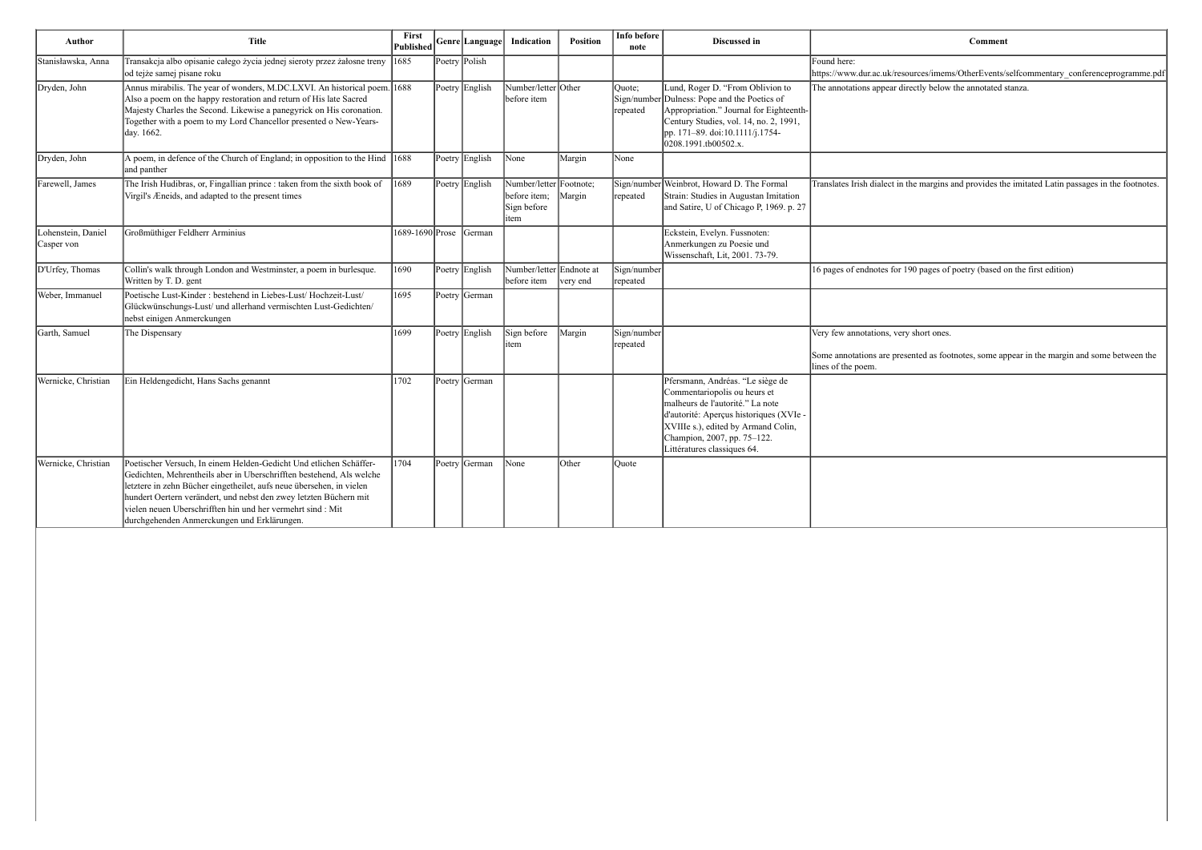| Author | Title | First Published | Genre | Language | Indication | Position | Info before note | Discussed in | Comment |
|---|---|---|---|---|---|---|---|---|---|
| Stanisławska, Anna | Transakcja albo opisanie całego życia jednej sieroty przez żałosne treny od tejże samej pisane roku | 1685 | Poetry | Polish | | | | | Found here: https://www.dur.ac.uk/resources/imems/OtherEvents/selfcommentary_conferenceprogramme.pdf |
| Dryden, John | Annus mirabilis. The year of wonders, M.DC.LXVI. An historical poem. Also a poem on the happy restoration and return of His late Sacred Majesty Charles the Second. Likewise a panegyrick on His coronation. Together with a poem to my Lord Chancellor presented o New-Years-day. 1662. | 1688 | Poetry | English | Number/letter before item | Other | Quote; Sign/number repeated | Lund, Roger D. "From Oblivion to Dulness: Pope and the Poetics of Appropriation." Journal for Eighteenth-Century Studies, vol. 14, no. 2, 1991, pp. 171–89. doi:10.1111/j.1754-0208.1991.tb00502.x. | The annotations appear directly below the annotated stanza. |
| Dryden, John | A poem, in defence of the Church of England; in opposition to the Hind and panther | 1688 | Poetry | English | None | Margin | None | | |
| Farewell, James | The Irish Hudibras, or, Fingallian prince : taken from the sixth book of Virgil's Æneids, and adapted to the present times | 1689 | Poetry | English | Number/letter before item; Sign before item | Footnote; Margin | Sign/number repeated | Weinbrot, Howard D. The Formal Strain: Studies in Augustan Imitation and Satire, U of Chicago P, 1969. p. 27 | Translates Irish dialect in the margins and provides the imitated Latin passages in the footnotes. |
| Lohenstein, Daniel Casper von | Großmüthiger Feldherr Arminius | 1689-1690 | Prose | German | | | | Eckstein, Evelyn. Fussnoten: Anmerkungen zu Poesie und Wissenschaft, Lit, 2001. 73-79. | |
| D'Urfey, Thomas | Collin's walk through London and Westminster, a poem in burlesque. Written by T. D. gent | 1690 | Poetry | English | Number/letter before item | Endnote at very end | Sign/number repeated | | 16 pages of endnotes for 190 pages of poetry (based on the first edition) |
| Weber, Immanuel | Poetische Lust-Kinder : bestehend in Liebes-Lust/ Hochzeit-Lust/ Glückwünschungs-Lust/ und allerhand vermischten Lust-Gedichten/ nebst einigen Anmerckungen | 1695 | Poetry | German | | | | | |
| Garth, Samuel | The Dispensary | 1699 | Poetry | English | Sign before item | Margin | Sign/number repeated | | Very few annotations, very short ones.<br><br>Some annotations are presented as footnotes, some appear in the margin and some between the lines of the poem. |
| Wernicke, Christian | Ein Heldengedicht, Hans Sachs genannt | 1702 | Poetry | German | | | | Pfersmann, Andréas. "Le siège de Commentariopolis ou heurs et malheurs de l'autorité." La note d'autorité: Aperçus historiques (XVIe - XVIIIe s.), edited by Armand Colin, Champion, 2007, pp. 75–122. Littératures classiques 64. | |
| Wernicke, Christian | Poetischer Versuch, In einem Helden-Gedicht Und etlichen Schäffer-Gedichten, Mehrentheils aber in Uberschrifften bestehend, Als welche letztere in zehn Bücher eingetheilet, aufs neue übersehen, in vielen hundert Oertern verändert, und nebst den zwey letzten Büchern mit vielen neuen Uberschrifften hin und her vermehrt sind : Mit durchgehenden Anmerckungen und Erklärungen. | 1704 | Poetry | German | None | Other | Quote | | |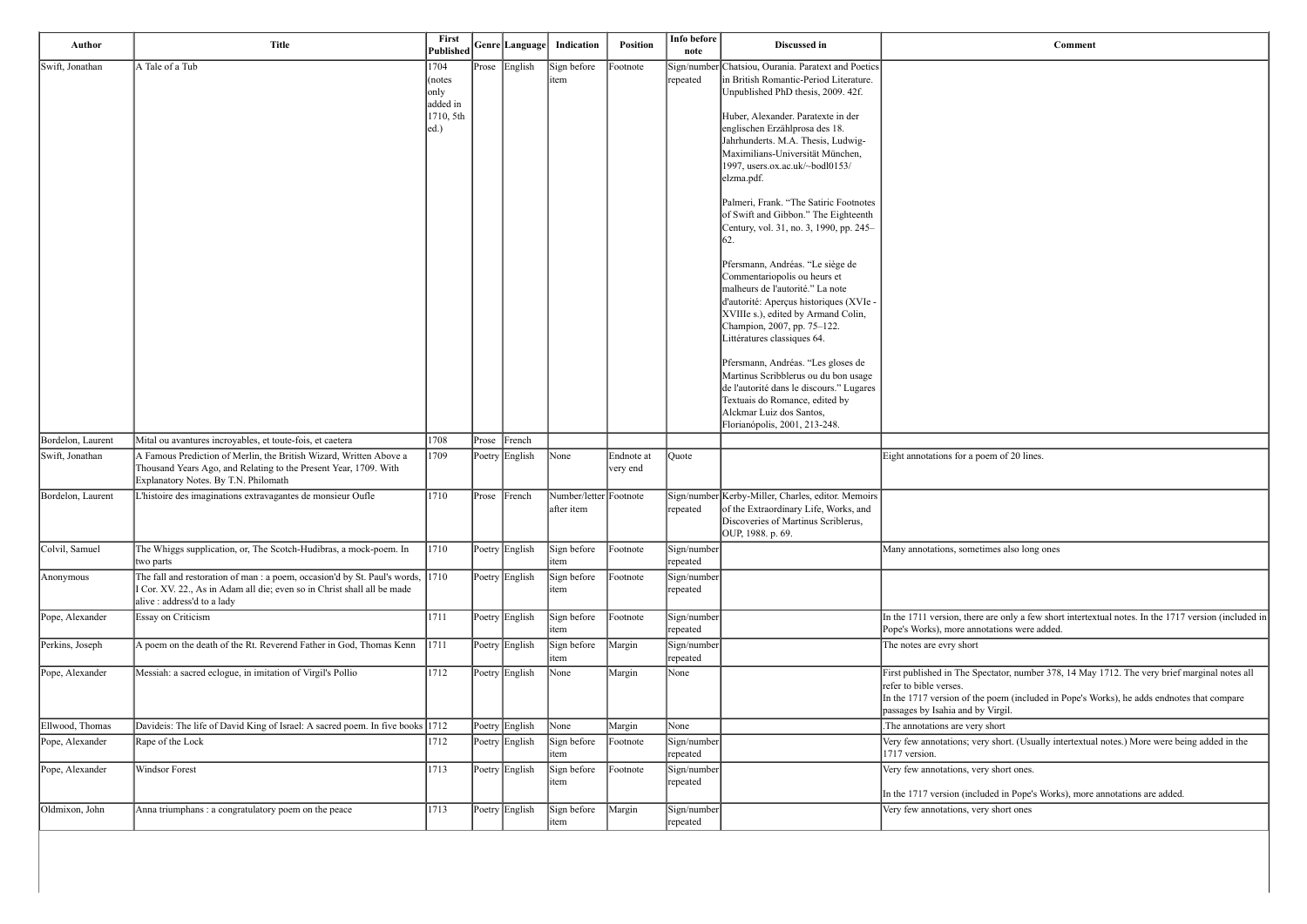| Author | Title | First Published | Genre | Language | Indication | Position | Info before note | Discussed in | Comment |
|---|---|---|---|---|---|---|---|---|---|
| Swift, Jonathan | A Tale of a Tub | 1704 (notes only added in 1710, 5th ed.) | Prose | English | Sign before item | Footnote | Sign/number repeated | Chatsiou, Ourania. Paratext and Poetics in British Romantic-Period Literature. Unpublished PhD thesis, 2009. 42f.<br><br>Huber, Alexander. Paratexte in der englischen Erzählprosa des 18. Jahrhunderts. M.A. Thesis, Ludwig-Maximilians-Universität München, 1997, users.ox.ac.uk/~bodl0153/elzma.pdf.<br><br>Palmeri, Frank. "The Satiric Footnotes of Swift and Gibbon." The Eighteenth Century, vol. 31, no. 3, 1990, pp. 245–62.<br><br>Pfersmann, Andréas. "Le siège de Commentariopolis ou heurs et malheurs de l'autorité." La note d'autorité: Aperçus historiques (XVIe - XVIIIe s.), edited by Armand Colin, Champion, 2007, pp. 75–122. Littératures classiques 64.<br><br>Pfersmann, Andréas. "Les gloses de Martinus Scribblerus ou du bon usage de l'autorité dans le discours." Lugares Textuais do Romance, edited by Alckmar Luiz dos Santos, Florianópolis, 2001, 213-248. | |
| Bordelon, Laurent | Mital ou avantures incroyables, et toute-fois, et caetera | 1708 | Prose | French | | | | | |
| Swift, Jonathan | A Famous Prediction of Merlin, the British Wizard, Written Above a Thousand Years Ago, and Relating to the Present Year, 1709. With Explanatory Notes. By T.N. Philomath | 1709 | Poetry | English | None | Endnote at very end | Quote | | Eight annotations for a poem of 20 lines. |
| Bordelon, Laurent | L'histoire des imaginations extravagantes de monsieur Oufle | 1710 | Prose | French | Number/letter after item | Footnote | Sign/number repeated | Kerby-Miller, Charles, editor. Memoirs of the Extraordinary Life, Works, and Discoveries of Martinus Scriblerus, OUP, 1988. p. 69. | |
| Colvil, Samuel | The Whiggs supplication, or, The Scotch-Hudibras, a mock-poem. In two parts | 1710 | Poetry | English | Sign before item | Footnote | Sign/number repeated | | Many annotations, sometimes also long ones |
| Anonymous | The fall and restoration of man : a poem, occasion'd by St. Paul's words, I Cor. XV. 22., As in Adam all die; even so in Christ shall all be made alive : address'd to a lady | 1710 | Poetry | English | Sign before item | Footnote | Sign/number repeated | | |
| Pope, Alexander | Essay on Criticism | 1711 | Poetry | English | Sign before item | Footnote | Sign/number repeated | | In the 1711 version, there are only a few short intertextual notes. In the 1717 version (included in Pope's Works), more annotations were added. |
| Perkins, Joseph | A poem on the death of the Rt. Reverend Father in God, Thomas Kenn | 1711 | Poetry | English | Sign before item | Margin | Sign/number repeated | | The notes are very short |
| Pope, Alexander | Messiah: a sacred eclogue, in imitation of Virgil's Pollio | 1712 | Poetry | English | None | Margin | None | | First published in The Spectator, number 378, 14 May 1712. The very brief marginal notes all refer to bible verses.<br>In the 1717 version of the poem (included in Pope's Works), he adds endnotes that compare passages by Isahia and by Virgil. |
| Ellwood, Thomas | Davideis: The life of David King of Israel: A sacred poem. In five books | 1712 | Poetry | English | None | Margin | None | | .The annotations are very short |
| Pope, Alexander | Rape of the Lock | 1712 | Poetry | English | Sign before item | Footnote | Sign/number repeated | | Very few annotations; very short. (Usually intertextual notes.) More were being added in the 1717 version. |
| Pope, Alexander | Windsor Forest | 1713 | Poetry | English | Sign before item | Footnote | Sign/number repeated | | Very few annotations, very short ones.<br><br>In the 1717 version (included in Pope's Works), more annotations are added. |
| Oldmixon, John | Anna triumphans : a congratulatory poem on the peace | 1713 | Poetry | English | Sign before item | Margin | Sign/number repeated | | Very few annotations, very short ones |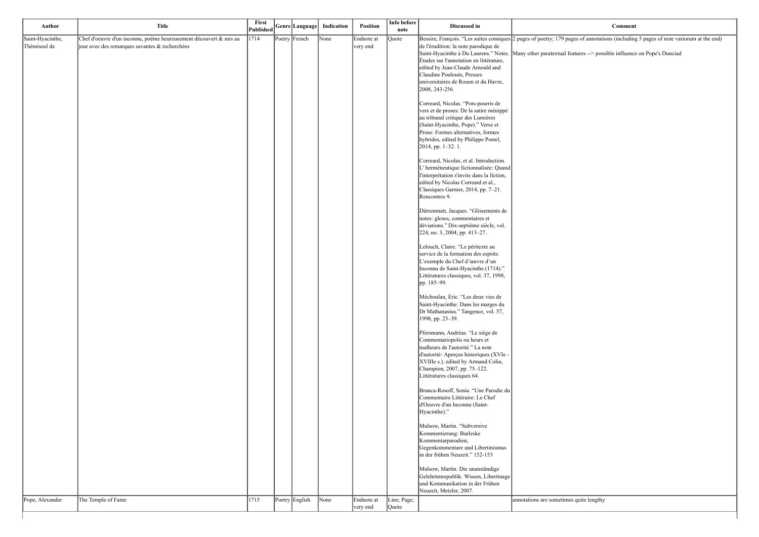| Author | Title | First Published | Genre | Language | Indication | Position | Info before note | Discussed in | Comment |
|---|---|---|---|---|---|---|---|---|---|
| Saint-Hyacinthe, Thémiseul de | Chef d'oeuvre d'un inconnu, poëme heureusement découvert & mis au jour avec des remarques savantes & recherchées | 1714 | Poetry | French | None | Endnote at very end | Quote | Bessire, François. "Les suites comiques de l'érudition: la note parodique de Saint-Hyacinthe à Du Laurens." Notes. Études sur l'annotation en littérature, edited by Jean-Claude Arnould and Claudine Poulouin, Presses universitaires de Rouen et du Havre, 2008, 243-256.<br><br>Correard, Nicolas. "Pots-pourris de vers et de proses: De la satire ménippé au tribunal critique des Lumières (Saint-Hyacinthe, Pope)." Verse et Prose: Formes alternatives, formes hybrides, edited by Philippe Postel, 2014, pp. 1–32. 1.<br><br>Correard, Nicolas, et al. Introduction. L' herméneutique fictionnalisée: Quand l'interprétation s'invite dans la fiction, edited by Nicolas Correard et al., Classiques Garnier, 2014, pp. 7–21. Rencontres 9.<br><br>Dürrenmatt, Jacques. "Glissements de notes: gloses, commentaires et déviations." Dix-septième siècle, vol. 224, no. 3, 2004, pp. 413–27.<br><br>Lelouch, Claire. "Le péritexte au service de la formation des esprits: L'exemple du Chef d'œuvre d'un Inconnu de Saint-Hyacinthe (1714)." Littératures classiques, vol. 37, 1998, pp. 185–99.<br><br>Méchoulan, Eric. "Les deux vies de Saint-Hyacinthe: Dans les marges du Dr Mathanasius." Tangence, vol. 57, 1998, pp. 23–39.<br><br>Pfersmann, Andréas. "Le siège de Commentariopolis ou heurs et malheurs de l'autorité." La note d'autorité: Aperçus historiques (XVIe - XVIIIe s.), edited by Armand Colin, Champion, 2007, pp. 75–122. Littératures classiques 64.<br><br>Branca-Rosoff, Sonia. "Une Parodie du Commentaire Littéraire: Le Chef d'Oeuvre d'un Inconnu (Saint-Hyacinthe)."<br><br>Mulsow, Martin. "Subversive Kommentierung: Burleske Kommentarparodien, Gegenkommentare und Libertinismus in der frühen Neuzeit." 152-153<br><br>Mulsow, Martin. Die unanständige Gelehrtenrepublik: Wissen, Libertinage und Kommunikation in der Frühen Neuzeit, Metzler, 2007. | 2 pages of poetry; 179 pages of annotations (including 5 pages of note variorum at the end)<br><br>Many other paratextual features --> possible influence on Pope's Dunciad |
| Pope, Alexander | The Temple of Fame | 1715 | Poetry | English | None | Endnote at very end | Line; Page; Quote | | annotations are sometimes quite lengthy |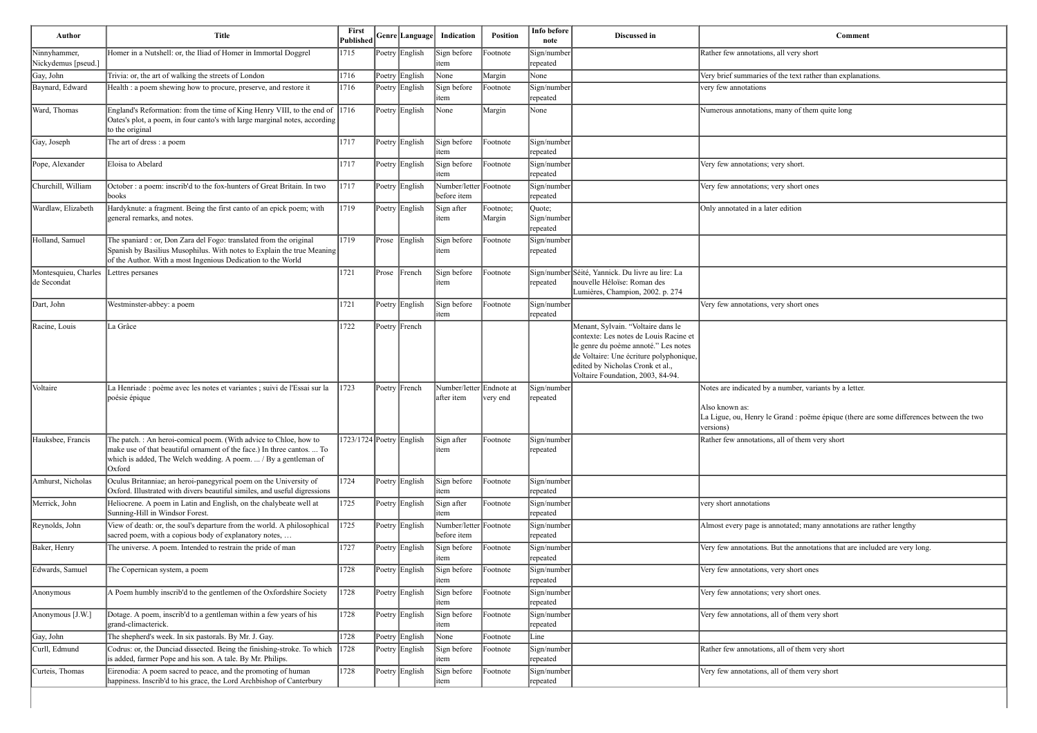| Author | Title | First Published | Genre | Language | Indication | Position | Info before note | Discussed in | Comment |
|---|---|---|---|---|---|---|---|---|---|
| Ninnyhammer, Nickydemus [pseud.] | Homer in a Nutshell: or, the Iliad of Homer in Immortal Doggrel | 1715 | Poetry | English | Sign before item | Footnote | Sign/number repeated | | Rather few annotations, all very short |
| Gay, John | Trivia: or, the art of walking the streets of London | 1716 | Poetry | English | None | Margin | None | | Very brief summaries of the text rather than explanations. |
| Baynard, Edward | Health : a poem shewing how to procure, preserve, and restore it | 1716 | Poetry | English | Sign before item | Footnote | Sign/number repeated | | very few annotations |
| Ward, Thomas | England's Reformation: from the time of King Henry VIII, to the end of Oates's plot, a poem, in four canto's with large marginal notes, according to the original | 1716 | Poetry | English | None | Margin | None | | Numerous annotations, many of them quite long |
| Gay, Joseph | The art of dress : a poem | 1717 | Poetry | English | Sign before item | Footnote | Sign/number repeated | | |
| Pope, Alexander | Eloisa to Abelard | 1717 | Poetry | English | Sign before item | Footnote | Sign/number repeated | | Very few annotations; very short. |
| Churchill, William | October : a poem: inscrib'd to the fox-hunters of Great Britain. In two books | 1717 | Poetry | English | Number/letter before item | Footnote | Sign/number repeated | | Very few annotations; very short ones |
| Wardlaw, Elizabeth | Hardyknute: a fragment. Being the first canto of an epick poem; with general remarks, and notes. | 1719 | Poetry | English | Sign after item | Footnote; Margin | Quote; Sign/number repeated | | Only annotated in a later edition |
| Holland, Samuel | The spaniard : or, Don Zara del Fogo: translated from the original Spanish by Basilius Musophilus. With notes to Explain the true Meaning of the Author. With a most Ingenious Dedication to the World | 1719 | Prose | English | Sign before item | Footnote | Sign/number repeated | | |
| Montesquieu, Charles de Secondat | Lettres persanes | 1721 | Prose | French | Sign before item | Footnote | Sign/number repeated | Séité, Yannick. Du livre au lire: La nouvelle Héloïse: Roman des Lumières, Champion, 2002. p. 274 | |
| Dart, John | Westminster-abbey: a poem | 1721 | Poetry | English | Sign before item | Footnote | Sign/number repeated | | Very few annotations, very short ones |
| Racine, Louis | La Grâce | 1722 | Poetry | French | | | | Menant, Sylvain. "Voltaire dans le contexte: Les notes de Louis Racine et le genre du poème annoté." Les notes de Voltaire: Une écriture polyphonique, edited by Nicholas Cronk et al., Voltaire Foundation, 2003, 84-94. | |
| Voltaire | La Henriade : poème avec les notes et variantes ; suivi de l'Essai sur la poésie épique | 1723 | Poetry | French | Number/letter after item | Endnote at very end | Sign/number repeated | | Notes are indicated by a number, variants by a letter.<br><br>Also known as:<br>La Ligue, ou, Henry le Grand : poëme épique (there are some differences between the two versions) |
| Hauksbee, Francis | The patch. : An heroi-comical poem. (With advice to Chloe, how to make use of that beautiful ornament of the face.) In three cantos. ... To which is added, The Welch wedding. A poem. ... / By a gentleman of Oxford | 1723/1724 | Poetry | English | Sign after item | Footnote | Sign/number repeated | | Rather few annotations, all of them very short |
| Amhurst, Nicholas | Oculus Britanniae; an heroi-panegyrical poem on the University of Oxford. Illustrated with divers beautiful similes, and useful digressions | 1724 | Poetry | English | Sign before item | Footnote | Sign/number repeated | | |
| Merrick, John | Heliocrene. A poem in Latin and English, on the chalybeate well at Sunning-Hill in Windsor Forest. | 1725 | Poetry | English | Sign after item | Footnote | Sign/number repeated | | very short annotations |
| Reynolds, John | View of death: or, the soul's departure from the world. A philosophical sacred poem, with a copious body of explanatory notes, … | 1725 | Poetry | English | Number/letter before item | Footnote | Sign/number repeated | | Almost every page is annotated; many annotations are rather lengthy |
| Baker, Henry | The universe. A poem. Intended to restrain the pride of man | 1727 | Poetry | English | Sign before item | Footnote | Sign/number repeated | | Very few annotations. But the annotations that are included are very long. |
| Edwards, Samuel | The Copernican system, a poem | 1728 | Poetry | English | Sign before item | Footnote | Sign/number repeated | | Very few annotations, very short ones |
| Anonymous | A Poem humbly inscrib'd to the gentlemen of the Oxfordshire Society | 1728 | Poetry | English | Sign before item | Footnote | Sign/number repeated | | Very few annotations; very short ones. |
| Anonymous [J.W.] | Dotage. A poem, inscrib'd to a gentleman within a few years of his grand-climacterick. | 1728 | Poetry | English | Sign before item | Footnote | Sign/number repeated | | Very few annotations, all of them very short |
| Gay, John | The shepherd's week. In six pastorals. By Mr. J. Gay. | 1728 | Poetry | English | None | Footnote | Line | | |
| Curll, Edmund | Codrus: or, the Dunciad dissected. Being the finishing-stroke. To which is added, farmer Pope and his son. A tale. By Mr. Philips. | 1728 | Poetry | English | Sign before item | Footnote | Sign/number repeated | | Rather few annotations, all of them very short |
| Curteis, Thomas | Eirenodia: A poem sacred to peace, and the promoting of human happiness. Inscrib'd to his grace, the Lord Archbishop of Canterbury | 1728 | Poetry | English | Sign before item | Footnote | Sign/number repeated | | Very few annotations, all of them very short |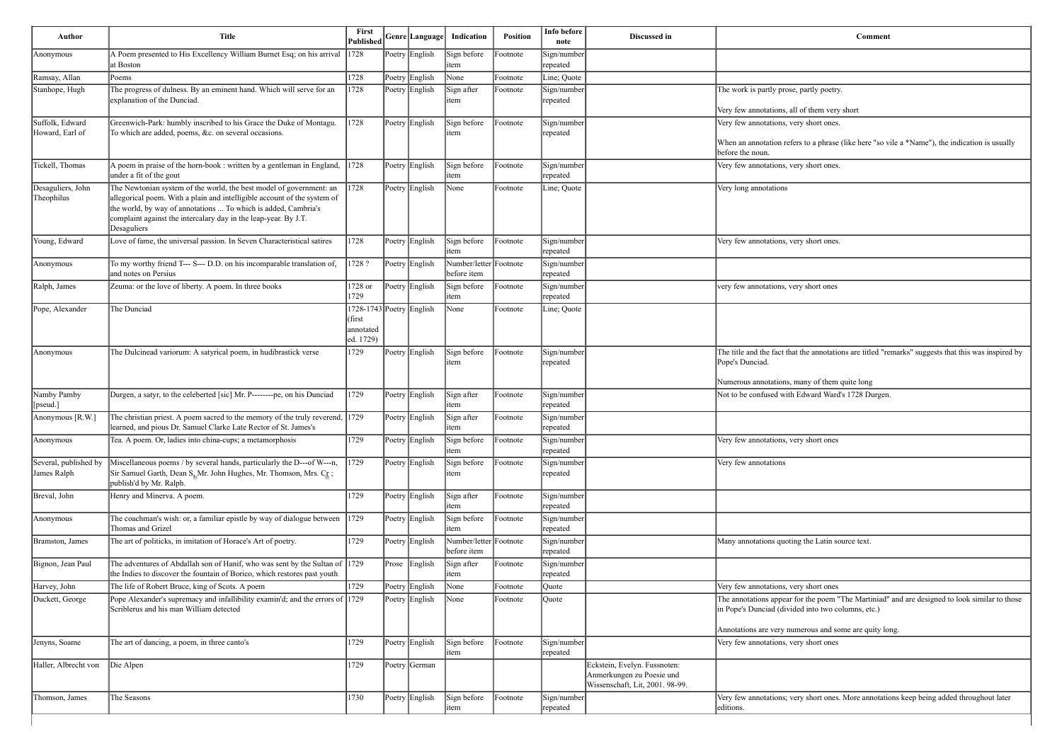| Author | Title | First Published | Genre | Language | Indication | Position | Info before note | Discussed in | Comment |
|---|---|---|---|---|---|---|---|---|---|
| Anonymous | A Poem presented to His Excellency William Burnet Esq; on his arrival at Boston | 1728 | Poetry | English | Sign before item | Footnote | Sign/number repeated | | |
| Ramsay, Allan | Poems | 1728 | Poetry | English | None | Footnote | Line; Quote | | |
| Stanhope, Hugh | The progress of dulness. By an eminent hand. Which will serve for an explanation of the Dunciad. | 1728 | Poetry | English | Sign after item | Footnote | Sign/number repeated | | The work is partly prose, partly poetry.<br><br>Very few annotations, all of them very short |
| Suffolk, Edward Howard, Earl of | Greenwich-Park: humbly inscribed to his Grace the Duke of Montagu. To which are added, poems, &c. on several occasions. | 1728 | Poetry | English | Sign before item | Footnote | Sign/number repeated | | Very few annotations, very short ones.<br><br>When an annotation refers to a phrase (like here "so vile a *Name"), the indication is usually before the noun. |
| Tickell, Thomas | A poem in praise of the horn-book : written by a gentleman in England, under a fit of the gout | 1728 | Poetry | English | Sign before item | Footnote | Sign/number repeated | | Very few annotations, very short ones. |
| Desaguliers, John Theophilus | The Newtonian system of the world, the best model of government: an allegorical poem. With a plain and intelligible account of the system of the world, by way of annotations ... To which is added, Cambria's complaint against the intercalary day in the leap-year. By J.T. Desaguliers | 1728 | Poetry | English | None | Footnote | Line; Quote | | Very long annotations |
| Young, Edward | Love of fame, the universal passion. In Seven Characteristical satires | 1728 | Poetry | English | Sign before item | Footnote | Sign/number repeated | | Very few annotations, very short ones. |
| Anonymous | To my worthy friend T--- S--- D.D. on his incomparable translation of, and notes on Persius | 1728 ? | Poetry | English | Number/letter before item | Footnote | Sign/number repeated | | |
| Ralph, James | Zeuma: or the love of liberty. A poem. In three books | 1728 or 1729 | Poetry | English | Sign before item | Footnote | Sign/number repeated | | very few annotations, very short ones |
| Pope, Alexander | The Dunciad | 1728-1743 (first annotated ed. 1729) | Poetry | English | None | Footnote | Line; Quote | | |
| Anonymous | The Dulcinead variorum: A satyrical poem, in hudibrastick verse | 1729 | Poetry | English | Sign before item | Footnote | Sign/number repeated | | The title and the fact that the annotations are titled "remarks" suggests that this was inspired by Pope's Dunciad.<br><br>Numerous annotations, many of them quite long |
| Namby Pamby [pseud.] | Durgen, a satyr, to the celeberted [sic] Mr. P--------pe, on his Dunciad | 1729 | Poetry | English | Sign after item | Footnote | Sign/number repeated | | Not to be confused with Edward Ward's 1728 Durgen. |
| Anonymous [R.W.] | The christian priest. A poem sacred to the memory of the truly reverend, learned, and pious Dr. Samuel Clarke Late Rector of St. James's | 1729 | Poetry | English | Sign after item | Footnote | Sign/number repeated | | |
| Anonymous | Tea. A poem. Or, ladies into china-cups; a metamorphosis | 1729 | Poetry | English | Sign before item | Footnote | Sign/number repeated | | Very few annotations, very short ones |
| Several, published by James Ralph | Miscellaneous poems / by several hands, particularly the D---of W---n, Sir Samuel Garth, Dean S_n Mr. John Hughes, Mr. Thomson, Mrs. C_r ; publish'd by Mr. Ralph. | 1729 | Poetry | English | Sign before item | Footnote | Sign/number repeated | | Very few annotations |
| Breval, John | Henry and Minerva. A poem. | 1729 | Poetry | English | Sign after item | Footnote | Sign/number repeated | | |
| Anonymous | The coachman's wish: or, a familiar epistle by way of dialogue between Thomas and Grizel | 1729 | Poetry | English | Sign before item | Footnote | Sign/number repeated | | |
| Bramston, James | The art of politicks, in imitation of Horace's Art of poetry. | 1729 | Poetry | English | Number/letter before item | Footnote | Sign/number repeated | | Many annotations quoting the Latin source text. |
| Bignon, Jean Paul | The adventures of Abdallah son of Hanif, who was sent by the Sultan of the Indies to discover the fountain of Borico, which restores past youth | 1729 | Prose | English | Sign after item | Footnote | Sign/number repeated | | |
| Harvey, John | The life of Robert Bruce, king of Scots. A poem | 1729 | Poetry | English | None | Footnote | Quote | | Very few annotations, very short ones |
| Duckett, George | Pope Alexander's supremacy and infallibility examin'd; and the errors of Scriblerus and his man William detected | 1729 | Poetry | English | None | Footnote | Quote | | The annotations appear for the poem "The Martiniad" and are designed to look similar to those in Pope's Dunciad (divided into two columns, etc.)<br><br>Annotations are very numerous and some are quity long. |
| Jenyns, Soame | The art of dancing, a poem, in three canto's | 1729 | Poetry | English | Sign before item | Footnote | Sign/number repeated | | Very few annotations, very short ones |
| Haller, Albrecht von | Die Alpen | 1729 | Poetry | German | | | | Eckstein, Evelyn. Fussnoten: Anmerkungen zu Poesie und Wissenschaft, Lit, 2001. 98-99. | |
| Thomson, James | The Seasons | 1730 | Poetry | English | Sign before item | Footnote | Sign/number repeated | | Very few annotations; very short ones. More annotations keep being added throughout later editions. |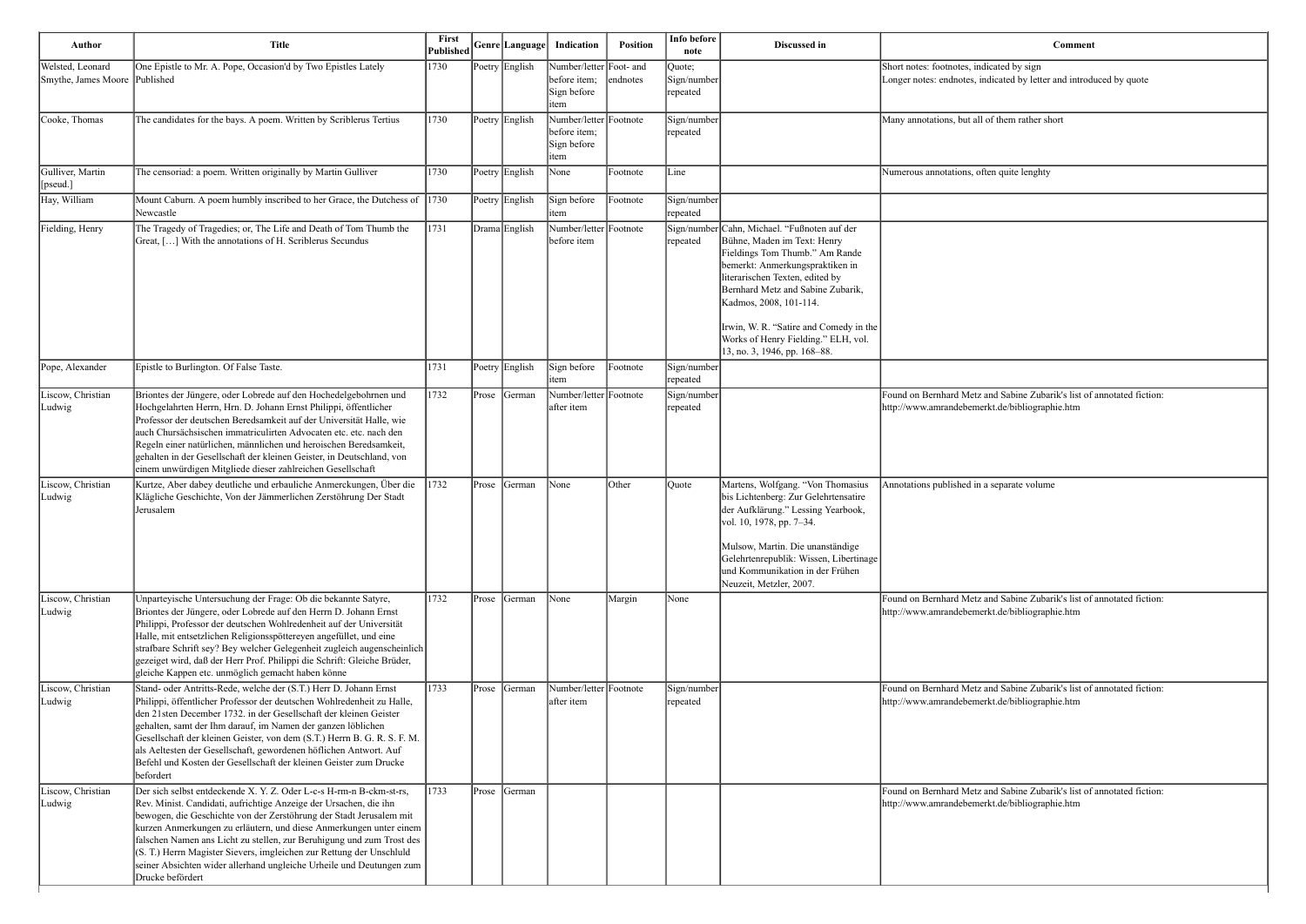| Author | Title | First Published | Genre | Language | Indication | Position | Info before note | Discussed in | Comment |
|---|---|---|---|---|---|---|---|---|---|
| Welsted, Leonard Smythe, James Moore | One Epistle to Mr. A. Pope, Occasion'd by Two Epistles Lately Published | 1730 | Poetry | English | Number/letter before item; Sign before item | Foot- and endnotes | Quote; Sign/number repeated | | Short notes: footnotes, indicated by sign<br>Longer notes: endnotes, indicated by letter and introduced by quote |
| Cooke, Thomas | The candidates for the bays. A poem. Written by Scriblerus Tertius | 1730 | Poetry | English | Number/letter before item; Sign before item | Footnote | Sign/number repeated | | Many annotations, but all of them rather short |
| Gulliver, Martin [pseud.] | The censoriad: a poem. Written originally by Martin Gulliver | 1730 | Poetry | English | None | Footnote | Line | | Numerous annotations, often quite lenghty |
| Hay, William | Mount Caburn. A poem humbly inscribed to her Grace, the Dutchess of Newcastle | 1730 | Poetry | English | Sign before item | Footnote | Sign/number repeated | | |
| Fielding, Henry | The Tragedy of Tragedies; or, The Life and Death of Tom Thumb the Great, […] With the annotations of H. Scriblerus Secundus | 1731 | Drama | English | Number/letter before item | Footnote | Sign/number repeated | Cahn, Michael. "Fußnoten auf der Bühne, Maden im Text: Henry Fieldings Tom Thumb." Am Rande bemerkt: Anmerkungspraktiken in literarischen Texten, edited by Bernhard Metz and Sabine Zubarik, Kadmos, 2008, 101-114.<br><br>Irwin, W. R. "Satire and Comedy in the Works of Henry Fielding." ELH, vol. 13, no. 3, 1946, pp. 168–88. | |
| Pope, Alexander | Epistle to Burlington. Of False Taste. | 1731 | Poetry | English | Sign before item | Footnote | Sign/number repeated | | |
| Liscow, Christian Ludwig | Briontes der Jüngere, oder Lobrede auf den Hochedelgebohrnen und Hochgelahrten Herrn, Hrn. D. Johann Ernst Philippi, öffentlicher Professor der deutschen Beredsamkeit auf der Universität Halle, wie auch Chursächsischen immatriculirten Advocaten etc. etc. nach den Regeln einer natürlichen, männlichen und heroischen Beredsamkeit, gehalten in der Gesellschaft der kleinen Geister, in Deutschland, von einem unwürdigen Mitgliede dieser zahlreichen Gesellschaft | 1732 | Prose | German | Number/letter after item | Footnote | Sign/number repeated | | Found on Bernhard Metz and Sabine Zubarik's list of annotated fiction: http://www.amrandebemerkt.de/bibliographie.htm |
| Liscow, Christian Ludwig | Kurtze, Aber dabey deutliche und erbauliche Anmerckungen, Über die Klägliche Geschichte, Von der Jämmerlichen Zerstöhrung Der Stadt Jerusalem | 1732 | Prose | German | None | Other | Quote | Martens, Wolfgang. "Von Thomasius bis Lichtenberg: Zur Gelehrtensatire der Aufklärung." Lessing Yearbook, vol. 10, 1978, pp. 7–34.<br><br>Mulsow, Martin. Die unanständige Gelehrtenrepublik: Wissen, Libertinage und Kommunikation in der Frühen Neuzeit, Metzler, 2007. | Annotations published in a separate volume |
| Liscow, Christian Ludwig | Unparteyische Untersuchung der Frage: Ob die bekannte Satyre, Briontes der Jüngere, oder Lobrede auf den Herrn D. Johann Ernst Philippi, Professor der deutschen Wohlredenheit auf der Universität Halle, mit entsetzlichen Religionsspöttereyen angefüllet, und eine strafbare Schrift sey? Bey welcher Gelegenheit zugleich augenscheinlich gezeiget wird, daß der Herr Prof. Philippi die Schrift: Gleiche Brüder, gleiche Kappen etc. unmöglich gemacht haben könne | 1732 | Prose | German | None | Margin | None | | Found on Bernhard Metz and Sabine Zubarik's list of annotated fiction: http://www.amrandebemerkt.de/bibliographie.htm |
| Liscow, Christian Ludwig | Stand- oder Antritts-Rede, welche der (S.T.) Herr D. Johann Ernst Philippi, öffentlicher Professor der deutschen Wohlredenheit zu Halle, den 21sten December 1732. in der Gesellschaft der kleinen Geister gehalten, samt der Ihm darauf, im Namen der ganzen löblichen Gesellschaft der kleinen Geister, von dem (S.T.) Herrn B. G. R. S. F. M. als Aeltesten der Gesellschaft, gewordenen höflichen Antwort. Auf Befehl und Kosten der Gesellschaft der kleinen Geister zum Drucke befordert | 1733 | Prose | German | Number/letter after item | Footnote | Sign/number repeated | | Found on Bernhard Metz and Sabine Zubarik's list of annotated fiction: http://www.amrandebemerkt.de/bibliographie.htm |
| Liscow, Christian Ludwig | Der sich selbst entdeckende X. Y. Z. Oder L-c-s H-rm-n B-ckm-st-rs, Rev. Minist. Candidati, aufrichtige Anzeige der Ursachen, die ihn bewogen, die Geschichte von der Zerstöhrung der Stadt Jerusalem mit kurzen Anmerkungen zu erläutern, und diese Anmerkungen unter einem falschen Namen ans Licht zu stellen, zur Beruhigung und zum Trost des (S. T.) Herrn Magister Sievers, imgleichen zur Rettung der Unschluld seiner Absichten wider allerhand ungleiche Urheile und Deutungen zum Drucke befördert | 1733 | Prose | German | | | | | Found on Bernhard Metz and Sabine Zubarik's list of annotated fiction: http://www.amrandebemerkt.de/bibliographie.htm |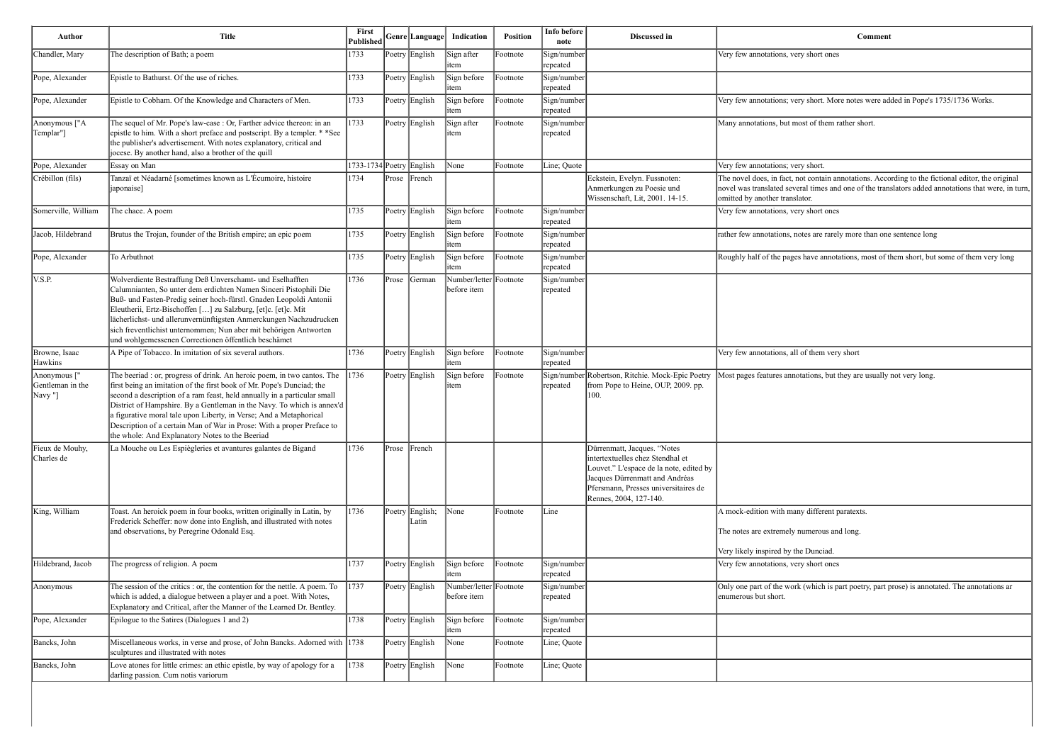| Author | Title | First Published | Genre | Language | Indication | Position | Info before note | Discussed in | Comment |
|---|---|---|---|---|---|---|---|---|---|
| Chandler, Mary | The description of Bath; a poem | 1733 | Poetry | English | Sign after item | Footnote | Sign/number repeated | | Very few annotations, very short ones |
| Pope, Alexander | Epistle to Bathurst. Of the use of riches. | 1733 | Poetry | English | Sign before item | Footnote | Sign/number repeated | | |
| Pope, Alexander | Epistle to Cobham. Of the Knowledge and Characters of Men. | 1733 | Poetry | English | Sign before item | Footnote | Sign/number repeated | | Very few annotations; very short. More notes were added in Pope's 1735/1736 Works. |
| Anonymous ["A Templar"] | The sequel of Mr. Pope's law-case : Or, Farther advice thereon: in an epistle to him. With a short preface and postscript. By a templer. * *See the publisher's advertisement. With notes explanatory, critical and jocese. By another hand, also a brother of the quill | 1733 | Poetry | English | Sign after item | Footnote | Sign/number repeated | | Many annotations, but most of them rather short. |
| Pope, Alexander | Essay on Man | 1733-1734 | Poetry | English | None | Footnote | Line; Quote | | Very few annotations; very short. |
| Crébillon (fils) | Tanzaï et Néadarné [sometimes known as L'Écumoire, histoire japonaise] | 1734 | Prose | French | | | | Eckstein, Evelyn. Fussnoten: Anmerkungen zu Poesie und Wissenschaft, Lit, 2001. 14-15. | The novel does, in fact, not contain annotations. According to the fictional editor, the original novel was translated several times and one of the translators added annotations that were, in turn, omitted by another translator. |
| Somerville, William | The chace. A poem | 1735 | Poetry | English | Sign before item | Footnote | Sign/number repeated | | Very few annotations, very short ones |
| Jacob, Hildebrand | Brutus the Trojan, founder of the British empire; an epic poem | 1735 | Poetry | English | Sign before item | Footnote | Sign/number repeated | | rather few annotations, notes are rarely more than one sentence long |
| Pope, Alexander | To Arbuthnot | 1735 | Poetry | English | Sign before item | Footnote | Sign/number repeated | | Roughly half of the pages have annotations, most of them short, but some of them very long |
| V.S.P. | Wolverdiente Bestraffung Deß Unverschamt- und Eselhafften Calumnianten, So unter dem erdichten Namen Sinceri Pistophili Die Buß- und Fasten-Predig seiner hoch-fürstl. Gnaden Leopoldi Antonii Eleutherii, Ertz-Bischoffen […] zu Salzburg, [et]c. [et]c. Mit lächerlichst- und allerunvernünftigsten Anmerckungen Nachzudrucken sich freventlichist unternommen; Nun aber mit behörigen Antworten und wohlgemessenen Correctionen öffentlich beschämet | 1736 | Prose | German | Number/letter before item | Footnote | Sign/number repeated | | |
| Browne, Isaac Hawkins | A Pipe of Tobacco. In imitation of six several authors. | 1736 | Poetry | English | Sign before item | Footnote | Sign/number repeated | | Very few annotations, all of them very short |
| Anonymous [" Gentleman in the Navy "] | The beeriad : or, progress of drink. An heroic poem, in two cantos. The first being an imitation of the first book of Mr. Pope's Dunciad; the second a description of a ram feast, held annually in a particular small District of Hampshire. By a Gentleman in the Navy. To which is annex'd a figurative moral tale upon Liberty, in Verse; And a Metaphorical Description of a certain Man of War in Prose: With a proper Preface to the whole: And Explanatory Notes to the Beeriad | 1736 | Poetry | English | Sign before item | Footnote | Sign/number repeated | Robertson, Ritchie. Mock-Epic Poetry from Pope to Heine, OUP, 2009. pp. 100. | Most pages features annotations, but they are usually not very long. |
| Fieux de Mouhy, Charles de | La Mouche ou Les Espiègleries et avantures galantes de Bigand | 1736 | Prose | French | | | | Dürrenmatt, Jacques. "Notes intertextuelles chez Stendhal et Louvet." L'espace de la note, edited by Jacques Dürrenmatt and Andréas Pfersmann, Presses universitaires de Rennes, 2004, 127-140. | |
| King, William | Toast. An heroick poem in four books, written originally in Latin, by Frederick Scheffer: now done into English, and illustrated with notes and observations, by Peregrine Odonald Esq. | 1736 | Poetry | English; Latin | None | Footnote | Line | | A mock-edition with many different paratexts.<br><br>The notes are extremely numerous and long.<br><br>Very likely inspired by the Dunciad. |
| Hildebrand, Jacob | The progress of religion. A poem | 1737 | Poetry | English | Sign before item | Footnote | Sign/number repeated | | Very few annotations, very short ones |
| Anonymous | The session of the critics : or, the contention for the nettle. A poem. To which is added, a dialogue between a player and a poet. With Notes, Explanatory and Critical, after the Manner of the Learned Dr. Bentley. | 1737 | Poetry | English | Number/letter before item | Footnote | Sign/number repeated | | Only one part of the work (which is part poetry, part prose) is annotated. The annotations ar enumerous but short. |
| Pope, Alexander | Epilogue to the Satires (Dialogues 1 and 2) | 1738 | Poetry | English | Sign before item | Footnote | Sign/number repeated | | |
| Bancks, John | Miscellaneous works, in verse and prose, of John Bancks. Adorned with sculptures and illustrated with notes | 1738 | Poetry | English | None | Footnote | Line; Quote | | |
| Bancks, John | Love atones for little crimes: an ethic epistle, by way of apology for a darling passion. Cum notis variorum | 1738 | Poetry | English | None | Footnote | Line; Quote | | |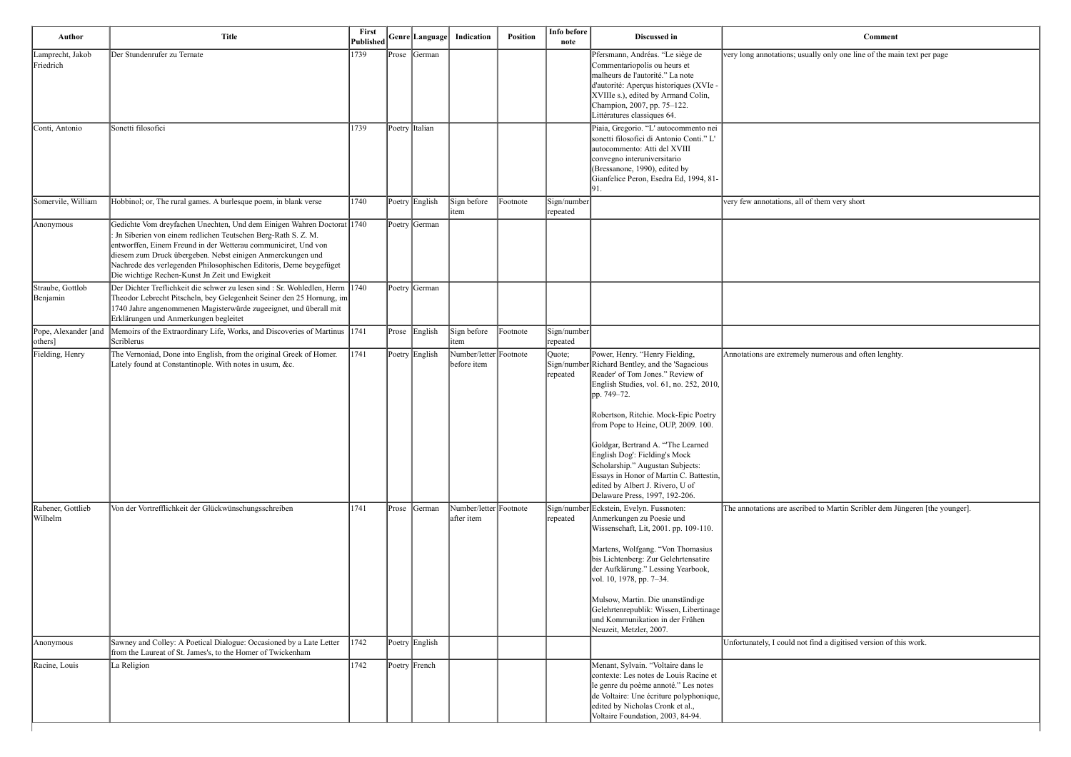| Author | Title | First Published | Genre | Language | Indication | Position | Info before note | Discussed in | Comment |
|---|---|---|---|---|---|---|---|---|---|
| Lamprecht, Jakob Friedrich | Der Stundenrufer zu Ternate | 1739 | Prose | German | | | | Pfersmann, Andréas. "Le siège de Commentariopolis ou heurs et malheurs de l'autorité." La note d'autorité: Aperçus historiques (XVIe - XVIIIe s.), edited by Armand Colin, Champion, 2007, pp. 75–122. Littératures classiques 64. | very long annotations; usually only one line of the main text per page |
| Conti, Antonio | Sonetti filosofici | 1739 | Poetry | Italian | | | | Piaia, Gregorio. "L' autocommento nei sonetti filosofici di Antonio Conti." L' autocommento: Atti del XVIII convegno interuniversitario (Bressanone, 1990), edited by Gianfelice Peron, Esedra Ed, 1994, 81-91. | |
| Somervile, William | Hobbinol; or, The rural games. A burlesque poem, in blank verse | 1740 | Poetry | English | Sign before item | Footnote | Sign/number repeated | | very few annotations, all of them very short |
| Anonymous | Gedichte Vom dreyfachen Unechten, Und dem Einigen Wahren Doctorat : Jn Siberien von einem redlichen Teutschen Berg-Rath S. Z. M. entworffen, Einem Freund in der Wetterau communiciret, Und von diesem zum Druck übergeben. Nebst einigen Anmerckungen und Nachrede des verlegenden Philosophischen Editoris, Deme beygefüget Die wichtige Rechen-Kunst Jn Zeit und Ewigkeit | 1740 | Poetry | German | | | | | |
| Straube, Gottlob Benjamin | Der Dichter Treflichkeit die schwer zu lesen sind : Sr. Wohledlen, Herrn Theodor Lebrecht Pitscheln, bey Gelegenheit Seiner den 25 Hornung, im 1740 Jahre angenommenen Magisterwürde zugeeignet, und überall mit Erklärungen und Anmerkungen begleitet | 1740 | Poetry | German | | | | | |
| Pope, Alexander [and others] | Memoirs of the Extraordinary Life, Works, and Discoveries of Martinus Scriblerus | 1741 | Prose | English | Sign before item | Footnote | Sign/number repeated | | |
| Fielding, Henry | The Vernoniad, Done into English, from the original Greek of Homer. Lately found at Constantinople. With notes in usum, &c. | 1741 | Poetry | English | Number/letter before item | Footnote | Quote; Sign/number repeated | Power, Henry. "Henry Fielding, Richard Bentley, and the 'Sagacious Reader' of Tom Jones." Review of English Studies, vol. 61, no. 252, 2010, pp. 749–72.<br><br>Robertson, Ritchie. Mock-Epic Poetry from Pope to Heine, OUP, 2009. 100.<br><br>Goldgar, Bertrand A. "'The Learned English Dog': Fielding's Mock Scholarship." Augustan Subjects: Essays in Honor of Martin C. Battestin, edited by Albert J. Rivero, U of Delaware Press, 1997, 192-206. | Annotations are extremely numerous and often lenghty. |
| Rabener, Gottlieb Wilhelm | Von der Vortrefflichkeit der Glückwünschungsschreiben | 1741 | Prose | German | Number/letter after item | Footnote | Sign/number repeated | Eckstein, Evelyn. Fussnoten: Anmerkungen zu Poesie und Wissenschaft, Lit, 2001. pp. 109-110.<br><br>Martens, Wolfgang. "Von Thomasius bis Lichtenberg: Zur Gelehrtensatire der Aufklärung." Lessing Yearbook, vol. 10, 1978, pp. 7–34.<br><br>Mulsow, Martin. Die unanständige Gelehrtenrepublik: Wissen, Libertinage und Kommunikation in der Frühen Neuzeit, Metzler, 2007. | The annotations are ascribed to Martin Scribler dem Jüngeren [the younger]. |
| Anonymous | Sawney and Colley: A Poetical Dialogue: Occasioned by a Late Letter from the Laureat of St. James's, to the Homer of Twickenham | 1742 | Poetry | English | | | | | Unfortunately, I could not find a digitised version of this work. |
| Racine, Louis | La Religion | 1742 | Poetry | French | | | | Menant, Sylvain. "Voltaire dans le contexte: Les notes de Louis Racine et le genre du poème annoté." Les notes de Voltaire: Une écriture polyphonique, edited by Nicholas Cronk et al., Voltaire Foundation, 2003, 84-94. | |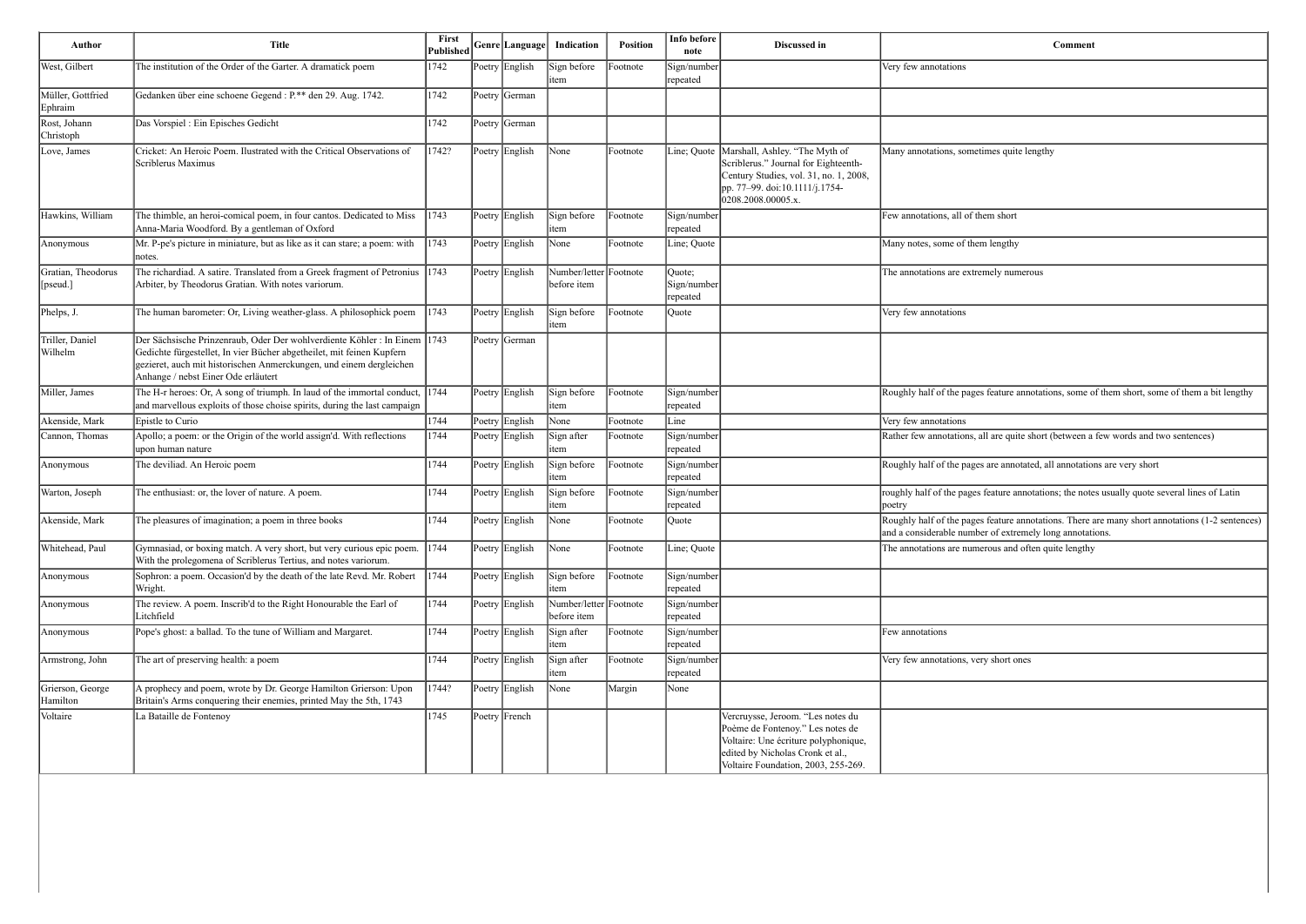| Author | Title | First Published | Genre | Language | Indication | Position | Info before note | Discussed in | Comment |
|---|---|---|---|---|---|---|---|---|---|
| West, Gilbert | The institution of the Order of the Garter. A dramatick poem | 1742 | Poetry | English | Sign before item | Footnote | Sign/number repeated | | Very few annotations |
| Müller, Gottfried Ephraim | Gedanken über eine schoene Gegend : P.** den 29. Aug. 1742. | 1742 | Poetry | German | | | | | |
| Rost, Johann Christoph | Das Vorspiel : Ein Episches Gedicht | 1742 | Poetry | German | | | | | |
| Love, James | Cricket: An Heroic Poem. Illustrated with the Critical Observations of Scriblerus Maximus | 1742? | Poetry | English | None | Footnote | Line; Quote | Marshall, Ashley. "The Myth of Scriblerus." Journal for Eighteenth-Century Studies, vol. 31, no. 1, 2008, pp. 77–99. doi:10.1111/j.1754-0208.2008.00005.x. | Many annotations, sometimes quite lengthy |
| Hawkins, William | The thimble, an heroi-comical poem, in four cantos. Dedicated to Miss Anna-Maria Woodford. By a gentleman of Oxford | 1743 | Poetry | English | Sign before item | Footnote | Sign/number repeated | | Few annotations, all of them short |
| Anonymous | Mr. P-pe's picture in miniature, but as like as it can stare; a poem: with notes. | 1743 | Poetry | English | None | Footnote | Line; Quote | | Many notes, some of them lengthy |
| Gratian, Theodorus [pseud.] | The richardiad. A satire. Translated from a Greek fragment of Petronius Arbiter, by Theodorus Gratian. With notes variorum. | 1743 | Poetry | English | Number/letter before item | Footnote | Quote; Sign/number repeated | | The annotations are extremely numerous |
| Phelps, J. | The human barometer: Or, Living weather-glass. A philosophick poem | 1743 | Poetry | English | Sign before item | Footnote | Quote | | Very few annotations |
| Triller, Daniel Wilhelm | Der Sächsische Prinzenraub, Oder Der wohlverdiente Köhler : In Einem Gedichte fürgestellet, In vier Bücher abgetheilet, mit feinen Kupfern gezieret, auch mit historischen Anmerckungen, und einem dergleichen Anhange / nebst Einer Ode erläutert | 1743 | Poetry | German | | | | | |
| Miller, James | The H-r heroes: Or, A song of triumph. In laud of the immortal conduct, and marvellous exploits of those choise spirits, during the last campaign | 1744 | Poetry | English | Sign before item | Footnote | Sign/number repeated | | Roughly half of the pages feature annotations, some of them short, some of them a bit lengthy |
| Akenside, Mark | Epistle to Curio | 1744 | Poetry | English | None | Footnote | Line | | Very few annotations |
| Cannon, Thomas | Apollo; a poem: or the Origin of the world assign'd. With reflections upon human nature | 1744 | Poetry | English | Sign after item | Footnote | Sign/number repeated | | Rather few annotations, all are quite short (between a few words and two sentences) |
| Anonymous | The deviliad. An Heroic poem | 1744 | Poetry | English | Sign before item | Footnote | Sign/number repeated | | Roughly half of the pages are annotated, all annotations are very short |
| Warton, Joseph | The enthusiast: or, the lover of nature. A poem. | 1744 | Poetry | English | Sign before item | Footnote | Sign/number repeated | | roughly half of the pages feature annotations; the notes usually quote several lines of Latin poetry |
| Akenside, Mark | The pleasures of imagination; a poem in three books | 1744 | Poetry | English | None | Footnote | Quote | | Roughly half of the pages feature annotations. There are many short annotations (1-2 sentences) and a considerable number of extremely long annotations. |
| Whitehead, Paul | Gymnasiad, or boxing match. A very short, but very curious epic poem. With the prolegomena of Scriblerus Tertius, and notes variorum. | 1744 | Poetry | English | None | Footnote | Line; Quote | | The annotations are numerous and often quite lengthy |
| Anonymous | Sophron: a poem. Occasion'd by the death of the late Revd. Mr. Robert Wright. | 1744 | Poetry | English | Sign before item | Footnote | Sign/number repeated | | |
| Anonymous | The review. A poem. Inscrib'd to the Right Honourable the Earl of Litchfield | 1744 | Poetry | English | Number/letter before item | Footnote | Sign/number repeated | | |
| Anonymous | Pope's ghost: a ballad. To the tune of William and Margaret. | 1744 | Poetry | English | Sign after item | Footnote | Sign/number repeated | | Few annotations |
| Armstrong, John | The art of preserving health: a poem | 1744 | Poetry | English | Sign after item | Footnote | Sign/number repeated | | Very few annotations, very short ones |
| Grierson, George Hamilton | A prophecy and poem, wrote by Dr. George Hamilton Grierson: Upon Britain's Arms conquering their enemies, printed May the 5th, 1743 | 1744? | Poetry | English | None | Margin | None | | |
| Voltaire | La Bataille de Fontenoy | 1745 | Poetry | French | | | | Vercruysse, Jeroom. "Les notes du Poème de Fontenoy." Les notes de Voltaire: Une écriture polyphonique, edited by Nicholas Cronk et al., Voltaire Foundation, 2003, 255-269. | |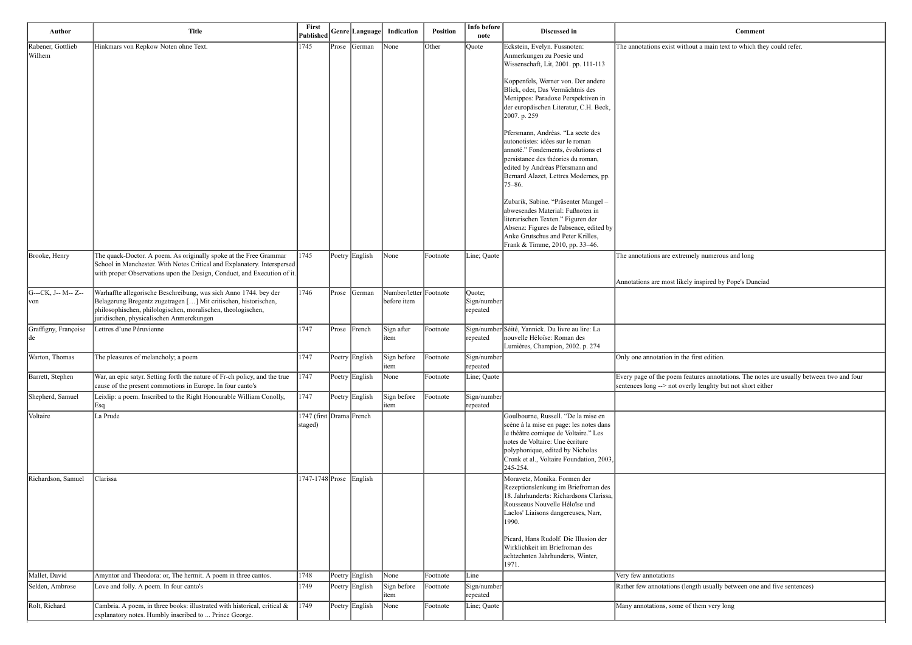| Author | Title | First Published | Genre | Language | Indication | Position | Info before note | Discussed in | Comment |
|---|---|---|---|---|---|---|---|---|---|
| Rabener, Gottlieb Wilhem | Hinkmars von Repkow Noten ohne Text. | 1745 | Prose | German | None | Other | Quote | Eckstein, Evelyn. Fussnoten: Anmerkungen zu Poesie und Wissenschaft, Lit, 2001. pp. 111-113<br><br>Koppenfels, Werner von. Der andere Blick, oder, Das Vermächtnis des Menippos: Paradoxe Perspektiven in der europäischen Literatur, C.H. Beck, 2007. p. 259<br><br>Pfersmann, Andréas. "La secte des autonotistes: idées sur le roman annoté." Fondements, évolutions et persistance des théories du roman, edited by Andréas Pfersmann and Bernard Alazet, Lettres Modernes, pp. 75–86.<br><br>Zubarik, Sabine. "Präsenter Mangel – abwesendes Material: Fußnoten in literarischen Texten." Figuren der Absenz: Figures de l'absence, edited by Anke Grutschus and Peter Krilles, Frank & Timme, 2010, pp. 33–46. | The annotations exist without a main text to which they could refer. |
| Brooke, Henry | The quack-Doctor. A poem. As originally spoke at the Free Grammar School in Manchester. With Notes Critical and Explanatory. Interspersed with proper Observations upon the Design, Conduct, and Execution of it. | 1745 | Poetry | English | None | Footnote | Line; Quote | | The annotations are extremely numerous and long<br><br>Annotations are most likely inspired by Pope's Dunciad |
| G---CK, J-- M-- Z-- von | Warhaffte allegorische Beschreibung, was sich Anno 1744. bey der Belagerung Bregentz zugetragen […] Mit critischen, historischen, philosophischen, philologischen, moralischen, theologischen, juridischen, physicalischen Anmerckungen | 1746 | Prose | German | Number/letter before item | Footnote | Quote; Sign/number repeated | | |
| Graffigny, Françoise de | Lettres d'une Péruvienne | 1747 | Prose | French | Sign after item | Footnote | Sign/number repeated | Séité, Yannick. Du livre au lire: La nouvelle Héloïse: Roman des Lumières, Champion, 2002. p. 274 | |
| Warton, Thomas | The pleasures of melancholy; a poem | 1747 | Poetry | English | Sign before item | Footnote | Sign/number repeated | | Only one annotation in the first edition. |
| Barrett, Stephen | War, an epic satyr. Setting forth the nature of Fr-ch policy, and the true cause of the present commotions in Europe. In four canto's | 1747 | Poetry | English | None | Footnote | Line; Quote | | Every page of the poem features annotations. The notes are usually between two and four sentences long --> not overly lenghty but not short either |
| Shepherd, Samuel | Leixlip: a poem. Inscribed to the Right Honourable William Conolly, Esq | 1747 | Poetry | English | Sign before item | Footnote | Sign/number repeated | | |
| Voltaire | La Prude | 1747 (first staged) | Drama | French | | | | Goulbourne, Russell. "De la mise en scène à la mise en page: les notes dans le théâtre comique de Voltaire." Les notes de Voltaire: Une écriture polyphonique, edited by Nicholas Cronk et al., Voltaire Foundation, 2003, 245-254. | |
| Richardson, Samuel | Clarissa | 1747-1748 | Prose | English | | | | Moravetz, Monika. Formen der Rezeptionslenkung im Briefroman des 18. Jahrhunderts: Richardsons Clarissa, Rousseaus Nouvelle Héloïse und Laclos' Liaisons dangereuses, Narr, 1990.<br><br>Picard, Hans Rudolf. Die Illusion der Wirklichkeit im Briefroman des achtzehnten Jahrhunderts, Winter, 1971. | |
| Mallet, David | Amyntor and Theodora: or, The hermit. A poem in three cantos. | 1748 | Poetry | English | None | Footnote | Line | | Very few annotations |
| Selden, Ambrose | Love and folly. A poem. In four canto's | 1749 | Poetry | English | Sign before item | Footnote | Sign/number repeated | | Rather few annotations (length usually between one and five sentences) |
| Rolt, Richard | Cambria. A poem, in three books: illustrated with historical, critical & explanatory notes. Humbly inscribed to ... Prince George. | 1749 | Poetry | English | None | Footnote | Line; Quote | | Many annotations, some of them very long |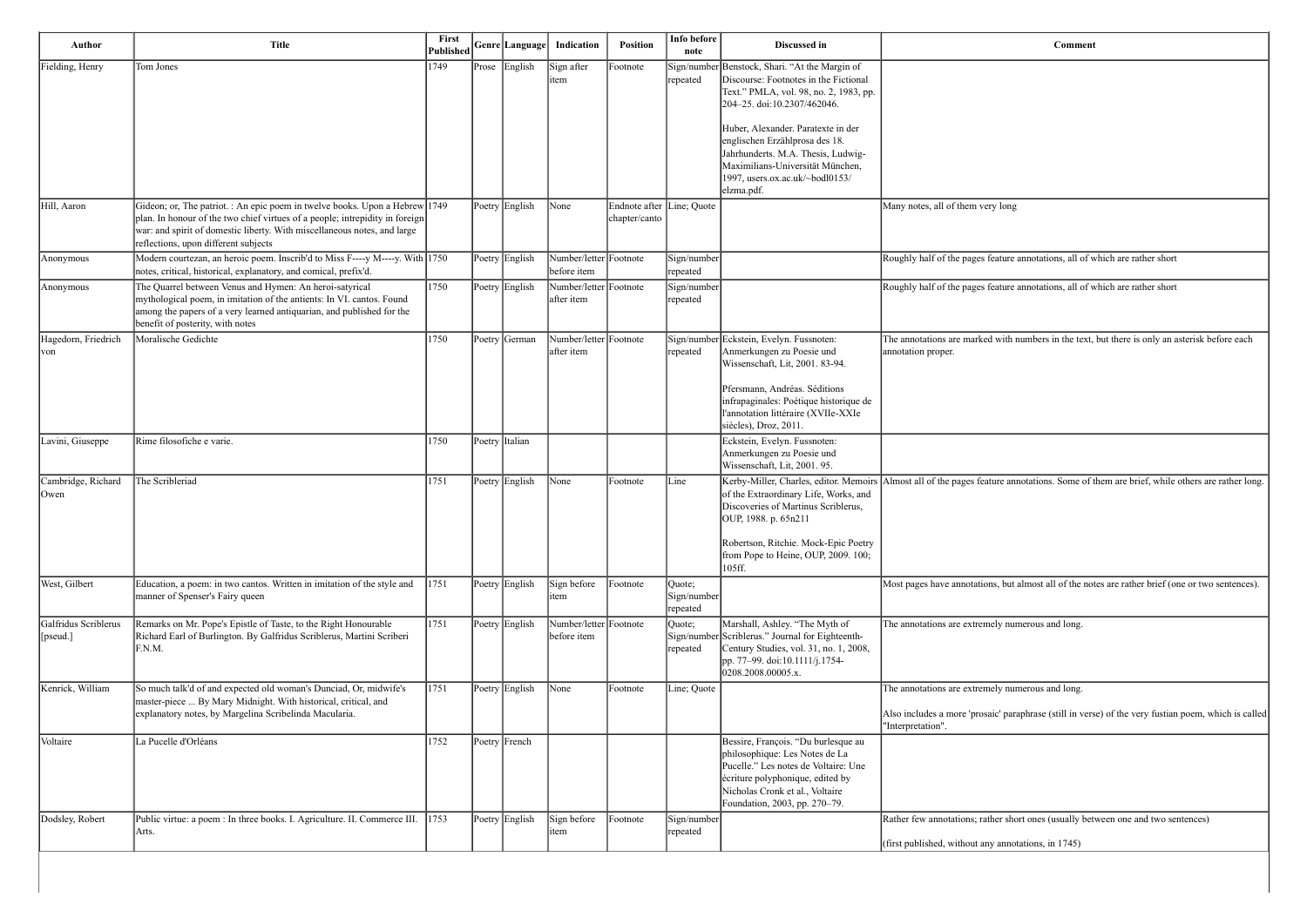| Author | Title | First Published | Genre | Language | Indication | Position | Info before note | Discussed in | Comment |
|---|---|---|---|---|---|---|---|---|---|
| Fielding, Henry | Tom Jones | 1749 | Prose | English | Sign after item | Footnote | Sign/number repeated | Benstock, Shari. "At the Margin of Discourse: Footnotes in the Fictional Text." PMLA, vol. 98, no. 2, 1983, pp. 204–25. doi:10.2307/462046.<br><br>Huber, Alexander. Paratexte in der englischen Erzählprosa des 18. Jahrhunderts. M.A. Thesis, Ludwig-Maximilians-Universität München, 1997, users.ox.ac.uk/~bodl0153/elzma.pdf. | |
| Hill, Aaron | Gideon; or, The patriot. : An epic poem in twelve books. Upon a Hebrew plan. In honour of the two chief virtues of a people; intrepidity in foreign war: and spirit of domestic liberty. With miscellaneous notes, and large reflections, upon different subjects | 1749 | Poetry | English | None | Endnote after chapter/canto | Line; Quote | | Many notes, all of them very long |
| Anonymous | Modern courtezan, an heroic poem. Inscrib'd to Miss F----y M----y. With notes, critical, historical, explanatory, and comical, prefix'd. | 1750 | Poetry | English | Number/letter before item | Footnote | Sign/number repeated | | Roughly half of the pages feature annotations, all of which are rather short |
| Anonymous | The Quarrel between Venus and Hymen: An heroi-satyrical mythological poem, in imitation of the antients: In VI. cantos. Found among the papers of a very learned antiquarian, and published for the benefit of posterity, with notes | 1750 | Poetry | English | Number/letter after item | Footnote | Sign/number repeated | | Roughly half of the pages feature annotations, all of which are rather short |
| Hagedorn, Friedrich von | Moralische Gedichte | 1750 | Poetry | German | Number/letter after item | Footnote | Sign/number repeated | Eckstein, Evelyn. Fussnoten: Anmerkungen zu Poesie und Wissenschaft, Lit, 2001. 83-94.<br><br>Pfersmann, Andréas. Séditions infrapaginales: Poétique historique de l'annotation littéraire (XVIIe-XXIe siècles), Droz, 2011. | The annotations are marked with numbers in the text, but there is only an asterisk before each annotation proper. |
| Lavini, Giuseppe | Rime filosofiche e varie. | 1750 | Poetry | Italian | | | | Eckstein, Evelyn. Fussnoten: Anmerkungen zu Poesie und Wissenschaft, Lit, 2001. 95. | |
| Cambridge, Richard Owen | The Scribleriad | 1751 | Poetry | English | None | Footnote | Line | Kerby-Miller, Charles, editor. Memoirs of the Extraordinary Life, Works, and Discoveries of Martinus Scriblerus, OUP, 1988. p. 65n211<br><br>Robertson, Ritchie. Mock-Epic Poetry from Pope to Heine, OUP, 2009. 100; 105ff. | Almost all of the pages feature annotations. Some of them are brief, while others are rather long. |
| West, Gilbert | Education, a poem: in two cantos. Written in imitation of the style and manner of Spenser's Fairy queen | 1751 | Poetry | English | Sign before item | Footnote | Quote; Sign/number repeated | | Most pages have annotations, but almost all of the notes are rather brief (one or two sentences). |
| Galfridus Scriblerus [pseud.] | Remarks on Mr. Pope's Epistle of Taste, to the Right Honourable Richard Earl of Burlington. By Galfridus Scriblerus, Martini Scriberi F.N.M. | 1751 | Poetry | English | Number/letter before item | Footnote | Quote; Sign/number repeated | Marshall, Ashley. "The Myth of Scriblerus." Journal for Eighteenth-Century Studies, vol. 31, no. 1, 2008, pp. 77–99. doi:10.1111/j.1754-0208.2008.00005.x. | The annotations are extremely numerous and long. |
| Kenrick, William | So much talk'd of and expected old woman's Dunciad, Or, midwife's master-piece ... By Mary Midnight. With historical, critical, and explanatory notes, by Margelina Scribelinda Macularia. | 1751 | Poetry | English | None | Footnote | Line; Quote | | The annotations are extremely numerous and long.<br><br>Also includes a more 'prosaic' paraphrase (still in verse) of the very fustian poem, which is called "Interpretation". |
| Voltaire | La Pucelle d'Orléans | 1752 | Poetry | French | | | | Bessire, François. "Du burlesque au philosophique: Les Notes de La Pucelle." Les notes de Voltaire: Une écriture polyphonique, edited by Nicholas Cronk et al., Voltaire Foundation, 2003, pp. 270–79. | |
| Dodsley, Robert | Public virtue: a poem : In three books. I. Agriculture. II. Commerce III. Arts. | 1753 | Poetry | English | Sign before item | Footnote | Sign/number repeated | | Rather few annotations; rather short ones (usually between one and two sentences)<br><br>(first published, without any annotations, in 1745) |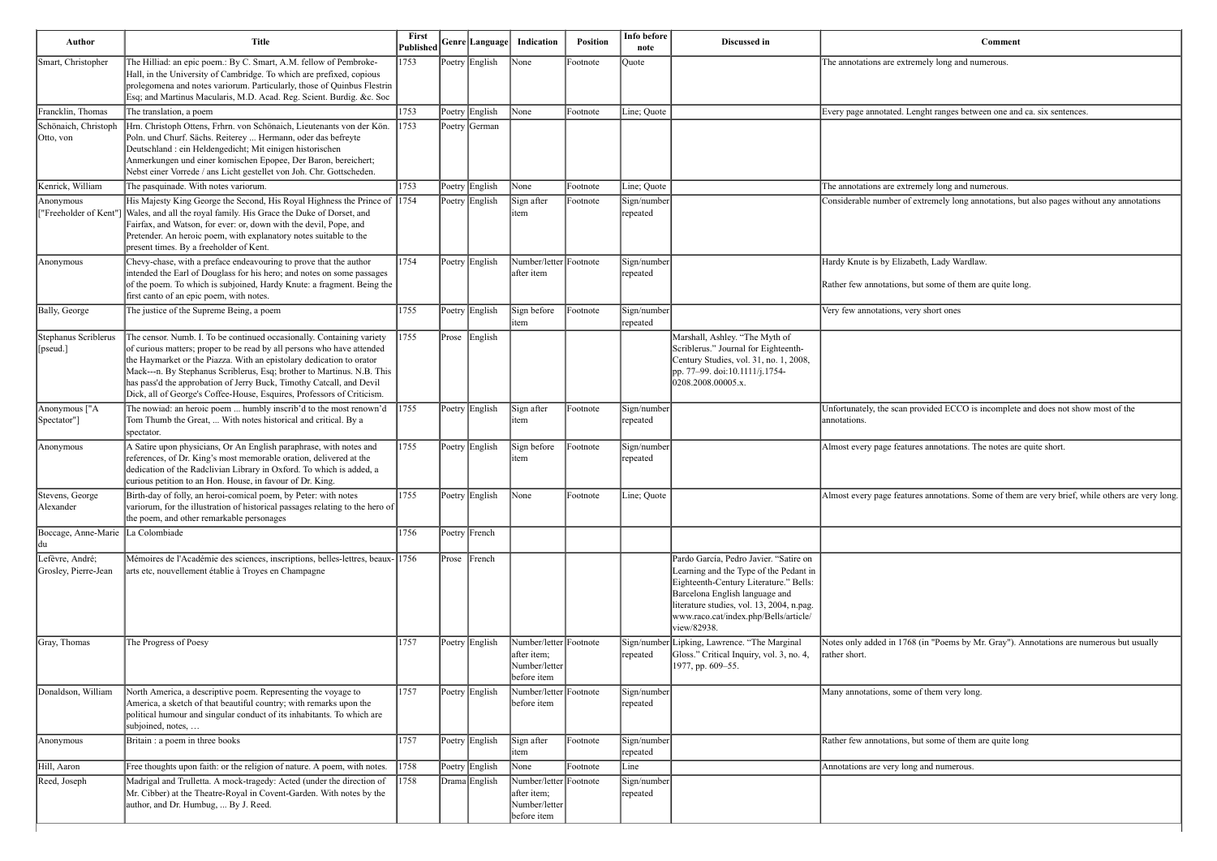| Author | Title | First Published | Genre | Language | Indication | Position | Info before note | Discussed in | Comment |
|---|---|---|---|---|---|---|---|---|---|
| Smart, Christopher | The Hilliad: an epic poem.: By C. Smart, A.M. fellow of Pembroke-Hall, in the University of Cambridge. To which are prefixed, copious prolegomena and notes variorum. Particularly, those of Quinbus Flestrin Esq; and Martinus Macularis, M.D. Acad. Reg. Scient. Burdig. &c. Soc | 1753 | Poetry | English | None | Footnote | Quote | | The annotations are extremely long and numerous. |
| Francklin, Thomas | The translation, a poem | 1753 | Poetry | English | None | Footnote | Line; Quote | | Every page annotated. Lenght ranges between one and ca. six sentences. |
| Schönaich, Christoph Otto, von | Hrn. Christoph Ottens, Frhrn. von Schönaich, Lieutenants von der Kön. Poln. und Churf. Sächs. Reiterey ... Hermann, oder das befreyte Deutschland : ein Heldengedicht; Mit einigen historischen Anmerkungen und einer komischen Epopee, Der Baron, bereichert; Nebst einer Vorrede / ans Licht gestellet von Joh. Chr. Gottscheden. | 1753 | Poetry | German | | | | | |
| Kenrick, William | The pasquinade. With notes variorum. | 1753 | Poetry | English | None | Footnote | Line; Quote | | The annotations are extremely long and numerous. |
| Anonymous ["Freeholder of Kent"] | His Majesty King George the Second, His Royal Highness the Prince of Wales, and all the royal family. His Grace the Duke of Dorset, and Fairfax, and Watson, for ever: or, down with the devil, Pope, and Pretender. An heroic poem, with explanatory notes suitable to the present times. By a freeholder of Kent. | 1754 | Poetry | English | Sign after item | Footnote | Sign/number repeated | | Considerable number of extremely long annotations, but also pages without any annotations |
| Anonymous | Chevy-chase, with a preface endeavouring to prove that the author intended the Earl of Douglass for his hero; and notes on some passages of the poem. To which is subjoined, Hardy Knute: a fragment. Being the first canto of an epic poem, with notes. | 1754 | Poetry | English | Number/letter after item | Footnote | Sign/number repeated | | Hardy Knute is by Elizabeth, Lady Wardlaw.<br><br>Rather few annotations, but some of them are quite long. |
| Bally, George | The justice of the Supreme Being, a poem | 1755 | Poetry | English | Sign before item | Footnote | Sign/number repeated | | Very few annotations, very short ones |
| Stephanus Scriblerus [pseud.] | The censor. Numb. I. To be continued occasionally. Containing variety of curious matters; proper to be read by all persons who have attended the Haymarket or the Piazza. With an epistolary dedication to orator Mack---n. By Stephanus Scriblerus, Esq; brother to Martinus. N.B. This has pass'd the approbation of Jerry Buck, Timothy Catcall, and Devil Dick, all of George's Coffee-House, Esquires, Professors of Criticism. | 1755 | Prose | English | | | | Marshall, Ashley. "The Myth of Scriblerus." Journal for Eighteenth-Century Studies, vol. 31, no. 1, 2008, pp. 77–99. doi:10.1111/j.1754-0208.2008.00005.x. | |
| Anonymous ["A Spectator"] | The nowiad: an heroic poem ... humbly inscrib'd to the most renown'd Tom Thumb the Great, ... With notes historical and critical. By a spectator. | 1755 | Poetry | English | Sign after item | Footnote | Sign/number repeated | | Unfortunately, the scan provided ECCO is incomplete and does not show most of the annotations. |
| Anonymous | A Satire upon physicians, Or An English paraphrase, with notes and references, of Dr. King's most memorable oration, delivered at the dedication of the Radclivian Library in Oxford. To which is added, a curious petition to an Hon. House, in favour of Dr. King. | 1755 | Poetry | English | Sign before item | Footnote | Sign/number repeated | | Almost every page features annotations. The notes are quite short. |
| Stevens, George Alexander | Birth-day of folly, an heroi-comical poem, by Peter: with notes variorum, for the illustration of historical passages relating to the hero of the poem, and other remarkable personages | 1755 | Poetry | English | None | Footnote | Line; Quote | | Almost every page features annotations. Some of them are very brief, while others are very long. |
| Boccage, Anne-Marie du | La Colombiade | 1756 | Poetry | French | | | | | |
| Lefèvre, André; Grosley, Pierre-Jean | Mémoires de l'Académie des sciences, inscriptions, belles-lettres, beaux-arts etc, nouvellement établie à Troyes en Champagne | 1756 | Prose | French | | | | Pardo García, Pedro Javier. "Satire on Learning and the Type of the Pedant in Eighteenth-Century Literature." Bells: Barcelona English language and literature studies, vol. 13, 2004, n.pag. www.raco.cat/index.php/Bells/article/view/82938. | |
| Gray, Thomas | The Progress of Poesy | 1757 | Poetry | English | Number/letter after item; Number/letter before item | Footnote | Sign/number repeated | Lipking, Lawrence. "The Marginal Gloss." Critical Inquiry, vol. 3, no. 4, 1977, pp. 609–55. | Notes only added in 1768 (in "Poems by Mr. Gray"). Annotations are numerous but usually rather short. |
| Donaldson, William | North America, a descriptive poem. Representing the voyage to America, a sketch of that beautiful country; with remarks upon the political humour and singular conduct of its inhabitants. To which are subjoined, notes, … | 1757 | Poetry | English | Number/letter before item | Footnote | Sign/number repeated | | Many annotations, some of them very long. |
| Anonymous | Britain : a poem in three books | 1757 | Poetry | English | Sign after item | Footnote | Sign/number repeated | | Rather few annotations, but some of them are quite long |
| Hill, Aaron | Free thoughts upon faith: or the religion of nature. A poem, with notes. | 1758 | Poetry | English | None | Footnote | Line | | Annotations are very long and numerous. |
| Reed, Joseph | Madrigal and Trulletta. A mock-tragedy: Acted (under the direction of Mr. Cibber) at the Theatre-Royal in Covent-Garden. With notes by the author, and Dr. Humbug, ... By J. Reed. | 1758 | Drama | English | Number/letter after item; Number/letter before item | Footnote | Sign/number repeated | | |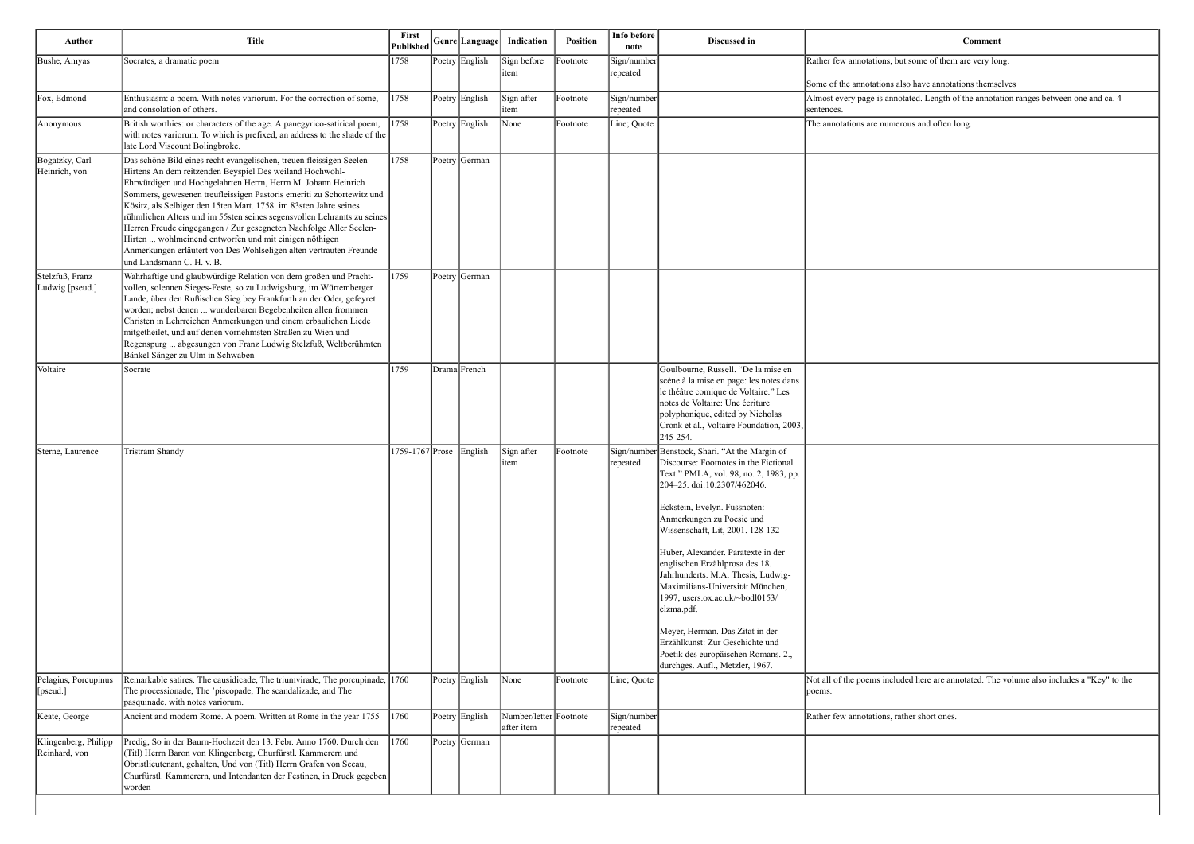| Author | Title | First Published | Genre | Language | Indication | Position | Info before note | Discussed in | Comment |
|---|---|---|---|---|---|---|---|---|---|
| Bushe, Amyas | Socrates, a dramatic poem | 1758 | Poetry | English | Sign before item | Footnote | Sign/number repeated | | Rather few annotations, but some of them are very long.<br><br>Some of the annotations also have annotations themselves |
| Fox, Edmond | Enthusiasm: a poem. With notes variorum. For the correction of some, and consolation of others. | 1758 | Poetry | English | Sign after item | Footnote | Sign/number repeated | | Almost every page is annotated. Length of the annotation ranges between one and ca. 4 sentences. |
| Anonymous | British worthies: or characters of the age. A panegyrico-satirical poem, with notes variorum. To which is prefixed, an address to the shade of the late Lord Viscount Bolingbroke. | 1758 | Poetry | English | None | Footnote | Line; Quote | | The annotations are numerous and often long. |
| Bogatzky, Carl Heinrich, von | Das schöne Bild eines recht evangelischen, treuen fleissigen Seelen-Hirtens An dem reitzenden Beyspiel Des weiland Hochwohl-Ehrwürdigen und Hochgelahrten Herrn, Herrn M. Johann Heinrich Sommers, gewesenen treufleissigen Pastoris emeriti zu Schortewitz und Kösitz, als Selbiger den 15ten Mart. 1758. im 83sten Jahre seines rühmlichen Alters und im 55sten seines segensvollen Lehramts zu seines Herren Freude eingegangen / Zur gesegneten Nachfolge Aller Seelen-Hirten ... wohlmeinend entworfen und mit einigen nöthigen Anmerkungen erläutert von Des Wohlseligen alten vertrauten Freunde und Landsmann C. H. v. B. | 1758 | Poetry | German | | | | | |
| Stelzfuß, Franz Ludwig [pseud.] | Wahrhaftige und glaubwürdige Relation von dem großen und Prachtvollen, solennen Sieges-Feste, so zu Ludwigsburg, im Würtemberger Lande, über den Rußischen Sieg bey Frankfurth an der Oder, gefeyret worden; nebst denen ... wunderbaren Begebenheiten allen frommen Christen in Lehrreichen Anmerkungen und einem erbaulichen Liede mitgetheilet, und auf denen vornehmsten Straßen zu Wien und Regenspurg ... abgesungen von Franz Ludwig Stelzfuß, Weltberühmten Bänkel Sänger zu Ulm in Schwaben | 1759 | Poetry | German | | | | | |
| Voltaire | Socrate | 1759 | Drama | French | | | | Goulbourne, Russell. "De la mise en scène à la mise en page: les notes dans le théâtre comique de Voltaire." Les notes de Voltaire: Une écriture polyphonique, edited by Nicholas Cronk et al., Voltaire Foundation, 2003, 245-254. | |
| Sterne, Laurence | Tristram Shandy | 1759-1767 | Prose | English | Sign after item | Footnote | Sign/number repeated | Benstock, Shari. "At the Margin of Discourse: Footnotes in the Fictional Text." PMLA, vol. 98, no. 2, 1983, pp. 204–25. doi:10.2307/462046.<br><br>Eckstein, Evelyn. Fussnoten: Anmerkungen zu Poesie und Wissenschaft, Lit, 2001. 128-132<br><br>Huber, Alexander. Paratexte in der englischen Erzählprosa des 18. Jahrhunderts. M.A. Thesis, Ludwig-Maximilians-Universität München, 1997, users.ox.ac.uk/~bodl0153/elzma.pdf.<br><br>Meyer, Herman. Das Zitat in der Erzählkunst: Zur Geschichte und Poetik des europäischen Romans. 2., durchges. Aufl., Metzler, 1967. | |
| Pelagius, Porcupinus [pseud.] | Remarkable satires. The causidicade, The triumvirade, The porcupinade, The processionade, The 'piscopade, The scandalizade, and The pasquinade, with notes variorum. | 1760 | Poetry | English | None | Footnote | Line; Quote | | Not all of the poems included here are annotated. The volume also includes a "Key" to the poems. |
| Keate, George | Ancient and modern Rome. A poem. Written at Rome in the year 1755 | 1760 | Poetry | English | Number/letter after item | Footnote | Sign/number repeated | | Rather few annotations, rather short ones. |
| Klingenberg, Philipp Reinhard, von | Predig, So in der Baurn-Hochzeit den 13. Febr. Anno 1760. Durch den (Titl) Herrn Baron von Klingenberg, Churfürstl. Kammerern und Obristlieutenant, gehalten, Und von (Titl) Herrn Grafen von Seeau, Churfürstl. Kammerern, und Intendanten der Festinen, in Druck gegeben worden | 1760 | Poetry | German | | | | | |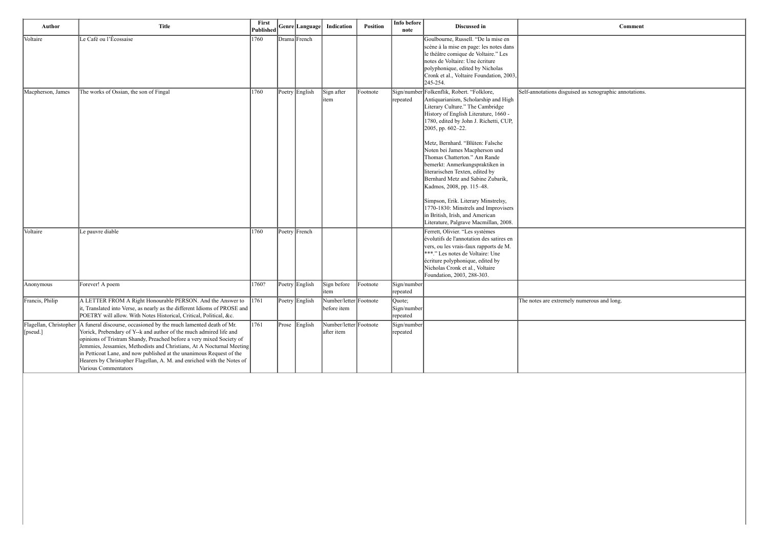| Author | Title | First Published | Genre | Language | Indication | Position | Info before note | Discussed in | Comment |
|---|---|---|---|---|---|---|---|---|---|
| Voltaire | Le Café ou l'Écossaise | 1760 | Drama | French | | | | Goulbourne, Russell. "De la mise en scène à la mise en page: les notes dans le théâtre comique de Voltaire." Les notes de Voltaire: Une écriture polyphonique, edited by Nicholas Cronk et al., Voltaire Foundation, 2003, 245-254. | |
| Macpherson, James | The works of Ossian, the son of Fingal | 1760 | Poetry | English | Sign after item | Footnote | Sign/number repeated | Folkenflik, Robert. "Folklore, Antiquarianism, Scholarship and High Literary Culture." The Cambridge History of English Literature, 1660 - 1780, edited by John J. Richetti, CUP, 2005, pp. 602–22.<br><br>Metz, Bernhard. "Blüten: Falsche Noten bei James Macpherson und Thomas Chatterton." Am Rande bemerkt: Anmerkungspraktiken in literarischen Texten, edited by Bernhard Metz and Sabine Zubarik, Kadmos, 2008, pp. 115–48.<br><br>Simpson, Erik. Literary Minstrelsy, 1770-1830: Minstrels and Improvisers in British, Irish, and American Literature, Palgrave Macmillan, 2008. | Self-annotations disguised as xenographic annotations. |
| Voltaire | Le pauvre diable | 1760 | Poetry | French | | | | Ferrett, Olivier. "Les systèmes évolutifs de l'annotation des satires en vers, ou les vrais-faux rapports de M. ***." Les notes de Voltaire: Une écriture polyphonique, edited by Nicholas Cronk et al., Voltaire Foundation, 2003, 288-303. | |
| Anonymous | Forever! A poem | 1760? | Poetry | English | Sign before item | Footnote | Sign/number repeated | | |
| Francis, Philip | A LETTER FROM A Right Honourable PERSON. And the Answer to it, Translated into Verse, as nearly as the different Idioms of PROSE and POETRY will allow. With Notes Historical, Critical, Political, &c. | 1761 | Poetry | English | Number/letter before item | Footnote | Quote; Sign/number repeated | | The notes are extremely numerous and long. |
| Flagellan, Christopher [pseud.] | A funeral discourse, occasioned by the much lamented death of Mr. Yorick, Prebendary of Y--k and author of the much admired life and opinions of Tristram Shandy, Preached before a very mixed Society of Jemmies, Jessamies, Methodists and Christians, At A Nocturnal Meeting in Petticoat Lane, and now published at the unanimous Request of the Hearers by Christopher Flagellan, A. M. and enriched with the Notes of Various Commentators | 1761 | Prose | English | Number/letter after item | Footnote | Sign/number repeated | | |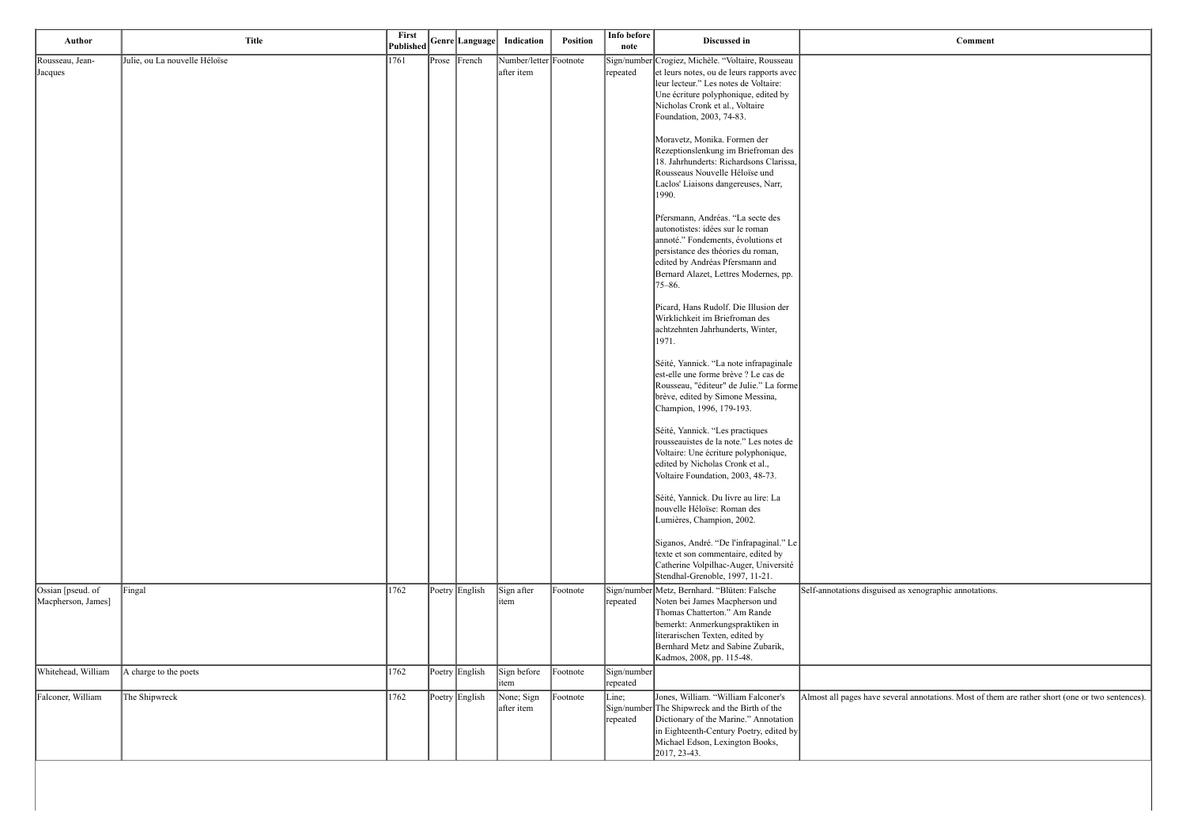| Author | Title | First Published | Genre | Language | Indication | Position | Info before note | Discussed in | Comment |
|---|---|---|---|---|---|---|---|---|---|
| Rousseau, Jean-Jacques | Julie, ou La nouvelle Héloïse | 1761 | Prose | French | Number/letter after item | Footnote | Sign/number repeated | Crogiez, Michèle. "Voltaire, Rousseau et leurs notes, ou de leurs rapports avec leur lecteur." Les notes de Voltaire: Une écriture polyphonique, edited by Nicholas Cronk et al., Voltaire Foundation, 2003, 74-83.<br><br>Moravetz, Monika. Formen der Rezeptionslenkung im Briefroman des 18. Jahrhunderts: Richardsons Clarissa, Rousseaus Nouvelle Héloïse und Laclos' Liaisons dangereuses, Narr, 1990.<br><br>Pfersmann, Andréas. "La secte des autonotistes: idées sur le roman annoté." Fondements, évolutions et persistance des théories du roman, edited by Andréas Pfersmann and Bernard Alazet, Lettres Modernes, pp. 75–86.<br><br>Picard, Hans Rudolf. Die Illusion der Wirklichkeit im Briefroman des achtzehnten Jahrhunderts, Winter, 1971.<br><br>Séité, Yannick. "La note infrapaginale est-elle une forme brève ? Le cas de Rousseau, "éditeur" de Julie." La forme brève, edited by Simone Messina, Champion, 1996, 179-193.<br><br>Séité, Yannick. "Les practiques rousseauistes de la note." Les notes de Voltaire: Une écriture polyphonique, edited by Nicholas Cronk et al., Voltaire Foundation, 2003, 48-73.<br><br>Séité, Yannick. Du livre au lire: La nouvelle Héloïse: Roman des Lumières, Champion, 2002.<br><br>Siganos, André. "De l'infrapaginal." Le texte et son commentaire, edited by Catherine Volpilhac-Auger, Université Stendhal-Grenoble, 1997, 11-21. | |
| Ossian [pseud. of Macpherson, James] | Fingal | 1762 | Poetry | English | Sign after item | Footnote | Sign/number repeated | Metz, Bernhard. "Blüten: Falsche Noten bei James Macpherson und Thomas Chatterton." Am Rande bemerkt: Anmerkungspraktiken in literarischen Texten, edited by Bernhard Metz and Sabine Zubarik, Kadmos, 2008, pp. 115-48. | Self-annotations disguised as xenographic annotations. |
| Whitehead, William | A charge to the poets | 1762 | Poetry | English | Sign before item | Footnote | Sign/number repeated | | |
| Falconer, William | The Shipwreck | 1762 | Poetry | English | None; Sign after item | Footnote | Line; Sign/number repeated | Jones, William. "William Falconer's The Shipwreck and the Birth of the Dictionary of the Marine." Annotation in Eighteenth-Century Poetry, edited by Michael Edson, Lexington Books, 2017, 23-43. | Almost all pages have several annotations. Most of them are rather short (one or two sentences). |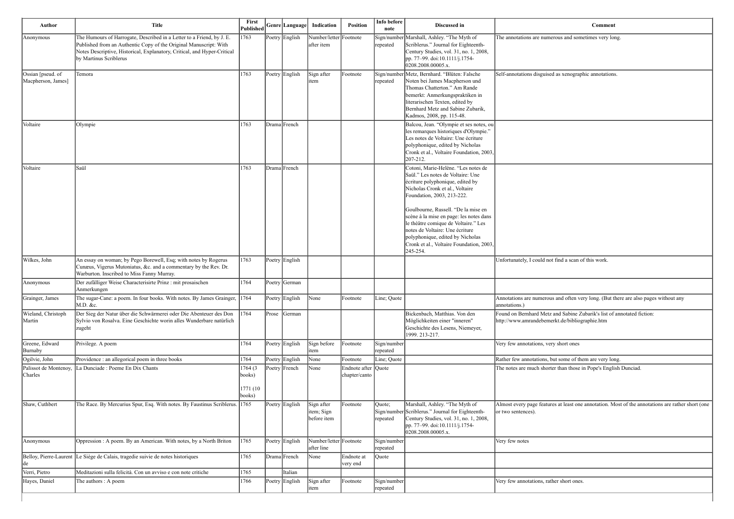| Author | Title | First Published | Genre | Language | Indication | Position | Info before note | Discussed in | Comment |
|---|---|---|---|---|---|---|---|---|---|
| Anonymous | The Humours of Harrogate, Described in a Letter to a Friend, by J. E. Published from an Authentic Copy of the Original Manuscript: With Notes Descriptive, Historical, Explanatory, Critical, and Hyper-Critical by Martinus Scriblerus | 1763 | Poetry | English | Number/letter after item | Footnote | Sign/number repeated | Marshall, Ashley. "The Myth of Scriblerus." Journal for Eighteenth-Century Studies, vol. 31, no. 1, 2008, pp. 77–99. doi:10.1111/j.1754-0208.2008.00005.x. | The annotations are numerous and sometimes very long. |
| Ossian [pseud. of Macpherson, James] | Temora | 1763 | Poetry | English | Sign after item | Footnote | Sign/number repeated | Metz, Bernhard. "Blüten: Falsche Noten bei James Macpherson und Thomas Chatterton." Am Rande bemerkt: Anmerkungspraktiken in literarischen Texten, edited by Bernhard Metz and Sabine Zubarik, Kadmos, 2008, pp. 115-48. | Self-annotations disguised as xenographic annotations. |
| Voltaire | Olympie | 1763 | Drama | French | | | | Balcou, Jean. "Olympie et ses notes, ou les remarques historiques d'Olympie." Les notes de Voltaire: Une écriture polyphonique, edited by Nicholas Cronk et al., Voltaire Foundation, 2003, 207-212. | |
| Voltaire | Saül | 1763 | Drama | French | | | | Cotoni, Marie-Helène. "Les notes de Saül." Les notes de Voltaire: Une écriture polyphonique, edited by Nicholas Cronk et al., Voltaire Foundation, 2003, 213-222.<br><br>Goulbourne, Russell. "De la mise en scène à la mise en page: les notes dans le théâtre comique de Voltaire." Les notes de Voltaire: Une écriture polyphonique, edited by Nicholas Cronk et al., Voltaire Foundation, 2003, 245-254. | |
| Wilkes, John | An essay on woman; by Pego Borewell, Esq; with notes by Rogerus Cunæus, Vigerus Mutoniatus, &c. and a commentary by the Rev. Dr. Warburton. Inscribed to Miss Fanny Murray. | 1763 | Poetry | English | | | | | Unfortunately, I could not find a scan of this work. |
| Anonymous | Der zufälliger Weise Characterisirte Prinz : mit prosaischen Anmerkungen | 1764 | Poetry | German | | | | | |
| Grainger, James | The sugar-Cane: a poem. In four books. With notes. By James Grainger, M.D. &c. | 1764 | Poetry | English | None | Footnote | Line; Quote | | Annotations are numerous and often very long. (But there are also pages without any annotations.) |
| Wieland, Christoph Martin | Der Sieg der Natur über die Schwärmerei oder Die Abenteuer des Don Sylvio von Rosalva. Eine Geschichte worin alles Wunderbare natürlich zugeht | 1764 | Prose | German | | | | Bickenbach, Matthias. Von den Möglichkeiten einer "inneren" Geschichte des Lesens, Niemeyer, 1999. 213-217. | Found on Bernhard Metz and Sabine Zubarik's list of annotated fiction: http://www.amrandebemerkt.de/bibliographie.htm |
| Greene, Edward Burnaby | Privilege. A poem | 1764 | Poetry | English | Sign before item | Footnote | Sign/number repeated | | Very few annotations, very short ones |
| Ogilvie, John | Providence : an allegorical poem in three books | 1764 | Poetry | English | None | Footnote | Line; Quote | | Rather few annotations, but some of them are very long. |
| Palissot de Montenoy, Charles | La Dunciade : Poeme En Dix Chants | 1764 (3 books)<br><br>1771 (10 books) | Poetry | French | None | Endnote after chapter/canto | Quote | | The notes are much shorter than those in Pope's English Dunciad. |
| Shaw, Cuthbert | The Race. By Mercurius Spur, Esq. With notes. By Faustinus Scriblerus. | 1765 | Poetry | English | Sign after item; Sign before item | Footnote | Quote; Sign/number repeated | Marshall, Ashley. "The Myth of Scriblerus." Journal for Eighteenth-Century Studies, vol. 31, no. 1, 2008, pp. 77–99. doi:10.1111/j.1754-0208.2008.00005.x. | Almost every page features at least one annotation. Most of the annotations are rather short (one or two sentences). |
| Anonymous | Oppression : A poem. By an American. With notes, by a North Briton | 1765 | Poetry | English | Number/letter after line | Footnote | Sign/number repeated | | Very few notes |
| Belloy, Pierre-Laurent de | Le Siège de Calais, tragedie suivie de notes historiques | 1765 | Drama | French | None | Endnote at very end | Quote | | |
| Verri, Pietro | Meditazioni sulla felicità. Con un avviso e con note critiche | 1765 | | Italian | | | | | |
| Hayes, Daniel | The authors : A poem | 1766 | Poetry | English | Sign after item | Footnote | Sign/number repeated | | Very few annotations, rather short ones. |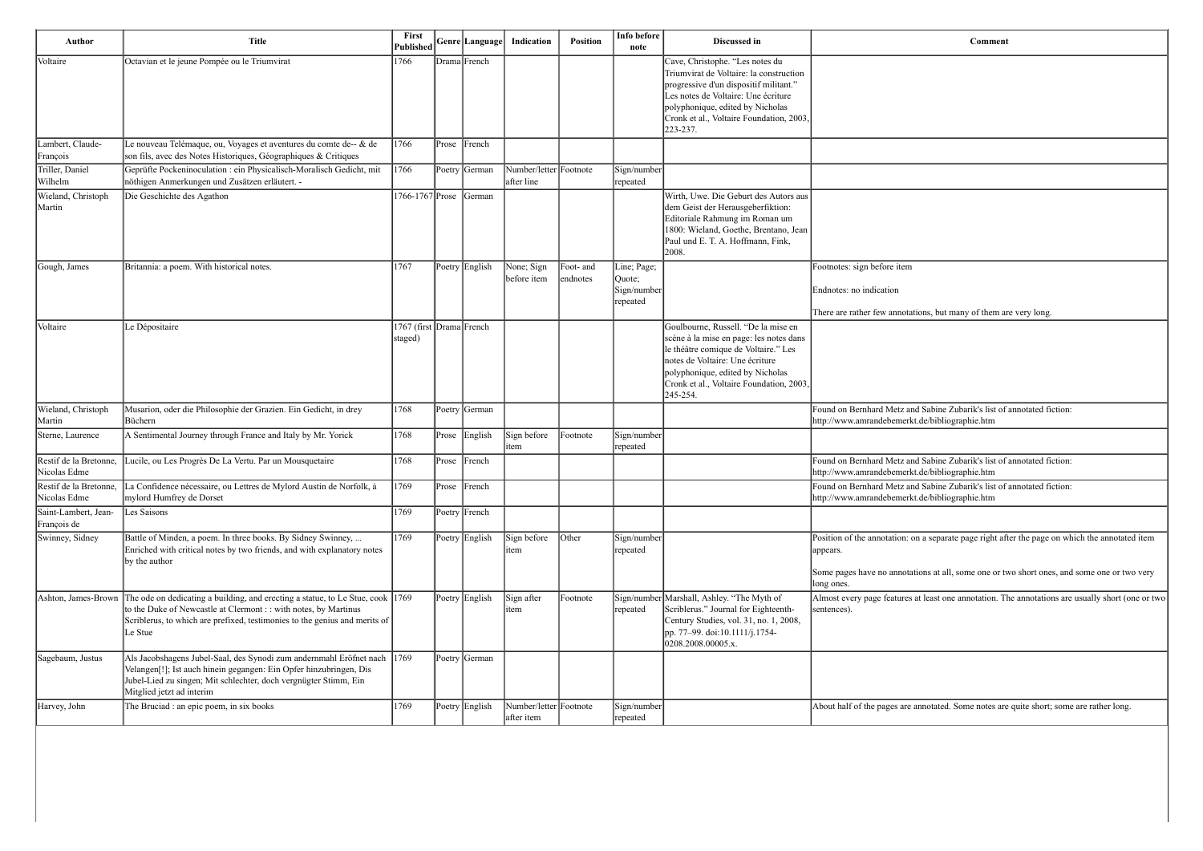| Author | Title | First Published | Genre | Language | Indication | Position | Info before note | Discussed in | Comment |
|---|---|---|---|---|---|---|---|---|---|
| Voltaire | Octavian et le jeune Pompée ou le Triumvirat | 1766 | Drama | French | | | | Cave, Christophe. "Les notes du Triumvirat de Voltaire: la construction progressive d'un dispositif militant." Les notes de Voltaire: Une écriture polyphonique, edited by Nicholas Cronk et al., Voltaire Foundation, 2003, 223-237. | |
| Lambert, Claude-François | Le nouveau Telémaque, ou, Voyages et aventures du comte de-- & de son fils, avec des Notes Historiques, Géographiques & Critiques | 1766 | Prose | French | | | | | |
| Triller, Daniel Wilhelm | Geprüfte Pockeninoculation : ein Physicalisch-Moralisch Gedicht, mit nöthigen Anmerkungen und Zusätzen erläutert. - | 1766 | Poetry | German | Number/letter after line | Footnote | Sign/number repeated | | |
| Wieland, Christoph Martin | Die Geschichte des Agathon | 1766-1767 | Prose | German | | | | Wirth, Uwe. Die Geburt des Autors aus dem Geist der Herausgeberfiktion: Editoriale Rahmung im Roman um 1800: Wieland, Goethe, Brentano, Jean Paul und E. T. A. Hoffmann, Fink, 2008. | |
| Gough, James | Britannia: a poem. With historical notes. | 1767 | Poetry | English | None; Sign before item | Foot- and endnotes | Line; Page; Quote; Sign/number repeated | | Footnotes: sign before item<br><br>Endnotes: no indication<br><br>There are rather few annotations, but many of them are very long. |
| Voltaire | Le Dépositaire | 1767 (first staged) | Drama | French | | | | Goulbourne, Russell. "De la mise en scène à la mise en page: les notes dans le théâtre comique de Voltaire." Les notes de Voltaire: Une écriture polyphonique, edited by Nicholas Cronk et al., Voltaire Foundation, 2003, 245-254. | |
| Wieland, Christoph Martin | Musarion, oder die Philosophie der Grazien. Ein Gedicht, in drey Büchern | 1768 | Poetry | German | | | | | Found on Bernhard Metz and Sabine Zubarik's list of annotated fiction: http://www.amrandebemerkt.de/bibliographie.htm |
| Sterne, Laurence | A Sentimental Journey through France and Italy by Mr. Yorick | 1768 | Prose | English | Sign before item | Footnote | Sign/number repeated | | |
| Restif de la Bretonne, Nicolas Edme | Lucile, ou Les Progrès De La Vertu. Par un Mousquetaire | 1768 | Prose | French | | | | | Found on Bernhard Metz and Sabine Zubarik's list of annotated fiction: http://www.amrandebemerkt.de/bibliographie.htm |
| Restif de la Bretonne, Nicolas Edme | La Confidence nécessaire, ou Lettres de Mylord Austin de Norfolk, à mylord Humfrey de Dorset | 1769 | Prose | French | | | | | Found on Bernhard Metz and Sabine Zubarik's list of annotated fiction: http://www.amrandebemerkt.de/bibliographie.htm |
| Saint-Lambert, Jean-François de | Les Saisons | 1769 | Poetry | French | | | | | |
| Swinney, Sidney | Battle of Minden, a poem. In three books. By Sidney Swinney, ... Enriched with critical notes by two friends, and with explanatory notes by the author | 1769 | Poetry | English | Sign before item | Other | Sign/number repeated | | Position of the annotation: on a separate page right after the page on which the annotated item appears.<br><br>Some pages have no annotations at all, some one or two short ones, and some one or two very long ones. |
| Ashton, James-Brown | The ode on dedicating a building, and erecting a statue, to Le Stue, cook to the Duke of Newcastle at Clermont : : with notes, by Martinus Scriblerus, to which are prefixed, testimonies to the genius and merits of Le Stue | 1769 | Poetry | English | Sign after item | Footnote | Sign/number repeated | Marshall, Ashley. "The Myth of Scriblerus." Journal for Eighteenth-Century Studies, vol. 31, no. 1, 2008, pp. 77–99. doi:10.1111/j.1754-0208.2008.00005.x. | Almost every page features at least one annotation. The annotations are usually short (one or two sentences). |
| Sagebaum, Justus | Als Jacobshagens Jubel-Saal, des Synodi zum andernmahl Eröfnet nach Velangen[!]; Ist auch hinein gegangen: Ein Opfer hinzubringen, Dis Jubel-Lied zu singen; Mit schlechter, doch vergnügter Stimm, Ein Mitglied jetzt ad interim | 1769 | Poetry | German | | | | | |
| Harvey, John | The Bruciad : an epic poem, in six books | 1769 | Poetry | English | Number/letter after item | Footnote | Sign/number repeated | | About half of the pages are annotated. Some notes are quite short; some are rather long. |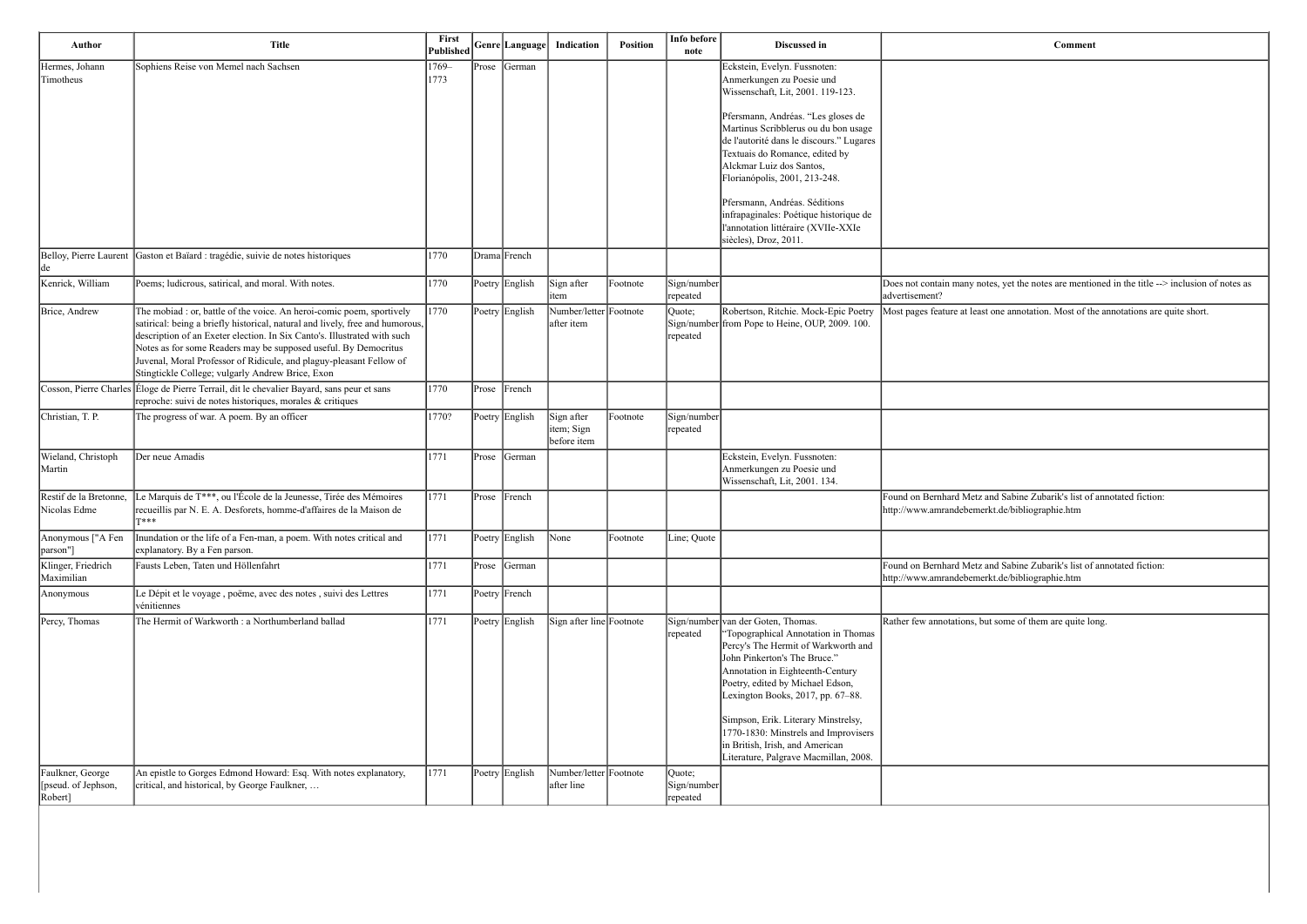| Author | Title | First Published | Genre | Language | Indication | Position | Info before note | Discussed in | Comment |
|---|---|---|---|---|---|---|---|---|---|
| Hermes, Johann Timotheus | Sophiens Reise von Memel nach Sachsen | 1769–1773 | Prose | German | | | | Eckstein, Evelyn. Fussnoten: Anmerkungen zu Poesie und Wissenschaft, Lit, 2001. 119-123.<br><br>Pfersmann, Andréas. "Les gloses de Martinus Scribblerus ou du bon usage de l'autorité dans le discours." Lugares Textuais do Romance, edited by Alckmar Luiz dos Santos, Florianópolis, 2001, 213-248.<br><br>Pfersmann, Andréas. Séditions infrapaginales: Poétique historique de l'annotation littéraire (XVIIe-XXIe siècles), Droz, 2011. | |
| Belloy, Pierre Laurent de | Gaston et Baïard : tragédie, suivie de notes historiques | 1770 | Drama | French | | | | | |
| Kenrick, William | Poems; ludicrous, satirical, and moral. With notes. | 1770 | Poetry | English | Sign after item | Footnote | Sign/number repeated | | Does not contain many notes, yet the notes are mentioned in the title --> inclusion of notes as advertisement? |
| Brice, Andrew | The mobiad : or, battle of the voice. An heroi-comic poem, sportively satirical: being a briefly historical, natural and lively, free and humorous, description of an Exeter election. In Six Canto's. Illustrated with such Notes as for some Readers may be supposed useful. By Democritus Juvenal, Moral Professor of Ridicule, and plaguy-pleasant Fellow of Stingtickle College; vulgarly Andrew Brice, Exon | 1770 | Poetry | English | Number/letter after item | Footnote | Quote; Sign/number repeated | Robertson, Ritchie. Mock-Epic Poetry from Pope to Heine, OUP, 2009. 100. | Most pages feature at least one annotation. Most of the annotations are quite short. |
| Cosson, Pierre Charles | Éloge de Pierre Terrail, dit le chevalier Bayard, sans peur et sans reproche: suivi de notes historiques, morales & critiques | 1770 | Prose | French | | | | | |
| Christian, T. P. | The progress of war. A poem. By an officer | 1770? | Poetry | English | Sign after item; Sign before item | Footnote | Sign/number repeated | | |
| Wieland, Christoph Martin | Der neue Amadis | 1771 | Prose | German | | | | Eckstein, Evelyn. Fussnoten: Anmerkungen zu Poesie und Wissenschaft, Lit, 2001. 134. | |
| Restif de la Bretonne, Nicolas Edme | Le Marquis de T***, ou l'École de la Jeunesse, Tirée des Mémoires recueillis par N. E. A. Desforets, homme-d'affaires de la Maison de T*** | 1771 | Prose | French | | | | | Found on Bernhard Metz and Sabine Zubarik's list of annotated fiction: http://www.amrandebemerkt.de/bibliographie.htm |
| Anonymous ["A Fen parson"] | Inundation or the life of a Fen-man, a poem. With notes critical and explanatory. By a Fen parson. | 1771 | Poetry | English | None | Footnote | Line; Quote | | |
| Klinger, Friedrich Maximilian | Fausts Leben, Taten und Höllenfahrt | 1771 | Prose | German | | | | | Found on Bernhard Metz and Sabine Zubarik's list of annotated fiction: http://www.amrandebemerkt.de/bibliographie.htm |
| Anonymous | Le Dépit et le voyage , poëme, avec des notes , suivi des Lettres vénitiennes | 1771 | Poetry | French | | | | | |
| Percy, Thomas | The Hermit of Warkworth : a Northumberland ballad | 1771 | Poetry | English | Sign after line | Footnote | Sign/number repeated | van der Goten, Thomas. "Topographical Annotation in Thomas Percy's The Hermit of Warkworth and John Pinkerton's The Bruce." Annotation in Eighteenth-Century Poetry, edited by Michael Edson, Lexington Books, 2017, pp. 67–88.<br><br>Simpson, Erik. Literary Minstrelsy, 1770-1830: Minstrels and Improvisers in British, Irish, and American Literature, Palgrave Macmillan, 2008. | Rather few annotations, but some of them are quite long. |
| Faulkner, George [pseud. of Jephson, Robert] | An epistle to Gorges Edmond Howard: Esq. With notes explanatory, critical, and historical, by George Faulkner, … | 1771 | Poetry | English | Number/letter after line | Footnote | Quote; Sign/number repeated | | |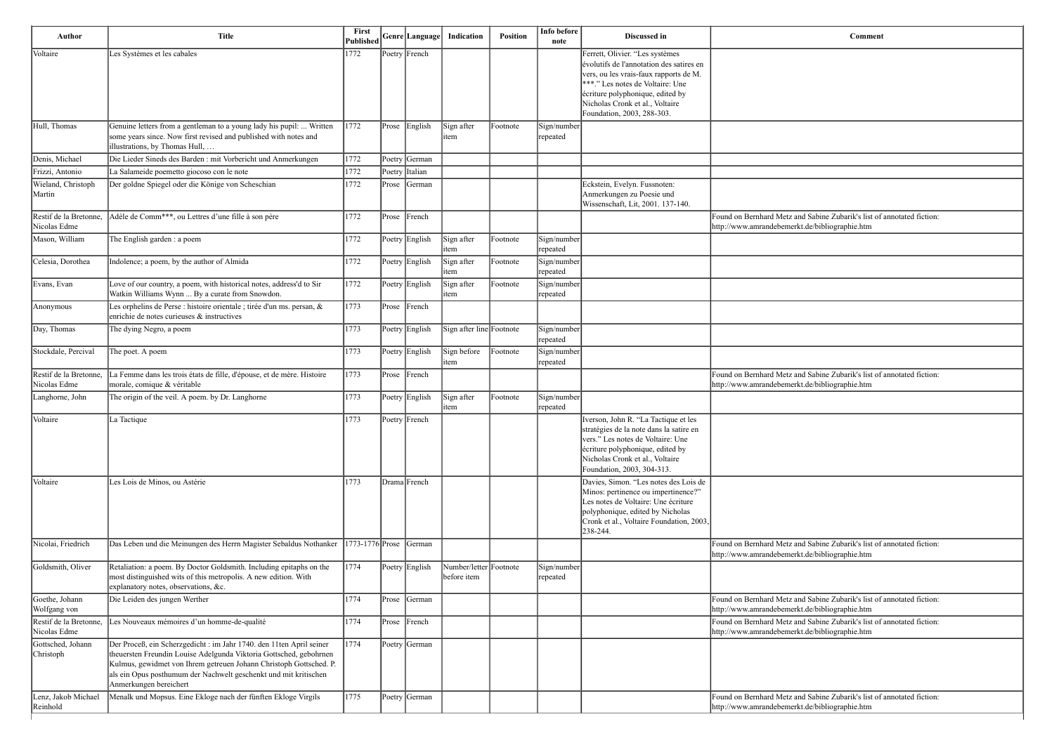| Author | Title | First Published | Genre | Language | Indication | Position | Info before note | Discussed in | Comment |
|---|---|---|---|---|---|---|---|---|---|
| Voltaire | Les Systèmes et les cabales | 1772 | Poetry | French | | | | Ferrett, Olivier. "Les systèmes évolutifs de l'annotation des satires en vers, ou les vrais-faux rapports de M. ***." Les notes de Voltaire: Une écriture polyphonique, edited by Nicholas Cronk et al., Voltaire Foundation, 2003, 288-303. | |
| Hull, Thomas | Genuine letters from a gentleman to a young lady his pupil: ... Written some years since. Now first revised and published with notes and illustrations, by Thomas Hull, … | 1772 | Prose | English | Sign after item | Footnote | Sign/number repeated | | |
| Denis, Michael | Die Lieder Sineds des Barden : mit Vorbericht und Anmerkungen | 1772 | Poetry | German | | | | | |
| Frizzi, Antonio | La Salameide poemetto giocoso con le note | 1772 | Poetry | Italian | | | | | |
| Wieland, Christoph Martin | Der goldne Spiegel oder die Könige von Scheschian | 1772 | Prose | German | | | | Eckstein, Evelyn. Fussnoten: Anmerkungen zu Poesie und Wissenschaft, Lit, 2001. 137-140. | |
| Restif de la Bretonne, Nicolas Edme | Adèle de Comm***, ou Lettres d'une fille à son père | 1772 | Prose | French | | | | | Found on Bernhard Metz and Sabine Zubarik's list of annotated fiction: http://www.amrandebemerkt.de/bibliographie.htm |
| Mason, William | The English garden : a poem | 1772 | Poetry | English | Sign after item | Footnote | Sign/number repeated | | |
| Celesia, Dorothea | Indolence; a poem, by the author of Almida | 1772 | Poetry | English | Sign after item | Footnote | Sign/number repeated | | |
| Evans, Evan | Love of our country, a poem, with historical notes, address'd to Sir Watkin Williams Wynn ... By a curate from Snowdon. | 1772 | Poetry | English | Sign after item | Footnote | Sign/number repeated | | |
| Anonymous | Les orphelins de Perse : histoire orientale ; tirée d'un ms. persan, & enrichie de notes curieuses & instructives | 1773 | Prose | French | | | | | |
| Day, Thomas | The dying Negro, a poem | 1773 | Poetry | English | Sign after line | Footnote | Sign/number repeated | | |
| Stockdale, Percival | The poet. A poem | 1773 | Poetry | English | Sign before item | Footnote | Sign/number repeated | | |
| Restif de la Bretonne, Nicolas Edme | La Femme dans les trois états de fille, d'épouse, et de mère. Histoire morale, comique & véritable | 1773 | Prose | French | | | | | Found on Bernhard Metz and Sabine Zubarik's list of annotated fiction: http://www.amrandebemerkt.de/bibliographie.htm |
| Langhorne, John | The origin of the veil. A poem. by Dr. Langhorne | 1773 | Poetry | English | Sign after item | Footnote | Sign/number repeated | | |
| Voltaire | La Tactique | 1773 | Poetry | French | | | | Iverson, John R. "La Tactique et les stratégies de la note dans la satire en vers." Les notes de Voltaire: Une écriture polyphonique, edited by Nicholas Cronk et al., Voltaire Foundation, 2003, 304-313. | |
| Voltaire | Les Lois de Minos, ou Astérie | 1773 | Drama | French | | | | Davies, Simon. "Les notes des Lois de Minos: pertinence ou impertinence?" Les notes de Voltaire: Une écriture polyphonique, edited by Nicholas Cronk et al., Voltaire Foundation, 2003, 238-244. | |
| Nicolai, Friedrich | Das Leben und die Meinungen des Herrn Magister Sebaldus Nothanker | 1773-1776 | Prose | German | | | | | Found on Bernhard Metz and Sabine Zubarik's list of annotated fiction: http://www.amrandebemerkt.de/bibliographie.htm |
| Goldsmith, Oliver | Retaliation: a poem. By Doctor Goldsmith. Including epitaphs on the most distinguished wits of this metropolis. A new edition. With explanatory notes, observations, &c. | 1774 | Poetry | English | Number/letter before item | Footnote | Sign/number repeated | | |
| Goethe, Johann Wolfgang von | Die Leiden des jungen Werther | 1774 | Prose | German | | | | | Found on Bernhard Metz and Sabine Zubarik's list of annotated fiction: http://www.amrandebemerkt.de/bibliographie.htm |
| Restif de la Bretonne, Nicolas Edme | Les Nouveaux mémoires d'un homme-de-qualité | 1774 | Prose | French | | | | | Found on Bernhard Metz and Sabine Zubarik's list of annotated fiction: http://www.amrandebemerkt.de/bibliographie.htm |
| Gottsched, Johann Christoph | Der Proceß, ein Scherzgedicht : im Jahr 1740. den 11ten April seiner theuersten Freundin Louise Adelgunda Viktoria Gottsched, gebohrnen Kulmus, gewidmet von Ihrem getreuen Johann Christoph Gottsched. P. als ein Opus posthumum der Nachwelt geschenkt und mit kritischen Anmerkungen bereichert | 1774 | Poetry | German | | | | | |
| Lenz, Jakob Michael Reinhold | Menalk und Mopsus. Eine Ekloge nach der fünften Ekloge Virgils | 1775 | Poetry | German | | | | | Found on Bernhard Metz and Sabine Zubarik's list of annotated fiction: http://www.amrandebemerkt.de/bibliographie.htm |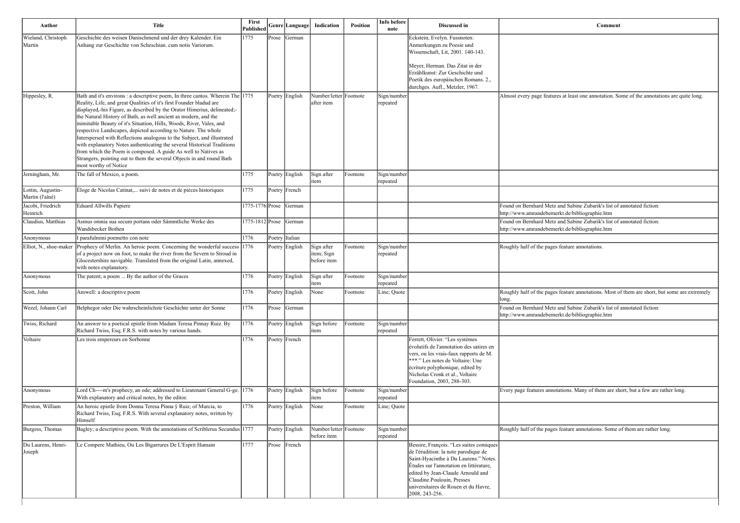| Author | Title | First Published | Genre | Language | Indication | Position | Info before note | Discussed in | Comment |
|---|---|---|---|---|---|---|---|---|---|
| Wieland, Christoph Martin | Geschichte des weisen Danischmend und der drey Kalender. Ein Anhang zur Geschichte von Scheschian. cum notis Variorum. | 1775 | Prose | German | | | | Eckstein, Evelyn. Fussnoten: Anmerkungen zu Poesie und Wissenschaft, Lit, 2001. 140-143.<br><br>Meyer, Herman. Das Zitat in der Erzählkunst: Zur Geschichte und Poetik des europäischen Romans. 2., durchges. Aufl., Metzler, 1967. | |
| Hippesley, R. | Bath and it's environs : a descriptive poem, In three cantos. Wherein The Reality, Life, and great Qualities of it's first Founder bladud are displayed,-his Figure, as described by the Orator Himerius, delineated;-the Natural History of Bath, as well ancient as modern, and the inimitable Beauty of it's Situation, Hills, Woods, River, Vales, and respective Landscapes, depicted according to Nature. The whole Interspersed with Reflections analogous to the Subject, and illustrated with explanatory Notes authenticating the several Historical Traditions from which the Poem is composed. A guide As well to Natives as Strangers, pointing out to them the several Objects in and round Bath most worthy of Notice | 1775 | Poetry | English | Number/letter after item | Footnote | Sign/number repeated | | Almost every page features at least one annotation. Some of the annotations are quite long. |
| Jerningham, Mr. | The fall of Mexico, a poem. | 1775 | Poetry | English | Sign after item | Footnote | Sign/number repeated | | |
| Lottin, Augustin-Martin (l'aîné) | Éloge de Nicolas Catinat,... suivi de notes et de pièces historiques | 1775 | Poetry | French | | | | | |
| Jacobi, Friedrich Heinrich | Eduard Allwills Papiere | 1775-1776 | Prose | German | | | | | Found on Bernhard Metz and Sabine Zubarik's list of annotated fiction: http://www.amrandebemerkt.de/bibliographie.htm |
| Claudius, Matthias | Asmus omnia sua secum portans oder Sämmtliche Werke des Wandsbecker Bothen | 1775-1812 | Prose | German | | | | | Found on Bernhard Metz and Sabine Zubarik's list of annotated fiction: http://www.amrandebemerkt.de/bibliographie.htm |
| Anonymous | I parafulmini poemetto con note | 1776 | Poetry | Italian | | | | | |
| Elliot, N., shoe-maker | Prophecy of Merlin. An heroic poem. Concerning the wonderful success of a project now on foot, to make the river from the Severn to Stroud in Glocestershire navigable. Translated from the original Latin, annexed, with notes explanatory. | 1776 | Poetry | English | Sign after item; Sign before item | Footnote | Sign/number repeated | | Roughly half of the pages feature annotations. |
| Anonymous | The patent; a poem ... By the author of the Graces | 1776 | Poetry | English | Sign after item | Footnote | Sign/number repeated | | |
| Scott, John | Amwell: a descriptive poem | 1776 | Poetry | English | None | Footnote | Line; Quote | | Roughly half of the pages feature annotations. Most of them are short, but some are extremely long. |
| Wezel, Johann Carl | Belphegor oder Die wahrscheinlichste Geschichte unter der Sonne | 1776 | Prose | German | | | | | Found on Bernhard Metz and Sabine Zubarik's list of annotated fiction: http://www.amrandebemerkt.de/bibliographie.htm |
| Twiss, Richard | An answer to a poetical epistle from Madam Teresa Pinnay Ruiz. By Richard Twiss, Esq; F.R.S. with notes by various hands. | 1776 | Poetry | English | Sign before item | Footnote | Sign/number repeated | | |
| Voltaire | Les trois empereurs en Sorbonne | 1776 | Poetry | French | | | | Ferrett, Olivier. "Les systèmes évolutifs de l'annotation des satires en vers, ou les vrais-faux rapports de M. ***." Les notes de Voltaire: Une écriture polyphonique, edited by Nicholas Cronk et al., Voltaire Foundation, 2003, 288-303. | |
| Anonymous | Lord Ch----m's prophecy, an ode; addressed to Lieutenant General G-ge. With explanatory and critical notes, by the editor. | 1776 | Poetry | English | Sign before item | Footnote | Sign/number repeated | | Every page features annotations. Many of them are short, but a few are rather long. |
| Preston, William | An heroic epistle from Donna Teresa Pinna ÿ Ruiz, of Murcia, to Richard Twiss, Esq; F.R.S. With several explanatory notes, written by Himself | 1776 | Poetry | English | None | Footnote | Line; Quote | | |
| Burgess, Thomas | Bagley; a descriptive poem. With the annotations of Scriblerus Secundus | 1777 | Poetry | English | Number/letter before item | Footnote | Sign/number repeated | | Roughly half of the pages feature annotations. Some of them are rather long. |
| Du Laurens, Henri-Joseph | Le Compere Mathieu, Ou Les Bigarrures De L'Esprit Humain | 1777 | Prose | French | | | | Bessire, François. "Les suites comiques de l'érudition: la note parodique de Saint-Hyacinthe à Du Laurens." Notes. Études sur l'annotation en littérature, edited by Jean-Claude Arnould and Claudine Poulouin, Presses universitaires de Rouen et du Havre, 2008, 243-256. | |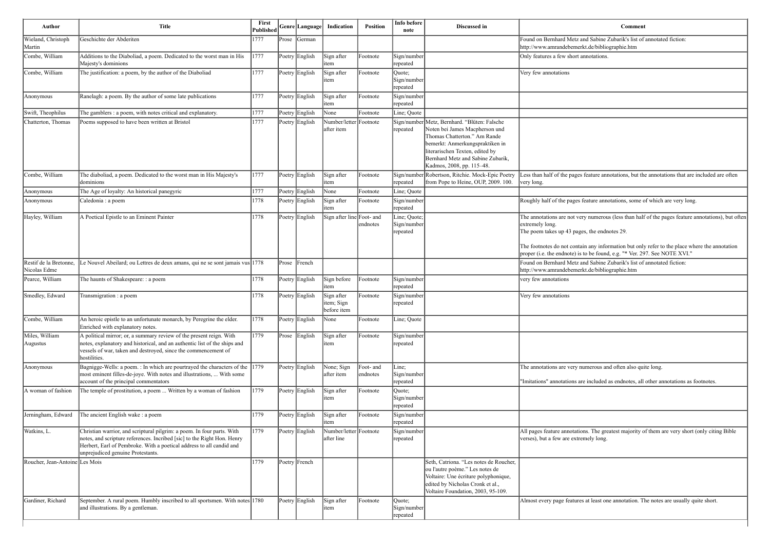| Author | Title | First Published | Genre | Language | Indication | Position | Info before note | Discussed in | Comment |
|---|---|---|---|---|---|---|---|---|---|
| Wieland, Christoph Martin | Geschichte der Abderiten | 1777 | Prose | German | | | | | Found on Bernhard Metz and Sabine Zubarik's list of annotated fiction: http://www.amrandebemerkt.de/bibliographie.htm |
| Combe, William | Additions to the Diaboliad, a poem. Dedicated to the worst man in His Majesty's dominions | 1777 | Poetry | English | Sign after item | Footnote | Sign/number repeated | | Only features a few short annotations. |
| Combe, William | The justification: a poem, by the author of the Diaboliad | 1777 | Poetry | English | Sign after item | Footnote | Quote; Sign/number repeated | | Very few annotations |
| Anonymous | Ranelagh: a poem. By the author of some late publications | 1777 | Poetry | English | Sign after item | Footnote | Sign/number repeated | | |
| Swift, Theophilus | The gamblers : a poem, with notes critical and explanatory. | 1777 | Poetry | English | None | Footnote | Line; Quote | | |
| Chatterton, Thomas | Poems supposed to have been written at Bristol | 1777 | Poetry | English | Number/letter after item | Footnote | Sign/number repeated | Metz, Bernhard. "Blüten: Falsche Noten bei James Macpherson und Thomas Chatterton." Am Rande bemerkt: Anmerkungspraktiken in literarischen Texten, edited by Bernhard Metz and Sabine Zubarik, Kadmos, 2008, pp. 115–48. | |
| Combe, William | The diaboliad, a poem. Dedicated to the worst man in His Majesty's dominions | 1777 | Poetry | English | Sign after item | Footnote | Sign/number repeated | Robertson, Ritchie. Mock-Epic Poetry from Pope to Heine, OUP, 2009. 100. | Less than half of the pages feature annotations, but the annotations that are included are often very long. |
| Anonymous | The Age of loyalty: An historical panegyric | 1777 | Poetry | English | None | Footnote | Line; Quote | | |
| Anonymous | Caledonia : a poem | 1778 | Poetry | English | Sign after item | Footnote | Sign/number repeated | | Roughly half of the pages feature annotations, some of which are very long. |
| Hayley, William | A Poetical Epistle to an Eminent Painter | 1778 | Poetry | English | Sign after line | Foot- and endnotes | Line; Quote; Sign/number repeated | | The annotations are not very numerous (less than half of the pages feature annotations), but often extremely long.<br>The poem takes up 43 pages, the endnotes 29.<br><br>The footnotes do not contain any information but only refer to the place where the annotation proper (i.e. the endnote) is to be found, e.g. "* Ver. 297. See NOTE XVI." |
| Restif de la Bretonne, Nicolas Edme | Le Nouvel Abeilard; ou Lettres de deux amans, qui ne se sont jamais vus | 1778 | Prose | French | | | | | Found on Bernhard Metz and Sabine Zubarik's list of annotated fiction: http://www.amrandebemerkt.de/bibliographie.htm |
| Pearce, William | The haunts of Shakespeare: : a poem | 1778 | Poetry | English | Sign before item | Footnote | Sign/number repeated | | very few annotations |
| Smedley, Edward | Transmigration : a poem | 1778 | Poetry | English | Sign after item; Sign before item | Footnote | Sign/number repeated | | Very few annotations |
| Combe, William | An heroic epistle to an unfortunate monarch, by Peregrine the elder. Enriched with explanatory notes. | 1778 | Poetry | English | None | Footnote | Line; Quote | | |
| Miles, William Augustus | A political mirror; or, a summary review of the present reign. With notes, explanatory and historical, and an authentic list of the ships and vessels of war, taken and destroyed, since the commencement of hostilities. | 1779 | Prose | English | Sign after item | Footnote | Sign/number repeated | | |
| Anonymous | Bagnigge-Wells: a poem. : In which are pourtrayed the characters of the most eminent filles-de-joye. With notes and illustrations, ... With some account of the principal commentators | 1779 | Poetry | English | None; Sign after item | Foot- and endnotes | Line; Sign/number repeated | | The annotations are very numerous and often also quite long.<br><br>"Imitations" annotations are included as endnotes, all other annotations as footnotes. |
| A woman of fashion | The temple of prostitution, a poem ... Written by a woman of fashion | 1779 | Poetry | English | Sign after item | Footnote | Quote; Sign/number repeated | | |
| Jerningham, Edward | The ancient English wake : a poem | 1779 | Poetry | English | Sign after item | Footnote | Sign/number repeated | | |
| Watkins, L. | Christian warrior, and scriptural pilgrim: a poem. In four parts. With notes, and scripture references. Incribed [sic] to the Right Hon. Henry Herbert, Earl of Pembroke. With a poetical address to all candid and unprejudiced genuine Protestants. | 1779 | Poetry | English | Number/letter after line | Footnote | Sign/number repeated | | All pages feature annotations. The greatest majority of them are very short (only citing Bible verses), but a few are extremely long. |
| Roucher, Jean-Antoine | Les Mois | 1779 | Poetry | French | | | | Seth, Catriona. "Les notes de Roucher, ou l'autre poème." Les notes de Voltaire: Une écriture polyphonique, edited by Nicholas Cronk et al., Voltaire Foundation, 2003, 95-109. | |
| Gardiner, Richard | September. A rural poem. Humbly inscribed to all sportsmen. With notes and illustrations. By a gentleman. | 1780 | Poetry | English | Sign after item | Footnote | Quote; Sign/number repeated | | Almost every page features at least one annotation. The notes are usually quite short. |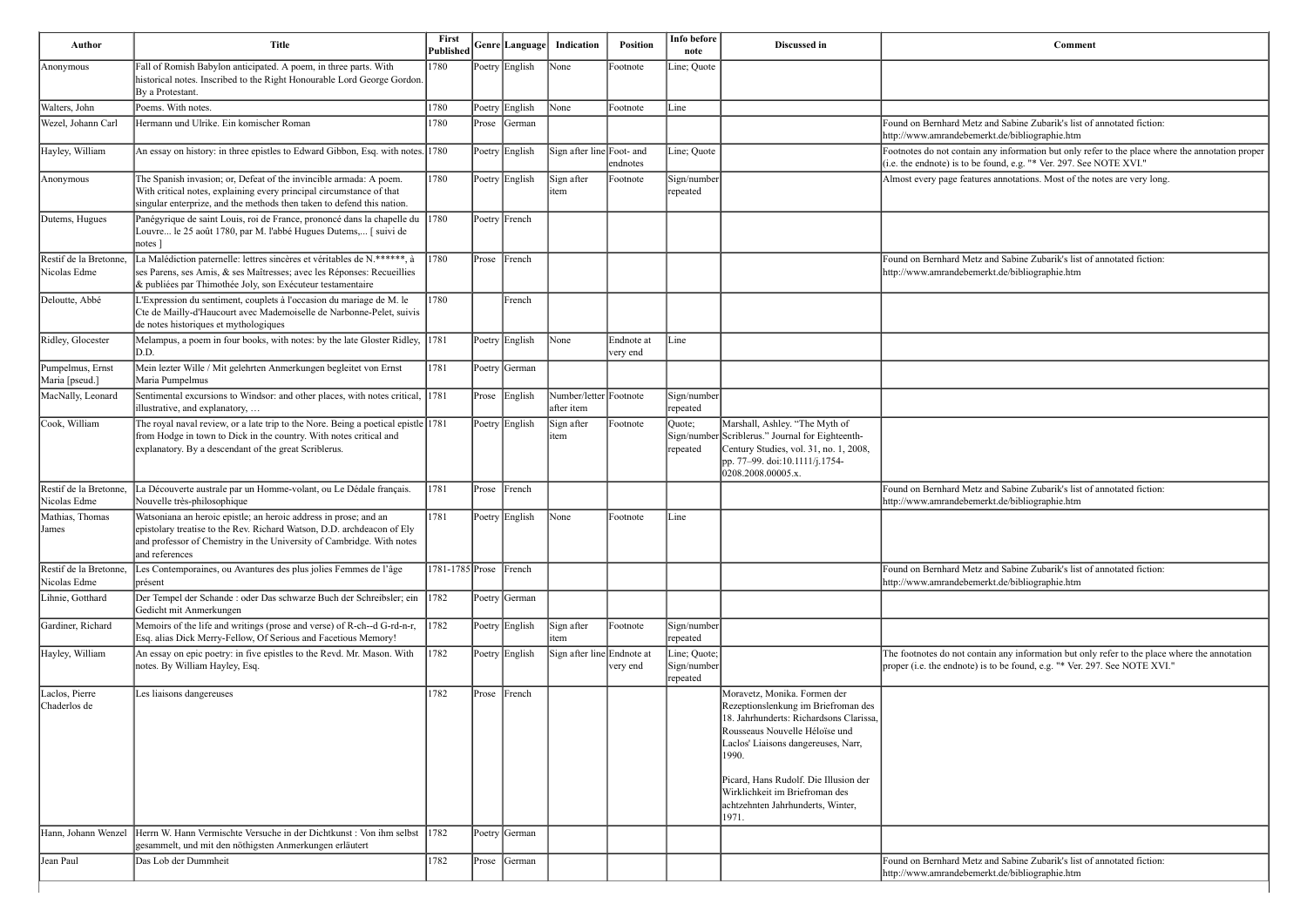| Author | Title | First Published | Genre | Language | Indication | Position | Info before note | Discussed in | Comment |
|---|---|---|---|---|---|---|---|---|---|
| Anonymous | Fall of Romish Babylon anticipated. A poem, in three parts. With historical notes. Inscribed to the Right Honourable Lord George Gordon. By a Protestant. | 1780 | Poetry | English | None | Footnote | Line; Quote | | |
| Walters, John | Poems. With notes. | 1780 | Poetry | English | None | Footnote | Line | | |
| Wezel, Johann Carl | Hermann und Ulrike. Ein komischer Roman | 1780 | Prose | German | | | | | Found on Bernhard Metz and Sabine Zubarik's list of annotated fiction: http://www.amrandebemerkt.de/bibliographie.htm |
| Hayley, William | An essay on history: in three epistles to Edward Gibbon, Esq. with notes. | 1780 | Poetry | English | Sign after line | Foot- and endnotes | Line; Quote | | Footnotes do not contain any information but only refer to the place where the annotation proper (i.e. the endnote) is to be found, e.g. "* Ver. 297. See NOTE XVI." |
| Anonymous | The Spanish invasion; or, Defeat of the invincible armada: A poem. With critical notes, explaining every principal circumstance of that singular enterprize, and the methods then taken to defend this nation. | 1780 | Poetry | English | Sign after item | Footnote | Sign/number repeated | | Almost every page features annotations. Most of the notes are very long. |
| Dutems, Hugues | Panégyrique de saint Louis, roi de France, prononcé dans la chapelle du Louvre... le 25 août 1780, par M. l'abbé Hugues Dutems,... [ suivi de notes ] | 1780 | Poetry | French | | | | | |
| Restif de la Bretonne, Nicolas Edme | La Malédiction paternelle: lettres sincères et véritables de N.******, à ses Parens, ses Amis, & ses Maîtresses; avec les Réponses: Recueillies & publiées par Thimothée Joly, son Exécuteur testamentaire | 1780 | Prose | French | | | | | Found on Bernhard Metz and Sabine Zubarik's list of annotated fiction: http://www.amrandebemerkt.de/bibliographie.htm |
| Deloutte, Abbé | L'Expression du sentiment, couplets à l'occasion du mariage de M. le Cte de Mailly-d'Haucourt avec Mademoiselle de Narbonne-Pelet, suivis de notes historiques et mythologiques | 1780 | | French | | | | | |
| Ridley, Glocester | Melampus, a poem in four books, with notes: by the late Gloster Ridley, D.D. | 1781 | Poetry | English | None | Endnote at very end | Line | | |
| Pumpelmus, Ernst Maria [pseud.] | Mein lezter Wille / Mit gelehrten Anmerkungen begleitet von Ernst Maria Pumpelmus | 1781 | Poetry | German | | | | | |
| MacNally, Leonard | Sentimental excursions to Windsor: and other places, with notes critical, illustrative, and explanatory, … | 1781 | Prose | English | Number/letter after item | Footnote | Sign/number repeated | | |
| Cook, William | The royal naval review, or a late trip to the Nore. Being a poetical epistle from Hodge in town to Dick in the country. With notes critical and explanatory. By a descendant of the great Scriblerus. | 1781 | Poetry | English | Sign after item | Footnote | Quote; Sign/number repeated | Marshall, Ashley. "The Myth of Scriblerus." Journal for Eighteenth-Century Studies, vol. 31, no. 1, 2008, pp. 77–99. doi:10.1111/j.1754-0208.2008.00005.x. | |
| Restif de la Bretonne, Nicolas Edme | La Découverte australe par un Homme-volant, ou Le Dédale français. Nouvelle très-philosophique | 1781 | Prose | French | | | | | Found on Bernhard Metz and Sabine Zubarik's list of annotated fiction: http://www.amrandebemerkt.de/bibliographie.htm |
| Mathias, Thomas James | Watsoniana an heroic epistle; an heroic address in prose; and an epistolary treatise to the Rev. Richard Watson, D.D. archdeacon of Ely and professor of Chemistry in the University of Cambridge. With notes and references | 1781 | Poetry | English | None | Footnote | Line | | |
| Restif de la Bretonne, Nicolas Edme | Les Contemporaines, ou Avantures des plus jolies Femmes de l'âge présent | 1781-1785 | Prose | French | | | | | Found on Bernhard Metz and Sabine Zubarik's list of annotated fiction: http://www.amrandebemerkt.de/bibliographie.htm |
| Lihnie, Gotthard | Der Tempel der Schande : oder Das schwarze Buch der Schreibsler; ein Gedicht mit Anmerkungen | 1782 | Poetry | German | | | | | |
| Gardiner, Richard | Memoirs of the life and writings (prose and verse) of R-ch--d G-rd-n-r, Esq. alias Dick Merry-Fellow, Of Serious and Facetious Memory! | 1782 | Poetry | English | Sign after item | Footnote | Sign/number repeated | | |
| Hayley, William | An essay on epic poetry: in five epistles to the Revd. Mr. Mason. With notes. By William Hayley, Esq. | 1782 | Poetry | English | Sign after line | Endnote at very end | Line; Quote; Sign/number repeated | | The footnotes do not contain any information but only refer to the place where the annotation proper (i.e. the endnote) is to be found, e.g. "* Ver. 297. See NOTE XVI." |
| Laclos, Pierre Chaderlos de | Les liaisons dangereuses | 1782 | Prose | French | | | | Moravetz, Monika. Formen der Rezeptionslenkung im Briefroman des 18. Jahrhunderts: Richardsons Clarissa, Rousseaus Nouvelle Héloïse und Laclos' Liaisons dangereuses, Narr, 1990.<br><br>Picard, Hans Rudolf. Die Illusion der Wirklichkeit im Briefroman des achtzehnten Jahrhunderts, Winter, 1971. | |
| Hann, Johann Wenzel | Herrn W. Hann Vermischte Versuche in der Dichtkunst : Von ihm selbst gesammelt, und mit den nöthigsten Anmerkungen erläutert | 1782 | Poetry | German | | | | | |
| Jean Paul | Das Lob der Dummheit | 1782 | Prose | German | | | | | Found on Bernhard Metz and Sabine Zubarik's list of annotated fiction: http://www.amrandebemerkt.de/bibliographie.htm |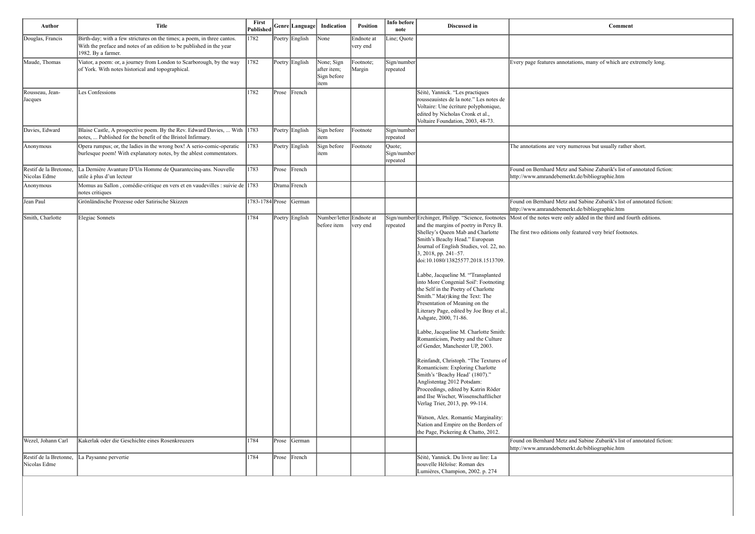| Author | Title | First Published | Genre | Language | Indication | Position | Info before note | Discussed in | Comment |
|---|---|---|---|---|---|---|---|---|---|
| Douglas, Francis | Birth-day; with a few strictures on the times; a poem, in three cantos. With the preface and notes of an edition to be published in the year 1982. By a farmer. | 1782 | Poetry | English | None | Endnote at very end | Line; Quote | | |
| Maude, Thomas | Viator, a poem: or, a journey from London to Scarborough, by the way of York. With notes historical and topographical. | 1782 | Poetry | English | None; Sign after item; Sign before item | Footnote; Margin | Sign/number repeated | | Every page features annotations, many of which are extremely long. |
| Rousseau, Jean-Jacques | Les Confessions | 1782 | Prose | French | | | | Séité, Yannick. "Les practiques rousseauistes de la note." Les notes de Voltaire: Une écriture polyphonique, edited by Nicholas Cronk et al., Voltaire Foundation, 2003, 48-73. | |
| Davies, Edward | Blaise Castle, A prospective poem. By the Rev. Edward Davies, ... With notes, ... Published for the benefit of the Bristol Infirmary. | 1783 | Poetry | English | Sign before item | Footnote | Sign/number repeated | | |
| Anonymous | Opera rumpus; or, the ladies in the wrong box! A serio-comic-operatic burlesque poem! With explanatory notes, by the ablest commentators. | 1783 | Poetry | English | Sign before item | Footnote | Quote; Sign/number repeated | | The annotations are very numerous but usually rather short. |
| Restif de la Bretonne, Nicolas Edme | La Dernière Avanture D'Un Homme de Quarantecinq-ans. Nouvelle utile à plus d'un lecteur | 1783 | Prose | French | | | | | Found on Bernhard Metz and Sabine Zubarik's list of annotated fiction: http://www.amrandebemerkt.de/bibliographie.htm |
| Anonymous | Momus au Sallon , comédie-critique en vers et en vaudevilles : suivie de notes critiques | 1783 | Drama | French | | | | | |
| Jean Paul | Grönländische Prozesse oder Satirische Skizzen | 1783-1784 | Prose | German | | | | | Found on Bernhard Metz and Sabine Zubarik's list of annotated fiction: http://www.amrandebemerkt.de/bibliographie.htm |
| Smith, Charlotte | Elegiac Sonnets | 1784 | Poetry | English | Number/letter before item | Endnote at very end | Sign/number repeated | Erchinger, Philipp. "Science, footnotes and the margins of poetry in Percy B. Shelley's Queen Mab and Charlotte Smith's Beachy Head." European Journal of English Studies, vol. 22, no. 3, 2018, pp. 241–57. doi:10.1080/13825577.2018.1513709.<br><br>Labbe, Jacqueline M. "'Transplanted into More Congenial Soil': Footnoting the Self in the Poetry of Charlotte Smith." Ma(r)king the Text: The Presentation of Meaning on the Literary Page, edited by Joe Bray et al., Ashgate, 2000, 71-86.<br><br>Labbe, Jacqueline M. Charlotte Smith: Romanticism, Poetry and the Culture of Gender, Manchester UP, 2003.<br><br>Reinfandt, Christoph. "The Textures of Romanticism: Exploring Charlotte Smith's 'Beachy Head' (1807)." Anglistentag 2012 Potsdam: Proceedings, edited by Katrin Röder and Ilse Wischer, Wissenschaftlicher Verlag Trier, 2013, pp. 99-114.<br><br>Watson, Alex. Romantic Marginality: Nation and Empire on the Borders of the Page, Pickering & Chatto, 2012. | Most of the notes were only added in the third and fourth editions.<br><br>The first two editions only featured very brief footnotes. |
| Wezel, Johann Carl | Kakerlak oder die Geschichte eines Rosenkreuzers | 1784 | Prose | German | | | | | Found on Bernhard Metz and Sabine Zubarik's list of annotated fiction: http://www.amrandebemerkt.de/bibliographie.htm |
| Restif de la Bretonne, Nicolas Edme | La Paysanne pervertie | 1784 | Prose | French | | | | Séité, Yannick. Du livre au lire: La nouvelle Héloïse: Roman des Lumières, Champion, 2002. p. 274 | |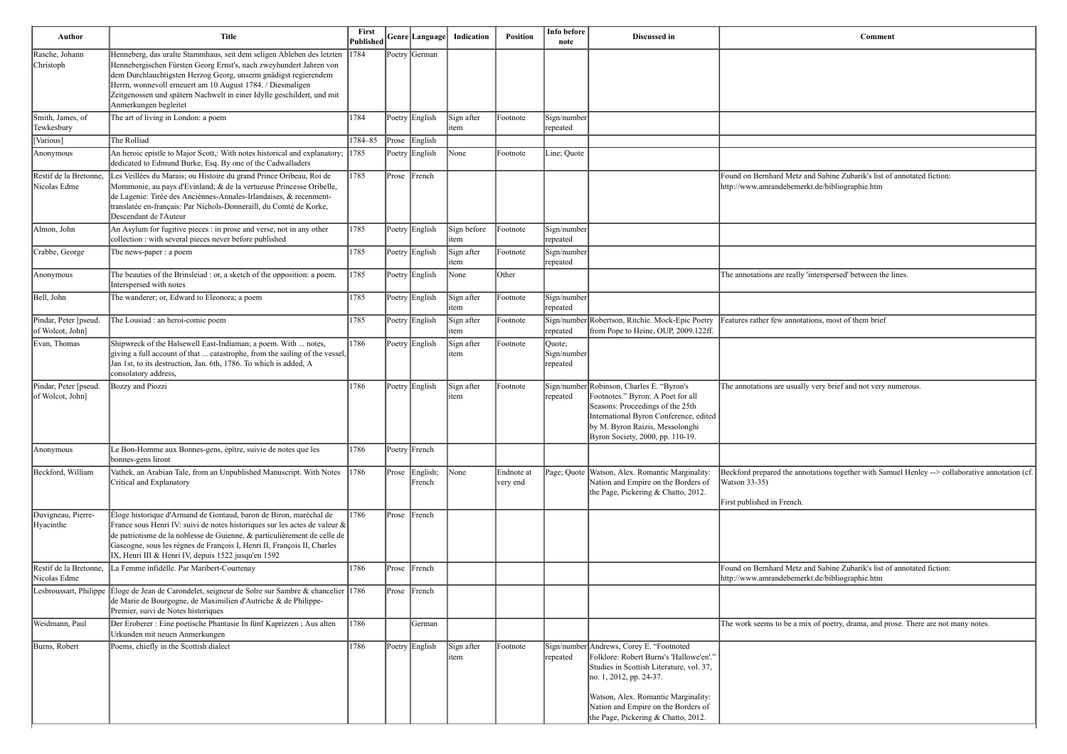| Author | Title | First Published | Genre | Language | Indication | Position | Info before note | Discussed in | Comment |
|---|---|---|---|---|---|---|---|---|---|
| Rasche, Johann Christoph | Henneberg, das uralte Stammhaus, seit dem seligen Ableben des letzten Hennebergischen Fürsten Georg Ernst's, nach zweyhundert Jahren von dem Durchlauchtigsten Herzog Georg, unserm gnädigst regierendem Herrn, wonnevoll erneuert am 10 August 1784. / Diesmaligen Zeitgenossen und spätern Nachwelt in einer Idylle geschildert, und mit Anmerkungen begleitet | 1784 | Poetry | German | | | | | |
| Smith, James, of Tewkesbury | The art of living in London: a poem | 1784 | Poetry | English | Sign after item | Footnote | Sign/number repeated | | |
| [Various] | The Rolliad | 1784–85 | Prose | English | | | | | |
| Anonymous | An heroic epistle to Major Scott,: With notes historical and explanatory; dedicated to Edmund Burke, Esq. By one of the Cadwalladers | 1785 | Poetry | English | None | Footnote | Line; Quote | | |
| Restif de la Bretonne, Nicolas Edme | Les Veillées du Marais; ou Histoire du grand Prince Oribeau, Roi de Mommonie, au pays d'Evinland; & de la vertueuse Princesse Oribelle, de Lagenie: Tirée des Anciénnes-Annales-Irlandaises, & recenment-translatée en-français: Par Nichols-Donneraill, du Comté de Korke, Descendant de l'Auteur | 1785 | Prose | French | | | | | Found on Bernhard Metz and Sabine Zubarik's list of annotated fiction: http://www.amrandebemerkt.de/bibliographie.htm |
| Almon, John | An Asylum for fugitive pieces : in prose and verse, not in any other collection : with several pieces never before published | 1785 | Poetry | English | Sign before item | Footnote | Sign/number repeated | | |
| Crabbe, George | The news-paper : a poem | 1785 | Poetry | English | Sign after item | Footnote | Sign/number repeated | | |
| Anonymous | The beauties of the Brinsleiad : or, a sketch of the opposition: a poem. Interspersed with notes | 1785 | Poetry | English | None | Other | | | The annotations are really 'interspersed' between the lines. |
| Bell, John | The wanderer; or, Edward to Eleonora; a poem | 1785 | Poetry | English | Sign after item | Footnote | Sign/number repeated | | |
| Pindar, Peter [pseud. of Wolcot, John] | The Lousiad : an heroi-comic poem | 1785 | Poetry | English | Sign after item | Footnote | Sign/number repeated | Robertson, Ritchie. Mock-Epic Poetry from Pope to Heine, OUP, 2009.122ff. | Features rather few annotations, most of them brief |
| Evan, Thomas | Shipwreck of the Halsewell East-Indiaman; a poem. With ... notes, giving a full account of that ... catastrophe, from the sailing of the vessel, Jan 1st, to its destruction, Jan. 6th, 1786. To which is added, A consolatory address, | 1786 | Poetry | English | Sign after item | Footnote | Quote; Sign/number repeated | | |
| Pindar, Peter [pseud. of Wolcot, John] | Bozzy and Piozzi | 1786 | Poetry | English | Sign after item | Footnote | Sign/number repeated | Robinson, Charles E. "Byron's Footnotes." Byron: A Poet for all Seasons: Proceedings of the 25th International Byron Conference, edited by M. Byron Raizis, Messolonghi Byron Society, 2000, pp. 110-19. | The annotations are usually very brief and not very numerous. |
| Anonymous | Le Bon-Homme aux Bonnes-gens, épître, suivie de notes que les bonnes-gens liront | 1786 | Poetry | French | | | | | |
| Beckford, William | Vathek, an Arabian Tale, from an Unpublished Manuscript. With Notes Critical and Explanatory | 1786 | Prose | English; French | None | Endnote at very end | Page; Quote | Watson, Alex. Romantic Marginality: Nation and Empire on the Borders of the Page, Pickering & Chatto, 2012. | Beckford prepared the annotations together with Samuel Henley --> collaborative annotation (cf. Watson 33-35)<br><br>First published in French. |
| Duvigneau, Pierre-Hyacinthe | Éloge historique d'Armand de Gontaud, baron de Biron, maréchal de France sous Henri IV: suivi de notes historiques sur les actes de valeur & de patriotisme de la noblesse de Guienne, & particulièrement de celle de Gascogne, sous les règnes de François I, Henri II, François II, Charles IX, Henri III & Henri IV, depuis 1522 jusqu'en 1592 | 1786 | Prose | French | | | | | |
| Restif de la Bretonne, Nicolas Edme | La Femme infidèlle. Par Maribert-Courtenay | 1786 | Prose | French | | | | | Found on Bernhard Metz and Sabine Zubarik's list of annotated fiction: http://www.amrandebemerkt.de/bibliographie.htm |
| Lesbroussart, Philippe | Éloge de Jean de Carondelet, seigneur de Solre sur Sambre & chancelier de Marie de Bourgogne, de Maximilien d'Autriche & de Philippe-Premier, suivi de Notes historiques | 1786 | Prose | French | | | | | |
| Weidmann, Paul | Der Eroberer : Eine poetische Phantasie In fünf Kaprizzen ; Aus alten Urkunden mit neuen Anmerkungen | 1786 | | German | | | | | The work seems to be a mix of poetry, drama, and prose. There are not many notes. |
| Burns, Robert | Poems, chiefly in the Scottish dialect | 1786 | Poetry | English | Sign after item | Footnote | Sign/number repeated | Andrews, Corey E. "Footnoted Folklore: Robert Burns's 'Hallowe'en'." Studies in Scottish Literature, vol. 37, no. 1, 2012, pp. 24-37.<br><br>Watson, Alex. Romantic Marginality: Nation and Empire on the Borders of the Page, Pickering & Chatto, 2012. | |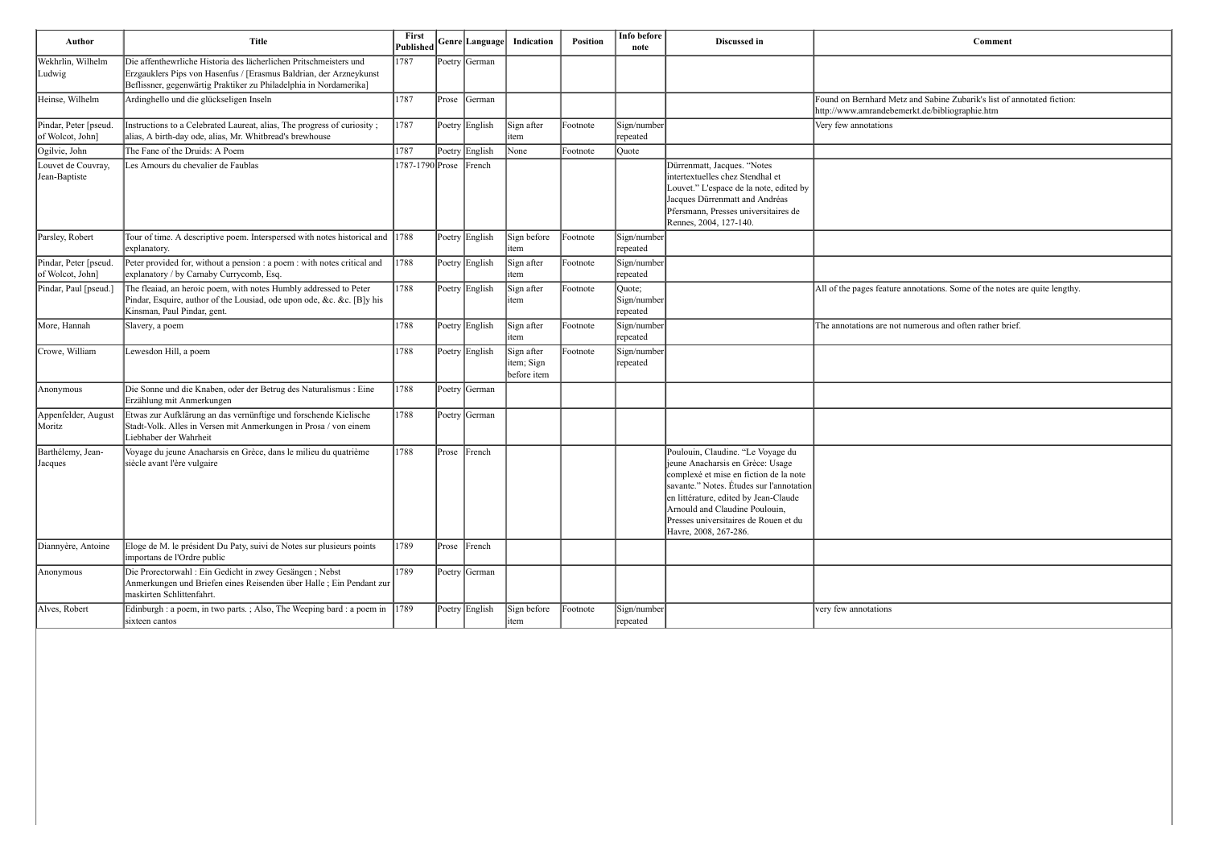| Author | Title | First Published | Genre | Language | Indication | Position | Info before note | Discussed in | Comment |
|---|---|---|---|---|---|---|---|---|---|
| Wekhrlin, Wilhelm Ludwig | Die affenthewrliche Historia des lächerlichen Pritschmeisters und Erzgauklers Pips von Hasenfus / [Erasmus Baldrian, der Arzneykunst Beflissner, gegenwärtig Praktiker zu Philadelphia in Nordamerika] | 1787 | Poetry | German | | | | | |
| Heinse, Wilhelm | Ardinghello und die glückseligen Inseln | 1787 | Prose | German | | | | | Found on Bernhard Metz and Sabine Zubarik's list of annotated fiction: http://www.amrandebemerkt.de/bibliographie.htm |
| Pindar, Peter [pseud. of Wolcot, John] | Instructions to a Celebrated Laureat, alias, The progress of curiosity ; alias, A birth-day ode, alias, Mr. Whitbread's brewhouse | 1787 | Poetry | English | Sign after item | Footnote | Sign/number repeated | | Very few annotations |
| Ogilvie, John | The Fane of the Druids: A Poem | 1787 | Poetry | English | None | Footnote | Quote | | |
| Louvet de Couvray, Jean-Baptiste | Les Amours du chevalier de Faublas | 1787-1790 | Prose | French | | | | Dürrenmatt, Jacques. "Notes intertextuelles chez Stendhal et Louvet." L'espace de la note, edited by Jacques Dürrenmatt and Andréas Pfersmann, Presses universitaires de Rennes, 2004, 127-140. | |
| Parsley, Robert | Tour of time. A descriptive poem. Interspersed with notes historical and explanatory. | 1788 | Poetry | English | Sign before item | Footnote | Sign/number repeated | | |
| Pindar, Peter [pseud. of Wolcot, John] | Peter provided for, without a pension : a poem : with notes critical and explanatory / by Carnaby Currycomb, Esq. | 1788 | Poetry | English | Sign after item | Footnote | Sign/number repeated | | |
| Pindar, Paul [pseud.] | The fleaiad, an heroic poem, with notes Humbly addressed to Peter Pindar, Esquire, author of the Lousiad, ode upon ode, &c. &c. [B]y his Kinsman, Paul Pindar, gent. | 1788 | Poetry | English | Sign after item | Footnote | Quote; Sign/number repeated | | All of the pages feature annotations. Some of the notes are quite lengthy. |
| More, Hannah | Slavery, a poem | 1788 | Poetry | English | Sign after item | Footnote | Sign/number repeated | | The annotations are not numerous and often rather brief. |
| Crowe, William | Lewesdon Hill, a poem | 1788 | Poetry | English | Sign after item; Sign before item | Footnote | Sign/number repeated | | |
| Anonymous | Die Sonne und die Knaben, oder der Betrug des Naturalismus : Eine Erzählung mit Anmerkungen | 1788 | Poetry | German | | | | | |
| Appenfelder, August Moritz | Etwas zur Aufklärung an das vernünftige und forschende Kielische Stadt-Volk. Alles in Versen mit Anmerkungen in Prosa / von einem Liebhaber der Wahrheit | 1788 | Poetry | German | | | | | |
| Barthélemy, Jean-Jacques | Voyage du jeune Anacharsis en Grèce, dans le milieu du quatrième siècle avant l'ère vulgaire | 1788 | Prose | French | | | | Poulouin, Claudine. "Le Voyage du jeune Anacharsis en Grèce: Usage complexé et mise en fiction de la note savante." Notes. Études sur l'annotation en littérature, edited by Jean-Claude Arnould and Claudine Poulouin, Presses universitaires de Rouen et du Havre, 2008, 267-286. | |
| Diannyère, Antoine | Eloge de M. le président Du Paty, suivi de Notes sur plusieurs points importans de l'Ordre public | 1789 | Prose | French | | | | | |
| Anonymous | Die Prorectorwahl : Ein Gedicht in zwey Gesängen ; Nebst Anmerkungen und Briefen eines Reisenden über Halle ; Ein Pendant zur maskirten Schlittenfahrt. | 1789 | Poetry | German | | | | | |
| Alves, Robert | Edinburgh : a poem, in two parts. ; Also, The Weeping bard : a poem in sixteen cantos | 1789 | Poetry | English | Sign before item | Footnote | Sign/number repeated | | very few annotations |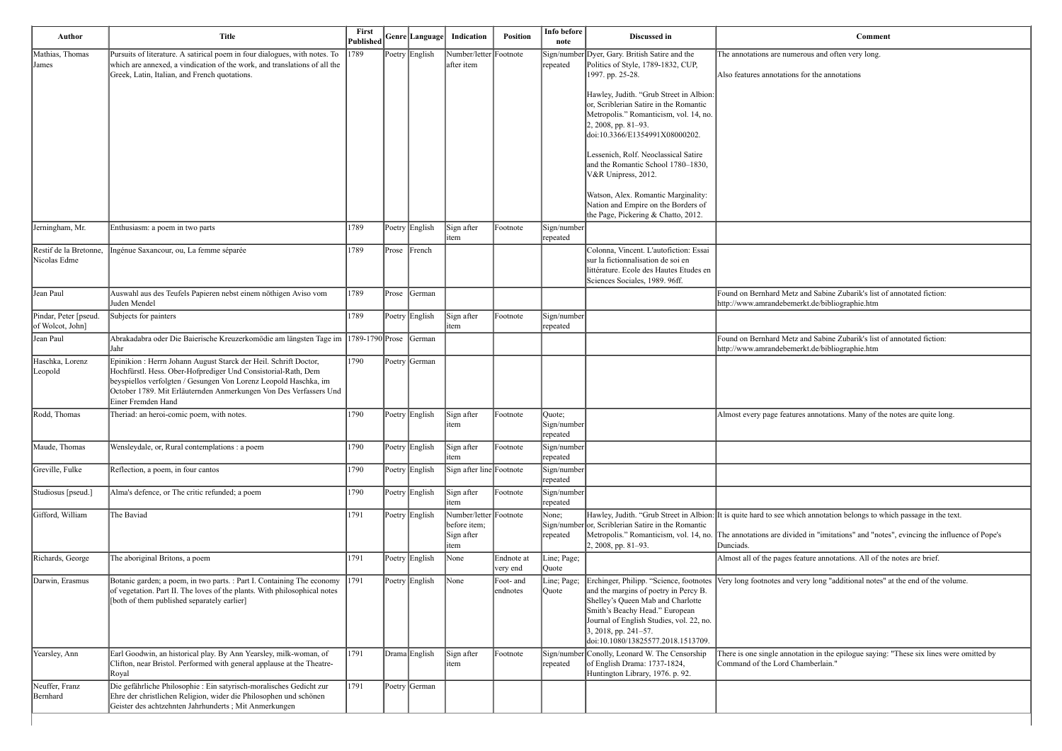| Author | Title | First Published | Genre | Language | Indication | Position | Info before note | Discussed in | Comment |
|---|---|---|---|---|---|---|---|---|---|
| Mathias, Thomas James | Pursuits of literature. A satirical poem in four dialogues, with notes. To which are annexed, a vindication of the work, and translations of all the Greek, Latin, Italian, and French quotations. | 1789 | Poetry | English | Number/letter after item | Footnote | Sign/number repeated | Dyer, Gary. British Satire and the Politics of Style, 1789-1832, CUP, 1997. pp. 25-28.<br><br>Hawley, Judith. "Grub Street in Albion: or, Scriblerian Satire in the Romantic Metropolis." Romanticism, vol. 14, no. 2, 2008, pp. 81–93. doi:10.3366/E1354991X08000202.<br><br>Lessenich, Rolf. Neoclassical Satire and the Romantic School 1780–1830, V&R Unipress, 2012.<br><br>Watson, Alex. Romantic Marginality: Nation and Empire on the Borders of the Page, Pickering & Chatto, 2012. | The annotations are numerous and often very long.<br><br>Also features annotations for the annotations |
| Jerningham, Mr. | Enthusiasm: a poem in two parts | 1789 | Poetry | English | Sign after item | Footnote | Sign/number repeated | | |
| Restif de la Bretonne, Nicolas Edme | Ingénue Saxancour, ou, La femme séparée | 1789 | Prose | French | | | | Colonna, Vincent. L'autofiction: Essai sur la fictionnalisation de soi en littérature. Ecole des Hautes Etudes en Sciences Sociales, 1989. 96ff. | |
| Jean Paul | Auswahl aus des Teufels Papieren nebst einem nöthigen Aviso vom Juden Mendel | 1789 | Prose | German | | | | | Found on Bernhard Metz and Sabine Zubarik's list of annotated fiction: http://www.amrandebemerkt.de/bibliographie.htm |
| Pindar, Peter [pseud. of Wolcot, John] | Subjects for painters | 1789 | Poetry | English | Sign after item | Footnote | Sign/number repeated | | |
| Jean Paul | Abrakadabra oder Die Baierische Kreuzerkomödie am längsten Tage im Jahr | 1789-1790 | Prose | German | | | | | Found on Bernhard Metz and Sabine Zubarik's list of annotated fiction: http://www.amrandebemerkt.de/bibliographie.htm |
| Haschka, Lorenz Leopold | Epinikion : Herrn Johann August Starck der Heil. Schrift Doctor, Hochfürstl. Hess. Ober-Hofprediger Und Consistorial-Rath, Dem beyspiellos verfolgten / Gesungen Von Lorenz Leopold Haschka, im October 1789. Mit Erläuternden Anmerkungen Von Des Verfassers Und Einer Fremden Hand | 1790 | Poetry | German | | | | | |
| Rodd, Thomas | Theriad: an heroi-comic poem, with notes. | 1790 | Poetry | English | Sign after item | Footnote | Quote; Sign/number repeated | | Almost every page features annotations. Many of the notes are quite long. |
| Maude, Thomas | Wensleydale, or, Rural contemplations : a poem | 1790 | Poetry | English | Sign after item | Footnote | Sign/number repeated | | |
| Greville, Fulke | Reflection, a poem, in four cantos | 1790 | Poetry | English | Sign after line | Footnote | Sign/number repeated | | |
| Studiosus [pseud.] | Alma's defence, or The critic refunded; a poem | 1790 | Poetry | English | Sign after item | Footnote | Sign/number repeated | | |
| Gifford, William | The Baviad | 1791 | Poetry | English | Number/letter before item; Sign after item | Footnote | None; Sign/number repeated | Hawley, Judith. "Grub Street in Albion: or, Scriblerian Satire in the Romantic Metropolis." Romanticism, vol. 14, no. 2, 2008, pp. 81–93. | It is quite hard to see which annotation belongs to which passage in the text.<br><br>The annotations are divided in "imitations" and "notes", evincing the influence of Pope's Dunciads. |
| Richards, George | The aboriginal Britons, a poem | 1791 | Poetry | English | None | Endnote at very end | Line; Page; Quote | | Almost all of the pages feature annotations. All of the notes are brief. |
| Darwin, Erasmus | Botanic garden; a poem, in two parts. : Part I. Containing The economy of vegetation. Part II. The loves of the plants. With philosophical notes [both of them published separately earlier] | 1791 | Poetry | English | None | Foot- and endnotes | Line; Page; Quote | Erchinger, Philipp. "Science, footnotes and the margins of poetry in Percy B. Shelley's Queen Mab and Charlotte Smith's Beachy Head." European Journal of English Studies, vol. 22, no. 3, 2018, pp. 241–57. doi:10.1080/13825577.2018.1513709. | Very long footnotes and very long "additional notes" at the end of the volume. |
| Yearsley, Ann | Earl Goodwin, an historical play. By Ann Yearsley, milk-woman, of Clifton, near Bristol. Performed with general applause at the Theatre-Royal | 1791 | Drama | English | Sign after item | Footnote | Sign/number repeated | Conolly, Leonard W. The Censorship of English Drama: 1737-1824, Huntington Library, 1976. p. 92. | There is one single annotation in the epilogue saying: "These six lines were omitted by Command of the Lord Chamberlain." |
| Neuffer, Franz Bernhard | Die gefährliche Philosophie : Ein satyrisch-moralisches Gedicht zur Ehre der christlichen Religion, wider die Philosophen und schönen Geister des achtzehnten Jahrhunderts ; Mit Anmerkungen | 1791 | Poetry | German | | | | | |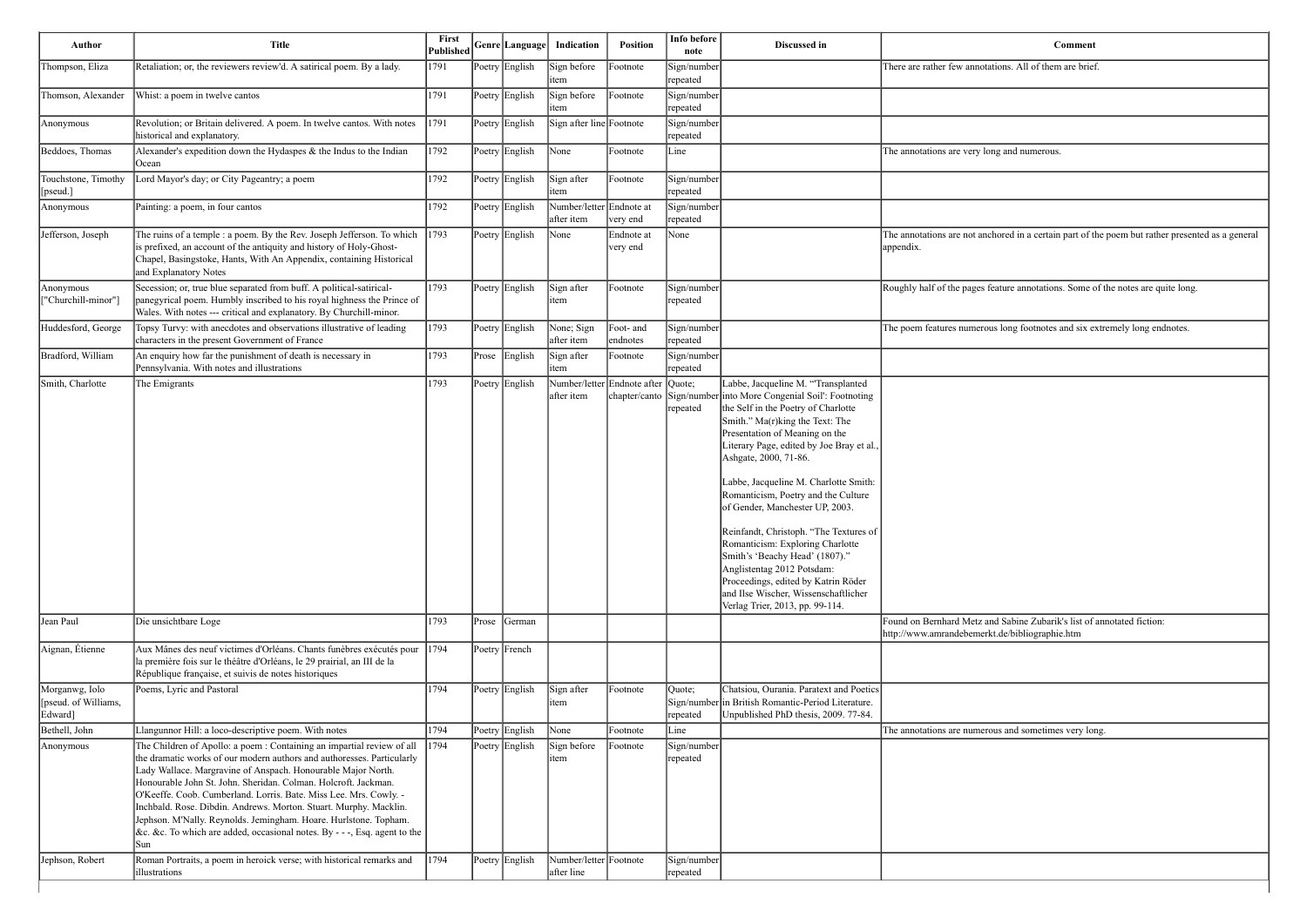| Author | Title | First Published | Genre | Language | Indication | Position | Info before note | Discussed in | Comment |
|---|---|---|---|---|---|---|---|---|---|
| Thompson, Eliza | Retaliation; or, the reviewers review'd. A satirical poem. By a lady. | 1791 | Poetry | English | Sign before item | Footnote | Sign/number repeated | | There are rather few annotations. All of them are brief. |
| Thomson, Alexander | Whist: a poem in twelve cantos | 1791 | Poetry | English | Sign before item | Footnote | Sign/number repeated | | |
| Anonymous | Revolution; or Britain delivered. A poem. In twelve cantos. With notes historical and explanatory. | 1791 | Poetry | English | Sign after line | Footnote | Sign/number repeated | | |
| Beddoes, Thomas | Alexander's expedition down the Hydaspes & the Indus to the Indian Ocean | 1792 | Poetry | English | None | Footnote | Line | | The annotations are very long and numerous. |
| Touchstone, Timothy [pseud.] | Lord Mayor's day; or City Pageantry; a poem | 1792 | Poetry | English | Sign after item | Footnote | Sign/number repeated | | |
| Anonymous | Painting: a poem, in four cantos | 1792 | Poetry | English | Number/letter after item | Endnote at very end | Sign/number repeated | | |
| Jefferson, Joseph | The ruins of a temple : a poem. By the Rev. Joseph Jefferson. To which is prefixed, an account of the antiquity and history of Holy-Ghost-Chapel, Basingstoke, Hants, With An Appendix, containing Historical and Explanatory Notes | 1793 | Poetry | English | None | Endnote at very end | None | | The annotations are not anchored in a certain part of the poem but rather presented as a general appendix. |
| Anonymous ["Churchill-minor"] | Secession; or, true blue separated from buff. A political-satirical-panegyrical poem. Humbly inscribed to his royal highness the Prince of Wales. With notes --- critical and explanatory. By Churchill-minor. | 1793 | Poetry | English | Sign after item | Footnote | Sign/number repeated | | Roughly half of the pages feature annotations. Some of the notes are quite long. |
| Huddesford, George | Topsy Turvy: with anecdotes and observations illustrative of leading characters in the present Government of France | 1793 | Poetry | English | None; Sign after item | Foot- and endnotes | Sign/number repeated | | The poem features numerous long footnotes and six extremely long endnotes. |
| Bradford, William | An enquiry how far the punishment of death is necessary in Pennsylvania. With notes and illustrations | 1793 | Prose | English | Sign after item | Footnote | Sign/number repeated | | |
| Smith, Charlotte | The Emigrants | 1793 | Poetry | English | Number/letter after item | Endnote after chapter/canto | Quote; Sign/number repeated | Labbe, Jacqueline M. "'Transplanted into More Congenial Soil': Footnoting the Self in the Poetry of Charlotte Smith." Ma(r)king the Text: The Presentation of Meaning on the Literary Page, edited by Joe Bray et al., Ashgate, 2000, 71-86.<br><br>Labbe, Jacqueline M. Charlotte Smith: Romanticism, Poetry and the Culture of Gender, Manchester UP, 2003.<br><br>Reinfandt, Christoph. "The Textures of Romanticism: Exploring Charlotte Smith's 'Beachy Head' (1807)." Anglistentag 2012 Potsdam: Proceedings, edited by Katrin Röder and Ilse Wischer, Wissenschaftlicher Verlag Trier, 2013, pp. 99-114. | |
| Jean Paul | Die unsichtbare Loge | 1793 | Prose | German | | | | | Found on Bernhard Metz and Sabine Zubarik's list of annotated fiction: http://www.amrandebemerkt.de/bibliographie.htm |
| Aignan, Étienne | Aux Mânes des neuf victimes d'Orléans. Chants funèbres exécutés pour la première fois sur le théâtre d'Orléans, le 29 prairial, an III de la République française, et suivis de notes historiques | 1794 | Poetry | French | | | | | |
| Morganwg, Iolo [pseud. of Williams, Edward] | Poems, Lyric and Pastoral | 1794 | Poetry | English | Sign after item | Footnote | Quote; Sign/number repeated | Chatsiou, Ourania. Paratext and Poetics in British Romantic-Period Literature. Unpublished PhD thesis, 2009. 77-84. | |
| Bethell, John | Llangunnor Hill: a loco-descriptive poem. With notes | 1794 | Poetry | English | None | Footnote | Line | | The annotations are numerous and sometimes very long. |
| Anonymous | The Children of Apollo: a poem : Containing an impartial review of all the dramatic works of our modern authors and authoresses. Particularly Lady Wallace. Margravine of Anspach. Honourable Major North. Honourable John St. John. Sheridan. Colman. Holcroft. Jackman. O'Keeffe. Coob. Cumberland. Lorris. Bate. Miss Lee. Mrs. Cowly. - Inchbald. Rose. Dibdin. Andrews. Morton. Stuart. Murphy. Macklin. Jephson. M'Nally. Reynolds. Jemingham. Hoare. Hurlstone. Topham. &c. &c. To which are added, occasional notes. By - - -, Esq. agent to the Sun | 1794 | Poetry | English | Sign before item | Footnote | Sign/number repeated | | |
| Jephson, Robert | Roman Portraits, a poem in heroick verse; with historical remarks and illustrations | 1794 | Poetry | English | Number/letter after line | Footnote | Sign/number repeated | | |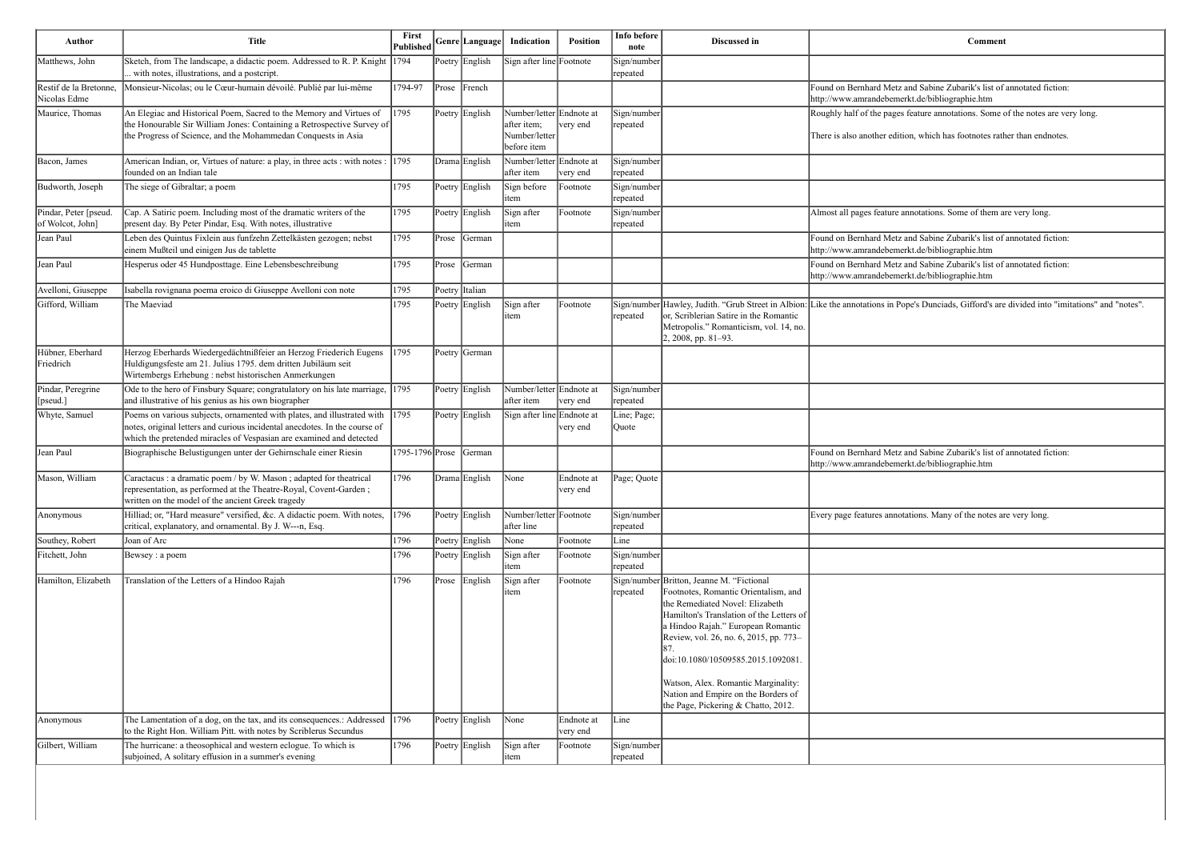| Author | Title | First Published | Genre | Language | Indication | Position | Info before note | Discussed in | Comment |
|---|---|---|---|---|---|---|---|---|---|
| Matthews, John | Sketch, from The landscape, a didactic poem. Addressed to R. P. Knight ... with notes, illustrations, and a postcript. | 1794 | Poetry | English | Sign after line | Footnote | Sign/number repeated | | |
| Restif de la Bretonne, Nicolas Edme | Monsieur-Nicolas; ou le Cœur-humain dévoilé. Publié par lui-même | 1794-97 | Prose | French | | | | | Found on Bernhard Metz and Sabine Zubarik's list of annotated fiction: http://www.amrandebemerkt.de/bibliographie.htm |
| Maurice, Thomas | An Elegiac and Historical Poem, Sacred to the Memory and Virtues of the Honourable Sir William Jones: Containing a Retrospective Survey of the Progress of Science, and the Mohammedan Conquests in Asia | 1795 | Poetry | English | Number/letter after item; Number/letter before item | Endnote at very end | Sign/number repeated | | Roughly half of the pages feature annotations. Some of the notes are very long.<br><br>There is also another edition, which has footnotes rather than endnotes. |
| Bacon, James | American Indian, or, Virtues of nature: a play, in three acts : with notes : founded on an Indian tale | 1795 | Drama | English | Number/letter after item | Endnote at very end | Sign/number repeated | | |
| Budworth, Joseph | The siege of Gibraltar; a poem | 1795 | Poetry | English | Sign before item | Footnote | Sign/number repeated | | |
| Pindar, Peter [pseud. of Wolcot, John] | Cap. A Satiric poem. Including most of the dramatic writers of the present day. By Peter Pindar, Esq. With notes, illustrative | 1795 | Poetry | English | Sign after item | Footnote | Sign/number repeated | | Almost all pages feature annotations. Some of them are very long. |
| Jean Paul | Leben des Quintus Fixlein aus funfzehn Zettelkästen gezogen; nebst einem Mußteil und einigen Jus de tablette | 1795 | Prose | German | | | | | Found on Bernhard Metz and Sabine Zubarik's list of annotated fiction: http://www.amrandebemerkt.de/bibliographie.htm |
| Jean Paul | Hesperus oder 45 Hundposttage. Eine Lebensbeschreibung | 1795 | Prose | German | | | | | Found on Bernhard Metz and Sabine Zubarik's list of annotated fiction: http://www.amrandebemerkt.de/bibliographie.htm |
| Avelloni, Giuseppe | Isabella rovignana poema eroico di Giuseppe Avelloni con note | 1795 | Poetry | Italian | | | | | |
| Gifford, William | The Maeviad | 1795 | Poetry | English | Sign after item | Footnote | Sign/number repeated | Hawley, Judith. "Grub Street in Albion: or, Scriblerian Satire in the Romantic Metropolis." Romanticism, vol. 14, no. 2, 2008, pp. 81–93. | Like the annotations in Pope's Dunciads, Gifford's are divided into "imitations" and "notes". |
| Hübner, Eberhard Friedrich | Herzog Eberhards Wiedergedächtnißfeier an Herzog Friederich Eugens Huldigungsfeste am 21. Julius 1795. dem dritten Jubiläum seit Wirtembergs Erhebung : nebst historischen Anmerkungen | 1795 | Poetry | German | | | | | |
| Pindar, Peregrine [pseud.] | Ode to the hero of Finsbury Square; congratulatory on his late marriage, and illustrative of his genius as his own biographer | 1795 | Poetry | English | Number/letter after item | Endnote at very end | Sign/number repeated | | |
| Whyte, Samuel | Poems on various subjects, ornamented with plates, and illustrated with notes, original letters and curious incidental anecdotes. In the course of which the pretended miracles of Vespasian are examined and detected | 1795 | Poetry | English | Sign after line | Endnote at very end | Line; Page; Quote | | |
| Jean Paul | Biographische Belustigungen unter der Gehirnschale einer Riesin | 1795-1796 | Prose | German | | | | | Found on Bernhard Metz and Sabine Zubarik's list of annotated fiction: http://www.amrandebemerkt.de/bibliographie.htm |
| Mason, William | Caractacus : a dramatic poem / by W. Mason ; adapted for theatrical representation, as performed at the Theatre-Royal, Covent-Garden ; written on the model of the ancient Greek tragedy | 1796 | Drama | English | None | Endnote at very end | Page; Quote | | |
| Anonymous | Hilliad; or, "Hard measure" versified, &c. A didactic poem. With notes, critical, explanatory, and ornamental. By J. W---n, Esq. | 1796 | Poetry | English | Number/letter after line | Footnote | Sign/number repeated | | Every page features annotations. Many of the notes are very long. |
| Southey, Robert | Joan of Arc | 1796 | Poetry | English | None | Footnote | Line | | |
| Fitchett, John | Bewsey : a poem | 1796 | Poetry | English | Sign after item | Footnote | Sign/number repeated | | |
| Hamilton, Elizabeth | Translation of the Letters of a Hindoo Rajah | 1796 | Prose | English | Sign after item | Footnote | Sign/number repeated | Britton, Jeanne M. "Fictional Footnotes, Romantic Orientalism, and the Remediated Novel: Elizabeth Hamilton's Translation of the Letters of a Hindoo Rajah." European Romantic Review, vol. 26, no. 6, 2015, pp. 773–87. doi:10.1080/10509585.2015.1092081.<br><br>Watson, Alex. Romantic Marginality: Nation and Empire on the Borders of the Page, Pickering & Chatto, 2012. | |
| Anonymous | The Lamentation of a dog, on the tax, and its consequences.: Addressed to the Right Hon. William Pitt. with notes by Scriblerus Secundus | 1796 | Poetry | English | None | Endnote at very end | Line | | |
| Gilbert, William | The hurricane: a theosophical and western eclogue. To which is subjoined, A solitary effusion in a summer's evening | 1796 | Poetry | English | Sign after item | Footnote | Sign/number repeated | | |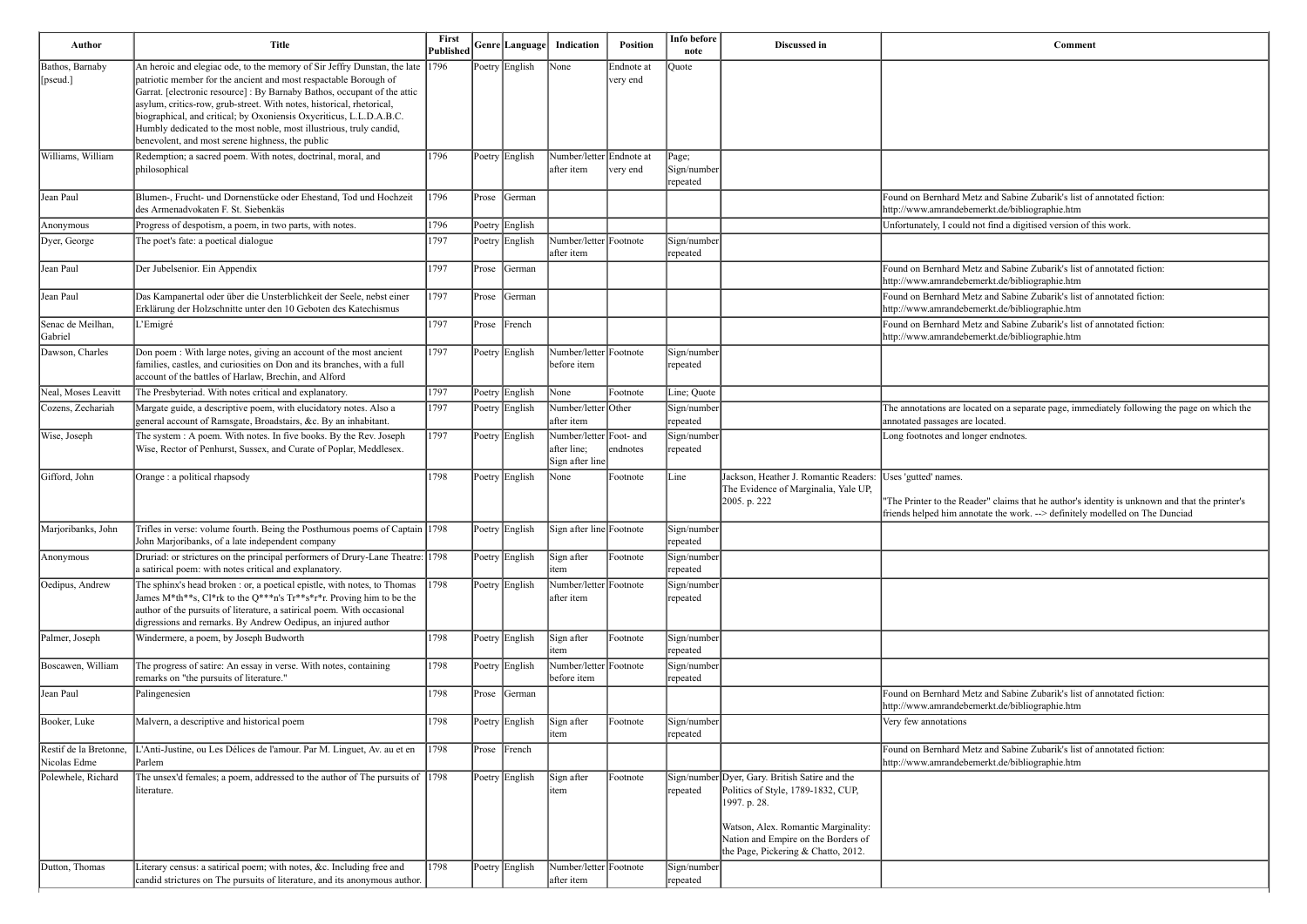| Author | Title | First Published | Genre | Language | Indication | Position | Info before note | Discussed in | Comment |
|---|---|---|---|---|---|---|---|---|---|
| Bathos, Barnaby [pseud.] | An heroic and elegiac ode, to the memory of Sir Jeffry Dunstan, the late patriotic member for the ancient and most respactable Borough of Garrat. [electronic resource] : By Barnaby Bathos, occupant of the attic asylum, critics-row, grub-street. With notes, historical, rhetorical, biographical, and critical; by Oxoniensis Oxycriticus, L.L.D.A.B.C. Humbly dedicated to the most noble, most illustrious, truly candid, benevolent, and most serene highness, the public | 1796 | Poetry | English | None | Endnote at very end | Quote | | |
| Williams, William | Redemption; a sacred poem. With notes, doctrinal, moral, and philosophical | 1796 | Poetry | English | Number/letter after item | Endnote at very end | Page; Sign/number repeated | | |
| Jean Paul | Blumen-, Frucht- und Dornenstücke oder Ehestand, Tod und Hochzeit des Armenadvokaten F. St. Siebenkäs | 1796 | Prose | German | | | | | Found on Bernhard Metz and Sabine Zubarik's list of annotated fiction: http://www.amrandebemerkt.de/bibliographie.htm |
| Anonymous | Progress of despotism, a poem, in two parts, with notes. | 1796 | Poetry | English | | | | | Unfortunately, I could not find a digitised version of this work. |
| Dyer, George | The poet's fate: a poetical dialogue | 1797 | Poetry | English | Number/letter after item | Footnote | Sign/number repeated | | |
| Jean Paul | Der Jubelsenior. Ein Appendix | 1797 | Prose | German | | | | | Found on Bernhard Metz and Sabine Zubarik's list of annotated fiction: http://www.amrandebemerkt.de/bibliographie.htm |
| Jean Paul | Das Kampanertal oder über die Unsterblichkeit der Seele, nebst einer Erklärung der Holzschnitte unter den 10 Geboten des Katechismus | 1797 | Prose | German | | | | | Found on Bernhard Metz and Sabine Zubarik's list of annotated fiction: http://www.amrandebemerkt.de/bibliographie.htm |
| Senac de Meilhan, Gabriel | L'Emigré | 1797 | Prose | French | | | | | Found on Bernhard Metz and Sabine Zubarik's list of annotated fiction: http://www.amrandebemerkt.de/bibliographie.htm |
| Dawson, Charles | Don poem : With large notes, giving an account of the most ancient families, castles, and curiosities on Don and its branches, with a full account of the battles of Harlaw, Brechin, and Alford | 1797 | Poetry | English | Number/letter before item | Footnote | Sign/number repeated | | |
| Neal, Moses Leavitt | The Presbyteriad. With notes critical and explanatory. | 1797 | Poetry | English | None | Footnote | Line; Quote | | |
| Cozens, Zechariah | Margate guide, a descriptive poem, with elucidatory notes. Also a general account of Ramsgate, Broadstairs, &c. By an inhabitant. | 1797 | Poetry | English | Number/letter after item | Other | Sign/number repeated | | The annotations are located on a separate page, immediately following the page on which the annotated passages are located. |
| Wise, Joseph | The system : A poem. With notes. In five books. By the Rev. Joseph Wise, Rector of Penhurst, Sussex, and Curate of Poplar, Meddlesex. | 1797 | Poetry | English | Number/letter after line; Sign after line | Foot- and endnotes | Sign/number repeated | | Long footnotes and longer endnotes. |
| Gifford, John | Orange : a political rhapsody | 1798 | Poetry | English | None | Footnote | Line | Jackson, Heather J. Romantic Readers: The Evidence of Marginalia, Yale UP, 2005. p. 222 | Uses 'gutted' names.<br><br>"The Printer to the Reader" claims that he author's identity is unknown and that the printer's friends helped him annotate the work. --> definitely modelled on The Dunciad |
| Marjoribanks, John | Trifles in verse: volume fourth. Being the Posthumous poems of Captain John Marjoribanks, of a late independent company | 1798 | Poetry | English | Sign after line | Footnote | Sign/number repeated | | |
| Anonymous | Druriad: or strictures on the principal performers of Drury-Lane Theatre: a satirical poem: with notes critical and explanatory. | 1798 | Poetry | English | Sign after item | Footnote | Sign/number repeated | | |
| Oedipus, Andrew | The sphinx's head broken : or, a poetical epistle, with notes, to Thomas James M*th**s, Cl*rk to the Q***n's Tr**s*r*r. Proving him to be the author of the pursuits of literature, a satirical poem. With occasional digressions and remarks. By Andrew Oedipus, an injured author | 1798 | Poetry | English | Number/letter after item | Footnote | Sign/number repeated | | |
| Palmer, Joseph | Windermere, a poem, by Joseph Budworth | 1798 | Poetry | English | Sign after item | Footnote | Sign/number repeated | | |
| Boscawen, William | The progress of satire: An essay in verse. With notes, containing remarks on "the pursuits of literature." | 1798 | Poetry | English | Number/letter before item | Footnote | Sign/number repeated | | |
| Jean Paul | Palingenesien | 1798 | Prose | German | | | | | Found on Bernhard Metz and Sabine Zubarik's list of annotated fiction: http://www.amrandebemerkt.de/bibliographie.htm |
| Booker, Luke | Malvern, a descriptive and historical poem | 1798 | Poetry | English | Sign after item | Footnote | Sign/number repeated | | Very few annotations |
| Restif de la Bretonne, Nicolas Edme | L'Anti-Justine, ou Les Délices de l'amour. Par M. Linguet, Av. au et en Parlem | 1798 | Prose | French | | | | | Found on Bernhard Metz and Sabine Zubarik's list of annotated fiction: http://www.amrandebemerkt.de/bibliographie.htm |
| Polewhele, Richard | The unsex'd females; a poem, addressed to the author of The pursuits of literature. | 1798 | Poetry | English | Sign after item | Footnote | Sign/number repeated | Dyer, Gary. British Satire and the Politics of Style, 1789-1832, CUP, 1997. p. 28.<br><br>Watson, Alex. Romantic Marginality: Nation and Empire on the Borders of the Page, Pickering & Chatto, 2012. | |
| Dutton, Thomas | Literary census: a satirical poem; with notes, &c. Including free and candid strictures on The pursuits of literature, and its anonymous author. | 1798 | Poetry | English | Number/letter after item | Footnote | Sign/number repeated | | |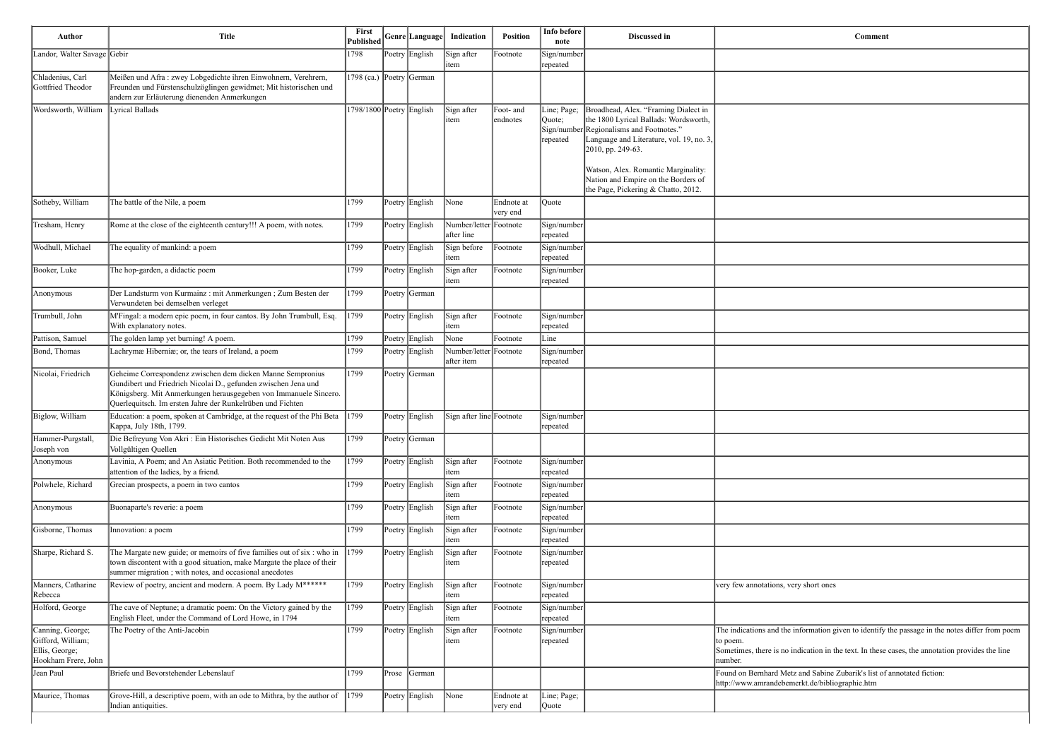| Author | Title | First Published | Genre | Language | Indication | Position | Info before note | Discussed in | Comment |
|---|---|---|---|---|---|---|---|---|---|
| Landor, Walter Savage | Gebir | 1798 | Poetry | English | Sign after item | Footnote | Sign/number repeated | | |
| Chladenius, Carl Gottfried Theodor | Meißen und Afra : zwey Lobgedichte ihren Einwohnern, Verehrern, Freunden und Fürstenschulzöglingen gewidmet; Mit historischen und andern zur Erläuterung dienenden Anmerkungen | 1798 (ca.) | Poetry | German | | | | | |
| Wordsworth, William | Lyrical Ballads | 1798/1800 | Poetry | English | Sign after item | Foot- and endnotes | Line; Page; Quote; Sign/number repeated | Broadhead, Alex. "Framing Dialect in the 1800 Lyrical Ballads: Wordsworth, Regionalisms and Footnotes." Language and Literature, vol. 19, no. 3, 2010, pp. 249-63.<br><br>Watson, Alex. Romantic Marginality: Nation and Empire on the Borders of the Page, Pickering & Chatto, 2012. | |
| Sotheby, William | The battle of the Nile, a poem | 1799 | Poetry | English | None | Endnote at very end | Quote | | |
| Tresham, Henry | Rome at the close of the eighteenth century!!! A poem, with notes. | 1799 | Poetry | English | Number/letter after line | Footnote | Sign/number repeated | | |
| Wodhull, Michael | The equality of mankind: a poem | 1799 | Poetry | English | Sign before item | Footnote | Sign/number repeated | | |
| Booker, Luke | The hop-garden, a didactic poem | 1799 | Poetry | English | Sign after item | Footnote | Sign/number repeated | | |
| Anonymous | Der Landsturm von Kurmainz : mit Anmerkungen ; Zum Besten der Verwundeten bei demselben verleget | 1799 | Poetry | German | | | | | |
| Trumbull, John | M'Fingal: a modern epic poem, in four cantos. By John Trumbull, Esq. With explanatory notes. | 1799 | Poetry | English | Sign after item | Footnote | Sign/number repeated | | |
| Pattison, Samuel | The golden lamp yet burning! A poem. | 1799 | Poetry | English | None | Footnote | Line | | |
| Bond, Thomas | Lachrymæ Hiberniæ; or, the tears of Ireland, a poem | 1799 | Poetry | English | Number/letter after item | Footnote | Sign/number repeated | | |
| Nicolai, Friedrich | Geheime Correspondenz zwischen dem dicken Manne Sempronius Gundibert und Friedrich Nicolai D., gefunden zwischen Jena und Königsberg. Mit Anmerkungen herausgegeben von Immanuele Sincero. Querlequitsch. Im ersten Jahre der Runkelrüben und Fichten | 1799 | Poetry | German | | | | | |
| Biglow, William | Education: a poem, spoken at Cambridge, at the request of the Phi Beta Kappa, July 18th, 1799. | 1799 | Poetry | English | Sign after line | Footnote | Sign/number repeated | | |
| Hammer-Purgstall, Joseph von | Die Befreyung Von Akri : Ein Historisches Gedicht Mit Noten Aus Vollgültigen Quellen | 1799 | Poetry | German | | | | | |
| Anonymous | Lavinia, A Poem; and An Asiatic Petition. Both recommended to the attention of the ladies, by a friend. | 1799 | Poetry | English | Sign after item | Footnote | Sign/number repeated | | |
| Polwhele, Richard | Grecian prospects, a poem in two cantos | 1799 | Poetry | English | Sign after item | Footnote | Sign/number repeated | | |
| Anonymous | Buonaparte's reverie: a poem | 1799 | Poetry | English | Sign after item | Footnote | Sign/number repeated | | |
| Gisborne, Thomas | Innovation: a poem | 1799 | Poetry | English | Sign after item | Footnote | Sign/number repeated | | |
| Sharpe, Richard S. | The Margate new guide; or memoirs of five families out of six : who in town discontent with a good situation, make Margate the place of their summer migration ; with notes, and occasional anecdotes | 1799 | Poetry | English | Sign after item | Footnote | Sign/number repeated | | |
| Manners, Catharine Rebecca | Review of poetry, ancient and modern. A poem. By Lady M****** | 1799 | Poetry | English | Sign after item | Footnote | Sign/number repeated | | very few annotations, very short ones |
| Holford, George | The cave of Neptune; a dramatic poem: On the Victory gained by the English Fleet, under the Command of Lord Howe, in 1794 | 1799 | Poetry | English | Sign after item | Footnote | Sign/number repeated | | |
| Canning, George; Gifford, William; Ellis, George; Hookham Frere, John | The Poetry of the Anti-Jacobin | 1799 | Poetry | English | Sign after item | Footnote | Sign/number repeated | | The indications and the information given to identify the passage in the notes differ from poem to poem.<br>Sometimes, there is no indication in the text. In these cases, the annotation provides the line number. |
| Jean Paul | Briefe und Bevorstehender Lebenslauf | 1799 | Prose | German | | | | | Found on Bernhard Metz and Sabine Zubarik's list of annotated fiction: http://www.amrandebemerkt.de/bibliographie.htm |
| Maurice, Thomas | Grove-Hill, a descriptive poem, with an ode to Mithra, by the author of Indian antiquities. | 1799 | Poetry | English | None | Endnote at very end | Line; Page; Quote | | |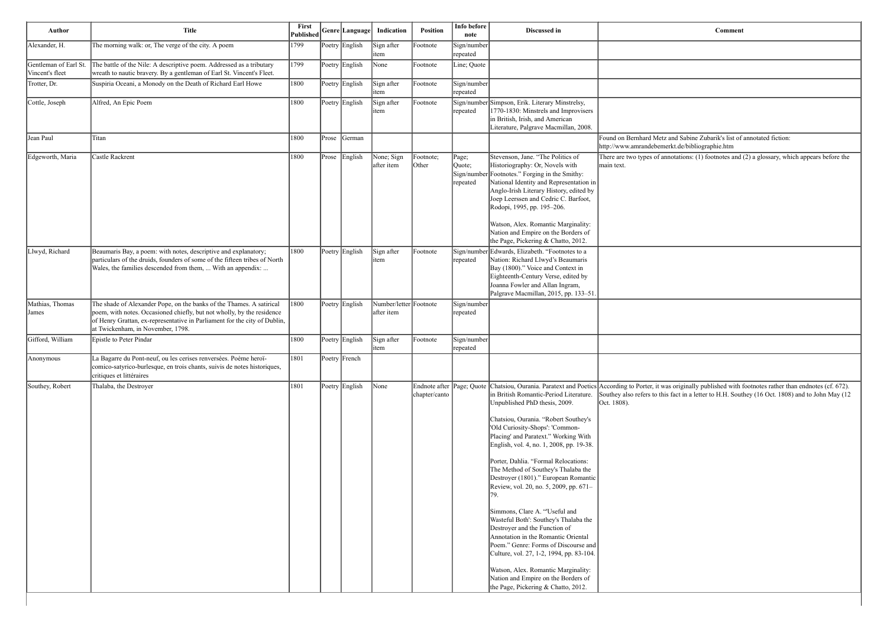| Author | Title | First Published | Genre | Language | Indication | Position | Info before note | Discussed in | Comment |
|---|---|---|---|---|---|---|---|---|---|
| Alexander, H. | The morning walk: or, The verge of the city. A poem | 1799 | Poetry | English | Sign after item | Footnote | Sign/number repeated | | |
| Gentleman of Earl St. Vincent's fleet | The battle of the Nile: A descriptive poem. Addressed as a tributary wreath to nautic bravery. By a gentleman of Earl St. Vincent's Fleet. | 1799 | Poetry | English | None | Footnote | Line; Quote | | |
| Trotter, Dr. | Suspiria Oceani, a Monody on the Death of Richard Earl Howe | 1800 | Poetry | English | Sign after item | Footnote | Sign/number repeated | | |
| Cottle, Joseph | Alfred, An Epic Poem | 1800 | Poetry | English | Sign after item | Footnote | Sign/number repeated | Simpson, Erik. Literary Minstrelsy, 1770-1830: Minstrels and Improvisers in British, Irish, and American Literature, Palgrave Macmillan, 2008. | |
| Jean Paul | Titan | 1800 | Prose | German | | | | | Found on Bernhard Metz and Sabine Zubarik's list of annotated fiction: http://www.amrandebemerkt.de/bibliographie.htm |
| Edgeworth, Maria | Castle Rackrent | 1800 | Prose | English | None; Sign after item | Footnote; Other | Page; Quote; Sign/number repeated | Stevenson, Jane. "The Politics of Historiography: Or, Novels with Footnotes." Forging in the Smithy: National Identity and Representation in Anglo-Irish Literary History, edited by Joep Leerssen and Cedric C. Barfoot, Rodopi, 1995, pp. 195–206.<br><br>Watson, Alex. Romantic Marginality: Nation and Empire on the Borders of the Page, Pickering & Chatto, 2012. | There are two types of annotations: (1) footnotes and (2) a glossary, which appears before the main text. |
| Llwyd, Richard | Beaumaris Bay, a poem: with notes, descriptive and explanatory; particulars of the druids, founders of some of the fifteen tribes of North Wales, the families descended from them, ... With an appendix: ... | 1800 | Poetry | English | Sign after item | Footnote | Sign/number repeated | Edwards, Elizabeth. "Footnotes to a Nation: Richard Llwyd's Beaumaris Bay (1800)." Voice and Context in Eighteenth-Century Verse, edited by Joanna Fowler and Allan Ingram, Palgrave Macmillan, 2015, pp. 133–51. | |
| Mathias, Thomas James | The shade of Alexander Pope, on the banks of the Thames. A satirical poem, with notes. Occasioned chiefly, but not wholly, by the residence of Henry Grattan, ex-representative in Parliament for the city of Dublin, at Twickenham, in November, 1798. | 1800 | Poetry | English | Number/letter after item | Footnote | Sign/number repeated | | |
| Gifford, William | Epistle to Peter Pindar | 1800 | Poetry | English | Sign after item | Footnote | Sign/number repeated | | |
| Anonymous | La Bagarre du Pont-neuf, ou les cerises renversées. Poème heroï-comico-satyrico-burlesque, en trois chants, suivis de notes historiques, critiques et littéraires | 1801 | Poetry | French | | | | | |
| Southey, Robert | Thalaba, the Destroyer | 1801 | Poetry | English | None | Endnote after chapter/canto | Page; Quote | Chatsiou, Ourania. Paratext and Poetics in British Romantic-Period Literature. Unpublished PhD thesis, 2009.<br><br>Chatsiou, Ourania. "Robert Southey's 'Old Curiosity-Shops': 'Common-Placing' and Paratext." Working With English, vol. 4, no. 1, 2008, pp. 19-38.<br><br>Porter, Dahlia. "Formal Relocations: The Method of Southey's Thalaba the Destroyer (1801)." European Romantic Review, vol. 20, no. 5, 2009, pp. 671–79.<br><br>Simmons, Clare A. "'Useful and Wasteful Both': Southey's Thalaba the Destroyer and the Function of Annotation in the Romantic Oriental Poem." Genre: Forms of Discourse and Culture, vol. 27, 1-2, 1994, pp. 83-104.<br><br>Watson, Alex. Romantic Marginality: Nation and Empire on the Borders of the Page, Pickering & Chatto, 2012. | According to Porter, it was originally published with footnotes rather than endnotes (cf. 672). Southey also refers to this fact in a letter to H.H. Southey (16 Oct. 1808) and to John May (12 Oct. 1808). |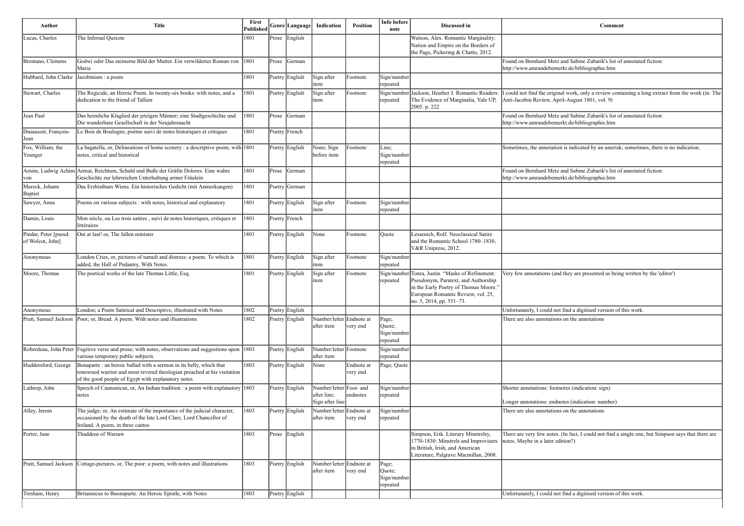| Author | Title | First Published | Genre | Language | Indication | Position | Info before note | Discussed in | Comment |
|---|---|---|---|---|---|---|---|---|---|
| Lucas, Charles | The Infernal Quixote | 1801 | Prose | English | | | | Watson, Alex. Romantic Marginality: Nation and Empire on the Borders of the Page, Pickering & Chatto, 2012. | |
| Brentano, Clemens | Godwi oder Das steinerne Bild der Mutter. Ein verwilderter Roman von Maria | 1801 | Prose | German | | | | | Found on Bernhard Metz and Sabine Zubarik's list of annotated fiction: http://www.amrandebemerkt.de/bibliographie.htm |
| Hubbard, John Clarke | Jacobinism : a poem | 1801 | Poetry | English | Sign after item | Footnote | Sign/number repeated | | |
| Stewart, Charles | The Regicide, an Heroic Poem. In twenty-six books: with notes, and a dedication to the friend of Tallien | 1801 | Poetry | English | Sign after item | Footnote | Sign/number repeated | Jackson, Heather J. Romantic Readers: The Evidence of Marginalia, Yale UP, 2005. p. 222 | I could not find the original work, only a review containing a long extract from the work (in: The Anti-Jacobin Review, April-August 1801, vol. 9) |
| Jean Paul | Das heimliche Klaglied der jetzigen Männer; eine Stadtgeschichte und Die wunderbare Gesellschaft in der Neujahrsnacht | 1801 | Prose | German | | | | | Found on Bernhard Metz and Sabine Zubarik's list of annotated fiction: http://www.amrandebemerkt.de/bibliographie.htm |
| Dusausoir, François-Jean | Le Bois de Boulogne, poème suivi de notes historiques et critiques | 1801 | Poetry | French | | | | | |
| Fox, William, the Younger | La bagatella, or, Delineations of home scenery : a descriptive poem, with notes, critical and historical | 1801 | Poetry | English | None; Sign before item | Footnote | Line; Sign/number repeated | | Sometimes, the annotation is indicated by an asterisk; sometimes, there is no indication. |
| Arnim, Ludwig Achim von | Armut, Reichtum, Schuld und Buße der Gräfin Dolores. Eine wahre Geschichte zur lehrreichen Unterhaltung armer Fräulein | 1801 | Prose | German | | | | | Found on Bernhard Metz and Sabine Zubarik's list of annotated fiction: http://www.amrandebemerkt.de/bibliographie.htm |
| Mareck, Johann Baptist | Das Erzbisthum Wiens. Ein historisches Gedicht (mit Anmerkungen) | 1801 | Poetry | German | | | | | |
| Sawyer, Anna | Poems on various subjects : with notes, historical and explanatory | 1801 | Poetry | English | Sign after item | Footnote | Sign/number repeated | | |
| Damin, Louis | Mon siècle, ou Les trois satires , suivi de notes historiques, critiques et littéraires | 1801 | Poetry | French | | | | | |
| Pindar, Peter [pseud. of Wolcot, John] | Out at last! or, The fallen minister | 1801 | Poetry | English | None | Footnote | Quote | Lessenich, Rolf. Neoclassical Satire and the Romantic School 1780–1830, V&R Unipress, 2012. | |
| Anonymous | London Cries, or, pictures of tumult and distress: a poem. To which is added, the Hall of Pedantry, With Notes. | 1801 | Poetry | English | Sign after item | Footnote | Sign/number repeated | | |
| Moore, Thomas | The poetical works of the late Thomas Little, Esq. | 1801 | Poetry | English | Sign after item | Footnote | Sign/number repeated | Tonra, Justin. "Masks of Refinement: Pseudonym, Paratext, and Authorship in the Early Poetry of Thomas Moore." European Romantic Review, vol. 25, no. 5, 2014, pp. 551–73. | Very few annotations (and they are presented as being written by the 'editor') |
| Anonymous | London; a Poem Satirical and Descriptive, illustrated with Notes | 1802 | Poetry | English | | | | | Unfortunately, I could not find a digitised version of this work. |
| Pratt, Samuel Jackson | Poor; or, Bread. A poem. With notes and illustrations. | 1802 | Poetry | English | Number/letter after item | Endnote at very end | Page; Quote; Sign/number repeated | | There are also annotations on the annotations |
| Roberdeau, John Peter | Fugitive verse and prose; with notes, observations and suggestions upon various temporary public subjects. | 1803 | Poetry | English | Number/letter after item | Footnote | Sign/number repeated | | |
| Huddersford, George | Bonaparte : an heroic ballad with a sermon in its belly, which that renowned warrior and most revered theologian preached at his visitation of the good people of Egypt with explanatory notes | 1803 | Poetry | English | None | Endnote at very end | Page; Quote | | |
| Lathrop, John | Speech of Caunonicus, or, An Indian tradition : a poem with explanatory notes | 1803 | Poetry | English | Number/letter after line; Sign after line | Foot- and endnotes | Sign/number repeated | | Shorter annotations: footnotes (indication: sign)<br><br>Longer annotations: endnotes (indication: number) |
| Alley, Jerom | The judge; or, An estimate of the importance of the judicial character, occasioned by the death of the late Lord Clare, Lord Chancellor of Ireland. A poem, in three cantos | 1803 | Poetry | English | Number/letter after item | Endnote at very end | Sign/number repeated | | There are also annotations on the annotations |
| Porter, Jane | Thaddeus of Warsaw | 1803 | Prose | English | | | | Simpson, Erik. Literary Minstrelsy, 1770-1830: Minstrels and Improvisers in British, Irish, and American Literature, Palgrave Macmillan, 2008. | There are very few notes. (In fact, I could not find a single one, but Simpson says that there are notes. Maybe in a later edition?) |
| Pratt, Samuel Jackson | Cottage-pictures, or, The poor: a poem, with notes and illustrations | 1803 | Poetry | English | Number/letter after item | Endnote at very end | Page; Quote; Sign/number repeated | | |
| Tresham, Henry | Britannicus to Buonaparte. An Heroic Epistle, with Notes | 1803 | Poetry | English | | | | | Unfortunately, I could not find a digitised version of this work. |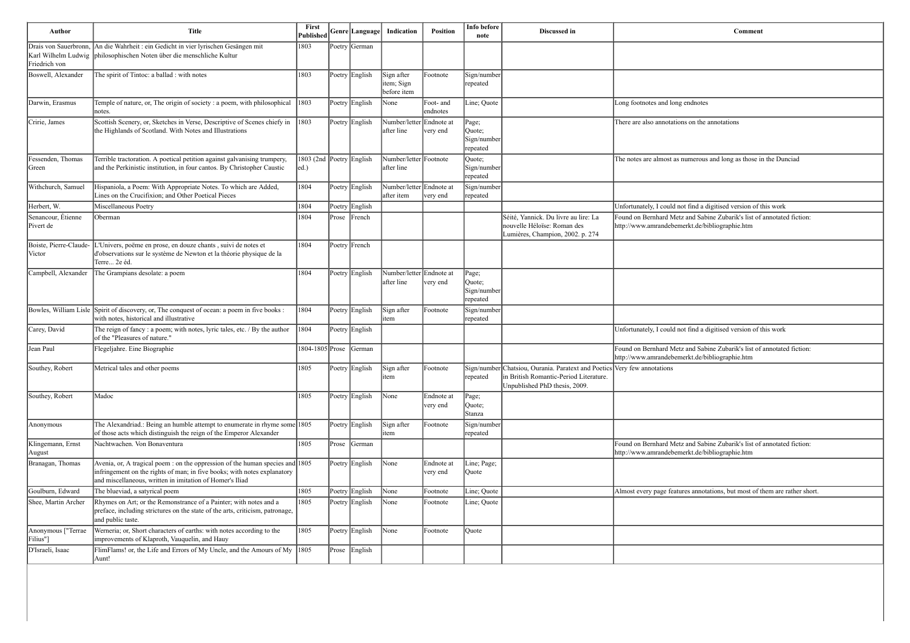| Author | Title | First Published | Genre | Language | Indication | Position | Info before note | Discussed in | Comment |
|---|---|---|---|---|---|---|---|---|---|
| Drais von Sauerbronn, Karl Wilhelm Ludwig Friedrich von | An die Wahrheit : ein Gedicht in vier lyrischen Gesängen mit philosophischen Noten über die menschliche Kultur | 1803 | Poetry | German | | | | | |
| Boswell, Alexander | The spirit of Tintoc: a ballad : with notes | 1803 | Poetry | English | Sign after item; Sign before item | Footnote | Sign/number repeated | | |
| Darwin, Erasmus | Temple of nature, or, The origin of society : a poem, with philosophical notes. | 1803 | Poetry | English | None | Foot- and endnotes | Line; Quote | | Long footnotes and long endnotes |
| Cririe, James | Scottish Scenery, or, Sketches in Verse, Descriptive of Scenes chiefy in the Highlands of Scotland. With Notes and Illustrations | 1803 | Poetry | English | Number/letter after line | Endnote at very end | Page; Quote; Sign/number repeated | | There are also annotations on the annotations |
| Fessenden, Thomas Green | Terrible tractoration. A poetical petition against galvanising trumpery, and the Perkinistic institution, in four cantos. By Christopher Caustic | 1803 (2nd ed.) | Poetry | English | Number/letter after line | Footnote | Quote; Sign/number repeated | | The notes are almost as numerous and long as those in the Dunciad |
| Witchurch, Samuel | Hispaniola, a Poem: With Appropriate Notes. To which are Added, Lines on the Crucifixion; and Other Poetical Pieces | 1804 | Poetry | English | Number/letter after item | Endnote at very end | Sign/number repeated | | |
| Herbert, W. | Miscellaneous Poetry | 1804 | Poetry | English | | | | | Unfortunately, I could not find a digitised version of this work |
| Senancour, Étienne Pivert de | Oberman | 1804 | Prose | French | | | | Séité, Yannick. Du livre au lire: La nouvelle Héloïse: Roman des Lumières, Champion, 2002. p. 274 | Found on Bernhard Metz and Sabine Zubarik's list of annotated fiction: http://www.amrandebemerkt.de/bibliographie.htm |
| Boiste, Pierre-Claude-Victor | L'Univers, poëme en prose, en douze chants , suivi de notes et d'observations sur le système de Newton et la théorie physique de la Terre... 2e éd. | 1804 | Poetry | French | | | | | |
| Campbell, Alexander | The Grampians desolate: a poem | 1804 | Poetry | English | Number/letter after line | Endnote at very end | Page; Quote; Sign/number repeated | | |
| Bowles, William Lisle | Spirit of discovery, or, The conquest of ocean: a poem in five books : with notes, historical and illustrative | 1804 | Poetry | English | Sign after item | Footnote | Sign/number repeated | | |
| Carey, David | The reign of fancy : a poem; with notes, lyric tales, etc. / By the author of the "Pleasures of nature." | 1804 | Poetry | English | | | | | Unfortunately, I could not find a digitised version of this work |
| Jean Paul | Flegeljahre. Eine Biographie | 1804-1805 | Prose | German | | | | | Found on Bernhard Metz and Sabine Zubarik's list of annotated fiction: http://www.amrandebemerkt.de/bibliographie.htm |
| Southey, Robert | Metrical tales and other poems | 1805 | Poetry | English | Sign after item | Footnote | Sign/number repeated | Chatsiou, Ourania. Paratext and Poetics in British Romantic-Period Literature. Unpublished PhD thesis, 2009. | Very few annotations |
| Southey, Robert | Madoc | 1805 | Poetry | English | None | Endnote at very end | Page; Quote; Stanza | | |
| Anonymous | The Alexandriad.: Being an humble attempt to enumerate in rhyme some of those acts which distinguish the reign of the Emperor Alexander | 1805 | Poetry | English | Sign after item | Footnote | Sign/number repeated | | |
| Klingemann, Ernst August | Nachtwachen. Von Bonaventura | 1805 | Prose | German | | | | | Found on Bernhard Metz and Sabine Zubarik's list of annotated fiction: http://www.amrandebemerkt.de/bibliographie.htm |
| Branagan, Thomas | Avenia, or, A tragical poem : on the oppression of the human species and infringement on the rights of man; in five books; with notes explanatory and miscellaneous, written in imitation of Homer's Iliad | 1805 | Poetry | English | None | Endnote at very end | Line; Page; Quote | | |
| Goulburn, Edward | The blueviad, a satyrical poem | 1805 | Poetry | English | None | Footnote | Line; Quote | | Almost every page features annotations, but most of them are rather short. |
| Shee, Martin Archer | Rhymes on Art; or the Remonstrance of a Painter; with notes and a preface, including strictures on the state of the arts, criticism, patronage, and public taste. | 1805 | Poetry | English | None | Footnote | Line; Quote | | |
| Anonymous ["Terrae Filius"] | Werneria; or, Short characters of earths: with notes according to the improvements of Klaproth, Vauquelin, and Hauy | 1805 | Poetry | English | None | Footnote | Quote | | |
| D'Israeli, Isaac | FlimFlams! or, the Life and Errors of My Uncle, and the Amours of My Aunt! | 1805 | Prose | English | | | | | |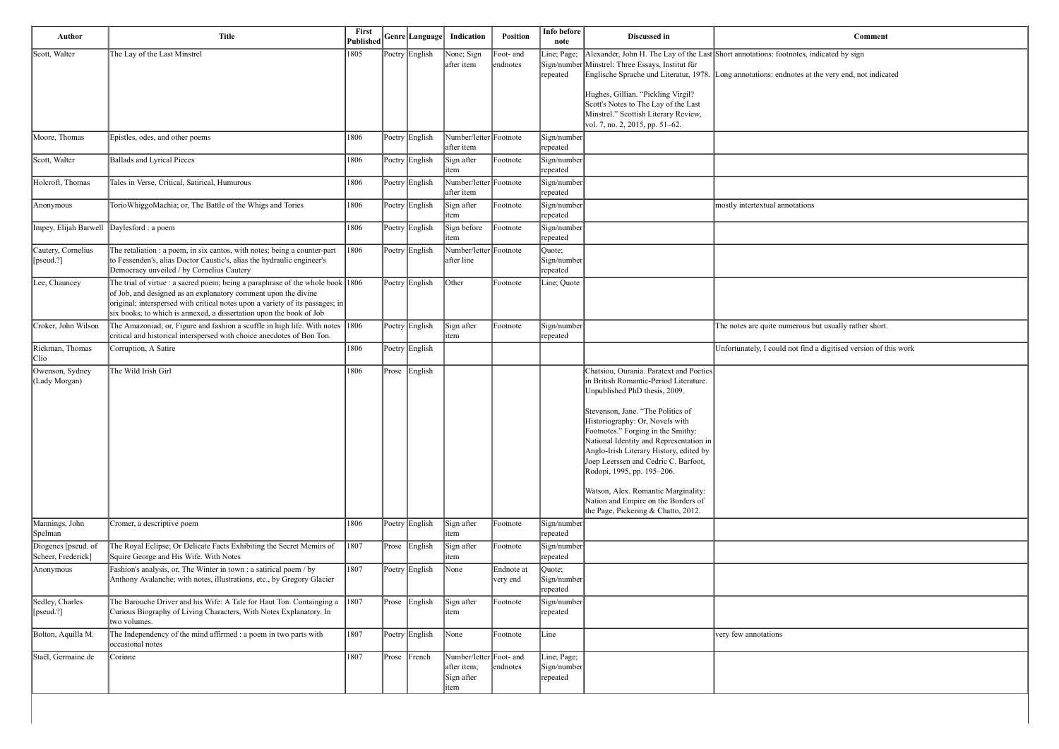| Author | Title | First Published | Genre | Language | Indication | Position | Info before note | Discussed in | Comment |
|---|---|---|---|---|---|---|---|---|---|
| Scott, Walter | The Lay of the Last Minstrel | 1805 | Poetry | English | None; Sign after item | Foot- and endnotes | Line; Page; Sign/number repeated | Alexander, John H. The Lay of the Last Minstrel: Three Essays, Institut für Englische Sprache und Literatur, 1978.<br><br>Hughes, Gillian. "Pickling Virgil? Scott's Notes to The Lay of the Last Minstrel." Scottish Literary Review, vol. 7, no. 2, 2015, pp. 51–62. | Short annotations: footnotes, indicated by sign<br><br>Long annotations: endnotes at the very end, not indicated |
| Moore, Thomas | Epistles, odes, and other poems | 1806 | Poetry | English | Number/letter after item | Footnote | Sign/number repeated | | |
| Scott, Walter | Ballads and Lyrical Pieces | 1806 | Poetry | English | Sign after item | Footnote | Sign/number repeated | | |
| Holcroft, Thomas | Tales in Verse, Critical, Satirical, Humurous | 1806 | Poetry | English | Number/letter after item | Footnote | Sign/number repeated | | |
| Anonymous | TorioWhiggoMachia; or, The Battle of the Whigs and Tories | 1806 | Poetry | English | Sign after item | Footnote | Sign/number repeated | | mostly intertextual annotations |
| Impey, Elijah Barwell | Daylesford : a poem | 1806 | Poetry | English | Sign before item | Footnote | Sign/number repeated | | |
| Cautery, Cornelius [pseud.?] | The retaliation : a poem, in six cantos, with notes; being a counter-part to Fessenden's, alias Doctor Caustic's, alias the hydraulic engineer's Democracy unveiled / by Cornelius Cautery | 1806 | Poetry | English | Number/letter after line | Footnote | Quote; Sign/number repeated | | |
| Lee, Chauncey | The trial of virtue : a sacred poem; being a paraphrase of the whole book of Job, and designed as an explanatory comment upon the divine original; interspersed with critical notes upon a variety of its passages; in six books; to which is annexed, a dissertation upon the book of Job | 1806 | Poetry | English | Other | Footnote | Line; Quote | | |
| Croker, John Wilson | The Amazoniad; or, Figure and fashion a scuffle in high life. With notes critical and historical interspersed with choice anecdotes of Bon Ton. | 1806 | Poetry | English | Sign after item | Footnote | Sign/number repeated | | The notes are quite numerous but usually rather short. |
| Rickman, Thomas Clio | Corruption, A Satire | 1806 | Poetry | English | | | | | Unfortunately, I could not find a digitised version of this work |
| Owenson, Sydney (Lady Morgan) | The Wild Irish Girl | 1806 | Prose | English | | | | Chatsiou, Ourania. Paratext and Poetics in British Romantic-Period Literature. Unpublished PhD thesis, 2009.<br><br>Stevenson, Jane. "The Politics of Historiography: Or, Novels with Footnotes." Forging in the Smithy: National Identity and Representation in Anglo-Irish Literary History, edited by Joep Leerssen and Cedric C. Barfoot, Rodopi, 1995, pp. 195–206.<br><br>Watson, Alex. Romantic Marginality: Nation and Empire on the Borders of the Page, Pickering & Chatto, 2012. | |
| Mannings, John Spelman | Cromer, a descriptive poem | 1806 | Poetry | English | Sign after item | Footnote | Sign/number repeated | | |
| Diogenes [pseud. of Scheer, Frederick] | The Royal Eclipse; Or Delicate Facts Exhibiting the Secret Memirs of Squire George and His Wife. With Notes | 1807 | Prose | English | Sign after item | Footnote | Sign/number repeated | | |
| Anonymous | Fashion's analysis, or, The Winter in town : a satirical poem / by Anthony Avalanche; with notes, illustrations, etc., by Gregory Glacier | 1807 | Poetry | English | None | Endnote at very end | Quote; Sign/number repeated | | |
| Sedley, Charles [pseud.?] | The Barouche Driver and his Wife: A Tale for Haut Ton. Containging a Curious Biography of Living Characters, With Notes Explanatory. In two volumes. | 1807 | Prose | English | Sign after item | Footnote | Sign/number repeated | | |
| Bolton, Aquilla M. | The Independency of the mind affirmed : a poem in two parts with occasional notes | 1807 | Poetry | English | None | Footnote | Line | | very few annotations |
| Staël, Germaine de | Corinne | 1807 | Prose | French | Number/letter after item; Sign after item | Foot- and endnotes | Line; Page; Sign/number repeated | | |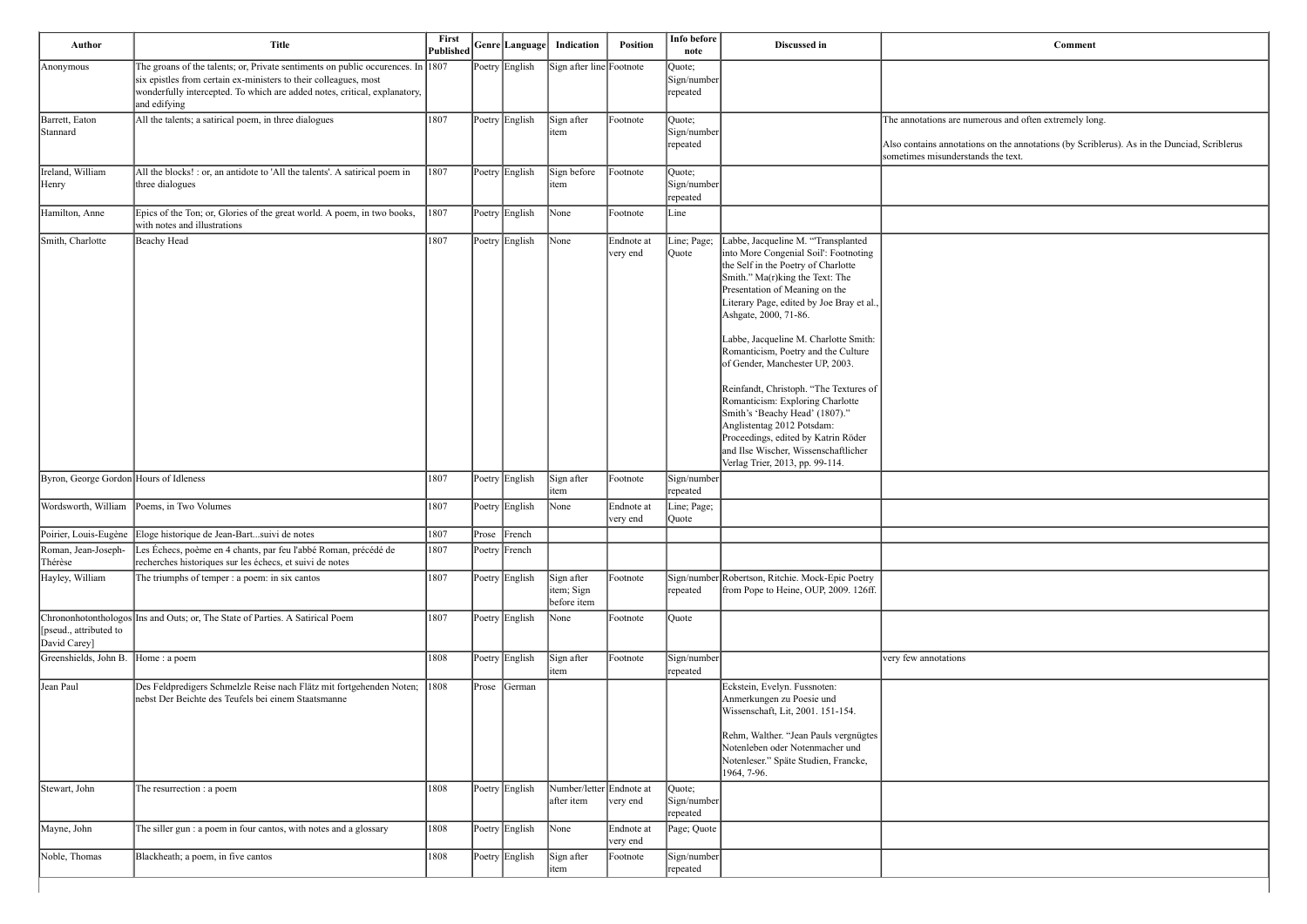| Author | Title | First Published | Genre | Language | Indication | Position | Info before note | Discussed in | Comment |
|---|---|---|---|---|---|---|---|---|---|
| Anonymous | The groans of the talents; or, Private sentiments on public occurences. In six epistles from certain ex-ministers to their colleagues, most wonderfully intercepted. To which are added notes, critical, explanatory, and edifying | 1807 | Poetry | English | Sign after line | Footnote | Quote; Sign/number repeated | | |
| Barrett, Eaton Stannard | All the talents; a satirical poem, in three dialogues | 1807 | Poetry | English | Sign after item | Footnote | Quote; Sign/number repeated | | The annotations are numerous and often extremely long.<br><br>Also contains annotations on the annotations (by Scriblerus). As in the Dunciad, Scriblerus sometimes misunderstands the text. |
| Ireland, William Henry | All the blocks! : or, an antidote to 'All the talents'. A satirical poem in three dialogues | 1807 | Poetry | English | Sign before item | Footnote | Quote; Sign/number repeated | | |
| Hamilton, Anne | Epics of the Ton; or, Glories of the great world. A poem, in two books, with notes and illustrations | 1807 | Poetry | English | None | Footnote | Line | | |
| Smith, Charlotte | Beachy Head | 1807 | Poetry | English | None | Endnote at very end | Line; Page; Quote | Labbe, Jacqueline M. "'Transplanted into More Congenial Soil': Footnoting the Self in the Poetry of Charlotte Smith." Ma(r)king the Text: The Presentation of Meaning on the Literary Page, edited by Joe Bray et al., Ashgate, 2000, 71-86.<br><br>Labbe, Jacqueline M. Charlotte Smith: Romanticism, Poetry and the Culture of Gender, Manchester UP, 2003.<br><br>Reinfandt, Christoph. "The Textures of Romanticism: Exploring Charlotte Smith's 'Beachy Head' (1807)." Anglistentag 2012 Potsdam: Proceedings, edited by Katrin Röder and Ilse Wischer, Wissenschaftlicher Verlag Trier, 2013, pp. 99-114. | |
| Byron, George Gordon | Hours of Idleness | 1807 | Poetry | English | Sign after item | Footnote | Sign/number repeated | | |
| Wordsworth, William | Poems, in Two Volumes | 1807 | Poetry | English | None | Endnote at very end | Line; Page; Quote | | |
| Poirier, Louis-Eugène | Eloge historique de Jean-Bart...suivi de notes | 1807 | Prose | French | | | | | |
| Roman, Jean-Joseph-Thérèse | Les Échecs, poème en 4 chants, par feu l'abbé Roman, précédé de recherches historiques sur les échecs, et suivi de notes | 1807 | Poetry | French | | | | | |
| Hayley, William | The triumphs of temper : a poem: in six cantos | 1807 | Poetry | English | Sign after item; Sign before item | Footnote | Sign/number repeated | Robertson, Ritchie. Mock-Epic Poetry from Pope to Heine, OUP, 2009. 126ff. | |
| Chrononhotonthologos [pseud., attributed to David Carey] | Ins and Outs; or, The State of Parties. A Satirical Poem | 1807 | Poetry | English | None | Footnote | Quote | | |
| Greenshields, John B. | Home : a poem | 1808 | Poetry | English | Sign after item | Footnote | Sign/number repeated | | very few annotations |
| Jean Paul | Des Feldpredigers Schmelzle Reise nach Flätz mit fortgehenden Noten; nebst Der Beichte des Teufels bei einem Staatsmanne | 1808 | Prose | German | | | | Eckstein, Evelyn. Fussnoten: Anmerkungen zu Poesie und Wissenschaft, Lit, 2001. 151-154.<br><br>Rehm, Walther. "Jean Pauls vergnügtes Notenleben oder Notenmacher und Notenleser." Späte Studien, Francke, 1964, 7-96. | |
| Stewart, John | The resurrection : a poem | 1808 | Poetry | English | Number/letter after item | Endnote at very end | Quote; Sign/number repeated | | |
| Mayne, John | The siller gun : a poem in four cantos, with notes and a glossary | 1808 | Poetry | English | None | Endnote at very end | Page; Quote | | |
| Noble, Thomas | Blackheath; a poem, in five cantos | 1808 | Poetry | English | Sign after item | Footnote | Sign/number repeated | | |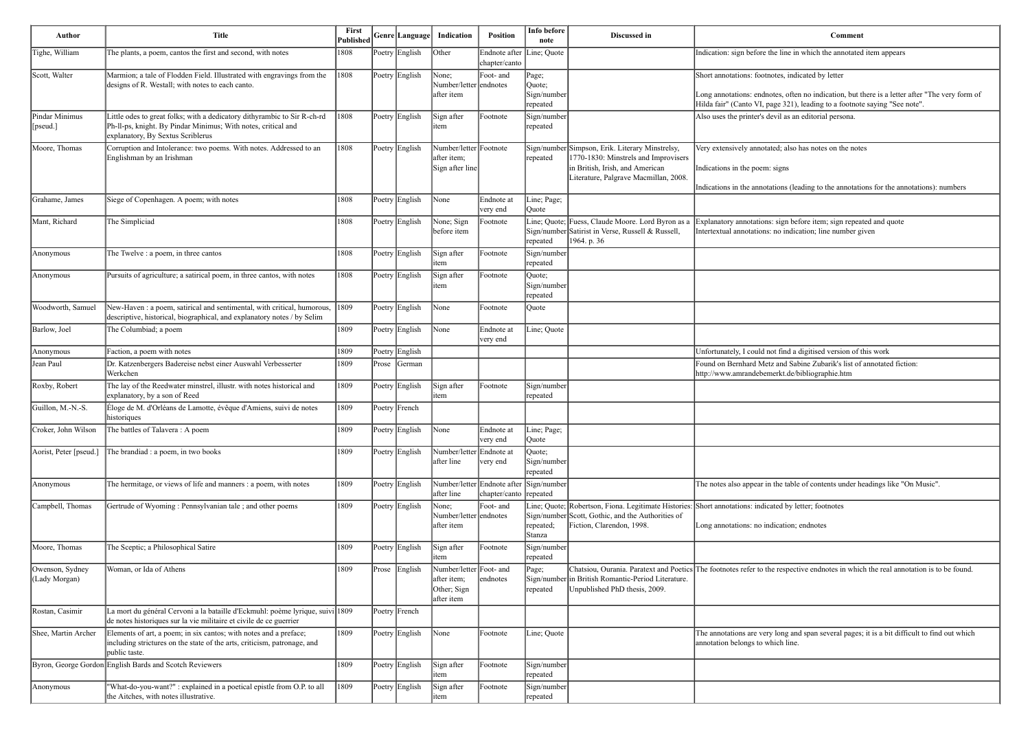| Author | Title | First Published | Genre | Language | Indication | Position | Info before note | Discussed in | Comment |
|---|---|---|---|---|---|---|---|---|---|
| Tighe, William | The plants, a poem, cantos the first and second, with notes | 1808 | Poetry | English | Other | Endnote after chapter/canto | Line; Quote | | Indication: sign before the line in which the annotated item appears |
| Scott, Walter | Marmion; a tale of Flodden Field. Illustrated with engravings from the designs of R. Westall; with notes to each canto. | 1808 | Poetry | English | None; Number/letter after item | Foot- and endnotes | Page; Quote; Sign/number repeated | | Short annotations: footnotes, indicated by letter<br><br>Long annotations: endnotes, often no indication, but there is a letter after "The very form of Hilda fair" (Canto VI, page 321), leading to a footnote saying "See note". |
| Pindar Minimus [pseud.] | Little odes to great folks; with a dedicatory dithyrambic to Sir R-ch-rd Ph-ll-ps, knight. By Pindar Minimus; With notes, critical and explanatory, By Sextus Scriblerus | 1808 | Poetry | English | Sign after item | Footnote | Sign/number repeated | | Also uses the printer's devil as an editorial persona. |
| Moore, Thomas | Corruption and Intolerance: two poems. With notes. Addressed to an Englishman by an Irishman | 1808 | Poetry | English | Number/letter after item; Sign after line | Footnote | Sign/number repeated | Simpson, Erik. Literary Minstrelsy, 1770-1830: Minstrels and Improvisers in British, Irish, and American Literature, Palgrave Macmillan, 2008. | Very extensively annotated; also has notes on the notes<br><br>Indications in the poem: signs<br><br>Indications in the annotations (leading to the annotations for the annotations): numbers |
| Grahame, James | Siege of Copenhagen. A poem; with notes | 1808 | Poetry | English | None | Endnote at very end | Line; Page; Quote | | |
| Mant, Richard | The Simpliciad | 1808 | Poetry | English | None; Sign before item | Footnote | Line; Quote; Sign/number repeated | Fuess, Claude Moore. Lord Byron as a Satirist in Verse, Russell & Russell, 1964. p. 36 | Explanatory annotations: sign before item; sign repeated and quote<br>Intertextual annotations: no indication; line number given |
| Anonymous | The Twelve : a poem, in three cantos | 1808 | Poetry | English | Sign after item | Footnote | Sign/number repeated | | |
| Anonymous | Pursuits of agriculture; a satirical poem, in three cantos, with notes | 1808 | Poetry | English | Sign after item | Footnote | Quote; Sign/number repeated | | |
| Woodworth, Samuel | New-Haven : a poem, satirical and sentimental, with critical, humorous, descriptive, historical, biographical, and explanatory notes / by Selim | 1809 | Poetry | English | None | Footnote | Quote | | |
| Barlow, Joel | The Columbiad; a poem | 1809 | Poetry | English | None | Endnote at very end | Line; Quote | | |
| Anonymous | Faction, a poem with notes | 1809 | Poetry | English | | | | | Unfortunately, I could not find a digitised version of this work |
| Jean Paul | Dr. Katzenbergers Badereise nebst einer Auswahl Verbesserter Werkchen | 1809 | Prose | German | | | | | Found on Bernhard Metz and Sabine Zubarik's list of annotated fiction: http://www.amrandebemerkt.de/bibliographie.htm |
| Roxby, Robert | The lay of the Reedwater minstrel, illustr. with notes historical and explanatory, by a son of Reed | 1809 | Poetry | English | Sign after item | Footnote | Sign/number repeated | | |
| Guillon, M.-N.-S. | Éloge de M. d'Orléans de Lamotte, évêque d'Amiens, suivi de notes historiques | 1809 | Poetry | French | | | | | |
| Croker, John Wilson | The battles of Talavera : A poem | 1809 | Poetry | English | None | Endnote at very end | Line; Page; Quote | | |
| Aorist, Peter [pseud.] | The brandiad : a poem, in two books | 1809 | Poetry | English | Number/letter after line | Endnote at very end | Quote; Sign/number repeated | | |
| Anonymous | The hermitage, or views of life and manners : a poem, with notes | 1809 | Poetry | English | Number/letter after line | Endnote after chapter/canto | Sign/number repeated | | The notes also appear in the table of contents under headings like "On Music". |
| Campbell, Thomas | Gertrude of Wyoming : Pennsylvanian tale ; and other poems | 1809 | Poetry | English | None; Number/letter after item | Foot- and endnotes | Line; Quote; Sign/number repeated; Stanza | Robertson, Fiona. Legitimate Histories: Scott, Gothic, and the Authorities of Fiction, Clarendon, 1998. | Short annotations: indicated by letter; footnotes<br><br>Long annotations: no indication; endnotes |
| Moore, Thomas | The Sceptic; a Philosophical Satire | 1809 | Poetry | English | Sign after item | Footnote | Sign/number repeated | | |
| Owenson, Sydney (Lady Morgan) | Woman, or Ida of Athens | 1809 | Prose | English | Number/letter after item; Other; Sign after item | Foot- and endnotes | Page; Sign/number repeated | Chatsiou, Ourania. Paratext and Poetics in British Romantic-Period Literature. Unpublished PhD thesis, 2009. | The footnotes refer to the respective endnotes in which the real annotation is to be found. |
| Rostan, Casimir | La mort du général Cervoni a la bataille d'Eckmuhl: poème lyrique, suivi de notes historiques sur la vie militaire et civile de ce guerrier | 1809 | Poetry | French | | | | | |
| Shee, Martin Archer | Elements of art, a poem; in six cantos; with notes and a preface; including strictures on the state of the arts, criticism, patronage, and public taste. | 1809 | Poetry | English | None | Footnote | Line; Quote | | The annotations are very long and span several pages; it is a bit difficult to find out which annotation belongs to which line. |
| Byron, George Gordon | English Bards and Scotch Reviewers | 1809 | Poetry | English | Sign after item | Footnote | Sign/number repeated | | |
| Anonymous | "What-do-you-want?" : explained in a poetical epistle from O.P. to all the Aitches, with notes illustrative. | 1809 | Poetry | English | Sign after item | Footnote | Sign/number repeated | | |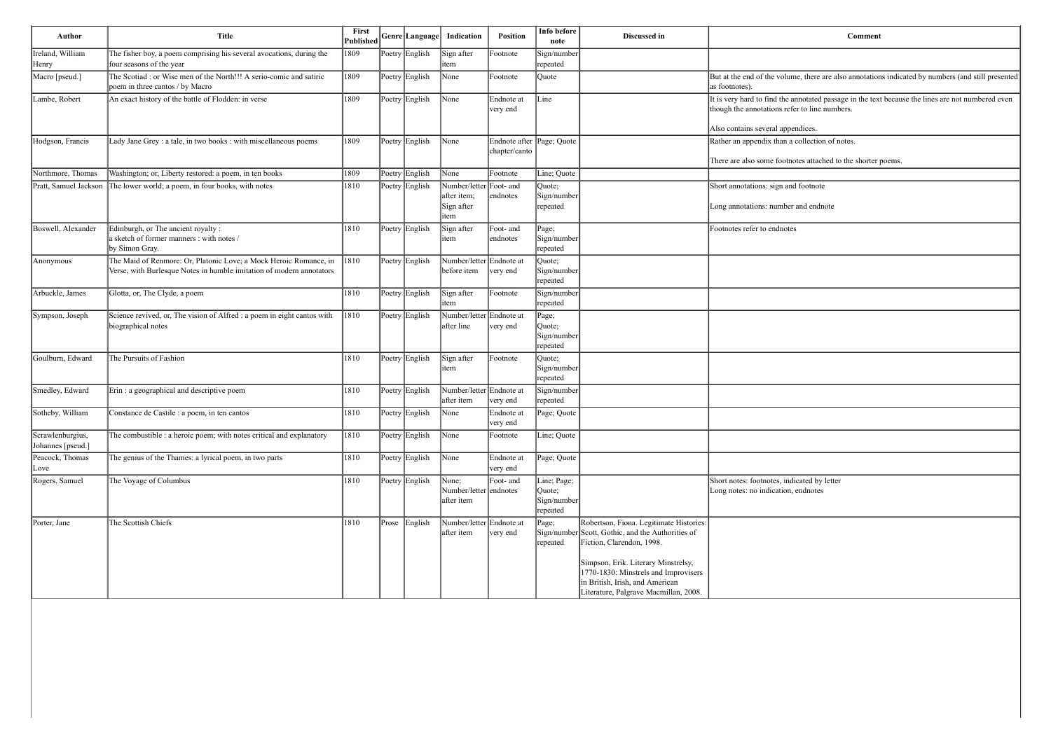| Author | Title | First Published | Genre | Language | Indication | Position | Info before note | Discussed in | Comment |
|---|---|---|---|---|---|---|---|---|---|
| Ireland, William Henry | The fisher boy, a poem comprising his several avocations, during the four seasons of the year | 1809 | Poetry | English | Sign after item | Footnote | Sign/number repeated | | |
| Macro [pseud.] | The Scotiad : or Wise men of the North!!! A serio-comic and satiric poem in three cantos / by Macro | 1809 | Poetry | English | None | Footnote | Quote | | But at the end of the volume, there are also annotations indicated by numbers (and still presented as footnotes). |
| Lambe, Robert | An exact history of the battle of Flodden: in verse | 1809 | Poetry | English | None | Endnote at very end | Line | | It is very hard to find the annotated passage in the text because the lines are not numbered even though the annotations refer to line numbers.<br><br>Also contains several appendices. |
| Hodgson, Francis | Lady Jane Grey : a tale, in two books : with miscellaneous poems | 1809 | Poetry | English | None | Endnote after chapter/canto | Page; Quote | | Rather an appendix than a collection of notes.<br><br>There are also some footnotes attached to the shorter poems. |
| Northmore, Thomas | Washington; or, Liberty restored: a poem, in ten books | 1809 | Poetry | English | None | Footnote | Line; Quote | | |
| Pratt, Samuel Jackson | The lower world; a poem, in four books, with notes | 1810 | Poetry | English | Number/letter after item; Sign after item | Foot- and endnotes | Quote; Sign/number repeated | | Short annotations: sign and footnote<br><br>Long annotations: number and endnote |
| Boswell, Alexander | Edinburgh, or The ancient royalty : a sketch of former manners : with notes / by Simon Gray. | 1810 | Poetry | English | Sign after item | Foot- and endnotes | Page; Sign/number repeated | | Footnotes refer to endnotes |
| Anonymous | The Maid of Renmore: Or, Platonic Love; a Mock Heroic Romance, in Verse, with Burlesque Notes in humble imitation of modern annotators | 1810 | Poetry | English | Number/letter before item | Endnote at very end | Quote; Sign/number repeated | | |
| Arbuckle, James | Glotta, or, The Clyde, a poem | 1810 | Poetry | English | Sign after item | Footnote | Sign/number repeated | | |
| Sympson, Joseph | Science revived, or, The vision of Alfred : a poem in eight cantos with biographical notes | 1810 | Poetry | English | Number/letter after line | Endnote at very end | Page; Quote; Sign/number repeated | | |
| Goulburn, Edward | The Pursuits of Fashion | 1810 | Poetry | English | Sign after item | Footnote | Quote; Sign/number repeated | | |
| Smedley, Edward | Erin : a geographical and descriptive poem | 1810 | Poetry | English | Number/letter after item | Endnote at very end | Sign/number repeated | | |
| Sotheby, William | Constance de Castile : a poem, in ten cantos | 1810 | Poetry | English | None | Endnote at very end | Page; Quote | | |
| Scrawlenburgius, Johannes [pseud.] | The combustible : a heroic poem; with notes critical and explanatory | 1810 | Poetry | English | None | Footnote | Line; Quote | | |
| Peacock, Thomas Love | The genius of the Thames: a lyrical poem, in two parts | 1810 | Poetry | English | None | Endnote at very end | Page; Quote | | |
| Rogers, Samuel | The Voyage of Columbus | 1810 | Poetry | English | None; Number/letter after item | Foot- and endnotes | Line; Page; Quote; Sign/number repeated | | Short notes: footnotes, indicated by letter<br>Long notes: no indication, endnotes |
| Porter, Jane | The Scottish Chiefs | 1810 | Prose | English | Number/letter after item | Endnote at very end | Page; Sign/number repeated | Robertson, Fiona. Legitimate Histories: Scott, Gothic, and the Authorities of Fiction, Clarendon, 1998.<br><br>Simpson, Erik. Literary Minstrelsy, 1770-1830: Minstrels and Improvisers in British, Irish, and American Literature, Palgrave Macmillan, 2008. | |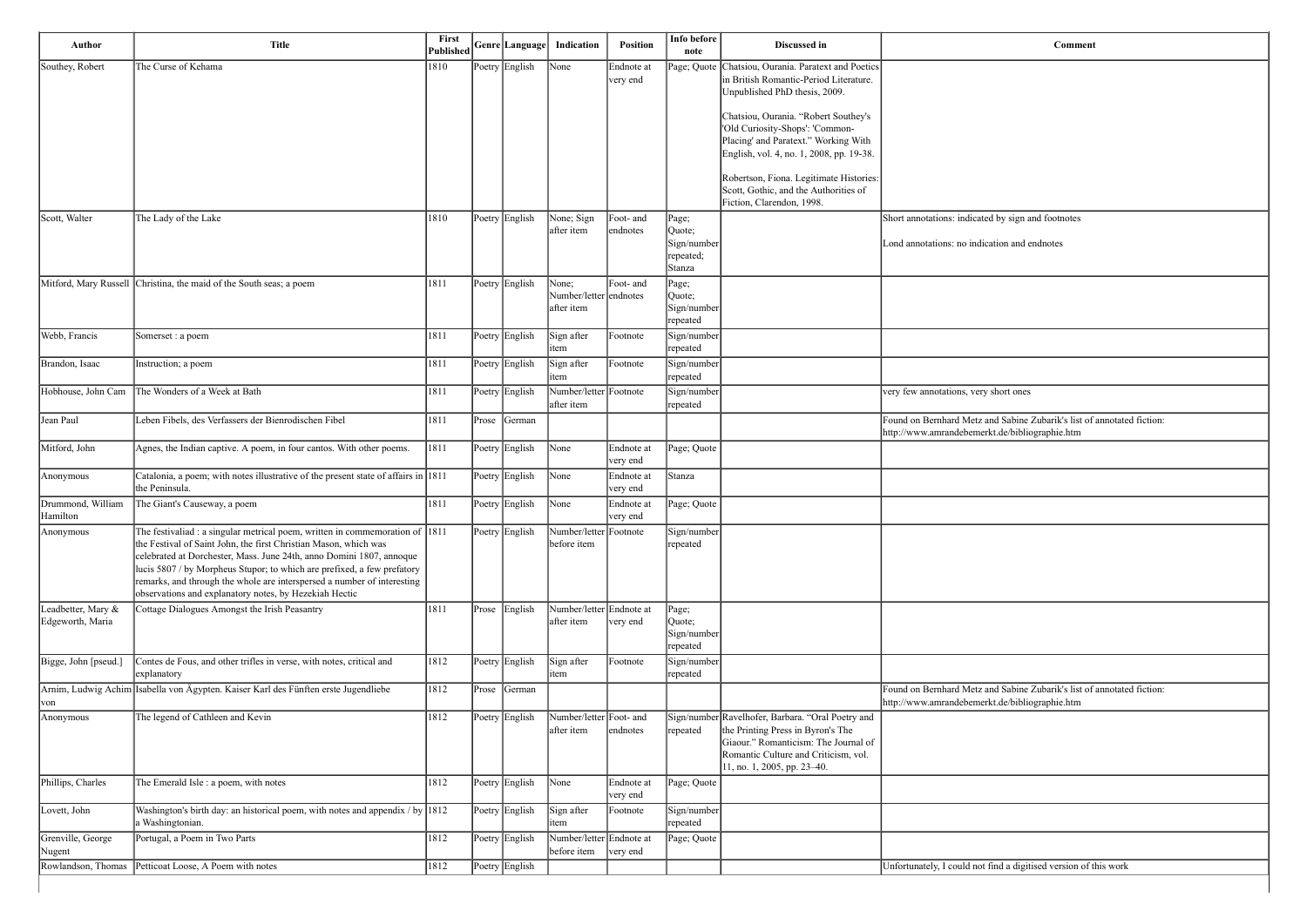| Author | Title | First Published | Genre | Language | Indication | Position | Info before note | Discussed in | Comment |
|---|---|---|---|---|---|---|---|---|---|
| Southey, Robert | The Curse of Kehama | 1810 | Poetry | English | None | Endnote at very end | Page; Quote | Chatsiou, Ourania. Paratext and Poetics in British Romantic-Period Literature. Unpublished PhD thesis, 2009.<br><br>Chatsiou, Ourania. "Robert Southey's 'Old Curiosity-Shops': 'Common-Placing' and Paratext." Working With English, vol. 4, no. 1, 2008, pp. 19-38.<br><br>Robertson, Fiona. Legitimate Histories: Scott, Gothic, and the Authorities of Fiction, Clarendon, 1998. | |
| Scott, Walter | The Lady of the Lake | 1810 | Poetry | English | None; Sign after item | Foot- and endnotes | Page; Quote; Sign/number repeated; Stanza | | Short annotations: indicated by sign and footnotes<br><br>Lond annotations: no indication and endnotes |
| Mitford, Mary Russell | Christina, the maid of the South seas; a poem | 1811 | Poetry | English | None; Number/letter after item | Foot- and endnotes | Page; Quote; Sign/number repeated | | |
| Webb, Francis | Somerset : a poem | 1811 | Poetry | English | Sign after item | Footnote | Sign/number repeated | | |
| Brandon, Isaac | Instruction; a poem | 1811 | Poetry | English | Sign after item | Footnote | Sign/number repeated | | |
| Hobhouse, John Cam | The Wonders of a Week at Bath | 1811 | Poetry | English | Number/letter after item | Footnote | Sign/number repeated | | very few annotations, very short ones |
| Jean Paul | Leben Fibels, des Verfassers der Bienrodischen Fibel | 1811 | Prose | German | | | | | Found on Bernhard Metz and Sabine Zubarik's list of annotated fiction: http://www.amrandebemerkt.de/bibliographie.htm |
| Mitford, John | Agnes, the Indian captive. A poem, in four cantos. With other poems. | 1811 | Poetry | English | None | Endnote at very end | Page; Quote | | |
| Anonymous | Catalonia, a poem; with notes illustrative of the present state of affairs in the Peninsula. | 1811 | Poetry | English | None | Endnote at very end | Stanza | | |
| Drummond, William Hamilton | The Giant's Causeway, a poem | 1811 | Poetry | English | None | Endnote at very end | Page; Quote | | |
| Anonymous | The festivaliad : a singular metrical poem, written in commemoration of the Festival of Saint John, the first Christian Mason, which was celebrated at Dorchester, Mass. June 24th, anno Domini 1807, annoque lucis 5807 / by Morpheus Stupor; to which are prefixed, a few prefatory remarks, and through the whole are interspersed a number of interesting observations and explanatory notes, by Hezekiah Hectic | 1811 | Poetry | English | Number/letter before item | Footnote | Sign/number repeated | | |
| Leadbetter, Mary & Edgeworth, Maria | Cottage Dialogues Amongst the Irish Peasantry | 1811 | Prose | English | Number/letter after item | Endnote at very end | Page; Quote; Sign/number repeated | | |
| Bigge, John [pseud.] | Contes de Fous, and other trifles in verse, with notes, critical and explanatory | 1812 | Poetry | English | Sign after item | Footnote | Sign/number repeated | | |
| Arnim, Ludwig Achim von | Isabella von Ägypten. Kaiser Karl des Fünften erste Jugendliebe | 1812 | Prose | German | | | | | Found on Bernhard Metz and Sabine Zubarik's list of annotated fiction: http://www.amrandebemerkt.de/bibliographie.htm |
| Anonymous | The legend of Cathleen and Kevin | 1812 | Poetry | English | Number/letter after item | Foot- and endnotes | Sign/number repeated | Ravelhofer, Barbara. "Oral Poetry and the Printing Press in Byron's The Giaour." Romanticism: The Journal of Romantic Culture and Criticism, vol. 11, no. 1, 2005, pp. 23–40. | |
| Phillips, Charles | The Emerald Isle : a poem, with notes | 1812 | Poetry | English | None | Endnote at very end | Page; Quote | | |
| Lovett, John | Washington's birth day: an historical poem, with notes and appendix / by a Washingtonian. | 1812 | Poetry | English | Sign after item | Footnote | Sign/number repeated | | |
| Grenville, George Nugent | Portugal, a Poem in Two Parts | 1812 | Poetry | English | Number/letter before item | Endnote at very end | Page; Quote | | |
| Rowlandson, Thomas | Petticoat Loose, A Poem with notes | 1812 | Poetry | English | | | | | Unfortunately, I could not find a digitised version of this work |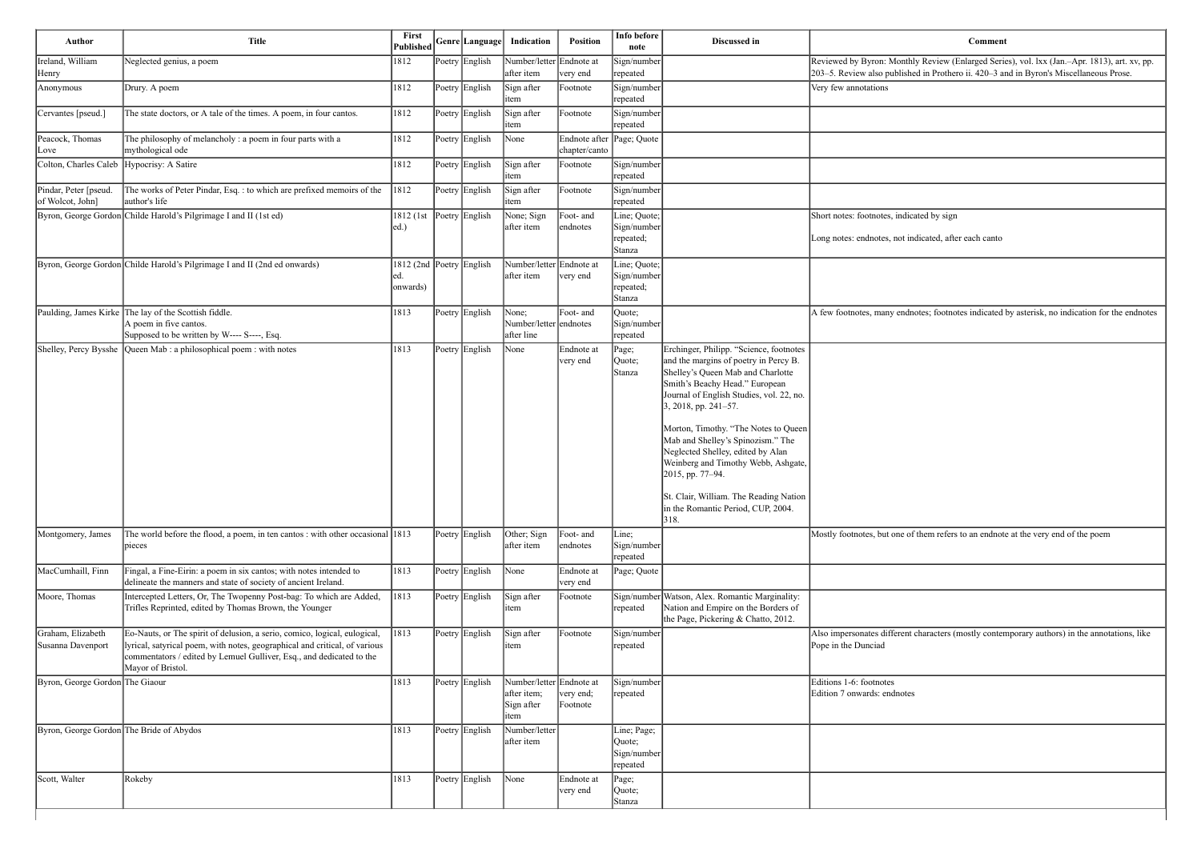| Author | Title | First Published | Genre | Language | Indication | Position | Info before note | Discussed in | Comment |
|---|---|---|---|---|---|---|---|---|---|
| Ireland, William Henry | Neglected genius, a poem | 1812 | Poetry | English | Number/letter after item | Endnote at very end | Sign/number repeated | | Reviewed by Byron: Monthly Review (Enlarged Series), vol. lxx (Jan.–Apr. 1813), art. xv, pp. 203–5. Review also published in Prothero ii. 420–3 and in Byron's Miscellaneous Prose. |
| Anonymous | Drury. A poem | 1812 | Poetry | English | Sign after item | Footnote | Sign/number repeated | | Very few annotations |
| Cervantes [pseud.] | The state doctors, or A tale of the times. A poem, in four cantos. | 1812 | Poetry | English | Sign after item | Footnote | Sign/number repeated | | |
| Peacock, Thomas Love | The philosophy of melancholy : a poem in four parts with a mythological ode | 1812 | Poetry | English | None | Endnote after chapter/canto | Page; Quote | | |
| Colton, Charles Caleb | Hypocrisy: A Satire | 1812 | Poetry | English | Sign after item | Footnote | Sign/number repeated | | |
| Pindar, Peter [pseud. of Wolcot, John] | The works of Peter Pindar, Esq. : to which are prefixed memoirs of the author's life | 1812 | Poetry | English | Sign after item | Footnote | Sign/number repeated | | |
| Byron, George Gordon | Childe Harold's Pilgrimage I and II (1st ed) | 1812 (1st ed.) | Poetry | English | None; Sign after item | Foot- and endnotes | Line; Quote; Sign/number repeated; Stanza | | Short notes: footnotes, indicated by sign<br><br>Long notes: endnotes, not indicated, after each canto |
| Byron, George Gordon | Childe Harold's Pilgrimage I and II (2nd ed onwards) | 1812 (2nd ed. onwards) | Poetry | English | Number/letter after item | Endnote at very end | Line; Quote; Sign/number repeated; Stanza | | |
| Paulding, James Kirke | The lay of the Scottish fiddle.<br>A poem in five cantos.<br>Supposed to be written by W---- S----, Esq. | 1813 | Poetry | English | None; Number/letter after line | Foot- and endnotes | Quote; Sign/number repeated | | A few footnotes, many endnotes; footnotes indicated by asterisk, no indication for the endnotes |
| Shelley, Percy Bysshe | Queen Mab : a philosophical poem : with notes | 1813 | Poetry | English | None | Endnote at very end | Page; Quote; Stanza | Erchinger, Philipp. "Science, footnotes and the margins of poetry in Percy B. Shelley's Queen Mab and Charlotte Smith's Beachy Head." European Journal of English Studies, vol. 22, no. 3, 2018, pp. 241–57.<br><br>Morton, Timothy. "The Notes to Queen Mab and Shelley's Spinozism." The Neglected Shelley, edited by Alan Weinberg and Timothy Webb, Ashgate, 2015, pp. 77–94.<br><br>St. Clair, William. The Reading Nation in the Romantic Period, CUP, 2004. 318. | |
| Montgomery, James | The world before the flood, a poem, in ten cantos : with other occasional pieces | 1813 | Poetry | English | Other; Sign after item | Foot- and endnotes | Line; Sign/number repeated | | Mostly footnotes, but one of them refers to an endnote at the very end of the poem |
| MacCumhaill, Finn | Fingal, a Fine-Eirin: a poem in six cantos; with notes intended to delineate the manners and state of society of ancient Ireland. | 1813 | Poetry | English | None | Endnote at very end | Page; Quote | | |
| Moore, Thomas | Intercepted Letters, Or, The Twopenny Post-bag: To which are Added, Trifles Reprinted, edited by Thomas Brown, the Younger | 1813 | Poetry | English | Sign after item | Footnote | Sign/number repeated | Watson, Alex. Romantic Marginality: Nation and Empire on the Borders of the Page, Pickering & Chatto, 2012. | |
| Graham, Elizabeth Susanna Davenport | Eo-Nauts, or The spirit of delusion, a serio, comico, logical, eulogical, lyrical, satyrical poem, with notes, geographical and critical, of various commentators / edited by Lemuel Gulliver, Esq., and dedicated to the Mayor of Bristol. | 1813 | Poetry | English | Sign after item | Footnote | Sign/number repeated | | Also impersonates different characters (mostly contemporary authors) in the annotations, like Pope in the Dunciad |
| Byron, George Gordon | The Giaour | 1813 | Poetry | English | Number/letter after item; Sign after item | Endnote at very end; Footnote | Sign/number repeated | | Editions 1-6: footnotes<br>Edition 7 onwards: endnotes |
| Byron, George Gordon | The Bride of Abydos | 1813 | Poetry | English | Number/letter after item | | Line; Page; Quote; Sign/number repeated | | |
| Scott, Walter | Rokeby | 1813 | Poetry | English | None | Endnote at very end | Page; Quote; Stanza | | |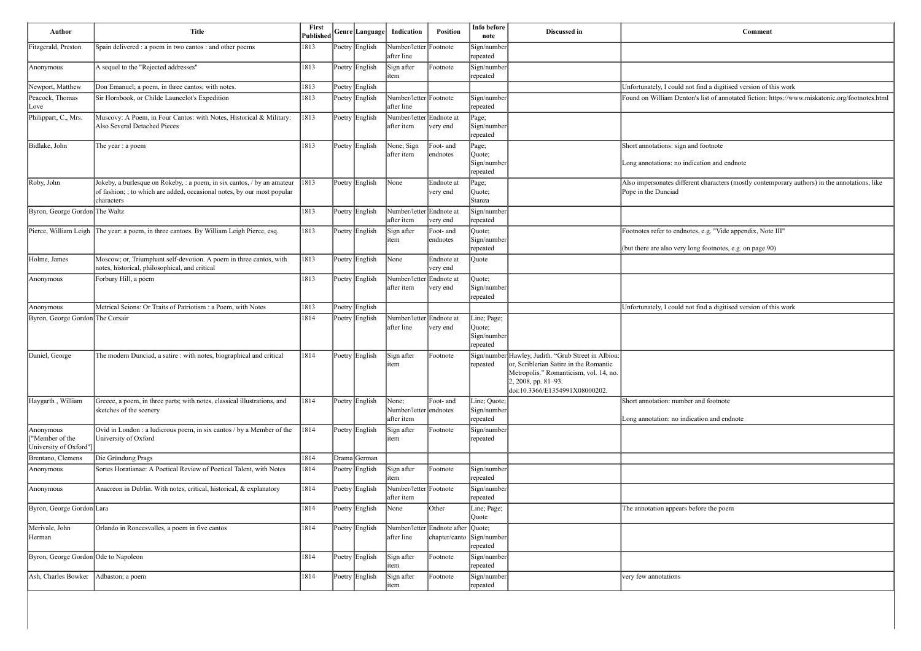| Author | Title | First Published | Genre | Language | Indication | Position | Info before note | Discussed in | Comment |
|---|---|---|---|---|---|---|---|---|---|
| Fitzgerald, Preston | Spain delivered : a poem in two cantos : and other poems | 1813 | Poetry | English | Number/letter after line | Footnote | Sign/number repeated | | |
| Anonymous | A sequel to the "Rejected addresses" | 1813 | Poetry | English | Sign after item | Footnote | Sign/number repeated | | |
| Newport, Matthew | Don Emanuel; a poem, in three cantos; with notes. | 1813 | Poetry | English | | | | | Unfortunately, I could not find a digitised version of this work |
| Peacock, Thomas Love | Sir Hornbook, or Childe Launcelot's Expedition | 1813 | Poetry | English | Number/letter after line | Footnote | Sign/number repeated | | Found on William Denton's list of annotated fiction: https://www.miskatonic.org/footnotes.html |
| Philippart, C., Mrs. | Muscovy: A Poem, in Four Cantos: with Notes, Historical & Military: Also Several Detached Pieces | 1813 | Poetry | English | Number/letter after item | Endnote at very end | Page; Sign/number repeated | | |
| Bidlake, John | The year : a poem | 1813 | Poetry | English | None; Sign after item | Foot- and endnotes | Page; Quote; Sign/number repeated | | Short annotations: sign and footnote<br><br>Long annotations: no indication and endnote |
| Roby, John | Jokeby, a burlesque on Rokeby, : a poem, in six cantos, / by an amateur of fashion; ; to which are added, occasional notes, by our most popular characters | 1813 | Poetry | English | None | Endnote at very end | Page; Quote; Stanza | | Also impersonates different characters (mostly contemporary authors) in the annotations, like Pope in the Dunciad |
| Byron, George Gordon | The Waltz | 1813 | Poetry | English | Number/letter after item | Endnote at very end | Sign/number repeated | | |
| Pierce, William Leigh | The year: a poem, in three cantoes. By William Leigh Pierce, esq. | 1813 | Poetry | English | Sign after item | Foot- and endnotes | Quote; Sign/number repeated | | Footnotes refer to endnotes, e.g. "Vide appendix, Note III"<br><br>(but there are also very long footnotes, e.g. on page 90) |
| Holme, James | Moscow; or, Triumphant self-devotion. A poem in three cantos, with notes, historical, philosophical, and critical | 1813 | Poetry | English | None | Endnote at very end | Quote | | |
| Anonymous | Forbury Hill, a poem | 1813 | Poetry | English | Number/letter after item | Endnote at very end | Quote; Sign/number repeated | | |
| Anonymous | Metrical Scions: Or Traits of Patriotism : a Poem, with Notes | 1813 | Poetry | English | | | | | Unfortunately, I could not find a digitised version of this work |
| Byron, George Gordon | The Corsair | 1814 | Poetry | English | Number/letter after line | Endnote at very end | Line; Page; Quote; Sign/number repeated | | |
| Daniel, George | The modern Dunciad, a satire : with notes, biographical and critical | 1814 | Poetry | English | Sign after item | Footnote | Sign/number repeated | Hawley, Judith. "Grub Street in Albion: or, Scriblerian Satire in the Romantic Metropolis." Romanticism, vol. 14, no. 2, 2008, pp. 81–93. doi:10.3366/E1354991X08000202. | |
| Haygarth , William | Greece, a poem, in three parts; with notes, classical illustrations, and sketches of the scenery | 1814 | Poetry | English | None; Number/letter after item | Foot- and endnotes | Line; Quote; Sign/number repeated | | Short annotation: number and footnote<br><br>Long annotation: no indication and endnote |
| Anonymous ["Member of the University of Oxford"] | Ovid in London : a ludicrous poem, in six cantos / by a Member of the University of Oxford | 1814 | Poetry | English | Sign after item | Footnote | Sign/number repeated | | |
| Brentano, Clemens | Die Gründung Prags | 1814 | Drama | German | | | | | |
| Anonymous | Sortes Horatianae: A Poetical Review of Poetical Talent, with Notes | 1814 | Poetry | English | Sign after item | Footnote | Sign/number repeated | | |
| Anonymous | Anacreon in Dublin. With notes, critical, historical, & explanatory | 1814 | Poetry | English | Number/letter after item | Footnote | Sign/number repeated | | |
| Byron, George Gordon | Lara | 1814 | Poetry | English | None | Other | Line; Page; Quote | | The annotation appears before the poem |
| Merivale, John Herman | Orlando in Roncesvalles, a poem in five cantos | 1814 | Poetry | English | Number/letter after line | Endnote after chapter/canto | Quote; Sign/number repeated | | |
| Byron, George Gordon | Ode to Napoleon | 1814 | Poetry | English | Sign after item | Footnote | Sign/number repeated | | |
| Ash, Charles Bowker | Adbaston; a poem | 1814 | Poetry | English | Sign after item | Footnote | Sign/number repeated | | very few annotations |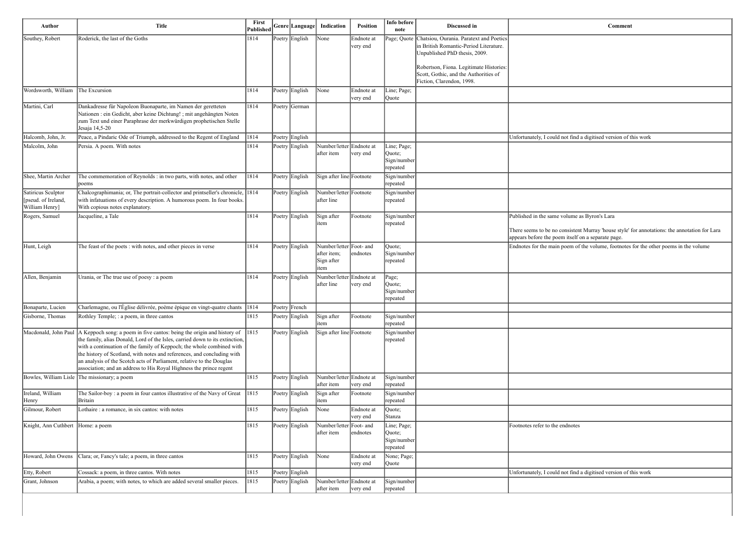| Author | Title | First Published | Genre | Language | Indication | Position | Info before note | Discussed in | Comment |
|---|---|---|---|---|---|---|---|---|---|
| Southey, Robert | Roderick, the last of the Goths | 1814 | Poetry | English | None | Endnote at very end | Page; Quote | Chatsiou, Ourania. Paratext and Poetics in British Romantic-Period Literature. Unpublished PhD thesis, 2009.<br><br>Robertson, Fiona. Legitimate Histories: Scott, Gothic, and the Authorities of Fiction, Clarendon, 1998. | |
| Wordsworth, William | The Excursion | 1814 | Poetry | English | None | Endnote at very end | Line; Page; Quote | | |
| Martini, Carl | Dankadresse für Napoleon Buonaparte, im Namen der geretteten Nationen : ein Gedicht, aber keine Dichtung! ; mit angehängten Noten zum Text und einer Paraphrase der merkwürdigen prophetischen Stelle Jesaja 14,5-20 | 1814 | Poetry | German | | | | | |
| Halcomb, John, Jr. | Peace, a Pindaric Ode of Triumph, addressed to the Regent of England | 1814 | Poetry | English | | | | | Unfortunately, I could not find a digitised version of this work |
| Malcolm, John | Persia. A poem. With notes | 1814 | Poetry | English | Number/letter after item | Endnote at very end | Line; Page; Quote; Sign/number repeated | | |
| Shee, Martin Archer | The commemoration of Reynolds : in two parts, with notes, and other poems | 1814 | Poetry | English | Sign after line | Footnote | Sign/number repeated | | |
| Satiricus Sculptor [pseud. of Ireland, William Henry] | Chalcographimania; or, The portrait-collector and printseller's chronicle, with infatuations of every description. A humorous poem. In four books. With copious notes explanatory. | 1814 | Poetry | English | Number/letter after line | Footnote | Sign/number repeated | | |
| Rogers, Samuel | Jacqueline, a Tale | 1814 | Poetry | English | Sign after item | Footnote | Sign/number repeated | | Published in the same volume as Byron's Lara<br><br>There seems to be no consistent Murray 'house style' for annotations: the annotation for Lara appears before the poem itself on a separate page. |
| Hunt, Leigh | The feast of the poets : with notes, and other pieces in verse | 1814 | Poetry | English | Number/letter after item; Sign after item | Foot- and endnotes | Quote; Sign/number repeated | | Endnotes for the main poem of the volume, footnotes for the other poems in the volume |
| Allen, Benjamin | Urania, or The true use of poesy : a poem | 1814 | Poetry | English | Number/letter after line | Endnote at very end | Page; Quote; Sign/number repeated | | |
| Bonaparte, Lucien | Charlemagne, ou l'Église délivrée, poème épique en vingt-quatre chants | 1814 | Poetry | French | | | | | |
| Gisborne, Thomas | Rothley Temple; : a poem, in three cantos | 1815 | Poetry | English | Sign after item | Footnote | Sign/number repeated | | |
| Macdonald, John Paul | A Keppoch song: a poem in five cantos: being the origin and history of the family, alias Donald, Lord of the Isles, carried down to its extinction, with a continuation of the family of Keppoch; the whole combined with the history of Scotland, with notes and references, and concluding with an analysis of the Scotch acts of Parliament, relative to the Douglas association; and an address to His Royal Highness the prince regent | 1815 | Poetry | English | Sign after line | Footnote | Sign/number repeated | | |
| Bowles, William Lisle | The missionary; a poem | 1815 | Poetry | English | Number/letter after item | Endnote at very end | Sign/number repeated | | |
| Ireland, William Henry | The Sailor-boy : a poem in four cantos illustrative of the Navy of Great Britain | 1815 | Poetry | English | Sign after item | Footnote | Sign/number repeated | | |
| Gilmour, Robert | Lothaire : a romance, in six cantos: with notes | 1815 | Poetry | English | None | Endnote at very end | Quote; Stanza | | |
| Knight, Ann Cuthbert | Home: a poem | 1815 | Poetry | English | Number/letter after item | Foot- and endnotes | Line; Page; Quote; Sign/number repeated | | Footnotes refer to the endnotes |
| Howard, John Owens | Clara; or, Fancy's tale; a poem, in three cantos | 1815 | Poetry | English | None | Endnote at very end | None; Page; Quote | | |
| Etty, Robert | Cossack: a poem, in three cantos. With notes | 1815 | Poetry | English | | | | | Unfortunately, I could not find a digitised version of this work |
| Grant, Johnson | Arabia, a poem; with notes, to which are added several smaller pieces. | 1815 | Poetry | English | Number/letter after item | Endnote at very end | Sign/number repeated | | |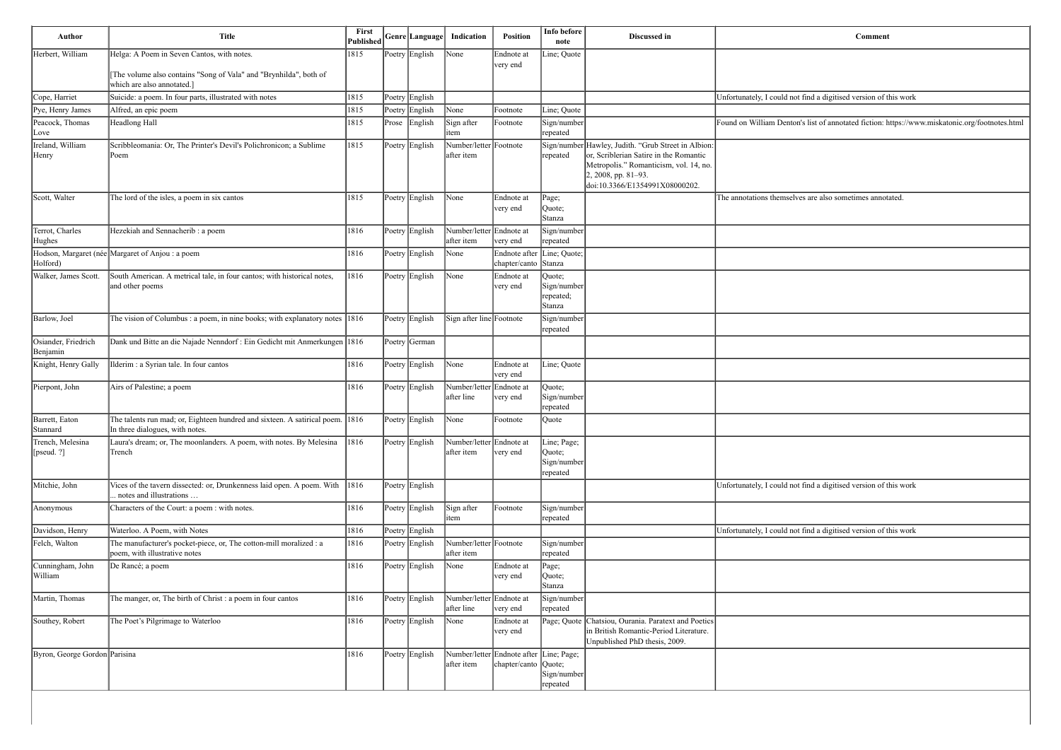| Author | Title | First Published | Genre | Language | Indication | Position | Info before note | Discussed in | Comment |
|---|---|---|---|---|---|---|---|---|---|
| Herbert, William | Helga: A Poem in Seven Cantos, with notes. [The volume also contains "Song of Vala" and "Brynhilda", both of which are also annotated.] | 1815 | Poetry | English | None | Endnote at very end | Line; Quote | | |
| Cope, Harriet | Suicide: a poem. In four parts, illustrated with notes | 1815 | Poetry | English | | | | | Unfortunately, I could not find a digitised version of this work |
| Pye, Henry James | Alfred, an epic poem | 1815 | Poetry | English | None | Footnote | Line; Quote | | |
| Peacock, Thomas Love | Headlong Hall | 1815 | Prose | English | Sign after item | Footnote | Sign/number repeated | | Found on William Denton's list of annotated fiction: https://www.miskatonic.org/footnotes.html |
| Ireland, William Henry | Scribbleomania: Or, The Printer's Devil's Polichronicon; a Sublime Poem | 1815 | Poetry | English | Number/letter after item | Footnote | Sign/number repeated | Hawley, Judith. "Grub Street in Albion: or, Scriblerian Satire in the Romantic Metropolis." Romanticism, vol. 14, no. 2, 2008, pp. 81–93. doi:10.3366/E1354991X08000202. | |
| Scott, Walter | The lord of the isles, a poem in six cantos | 1815 | Poetry | English | None | Endnote at very end | Page; Quote; Stanza | | The annotations themselves are also sometimes annotated. |
| Terrot, Charles Hughes | Hezekiah and Sennacherib : a poem | 1816 | Poetry | English | Number/letter after item | Endnote at very end | Sign/number repeated | | |
| Hodson, Margaret (née Holford) | Margaret of Anjou : a poem | 1816 | Poetry | English | None | Endnote after chapter/canto | Line; Quote; Stanza | | |
| Walker, James Scott. | South American. A metrical tale, in four cantos; with historical notes, and other poems | 1816 | Poetry | English | None | Endnote at very end | Quote; Sign/number repeated; Stanza | | |
| Barlow, Joel | The vision of Columbus : a poem, in nine books; with explanatory notes | 1816 | Poetry | English | Sign after line | Footnote | Sign/number repeated | | |
| Osiander, Friedrich Benjamin | Dank und Bitte an die Najade Nenndorf : Ein Gedicht mit Anmerkungen | 1816 | Poetry | German | | | | | |
| Knight, Henry Gally | Ilderim : a Syrian tale. In four cantos | 1816 | Poetry | English | None | Endnote at very end | Line; Quote | | |
| Pierpont, John | Airs of Palestine; a poem | 1816 | Poetry | English | Number/letter after line | Endnote at very end | Quote; Sign/number repeated | | |
| Barrett, Eaton Stannard | The talents run mad; or, Eighteen hundred and sixteen. A satirical poem. In three dialogues, with notes. | 1816 | Poetry | English | None | Footnote | Quote | | |
| Trench, Melesina [pseud. ?] | Laura's dream; or, The moonlanders. A poem, with notes. By Melesina Trench | 1816 | Poetry | English | Number/letter after item | Endnote at very end | Line; Page; Quote; Sign/number repeated | | |
| Mitchie, John | Vices of the tavern dissected: or, Drunkenness laid open. A poem. With ... notes and illustrations … | 1816 | Poetry | English | | | | | Unfortunately, I could not find a digitised version of this work |
| Anonymous | Characters of the Court: a poem : with notes. | 1816 | Poetry | English | Sign after item | Footnote | Sign/number repeated | | |
| Davidson, Henry | Waterloo. A Poem, with Notes | 1816 | Poetry | English | | | | | Unfortunately, I could not find a digitised version of this work |
| Felch, Walton | The manufacturer's pocket-piece, or, The cotton-mill moralized : a poem, with illustrative notes | 1816 | Poetry | English | Number/letter after item | Footnote | Sign/number repeated | | |
| Cunningham, John William | De Rancé; a poem | 1816 | Poetry | English | None | Endnote at very end | Page; Quote; Stanza | | |
| Martin, Thomas | The manger, or, The birth of Christ : a poem in four cantos | 1816 | Poetry | English | Number/letter after line | Endnote at very end | Sign/number repeated | | |
| Southey, Robert | The Poet's Pilgrimage to Waterloo | 1816 | Poetry | English | None | Endnote at very end | Page; Quote | Chatsiou, Ourania. Paratext and Poetics in British Romantic-Period Literature. Unpublished PhD thesis, 2009. | |
| Byron, George Gordon | Parisina | 1816 | Poetry | English | Number/letter after item | Endnote after chapter/canto | Line; Page; Quote; Sign/number repeated | | |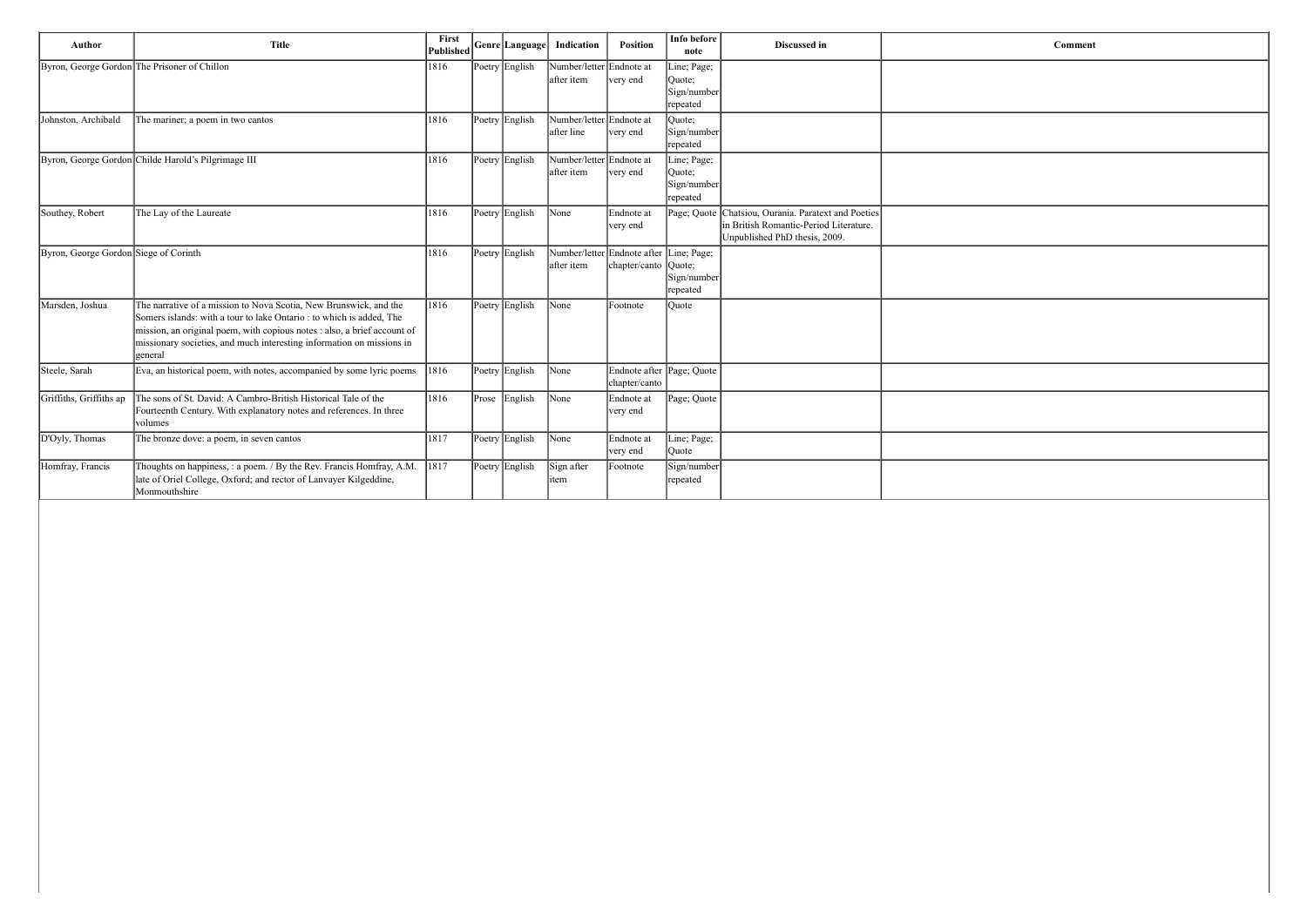| Author | Title | First Published | Genre | Language | Indication | Position | Info before note | Discussed in | Comment |
|---|---|---|---|---|---|---|---|---|---|
| Byron, George Gordon | The Prisoner of Chillon | 1816 | Poetry | English | Number/letter after item | Endnote at very end | Line; Page; Quote; Sign/number repeated | | |
| Johnston, Archibald | The mariner; a poem in two cantos | 1816 | Poetry | English | Number/letter after line | Endnote at very end | Quote; Sign/number repeated | | |
| Byron, George Gordon | Childe Harold's Pilgrimage III | 1816 | Poetry | English | Number/letter after item | Endnote at very end | Line; Page; Quote; Sign/number repeated | | |
| Southey, Robert | The Lay of the Laureate | 1816 | Poetry | English | None | Endnote at very end | Page; Quote | Chatsiou, Ourania. Paratext and Poetics in British Romantic-Period Literature. Unpublished PhD thesis, 2009. | |
| Byron, George Gordon | Siege of Corinth | 1816 | Poetry | English | Number/letter after item | Endnote after chapter/canto | Line; Page; Quote; Sign/number repeated | | |
| Marsden, Joshua | The narrative of a mission to Nova Scotia, New Brunswick, and the Somers islands: with a tour to lake Ontario : to which is added, The mission, an original poem, with copious notes : also, a brief account of missionary societies, and much interesting information on missions in general | 1816 | Poetry | English | None | Footnote | Quote | | |
| Steele, Sarah | Eva, an historical poem, with notes, accompanied by some lyric poems | 1816 | Poetry | English | None | Endnote after chapter/canto | Page; Quote | | |
| Griffiths, Griffiths ap | The sons of St. David: A Cambro-British Historical Tale of the Fourteenth Century. With explanatory notes and references. In three volumes | 1816 | Prose | English | None | Endnote at very end | Page; Quote | | |
| D'Oyly, Thomas | The bronze dove: a poem, in seven cantos | 1817 | Poetry | English | None | Endnote at very end | Line; Page; Quote | | |
| Homfray, Francis | Thoughts on happiness, : a poem. / By the Rev. Francis Homfray, A.M. late of Oriel College, Oxford; and rector of Lanvayer Kilgeddine, Monmouthshire | 1817 | Poetry | English | Sign after item | Footnote | Sign/number repeated | | |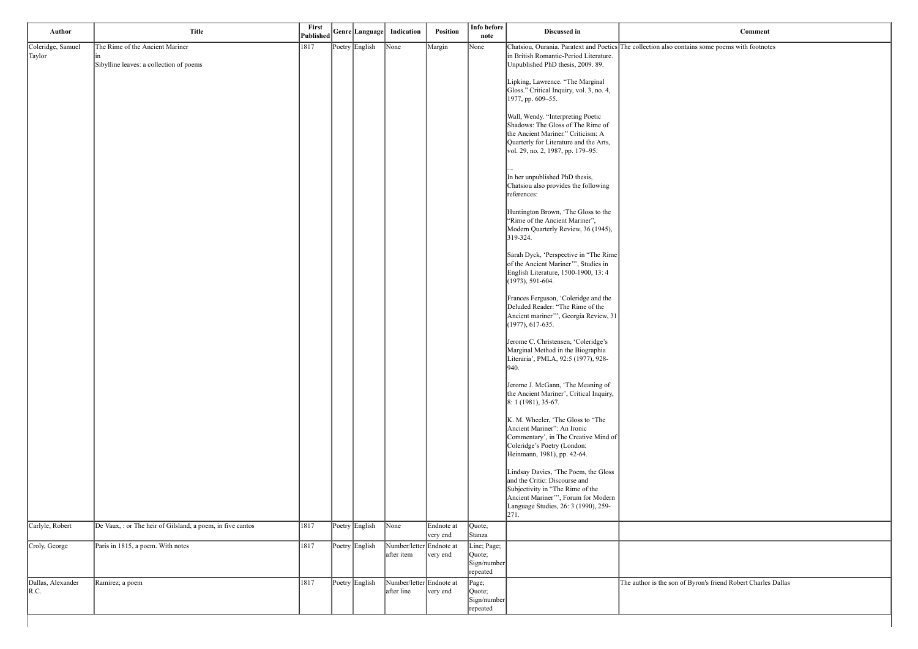| Author | Title | First Published | Genre | Language | Indication | Position | Info before note | Discussed in | Comment |
|---|---|---|---|---|---|---|---|---|---|
| Coleridge, Samuel Taylor | The Rime of the Ancient Mariner<br>in<br>Sibylline leaves: a collection of poems | 1817 | Poetry | English | None | Margin | None | Chatsiou, Ourania. Paratext and Poetics in British Romantic-Period Literature. Unpublished PhD thesis, 2009. 89.<br><br>Lipking, Lawrence. "The Marginal Gloss." Critical Inquiry, vol. 3, no. 4, 1977, pp. 609–55.<br><br>Wall, Wendy. "Interpreting Poetic Shadows: The Gloss of The Rime of the Ancient Mariner." Criticism: A Quarterly for Literature and the Arts, vol. 29, no. 2, 1987, pp. 179–95.<br><br>--<br>In her unpublished PhD thesis, Chatsiou also provides the following references:<br><br>Huntington Brown, 'The Gloss to the "Rime of the Ancient Mariner", Modern Quarterly Review, 36 (1945), 319-324.<br><br>Sarah Dyck, 'Perspective in "The Rime of the Ancient Mariner"', Studies in English Literature, 1500-1900, 13: 4 (1973), 591-604.<br><br>Frances Ferguson, 'Coleridge and the Deluded Reader: "The Rime of the Ancient mariner"', Georgia Review, 31 (1977), 617-635.<br><br>Jerome C. Christensen, 'Coleridge's Marginal Method in the Biographia Literaria', PMLA, 92:5 (1977), 928-940.<br><br>Jerome J. McGann, 'The Meaning of the Ancient Mariner', Critical Inquiry, 8: 1 (1981), 35-67.<br><br>K. M. Wheeler, 'The Gloss to "The Ancient Mariner": An Ironic Commentary', in The Creative Mind of Coleridge's Poetry (London: Heinmann, 1981), pp. 42-64.<br><br>Lindsay Davies, 'The Poem, the Gloss and the Critic: Discourse and Subjectivity in "The Rime of the Ancient Mariner"', Forum for Modern Language Studies, 26: 3 (1990), 259-271. | The collection also contains some poems with footnotes |
| Carlyle, Robert | De Vaux, : or The heir of Gilsland, a poem, in five cantos | 1817 | Poetry | English | None | Endnote at very end | Quote; Stanza | | |
| Croly, George | Paris in 1815, a poem. With notes | 1817 | Poetry | English | Number/letter after item | Endnote at very end | Line; Page; Quote; Sign/number repeated | | |
| Dallas, Alexander R.C. | Ramirez; a poem | 1817 | Poetry | English | Number/letter after line | Endnote at very end | Page; Quote; Sign/number repeated | | The author is the son of Byron's friend Robert Charles Dallas |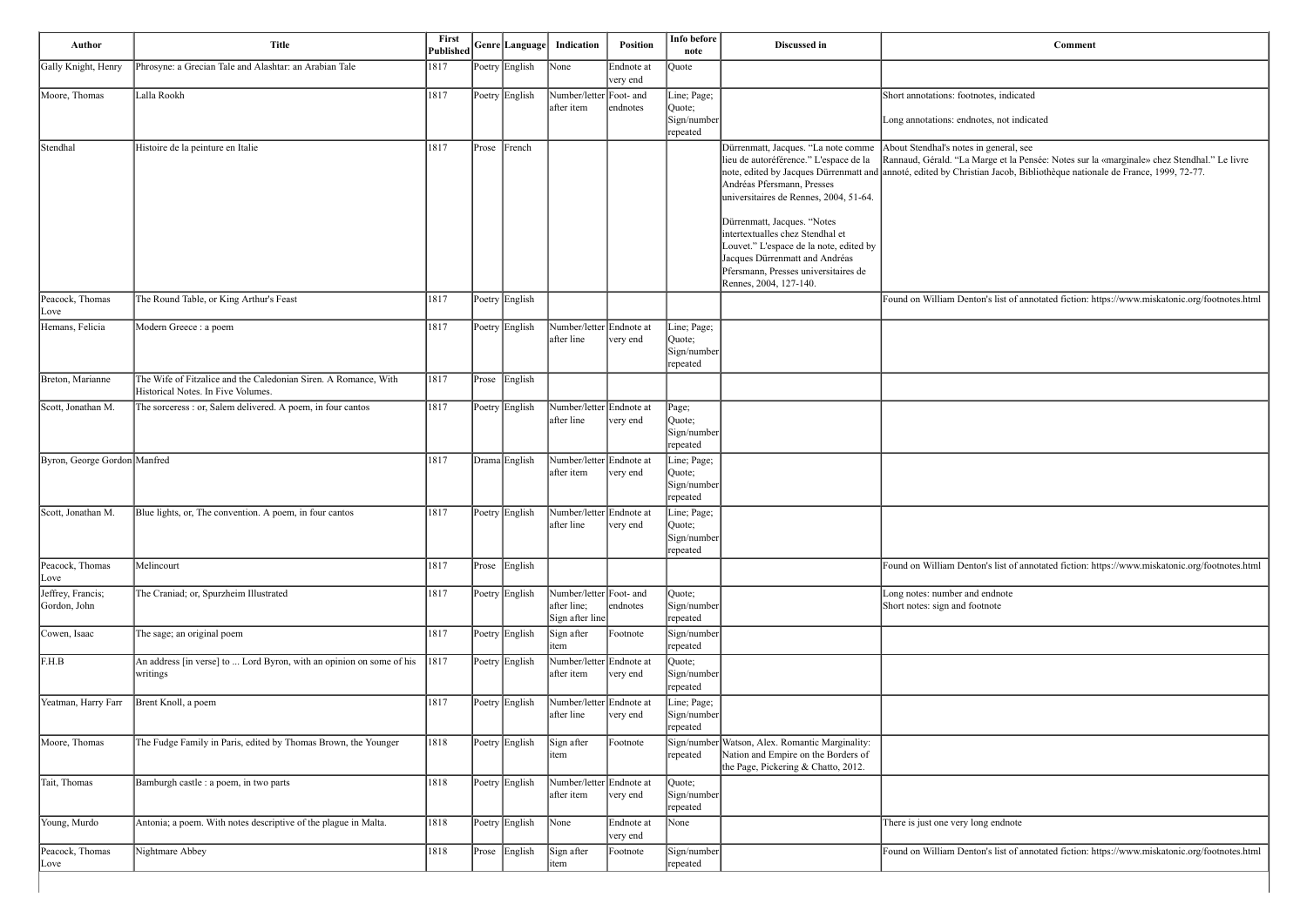| Author | Title | First Published | Genre | Language | Indication | Position | Info before note | Discussed in | Comment |
|---|---|---|---|---|---|---|---|---|---|
| Gally Knight, Henry | Phrosyne: a Grecian Tale and Alashtar: an Arabian Tale | 1817 | Poetry | English | None | Endnote at very end | Quote | | |
| Moore, Thomas | Lalla Rookh | 1817 | Poetry | English | Number/letter after item | Foot- and endnotes | Line; Page; Quote; Sign/number repeated | | Short annotations: footnotes, indicated<br><br>Long annotations: endnotes, not indicated |
| Stendhal | Histoire de la peinture en Italie | 1817 | Prose | French | | | | Dürrenmatt, Jacques. "La note comme lieu de autoréférence." L'espace de la note, edited by Jacques Dürrenmatt and Andréas Pfersmann, Presses universitaires de Rennes, 2004, 51-64.<br><br>Dürrenmatt, Jacques. "Notes intertextualles chez Stendhal et Louvet." L'espace de la note, edited by Jacques Dürrenmatt and Andréas Pfersmann, Presses universitaires de Rennes, 2004, 127-140. | About Stendhal's notes in general, see Rannaud, Gérald. "La Marge et la Pensée: Notes sur la «marginale» chez Stendhal." Le livre annoté, edited by Christian Jacob, Bibliothèque nationale de France, 1999, 72-77. |
| Peacock, Thomas Love | The Round Table, or King Arthur's Feast | 1817 | Poetry | English | | | | | Found on William Denton's list of annotated fiction: https://www.miskatonic.org/footnotes.html |
| Hemans, Felicia | Modern Greece : a poem | 1817 | Poetry | English | Number/letter after line | Endnote at very end | Line; Page; Quote; Sign/number repeated | | |
| Breton, Marianne | The Wife of Fitzalice and the Caledonian Siren. A Romance, With Historical Notes. In Five Volumes. | 1817 | Prose | English | | | | | |
| Scott, Jonathan M. | The sorceress : or, Salem delivered. A poem, in four cantos | 1817 | Poetry | English | Number/letter after line | Endnote at very end | Page; Quote; Sign/number repeated | | |
| Byron, George Gordon | Manfred | 1817 | Drama | English | Number/letter after item | Endnote at very end | Line; Page; Quote; Sign/number repeated | | |
| Scott, Jonathan M. | Blue lights, or, The convention. A poem, in four cantos | 1817 | Poetry | English | Number/letter after line | Endnote at very end | Line; Page; Quote; Sign/number repeated | | |
| Peacock, Thomas Love | Melincourt | 1817 | Prose | English | | | | | Found on William Denton's list of annotated fiction: https://www.miskatonic.org/footnotes.html |
| Jeffrey, Francis; Gordon, John | The Craniad; or, Spurzheim Illustrated | 1817 | Poetry | English | Number/letter after line; Sign after line | Foot- and endnotes | Quote; Sign/number repeated | | Long notes: number and endnote<br>Short notes: sign and footnote |
| Cowen, Isaac | The sage; an original poem | 1817 | Poetry | English | Sign after item | Footnote | Sign/number repeated | | |
| F.H.B | An address [in verse] to ... Lord Byron, with an opinion on some of his writings | 1817 | Poetry | English | Number/letter after item | Endnote at very end | Quote; Sign/number repeated | | |
| Yeatman, Harry Farr | Brent Knoll, a poem | 1817 | Poetry | English | Number/letter after line | Endnote at very end | Line; Page; Sign/number repeated | | |
| Moore, Thomas | The Fudge Family in Paris, edited by Thomas Brown, the Younger | 1818 | Poetry | English | Sign after item | Footnote | Sign/number repeated | Watson, Alex. Romantic Marginality: Nation and Empire on the Borders of the Page, Pickering & Chatto, 2012. | |
| Tait, Thomas | Bamburgh castle : a poem, in two parts | 1818 | Poetry | English | Number/letter after item | Endnote at very end | Quote; Sign/number repeated | | |
| Young, Murdo | Antonia; a poem. With notes descriptive of the plague in Malta. | 1818 | Poetry | English | None | Endnote at very end | None | | There is just one very long endnote |
| Peacock, Thomas Love | Nightmare Abbey | 1818 | Prose | English | Sign after item | Footnote | Sign/number repeated | | Found on William Denton's list of annotated fiction: https://www.miskatonic.org/footnotes.html |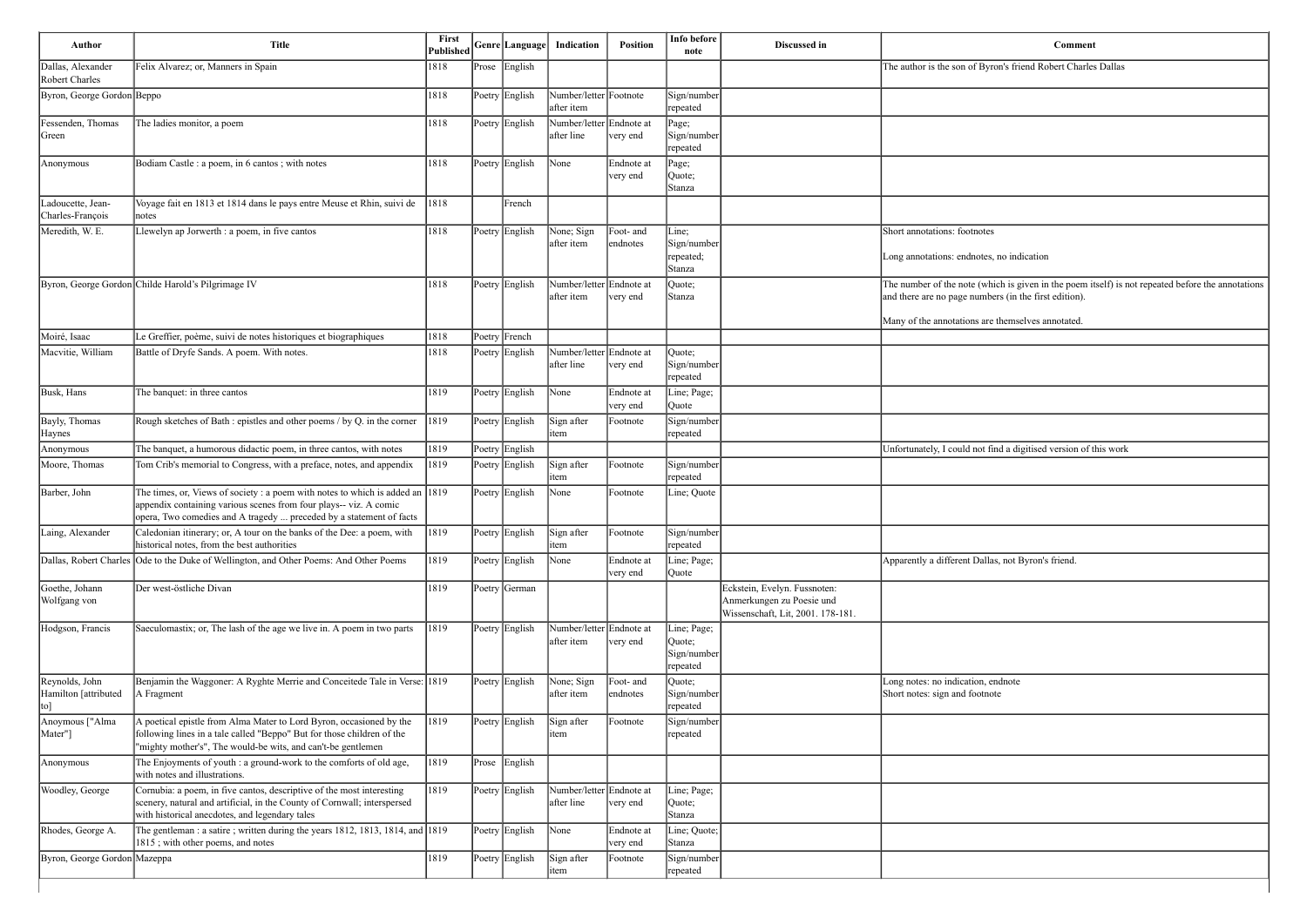| Author | Title | First Published | Genre | Language | Indication | Position | Info before note | Discussed in | Comment |
|---|---|---|---|---|---|---|---|---|---|
| Dallas, Alexander Robert Charles | Felix Alvarez; or, Manners in Spain | 1818 | Prose | English | | | | | The author is the son of Byron's friend Robert Charles Dallas |
| Byron, George Gordon | Beppo | 1818 | Poetry | English | Number/letter after item | Footnote | Sign/number repeated | | |
| Fessenden, Thomas Green | The ladies monitor, a poem | 1818 | Poetry | English | Number/letter after line | Endnote at very end | Page; Sign/number repeated | | |
| Anonymous | Bodiam Castle : a poem, in 6 cantos ; with notes | 1818 | Poetry | English | None | Endnote at very end | Page; Quote; Stanza | | |
| Ladoucette, Jean-Charles-François | Voyage fait en 1813 et 1814 dans le pays entre Meuse et Rhin, suivi de notes | 1818 | | French | | | | | |
| Meredith, W. E. | Llewelyn ap Jorwerth : a poem, in five cantos | 1818 | Poetry | English | None; Sign after item | Foot- and endnotes | Line; Sign/number repeated; Stanza | | Short annotations: footnotes<br><br>Long annotations: endnotes, no indication |
| Byron, George Gordon | Childe Harold's Pilgrimage IV | 1818 | Poetry | English | Number/letter after item | Endnote at very end | Quote; Stanza | | The number of the note (which is given in the poem itself) is not repeated before the annotations and there are no page numbers (in the first edition).<br><br>Many of the annotations are themselves annotated. |
| Moiré, Isaac | Le Greffier, poème, suivi de notes historiques et biographiques | 1818 | Poetry | French | | | | | |
| Macvitie, William | Battle of Dryfe Sands. A poem. With notes. | 1818 | Poetry | English | Number/letter after line | Endnote at very end | Quote; Sign/number repeated | | |
| Busk, Hans | The banquet: in three cantos | 1819 | Poetry | English | None | Endnote at very end | Line; Page; Quote | | |
| Bayly, Thomas Haynes | Rough sketches of Bath : epistles and other poems / by Q. in the corner | 1819 | Poetry | English | Sign after item | Footnote | Sign/number repeated | | |
| Anonymous | The banquet, a humorous didactic poem, in three cantos, with notes | 1819 | Poetry | English | | | | | Unfortunately, I could not find a digitised version of this work |
| Moore, Thomas | Tom Crib's memorial to Congress, with a preface, notes, and appendix | 1819 | Poetry | English | Sign after item | Footnote | Sign/number repeated | | |
| Barber, John | The times, or, Views of society : a poem with notes to which is added an appendix containing various scenes from four plays-- viz. A comic opera, Two comedies and A tragedy ... preceded by a statement of facts | 1819 | Poetry | English | None | Footnote | Line; Quote | | |
| Laing, Alexander | Caledonian itinerary; or, A tour on the banks of the Dee: a poem, with historical notes, from the best authorities | 1819 | Poetry | English | Sign after item | Footnote | Sign/number repeated | | |
| Dallas, Robert Charles | Ode to the Duke of Wellington, and Other Poems: And Other Poems | 1819 | Poetry | English | None | Endnote at very end | Line; Page; Quote | | Apparently a different Dallas, not Byron's friend. |
| Goethe, Johann Wolfgang von | Der west-östliche Divan | 1819 | Poetry | German | | | | Eckstein, Evelyn. Fussnoten: Anmerkungen zu Poesie und Wissenschaft, Lit, 2001. 178-181. | |
| Hodgson, Francis | Saeculomastix; or, The lash of the age we live in. A poem in two parts | 1819 | Poetry | English | Number/letter after item | Endnote at very end | Line; Page; Quote; Sign/number repeated | | |
| Reynolds, John Hamilton [attributed to] | Benjamin the Waggoner: A Ryghte Merrie and Conceitede Tale in Verse: A Fragment | 1819 | Poetry | English | None; Sign after item | Foot- and endnotes | Quote; Sign/number repeated | | Long notes: no indication, endnote<br>Short notes: sign and footnote |
| Anoymous ["Alma Mater"] | A poetical epistle from Alma Mater to Lord Byron, occasioned by the following lines in a tale called "Beppo" But for those children of the "mighty mother's", The would-be wits, and can't-be gentlemen | 1819 | Poetry | English | Sign after item | Footnote | Sign/number repeated | | |
| Anonymous | The Enjoyments of youth : a ground-work to the comforts of old age, with notes and illustrations. | 1819 | Prose | English | | | | | |
| Woodley, George | Cornubia: a poem, in five cantos, descriptive of the most interesting scenery, natural and artificial, in the County of Cornwall; interspersed with historical anecdotes, and legendary tales | 1819 | Poetry | English | Number/letter after line | Endnote at very end | Line; Page; Quote; Stanza | | |
| Rhodes, George A. | The gentleman : a satire ; written during the years 1812, 1813, 1814, and 1815 ; with other poems, and notes | 1819 | Poetry | English | None | Endnote at very end | Line; Quote; Stanza | | |
| Byron, George Gordon | Mazeppa | 1819 | Poetry | English | Sign after item | Footnote | Sign/number repeated | | |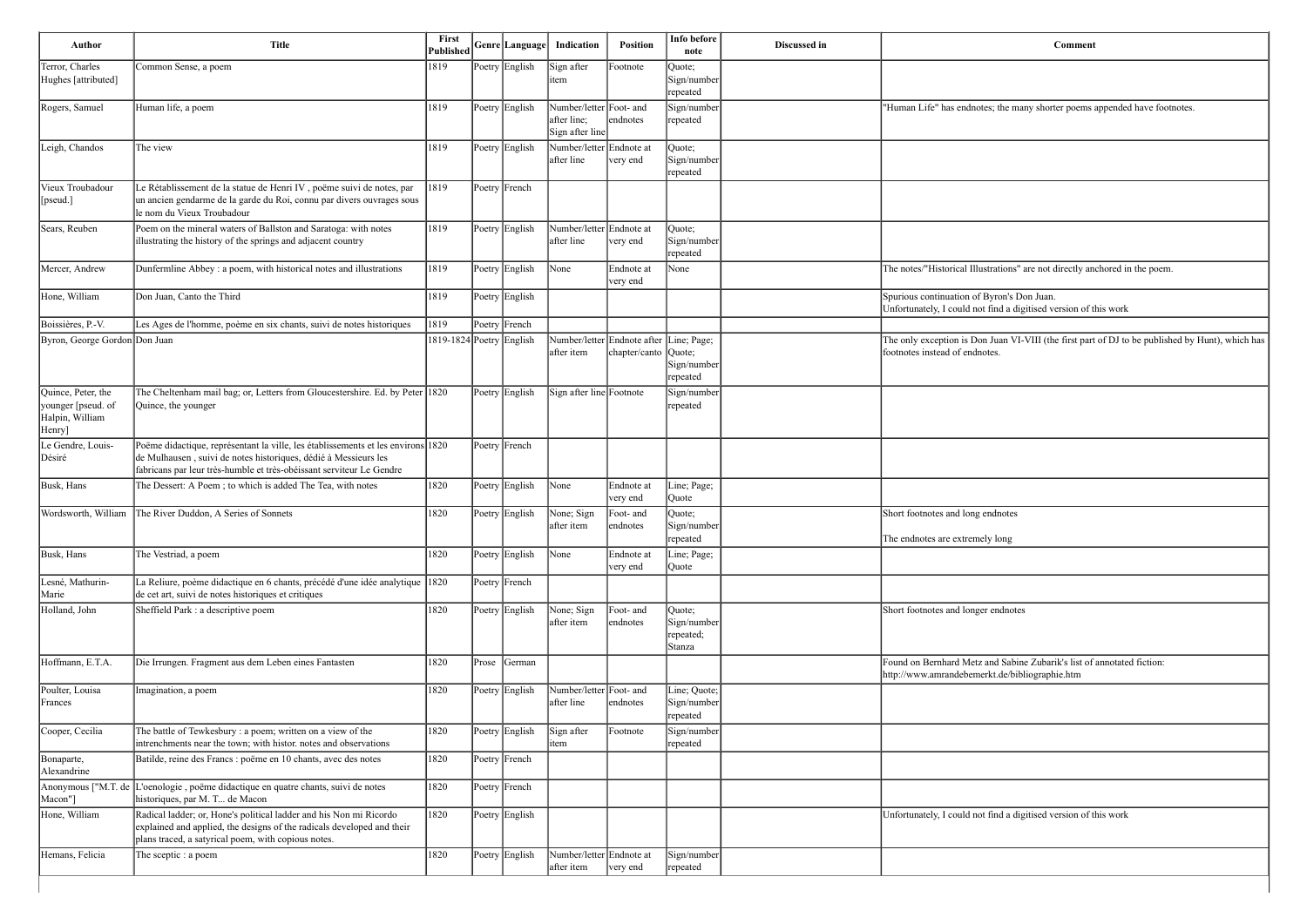| Author | Title | First Published | Genre | Language | Indication | Position | Info before note | Discussed in | Comment |
|---|---|---|---|---|---|---|---|---|---|
| Terror, Charles Hughes [attributed] | Common Sense, a poem | 1819 | Poetry | English | Sign after item | Footnote | Quote; Sign/number repeated | | |
| Rogers, Samuel | Human life, a poem | 1819 | Poetry | English | Number/letter after line; Sign after line | Foot- and endnotes | Sign/number repeated | | "Human Life" has endnotes; the many shorter poems appended have footnotes. |
| Leigh, Chandos | The view | 1819 | Poetry | English | Number/letter after line | Endnote at very end | Quote; Sign/number repeated | | |
| Vieux Troubadour [pseud.] | Le Rétablissement de la statue de Henri IV , poëme suivi de notes, par un ancien gendarme de la garde du Roi, connu par divers ouvrages sous le nom du Vieux Troubadour | 1819 | Poetry | French | | | | | |
| Sears, Reuben | Poem on the mineral waters of Ballston and Saratoga: with notes illustrating the history of the springs and adjacent country | 1819 | Poetry | English | Number/letter after line | Endnote at very end | Quote; Sign/number repeated | | |
| Mercer, Andrew | Dunfermline Abbey : a poem, with historical notes and illustrations | 1819 | Poetry | English | None | Endnote at very end | None | | The notes/"Historical Illustrations" are not directly anchored in the poem. |
| Hone, William | Don Juan, Canto the Third | 1819 | Poetry | English | | | | | Spurious continuation of Byron's Don Juan. Unfortunately, I could not find a digitised version of this work |
| Boissières, P.-V. | Les Ages de l'homme, poème en six chants, suivi de notes historiques | 1819 | Poetry | French | | | | | |
| Byron, George Gordon | Don Juan | 1819-1824 | Poetry | English | Number/letter after item | Endnote after chapter/canto | Line; Page; Quote; Sign/number repeated | | The only exception is Don Juan VI-VIII (the first part of DJ to be published by Hunt), which has footnotes instead of endnotes. |
| Quince, Peter, the younger [pseud. of Halpin, William Henry] | The Cheltenham mail bag; or, Letters from Gloucestershire. Ed. by Peter Quince, the younger | 1820 | Poetry | English | Sign after line | Footnote | Sign/number repeated | | |
| Le Gendre, Louis-Désiré | Poëme didactique, représentant la ville, les établissements et les environs de Mulhausen , suivi de notes historiques, dédié à Messieurs les fabricans par leur très-humble et très-obéissant serviteur Le Gendre | 1820 | Poetry | French | | | | | |
| Busk, Hans | The Dessert: A Poem ; to which is added The Tea, with notes | 1820 | Poetry | English | None | Endnote at very end | Line; Page; Quote | | |
| Wordsworth, William | The River Duddon, A Series of Sonnets | 1820 | Poetry | English | None; Sign after item | Foot- and endnotes | Quote; Sign/number repeated | | Short footnotes and long endnotes<br><br>The endnotes are extremely long |
| Busk, Hans | The Vestriad, a poem | 1820 | Poetry | English | None | Endnote at very end | Line; Page; Quote | | |
| Lesné, Mathurin-Marie | La Reliure, poème didactique en 6 chants, précédé d'une idée analytique de cet art, suivi de notes historiques et critiques | 1820 | Poetry | French | | | | | |
| Holland, John | Sheffield Park : a descriptive poem | 1820 | Poetry | English | None; Sign after item | Foot- and endnotes | Quote; Sign/number repeated; Stanza | | Short footnotes and longer endnotes |
| Hoffmann, E.T.A. | Die Irrungen. Fragment aus dem Leben eines Fantasten | 1820 | Prose | German | | | | | Found on Bernhard Metz and Sabine Zubarik's list of annotated fiction: http://www.amrandebemerkt.de/bibliographie.htm |
| Poulter, Louisa Frances | Imagination, a poem | 1820 | Poetry | English | Number/letter after line | Foot- and endnotes | Line; Quote; Sign/number repeated | | |
| Cooper, Cecilia | The battle of Tewkesbury : a poem; written on a view of the intrenchments near the town; with histor. notes and observations | 1820 | Poetry | English | Sign after item | Footnote | Sign/number repeated | | |
| Bonaparte, Alexandrine | Batilde, reine des Francs : poëme en 10 chants, avec des notes | 1820 | Poetry | French | | | | | |
| Anonymous ["M.T. de Macon"] | L'oenologie , poëme didactique en quatre chants, suivi de notes historiques, par M. T... de Macon | 1820 | Poetry | French | | | | | |
| Hone, William | Radical ladder; or, Hone's political ladder and his Non mi Ricordo explained and applied, the designs of the radicals developed and their plans traced, a satyrical poem, with copious notes. | 1820 | Poetry | English | | | | | Unfortunately, I could not find a digitised version of this work |
| Hemans, Felicia | The sceptic : a poem | 1820 | Poetry | English | Number/letter after item | Endnote at very end | Sign/number repeated | | |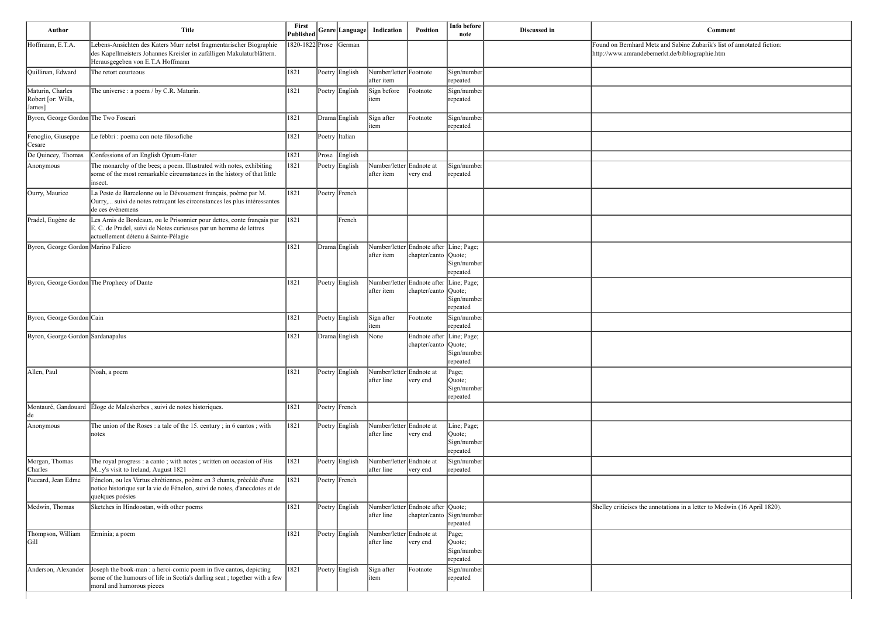| Author | Title | First Published | Genre | Language | Indication | Position | Info before note | Discussed in | Comment |
|---|---|---|---|---|---|---|---|---|---|
| Hoffmann, E.T.A. | Lebens-Ansichten des Katers Murr nebst fragmentarischer Biographie des Kapellmeisters Johannes Kreisler in zufälligen Makulaturblättern. Herausgegeben von E.T.A Hoffmann | 1820-1822 | Prose | German | | | | | Found on Bernhard Metz and Sabine Zubarik's list of annotated fiction: http://www.amrandebemerkt.de/bibliographie.htm |
| Quillinan, Edward | The retort courteous | 1821 | Poetry | English | Number/letter after item | Footnote | Sign/number repeated | | |
| Maturin, Charles Robert [or: Wills, James] | The universe : a poem / by C.R. Maturin. | 1821 | Poetry | English | Sign before item | Footnote | Sign/number repeated | | |
| Byron, George Gordon | The Two Foscari | 1821 | Drama | English | Sign after item | Footnote | Sign/number repeated | | |
| Fenoglio, Giuseppe Cesare | Le febbri : poema con note filosofiche | 1821 | Poetry | Italian | | | | | |
| De Quincey, Thomas | Confessions of an English Opium-Eater | 1821 | Prose | English | | | | | |
| Anonymous | The monarchy of the bees; a poem. Illustrated with notes, exhibiting some of the most remarkable circumstances in the history of that little insect. | 1821 | Poetry | English | Number/letter after item | Endnote at very end | Sign/number repeated | | |
| Ourry, Maurice | La Peste de Barcelonne ou le Dévouement français, poëme par M. Ourry,... suivi de notes retraçant les circonstances les plus intéressantes de ces événemens | 1821 | Poetry | French | | | | | |
| Pradel, Eugène de | Les Amis de Bordeaux, ou le Prisonnier pour dettes, conte français par E. C. de Pradel, suivi de Notes curieuses par un homme de lettres actuellement détenu à Sainte-Pélagie | 1821 | | French | | | | | |
| Byron, George Gordon | Marino Faliero | 1821 | Drama | English | Number/letter after item | Endnote after chapter/canto | Line; Page; Quote; Sign/number repeated | | |
| Byron, George Gordon | The Prophecy of Dante | 1821 | Poetry | English | Number/letter after item | Endnote after chapter/canto | Line; Page; Quote; Sign/number repeated | | |
| Byron, George Gordon | Cain | 1821 | Poetry | English | Sign after item | Footnote | Sign/number repeated | | |
| Byron, George Gordon | Sardanapalus | 1821 | Drama | English | None | Endnote after chapter/canto | Line; Page; Quote; Sign/number repeated | | |
| Allen, Paul | Noah, a poem | 1821 | Poetry | English | Number/letter after line | Endnote at very end | Page; Quote; Sign/number repeated | | |
| Montauré, Gandouard de | Éloge de Malesherbes , suivi de notes historiques. | 1821 | Poetry | French | | | | | |
| Anonymous | The union of the Roses : a tale of the 15. century ; in 6 cantos ; with notes | 1821 | Poetry | English | Number/letter after line | Endnote at very end | Line; Page; Quote; Sign/number repeated | | |
| Morgan, Thomas Charles | The royal progress : a canto ; with notes ; written on occasion of His M...y's visit to Ireland, August 1821 | 1821 | Poetry | English | Number/letter after line | Endnote at very end | Sign/number repeated | | |
| Paccard, Jean Edme | Fénelon, ou les Vertus chrétiennes, poème en 3 chants, précédé d'une notice historique sur la vie de Fénelon, suivi de notes, d'anecdotes et de quelques poésies | 1821 | Poetry | French | | | | | |
| Medwin, Thomas | Sketches in Hindoostan, with other poems | 1821 | Poetry | English | Number/letter after line | Endnote after chapter/canto | Quote; Sign/number repeated | | Shelley criticises the annotations in a letter to Medwin (16 April 1820). |
| Thompson, William Gill | Erminia; a poem | 1821 | Poetry | English | Number/letter after line | Endnote at very end | Page; Quote; Sign/number repeated | | |
| Anderson, Alexander | Joseph the book-man : a heroi-comic poem in five cantos, depicting some of the humours of life in Scotia's darling seat ; together with a few moral and humorous pieces | 1821 | Poetry | English | Sign after item | Footnote | Sign/number repeated | | |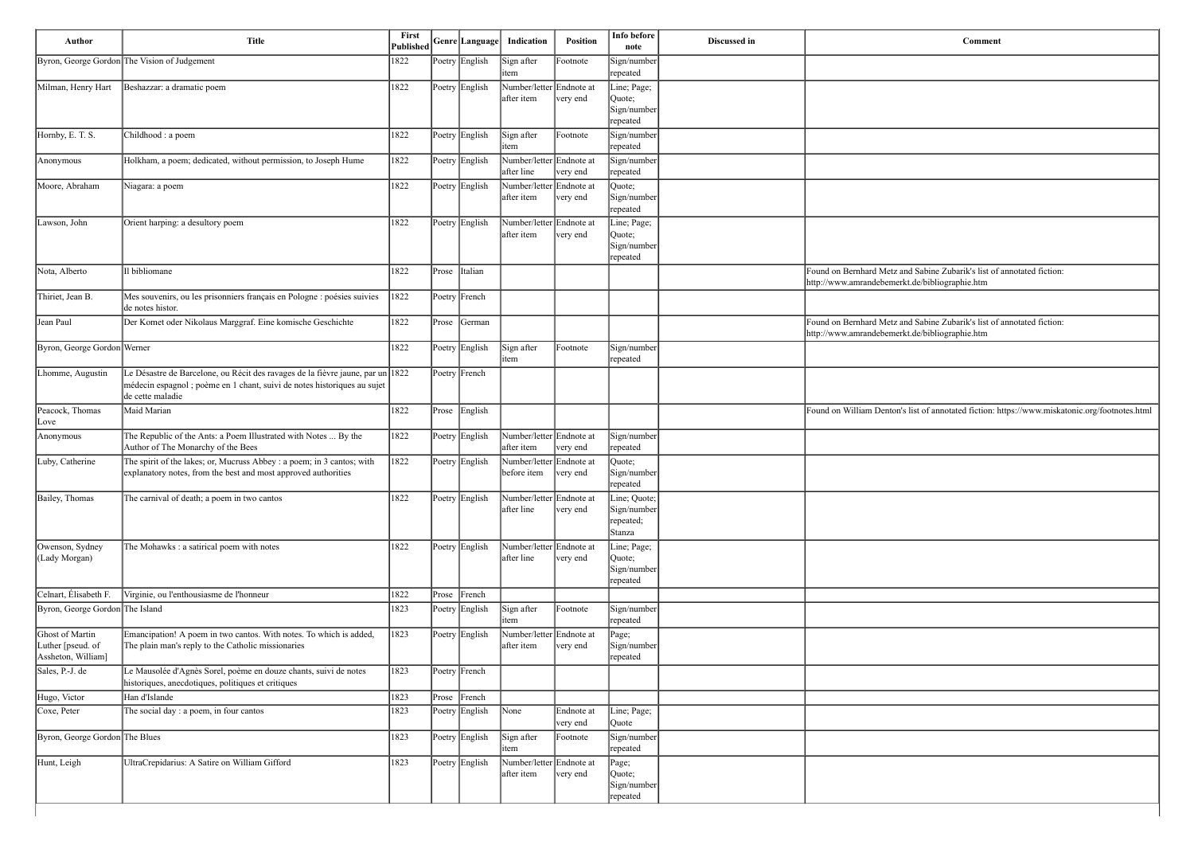| Author | Title | First Published | Genre | Language | Indication | Position | Info before note | Discussed in | Comment |
|---|---|---|---|---|---|---|---|---|---|
| Byron, George Gordon | The Vision of Judgement | 1822 | Poetry | English | Sign after item | Footnote | Sign/number repeated | | |
| Milman, Henry Hart | Beshazzar: a dramatic poem | 1822 | Poetry | English | Number/letter after item | Endnote at very end | Line; Page; Quote; Sign/number repeated | | |
| Hornby, E. T. S. | Childhood : a poem | 1822 | Poetry | English | Sign after item | Footnote | Sign/number repeated | | |
| Anonymous | Holkham, a poem; dedicated, without permission, to Joseph Hume | 1822 | Poetry | English | Number/letter after line | Endnote at very end | Sign/number repeated | | |
| Moore, Abraham | Niagara: a poem | 1822 | Poetry | English | Number/letter after item | Endnote at very end | Quote; Sign/number repeated | | |
| Lawson, John | Orient harping: a desultory poem | 1822 | Poetry | English | Number/letter after item | Endnote at very end | Line; Page; Quote; Sign/number repeated | | |
| Nota, Alberto | Il bibliomane | 1822 | Prose | Italian | | | | | Found on Bernhard Metz and Sabine Zubarik's list of annotated fiction: http://www.amrandebemerkt.de/bibliographie.htm |
| Thiriet, Jean B. | Mes souvenirs, ou les prisonniers français en Pologne : poésies suivies de notes histor. | 1822 | Poetry | French | | | | | |
| Jean Paul | Der Komet oder Nikolaus Marggraf. Eine komische Geschichte | 1822 | Prose | German | | | | | Found on Bernhard Metz and Sabine Zubarik's list of annotated fiction: http://www.amrandebemerkt.de/bibliographie.htm |
| Byron, George Gordon | Werner | 1822 | Poetry | English | Sign after item | Footnote | Sign/number repeated | | |
| Lhomme, Augustin | Le Désastre de Barcelone, ou Récit des ravages de la fièvre jaune, par un médecin espagnol ; poème en 1 chant, suivi de notes historiques au sujet de cette maladie | 1822 | Poetry | French | | | | | |
| Peacock, Thomas Love | Maid Marian | 1822 | Prose | English | | | | | Found on William Denton's list of annotated fiction: https://www.miskatonic.org/footnotes.html |
| Anonymous | The Republic of the Ants: a Poem Illustrated with Notes ... By the Author of The Monarchy of the Bees | 1822 | Poetry | English | Number/letter after item | Endnote at very end | Sign/number repeated | | |
| Luby, Catherine | The spirit of the lakes; or, Mucruss Abbey : a poem; in 3 cantos; with explanatory notes, from the best and most approved authorities | 1822 | Poetry | English | Number/letter before item | Endnote at very end | Quote; Sign/number repeated | | |
| Bailey, Thomas | The carnival of death; a poem in two cantos | 1822 | Poetry | English | Number/letter after line | Endnote at very end | Line; Quote; Sign/number repeated; Stanza | | |
| Owenson, Sydney (Lady Morgan) | The Mohawks : a satirical poem with notes | 1822 | Poetry | English | Number/letter after line | Endnote at very end | Line; Page; Quote; Sign/number repeated | | |
| Celnart, Élisabeth F. | Virginie, ou l'enthousiasme de l'honneur | 1822 | Prose | French | | | | | |
| Byron, George Gordon | The Island | 1823 | Poetry | English | Sign after item | Footnote | Sign/number repeated | | |
| Ghost of Martin Luther [pseud. of Assheton, William] | Emancipation! A poem in two cantos. With notes. To which is added, The plain man's reply to the Catholic missionaries | 1823 | Poetry | English | Number/letter after item | Endnote at very end | Page; Sign/number repeated | | |
| Sales, P.-J. de | Le Mausolée d'Agnès Sorel, poème en douze chants, suivi de notes historiques, anecdotiques, politiques et critiques | 1823 | Poetry | French | | | | | |
| Hugo, Victor | Han d'Islande | 1823 | Prose | French | | | | | |
| Coxe, Peter | The social day : a poem, in four cantos | 1823 | Poetry | English | None | Endnote at very end | Line; Page; Quote | | |
| Byron, George Gordon | The Blues | 1823 | Poetry | English | Sign after item | Footnote | Sign/number repeated | | |
| Hunt, Leigh | UltraCrepidarius: A Satire on William Gifford | 1823 | Poetry | English | Number/letter after item | Endnote at very end | Page; Quote; Sign/number repeated | | |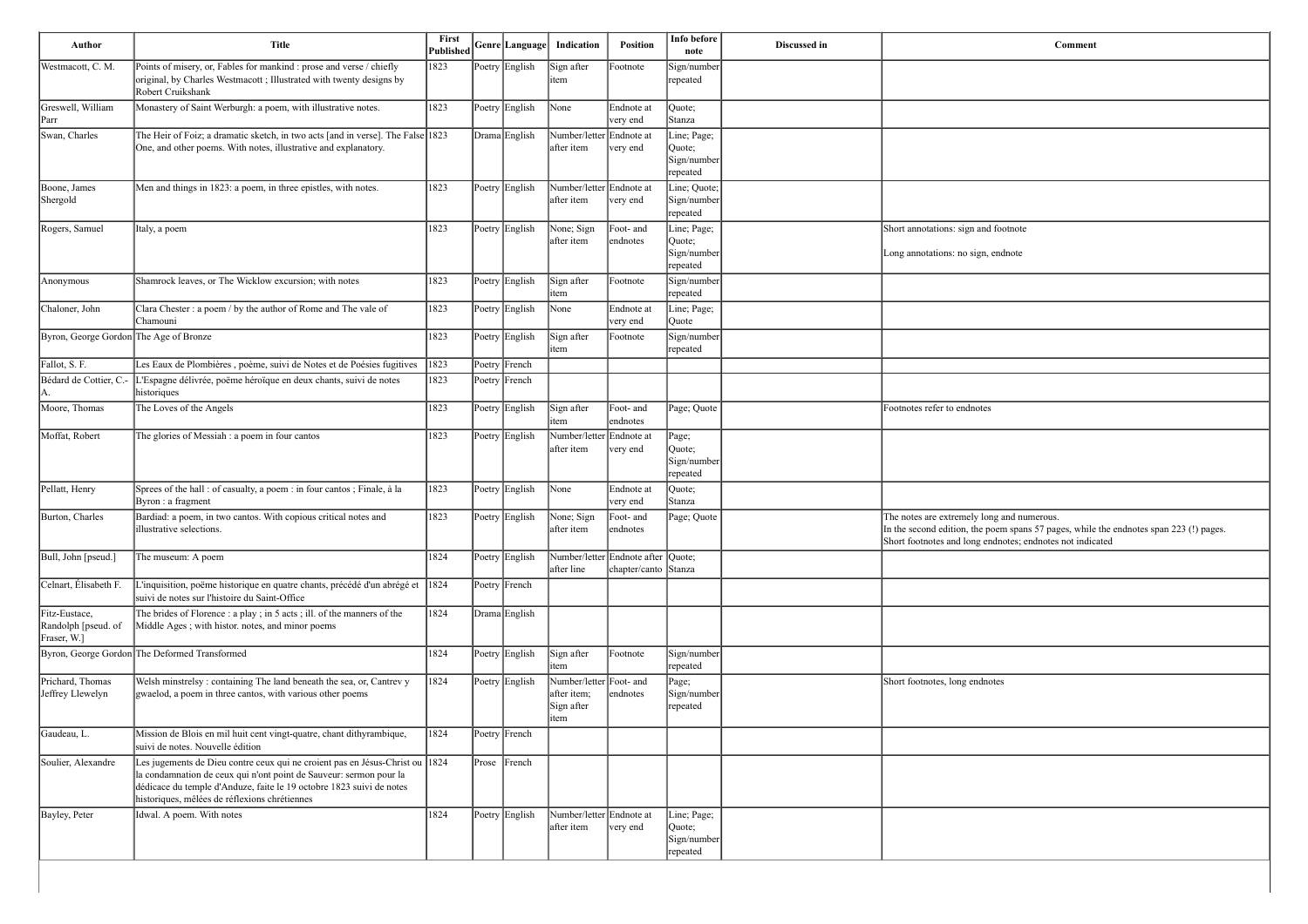| Author | Title | First Published | Genre | Language | Indication | Position | Info before note | Discussed in | Comment |
|---|---|---|---|---|---|---|---|---|---|
| Westmacott, C. M. | Points of misery, or, Fables for mankind : prose and verse / chiefly original, by Charles Westmacott ; Illustrated with twenty designs by Robert Cruikshank | 1823 | Poetry | English | Sign after item | Footnote | Sign/number repeated | | |
| Greswell, William Parr | Monastery of Saint Werburgh: a poem, with illustrative notes. | 1823 | Poetry | English | None | Endnote at very end | Quote; Stanza | | |
| Swan, Charles | The Heir of Foiz; a dramatic sketch, in two acts [and in verse]. The False One, and other poems. With notes, illustrative and explanatory. | 1823 | Drama | English | Number/letter after item | Endnote at very end | Line; Page; Quote; Sign/number repeated | | |
| Boone, James Shergold | Men and things in 1823: a poem, in three epistles, with notes. | 1823 | Poetry | English | Number/letter after item | Endnote at very end | Line; Quote; Sign/number repeated | | |
| Rogers, Samuel | Italy, a poem | 1823 | Poetry | English | None; Sign after item | Foot- and endnotes | Line; Page; Quote; Sign/number repeated | | Short annotations: sign and footnote<br><br>Long annotations: no sign, endnote |
| Anonymous | Shamrock leaves, or The Wicklow excursion; with notes | 1823 | Poetry | English | Sign after item | Footnote | Sign/number repeated | | |
| Chaloner, John | Clara Chester : a poem / by the author of Rome and The vale of Chamouni | 1823 | Poetry | English | None | Endnote at very end | Line; Page; Quote | | |
| Byron, George Gordon | The Age of Bronze | 1823 | Poetry | English | Sign after item | Footnote | Sign/number repeated | | |
| Fallot, S. F. | Les Eaux de Plombières , poème, suivi de Notes et de Poésies fugitives | 1823 | Poetry | French | | | | | |
| Bédard de Cottier, C.-A. | L'Espagne délivrée, poëme héroïque en deux chants, suivi de notes historiques | 1823 | Poetry | French | | | | | |
| Moore, Thomas | The Loves of the Angels | 1823 | Poetry | English | Sign after item | Foot- and endnotes | Page; Quote | | Footnotes refer to endnotes |
| Moffat, Robert | The glories of Messiah : a poem in four cantos | 1823 | Poetry | English | Number/letter after item | Endnote at very end | Page; Quote; Sign/number repeated | | |
| Pellatt, Henry | Sprees of the hall : of casualty, a poem : in four cantos ; Finale, à la Byron : a fragment | 1823 | Poetry | English | None | Endnote at very end | Quote; Stanza | | |
| Burton, Charles | Bardiad: a poem, in two cantos. With copious critical notes and illustrative selections. | 1823 | Poetry | English | None; Sign after item | Foot- and endnotes | Page; Quote | | The notes are extremely long and numerous.<br>In the second edition, the poem spans 57 pages, while the endnotes span 223 (!) pages.<br>Short footnotes and long endnotes; endnotes not indicated |
| Bull, John [pseud.] | The museum: A poem | 1824 | Poetry | English | Number/letter after line | Endnote after chapter/canto | Quote; Stanza | | |
| Celnart, Élisabeth F. | L'inquisition, poëme historique en quatre chants, précédé d'un abrégé et suivi de notes sur l'histoire du Saint-Office | 1824 | Poetry | French | | | | | |
| Fitz-Eustace, Randolph [pseud. of Fraser, W.] | The brides of Florence : a play ; in 5 acts ; ill. of the manners of the Middle Ages ; with histor. notes, and minor poems | 1824 | Drama | English | | | | | |
| Byron, George Gordon | The Deformed Transformed | 1824 | Poetry | English | Sign after item | Footnote | Sign/number repeated | | |
| Prichard, Thomas Jeffrey Llewelyn | Welsh minstrelsy : containing The land beneath the sea, or, Cantrev y gwaelod, a poem in three cantos, with various other poems | 1824 | Poetry | English | Number/letter after item; Sign after item | Foot- and endnotes | Page; Sign/number repeated | | Short footnotes, long endnotes |
| Gaudeau, L. | Mission de Blois en mil huit cent vingt-quatre, chant dithyrambique, suivi de notes. Nouvelle édition | 1824 | Poetry | French | | | | | |
| Soulier, Alexandre | Les jugements de Dieu contre ceux qui ne croient pas en Jésus-Christ ou la condamnation de ceux qui n'ont point de Sauveur: sermon pour la dédicace du temple d'Anduze, faite le 19 octobre 1823 suivi de notes historiques, mêlées de réflexions chrétiennes | 1824 | Prose | French | | | | | |
| Bayley, Peter | Idwal. A poem. With notes | 1824 | Poetry | English | Number/letter after item | Endnote at very end | Line; Page; Quote; Sign/number repeated | | |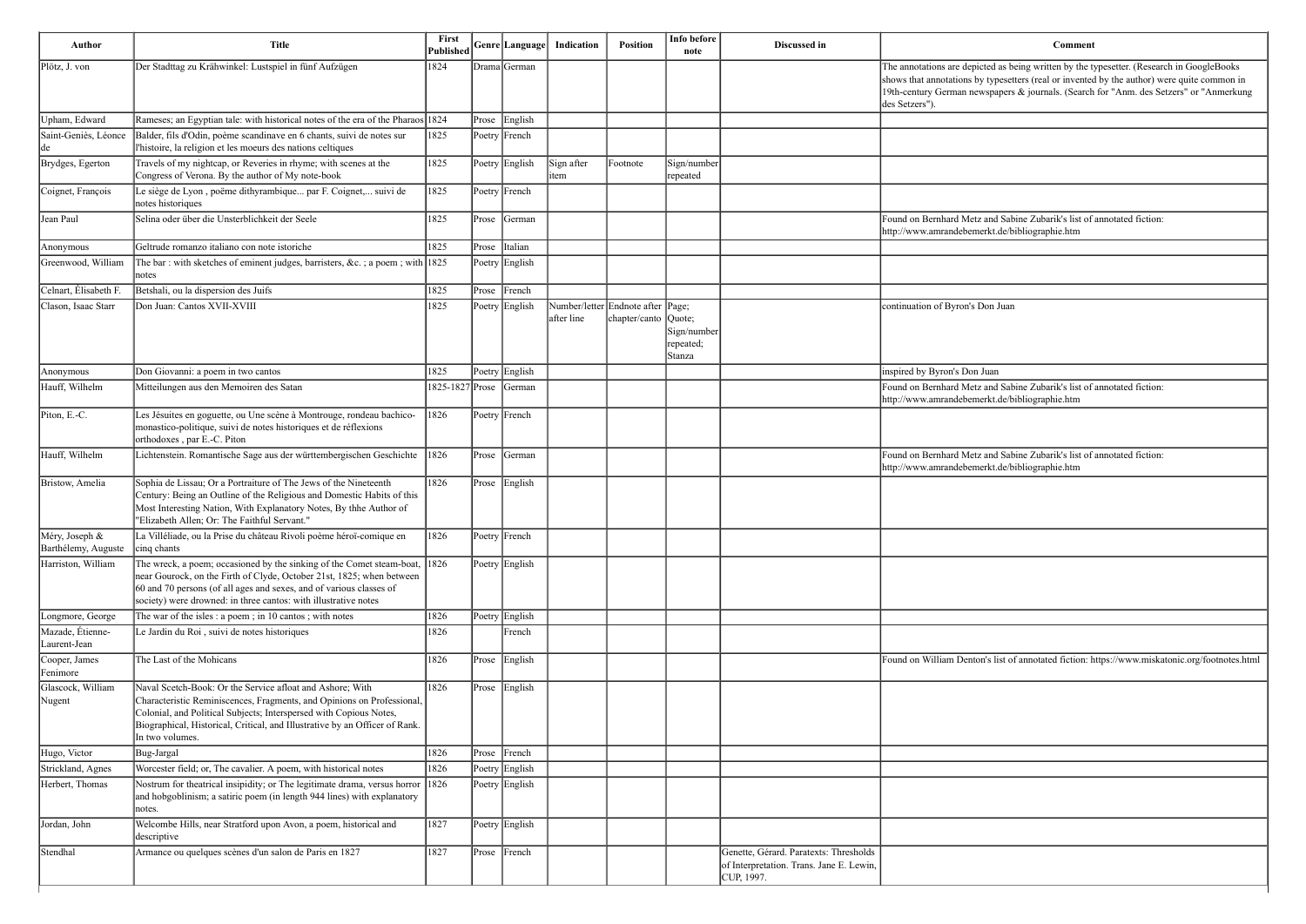| Author | Title | First Published | Genre | Language | Indication | Position | Info before note | Discussed in | Comment |
|---|---|---|---|---|---|---|---|---|---|
| Plötz, J. von | Der Stadttag zu Krähwinkel: Lustspiel in fünf Aufzügen | 1824 | Drama | German | | | | | The annotations are depicted as being written by the typesetter. (Research in GoogleBooks shows that annotations by typesetters (real or invented by the author) were quite common in 19th-century German newspapers & journals. (Search for "Anm. des Setzers" or "Anmerkung des Setzers"). |
| Upham, Edward | Rameses; an Egyptian tale: with historical notes of the era of the Pharaos | 1824 | Prose | English | | | | | |
| Saint-Geniès, Léonce de | Balder, fils d'Odin, poème scandinave en 6 chants, suivi de notes sur l'histoire, la religion et les moeurs des nations celtiques | 1825 | Poetry | French | | | | | |
| Brydges, Egerton | Travels of my nightcap, or Reveries in rhyme; with scenes at the Congress of Verona. By the author of My note-book | 1825 | Poetry | English | Sign after item | Footnote | Sign/number repeated | | |
| Coignet, François | Le siège de Lyon , poëme dithyrambique... par F. Coignet,... suivi de notes historiques | 1825 | Poetry | French | | | | | |
| Jean Paul | Selina oder über die Unsterblichkeit der Seele | 1825 | Prose | German | | | | | Found on Bernhard Metz and Sabine Zubarik's list of annotated fiction: http://www.amrandebemerkt.de/bibliographie.htm |
| Anonymous | Geltrude romanzo italiano con note istoriche | 1825 | Prose | Italian | | | | | |
| Greenwood, William | The bar : with sketches of eminent judges, barristers, &c. ; a poem ; with notes | 1825 | Poetry | English | | | | | |
| Celnart, Élisabeth F. | Betshali, ou la dispersion des Juifs | 1825 | Prose | French | | | | | |
| Clason, Isaac Starr | Don Juan: Cantos XVII-XVIII | 1825 | Poetry | English | Number/letter after line | Endnote after chapter/canto | Page; Quote; Sign/number repeated; Stanza | | continuation of Byron's Don Juan |
| Anonymous | Don Giovanni: a poem in two cantos | 1825 | Poetry | English | | | | | inspired by Byron's Don Juan |
| Hauff, Wilhelm | Mitteilungen aus den Memoiren des Satan | 1825-1827 | Prose | German | | | | | Found on Bernhard Metz and Sabine Zubarik's list of annotated fiction: http://www.amrandebemerkt.de/bibliographie.htm |
| Piton, E.-C. | Les Jésuites en goguette, ou Une scène à Montrouge, rondeau bachico-monastico-politique, suivi de notes historiques et de réflexions orthodoxes , par E.-C. Piton | 1826 | Poetry | French | | | | | |
| Hauff, Wilhelm | Lichtenstein. Romantische Sage aus der württembergischen Geschichte | 1826 | Prose | German | | | | | Found on Bernhard Metz and Sabine Zubarik's list of annotated fiction: http://www.amrandebemerkt.de/bibliographie.htm |
| Bristow, Amelia | Sophia de Lissau; Or a Portraiture of The Jews of the Nineteenth Century: Being an Outline of the Religious and Domestic Habits of this Most Interesting Nation, With Explanatory Notes, By thhe Author of "Elizabeth Allen; Or: The Faithful Servant." | 1826 | Prose | English | | | | | |
| Méry, Joseph & Barthélemy, Auguste | La Villéliade, ou la Prise du château Rivoli poème héroï-comique en cinq chants | 1826 | Poetry | French | | | | | |
| Harriston, William | The wreck, a poem; occasioned by the sinking of the Comet steam-boat, near Gourock, on the Firth of Clyde, October 21st, 1825; when between 60 and 70 persons (of all ages and sexes, and of various classes of society) were drowned: in three cantos: with illustrative notes | 1826 | Poetry | English | | | | | |
| Longmore, George | The war of the isles : a poem ; in 10 cantos ; with notes | 1826 | Poetry | English | | | | | |
| Mazade, Étienne-Laurent-Jean | Le Jardin du Roi , suivi de notes historiques | 1826 | | French | | | | | |
| Cooper, James Fenimore | The Last of the Mohicans | 1826 | Prose | English | | | | | Found on William Denton's list of annotated fiction: https://www.miskatonic.org/footnotes.html |
| Glascock, William Nugent | Naval Scetch-Book: Or the Service afloat and Ashore; With Characteristic Reminiscences, Fragments, and Opinions on Professional, Colonial, and Political Subjects; Interspersed with Copious Notes, Biographical, Historical, Critical, and Illustrative by an Officer of Rank. In two volumes. | 1826 | Prose | English | | | | | |
| Hugo, Victor | Bug-Jargal | 1826 | Prose | French | | | | | |
| Strickland, Agnes | Worcester field; or, The cavalier. A poem, with historical notes | 1826 | Poetry | English | | | | | |
| Herbert, Thomas | Nostrum for theatrical insipidity; or The legitimate drama, versus horror and hobgoblinism; a satiric poem (in length 944 lines) with explanatory notes. | 1826 | Poetry | English | | | | | |
| Jordan, John | Welcombe Hills, near Stratford upon Avon, a poem, historical and descriptive | 1827 | Poetry | English | | | | | |
| Stendhal | Armance ou quelques scènes d'un salon de Paris en 1827 | 1827 | Prose | French | | | | Genette, Gérard. Paratexts: Thresholds of Interpretation. Trans. Jane E. Lewin, CUP, 1997. | |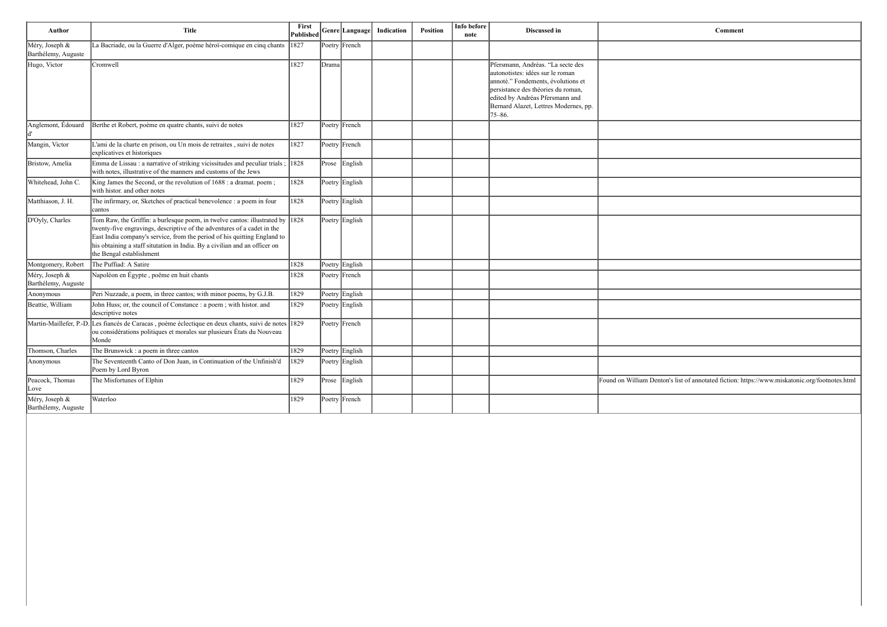| Author | Title | First Published | Genre | Language | Indication | Position | Info before note | Discussed in | Comment |
|---|---|---|---|---|---|---|---|---|---|
| Méry, Joseph & Barthélemy, Auguste | La Bacriade, ou la Guerre d'Alger, poème héroï-comique en cinq chants | 1827 | Poetry | French | | | | | |
| Hugo, Victor | Cromwell | 1827 | Drama | | | | | Pfersmann, Andréas. "La secte des autonotistes: idées sur le roman annoté." Fondements, évolutions et persistance des théories du roman, edited by Andréas Pfersmann and Bernard Alazet, Lettres Modernes, pp. 75–86. | |
| Anglemont, Édouard d' | Berthe et Robert, poème en quatre chants, suivi de notes | 1827 | Poetry | French | | | | | |
| Mangin, Victor | L'ami de la charte en prison, ou Un mois de retraites , suivi de notes explicatives et historiques | 1827 | Poetry | French | | | | | |
| Bristow, Amelia | Emma de Lissau : a narrative of striking vicissitudes and peculiar trials ; with notes, illustrative of the manners and customs of the Jews | 1828 | Prose | English | | | | | |
| Whitehead, John C. | King James the Second, or the revolution of 1688 : a dramat. poem ; with histor. and other notes | 1828 | Poetry | English | | | | | |
| Matthiason, J. H. | The infirmary, or, Sketches of practical benevolence : a poem in four cantos | 1828 | Poetry | English | | | | | |
| D'Oyly, Charles | Tom Raw, the Griffin: a burlesque poem, in twelve cantos: illustrated by twenty-five engravings, descriptive of the adventures of a cadet in the East India company's service, from the period of his quitting England to his obtaining a staff situtation in India. By a civilian and an officer on the Bengal establishment | 1828 | Poetry | English | | | | | |
| Montgomery, Robert | The Puffiad: A Satire | 1828 | Poetry | English | | | | | |
| Méry, Joseph & Barthélemy, Auguste | Napoléon en Égypte , poëme en huit chants | 1828 | Poetry | French | | | | | |
| Anonymous | Peri Nuzzade, a poem, in three cantos; with minor poems, by G.J.B. | 1829 | Poetry | English | | | | | |
| Beattie, William | John Huss; or, the council of Constance : a poem ; with histor. and descriptive notes | 1829 | Poetry | English | | | | | |
| Martin-Maillefer, P.-D. | Les fiancés de Caracas , poème éclectique en deux chants, suivi de notes ou considérations politiques et morales sur plusieurs États du Nouveau Monde | 1829 | Poetry | French | | | | | |
| Thomson, Charles | The Brunswick : a poem in three cantos | 1829 | Poetry | English | | | | | |
| Anonymous | The Seventeenth Canto of Don Juan, in Continuation of the Unfinish'd Poem by Lord Byron | 1829 | Poetry | English | | | | | |
| Peacock, Thomas Love | The Misfortunes of Elphin | 1829 | Prose | English | | | | | Found on William Denton's list of annotated fiction: https://www.miskatonic.org/footnotes.html |
| Méry, Joseph & Barthélemy, Auguste | Waterloo | 1829 | Poetry | French | | | | | |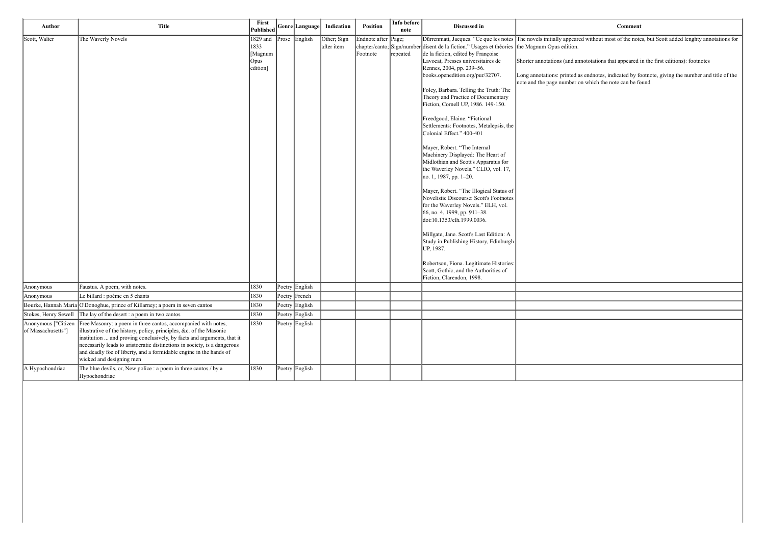| Author | Title | First Published | Genre | Language | Indication | Position | Info before note | Discussed in | Comment |
|---|---|---|---|---|---|---|---|---|---|
| Scott, Walter | The Waverly Novels | 1829 and 1833 [Magnum Opus edition] | Prose | English | Other; Sign after item | Endnote after chapter/canto; Footnote | Page; Sign/number repeated | Dürrenmatt, Jacques. "Ce que les notes disent de la fiction." Usages et théories de la fiction, edited by Françoise Lavocat, Presses universitaires de Rennes, 2004, pp. 239–56. books.openedition.org/pur/32707.<br><br>Foley, Barbara. Telling the Truth: The Theory and Practice of Documentary Fiction, Cornell UP, 1986. 149-150.<br><br>Freedgood, Elaine. "Fictional Settlements: Footnotes, Metalepsis, the Colonial Effect." 400-401<br><br>Mayer, Robert. "The Internal Machinery Displayed: The Heart of Midlothian and Scott's Apparatus for the Waverley Novels." CLIO, vol. 17, no. 1, 1987, pp. 1–20.<br><br>Mayer, Robert. "The Illogical Status of Novelistic Discourse: Scott's Footnotes for the Waverley Novels." ELH, vol. 66, no. 4, 1999, pp. 911–38. doi:10.1353/elh.1999.0036.<br><br>Millgate, Jane. Scott's Last Edition: A Study in Publishing History, Edinburgh UP, 1987.<br><br>Robertson, Fiona. Legitimate Histories: Scott, Gothic, and the Authorities of Fiction, Clarendon, 1998. | The novels initially appeared without most of the notes, but Scott added lenghty annotations for the Magnum Opus edition.<br><br>Shorter annotations (and annototations that appeared in the first editions): footnotes<br><br>Long annotations: printed as endnotes, indicated by footnote, giving the number and title of the note and the page number on which the note can be found |
| Anonymous | Faustus. A poem, with notes. | 1830 | Poetry | English | | | | | |
| Anonymous | Le billard : poème en 5 chants | 1830 | Poetry | French | | | | | |
| Bourke, Hannah Maria | O'Donoghue, prince of Killarney; a poem in seven cantos | 1830 | Poetry | English | | | | | |
| Stokes, Henry Sewell | The lay of the desert : a poem in two cantos | 1830 | Poetry | English | | | | | |
| Anonymous ["Citizen of Massachusetts"] | Free Masonry: a poem in three cantos, accompanied with notes, illustrative of the history, policy, principles, &c. of the Masonic institution ... and proving conclusively, by facts and arguments, that it necessarily leads to aristocratic distinctions in society, is a dangerous and deadly foe of liberty, and a formidable engine in the hands of wicked and designing men | 1830 | Poetry | English | | | | | |
| A Hypochondriac | The blue devils, or, New police : a poem in three cantos / by a Hypochondriac | 1830 | Poetry | English | | | | | |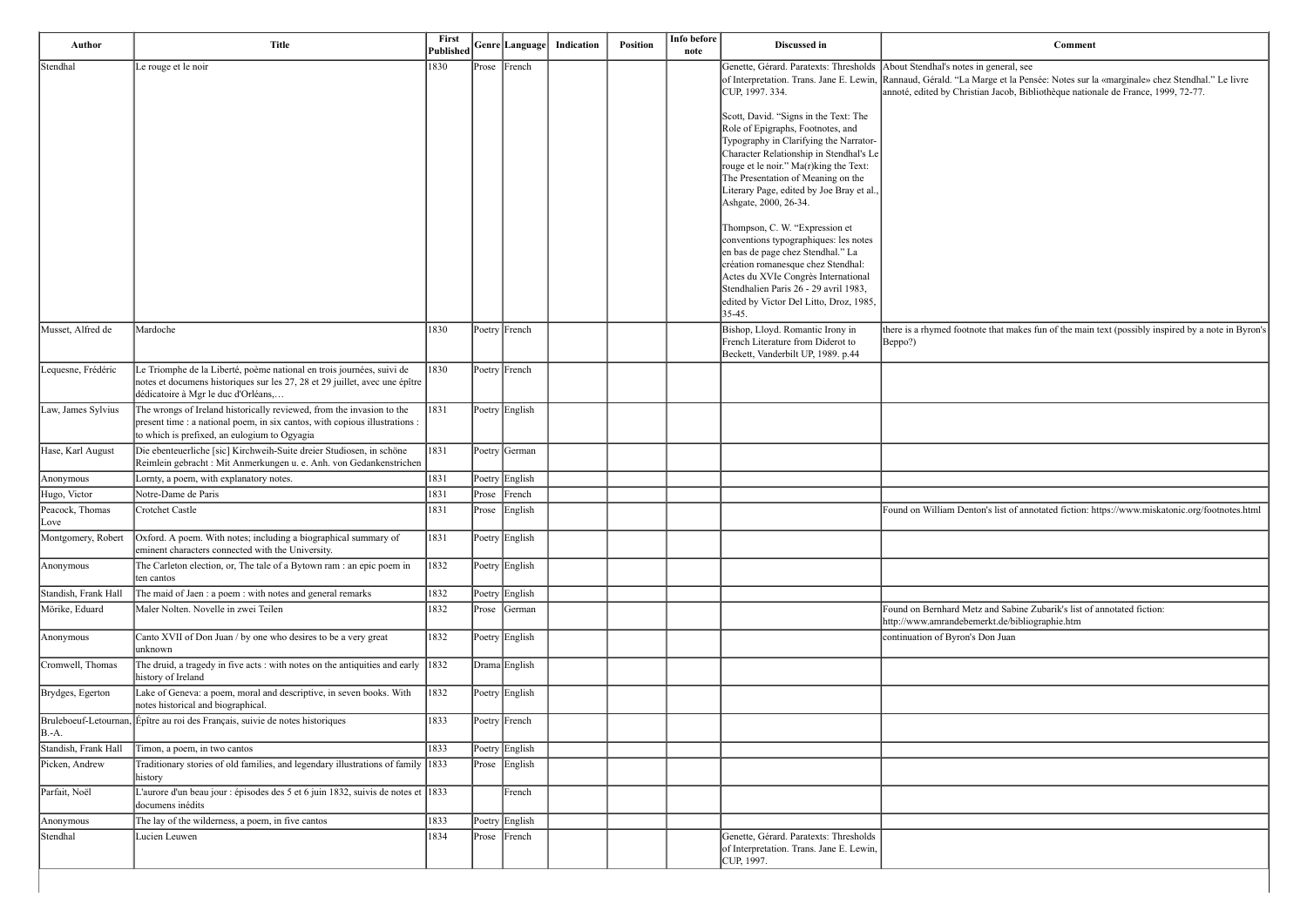| Author | Title | First Published | Genre | Language | Indication | Position | Info before note | Discussed in | Comment |
|---|---|---|---|---|---|---|---|---|---|
| Stendhal | Le rouge et le noir | 1830 | Prose | French | | | | Genette, Gérard. Paratexts: Thresholds of Interpretation. Trans. Jane E. Lewin, CUP, 1997. 334.<br><br>Scott, David. "Signs in the Text: The Role of Epigraphs, Footnotes, and Typography in Clarifying the Narrator-Character Relationship in Stendhal's Le rouge et le noir." Ma(r)king the Text: The Presentation of Meaning on the Literary Page, edited by Joe Bray et al., Ashgate, 2000, 26-34.<br><br>Thompson, C. W. "Expression et conventions typographiques: les notes en bas de page chez Stendhal." La création romanesque chez Stendhal: Actes du XVIe Congrès International Stendhalien Paris 26 - 29 avril 1983, edited by Victor Del Litto, Droz, 1985, 35-45. | About Stendhal's notes in general, see Rannaud, Gérald. "La Marge et la Pensée: Notes sur la «marginale» chez Stendhal." Le livre annoté, edited by Christian Jacob, Bibliothèque nationale de France, 1999, 72-77. |
| Musset, Alfred de | Mardoche | 1830 | Poetry | French | | | | Bishop, Lloyd. Romantic Irony in French Literature from Diderot to Beckett, Vanderbilt UP, 1989. p.44 | there is a rhymed footnote that makes fun of the main text (possibly inspired by a note in Byron's Beppo?) |
| Lequesne, Frédéric | Le Triomphe de la Liberté, poème national en trois journées, suivi de notes et documens historiques sur les 27, 28 et 29 juillet, avec une épître dédicatoire à Mgr le duc d'Orléans,… | 1830 | Poetry | French | | | | | |
| Law, James Sylvius | The wrongs of Ireland historically reviewed, from the invasion to the present time : a national poem, in six cantos, with copious illustrations : to which is prefixed, an eulogium to Ogygia | 1831 | Poetry | English | | | | | |
| Hase, Karl August | Die ebenteuerliche [sic] Kirchweih-Suite dreier Studiosen, in schöne Reimlein gebracht : Mit Anmerkungen u. e. Anh. von Gedankenstrichen | 1831 | Poetry | German | | | | | |
| Anonymous | Lornty, a poem, with explanatory notes. | 1831 | Poetry | English | | | | | |
| Hugo, Victor | Notre-Dame de Paris | 1831 | Prose | French | | | | | |
| Peacock, Thomas Love | Crotchet Castle | 1831 | Prose | English | | | | | Found on William Denton's list of annotated fiction: https://www.miskatonic.org/footnotes.html |
| Montgomery, Robert | Oxford. A poem. With notes; including a biographical summary of eminent characters connected with the University. | 1831 | Poetry | English | | | | | |
| Anonymous | The Carleton election, or, The tale of a Bytown ram : an epic poem in ten cantos | 1832 | Poetry | English | | | | | |
| Standish, Frank Hall | The maid of Jaen : a poem : with notes and general remarks | 1832 | Poetry | English | | | | | |
| Mörike, Eduard | Maler Nolten. Novelle in zwei Teilen | 1832 | Prose | German | | | | | Found on Bernhard Metz and Sabine Zubarik's list of annotated fiction: http://www.amrandebemerkt.de/bibliographie.htm |
| Anonymous | Canto XVII of Don Juan / by one who desires to be a very great unknown | 1832 | Poetry | English | | | | | continuation of Byron's Don Juan |
| Cromwell, Thomas | The druid, a tragedy in five acts : with notes on the antiquities and early history of Ireland | 1832 | Drama | English | | | | | |
| Brydges, Egerton | Lake of Geneva: a poem, moral and descriptive, in seven books. With notes historical and biographical. | 1832 | Poetry | English | | | | | |
| Bruleboeuf-Letournan, B.-A. | Épître au roi des Français, suivie de notes historiques | 1833 | Poetry | French | | | | | |
| Standish, Frank Hall | Timon, a poem, in two cantos | 1833 | Poetry | English | | | | | |
| Picken, Andrew | Traditionary stories of old families, and legendary illustrations of family history | 1833 | Prose | English | | | | | |
| Parfait, Noël | L'aurore d'un beau jour : épisodes des 5 et 6 juin 1832, suivis de notes et documens inédits | 1833 | | French | | | | | |
| Anonymous | The lay of the wilderness, a poem, in five cantos | 1833 | Poetry | English | | | | | |
| Stendhal | Lucien Leuwen | 1834 | Prose | French | | | | Genette, Gérard. Paratexts: Thresholds of Interpretation. Trans. Jane E. Lewin, CUP, 1997. | |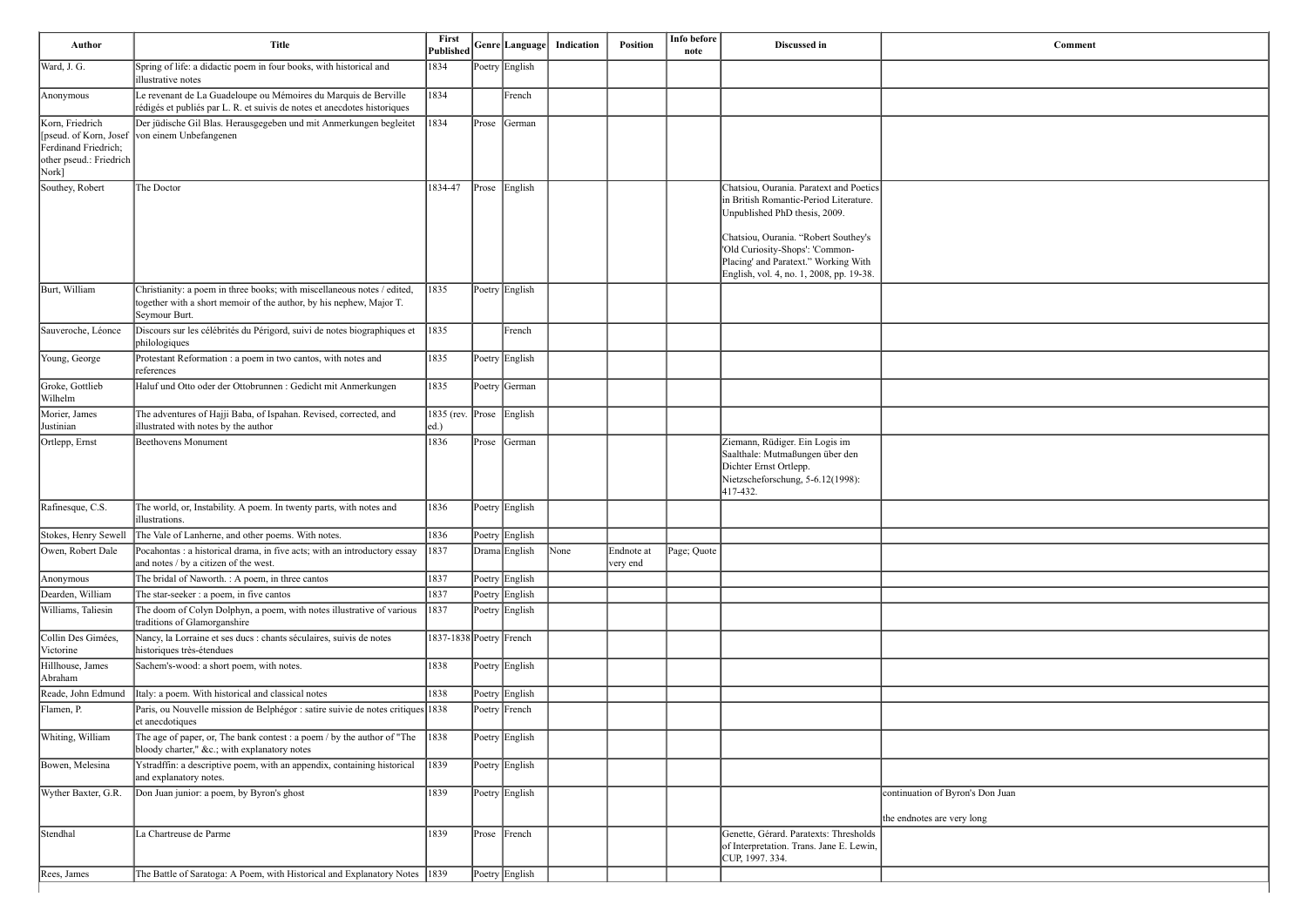| Author | Title | First Published | Genre | Language | Indication | Position | Info before note | Discussed in | Comment |
|---|---|---|---|---|---|---|---|---|---|
| Ward, J. G. | Spring of life: a didactic poem in four books, with historical and illustrative notes | 1834 | Poetry | English | | | | | |
| Anonymous | Le revenant de La Guadeloupe ou Mémoires du Marquis de Berville rédigés et publiés par L. R. et suivis de notes et anecdotes historiques | 1834 | | French | | | | | |
| Korn, Friedrich [pseud. of Korn, Josef Ferdinand Friedrich; other pseud.: Friedrich Nork] | Der jüdische Gil Blas. Herausgegeben und mit Anmerkungen begleitet von einem Unbefangenen | 1834 | Prose | German | | | | | |
| Southey, Robert | The Doctor | 1834-47 | Prose | English | | | | Chatsiou, Ourania. Paratext and Poetics in British Romantic-Period Literature. Unpublished PhD thesis, 2009.<br><br>Chatsiou, Ourania. "Robert Southey's 'Old Curiosity-Shops': 'Common-Placing' and Paratext." Working With English, vol. 4, no. 1, 2008, pp. 19-38. | |
| Burt, William | Christianity: a poem in three books; with miscellaneous notes / edited, together with a short memoir of the author, by his nephew, Major T. Seymour Burt. | 1835 | Poetry | English | | | | | |
| Sauveroche, Léonce | Discours sur les célébrités du Périgord, suivi de notes biographiques et philologiques | 1835 | | French | | | | | |
| Young, George | Protestant Reformation : a poem in two cantos, with notes and references | 1835 | Poetry | English | | | | | |
| Groke, Gottlieb Wilhelm | Haluf und Otto oder der Ottobrunnen : Gedicht mit Anmerkungen | 1835 | Poetry | German | | | | | |
| Morier, James Justinian | The adventures of Hajji Baba, of Ispahan. Revised, corrected, and illustrated with notes by the author | 1835 (rev. ed.) | Prose | English | | | | | |
| Ortlepp, Ernst | Beethovens Monument | 1836 | Prose | German | | | | Ziemann, Rüdiger. Ein Logis im Saalthale: Mutmaßungen über den Dichter Ernst Ortlepp. Nietzscheforschung, 5-6.12(1998): 417-432. | |
| Rafinesque, C.S. | The world, or, Instability. A poem. In twenty parts, with notes and illustrations. | 1836 | Poetry | English | | | | | |
| Stokes, Henry Sewell | The Vale of Lanherne, and other poems. With notes. | 1836 | Poetry | English | | | | | |
| Owen, Robert Dale | Pocahontas : a historical drama, in five acts; with an introductory essay and notes / by a citizen of the west. | 1837 | Drama | English | None | Endnote at very end | Page; Quote | | |
| Anonymous | The bridal of Naworth. : A poem, in three cantos | 1837 | Poetry | English | | | | | |
| Dearden, William | The star-seeker : a poem, in five cantos | 1837 | Poetry | English | | | | | |
| Williams, Taliesin | The doom of Colyn Dolphyn, a poem, with notes illustrative of various traditions of Glamorganshire | 1837 | Poetry | English | | | | | |
| Collin Des Gimées, Victorine | Nancy, la Lorraine et ses ducs : chants séculaires, suivis de notes historiques très-étendues | 1837-1838 | Poetry | French | | | | | |
| Hillhouse, James Abraham | Sachem's-wood: a short poem, with notes. | 1838 | Poetry | English | | | | | |
| Reade, John Edmund | Italy: a poem. With historical and classical notes | 1838 | Poetry | English | | | | | |
| Flamen, P. | Paris, ou Nouvelle mission de Belphégor : satire suivie de notes critiques et anecdotiques | 1838 | Poetry | French | | | | | |
| Whiting, William | The age of paper, or, The bank contest : a poem / by the author of "The bloody charter," &c.; with explanatory notes | 1838 | Poetry | English | | | | | |
| Bowen, Melesina | Ystradffin: a descriptive poem, with an appendix, containing historical and explanatory notes. | 1839 | Poetry | English | | | | | |
| Wyther Baxter, G.R. | Don Juan junior: a poem, by Byron's ghost | 1839 | Poetry | English | | | | | continuation of Byron's Don Juan<br><br>the endnotes are very long |
| Stendhal | La Chartreuse de Parme | 1839 | Prose | French | | | | Genette, Gérard. Paratexts: Thresholds of Interpretation. Trans. Jane E. Lewin, CUP, 1997. 334. | |
| Rees, James | The Battle of Saratoga: A Poem, with Historical and Explanatory Notes | 1839 | Poetry | English | | | | | |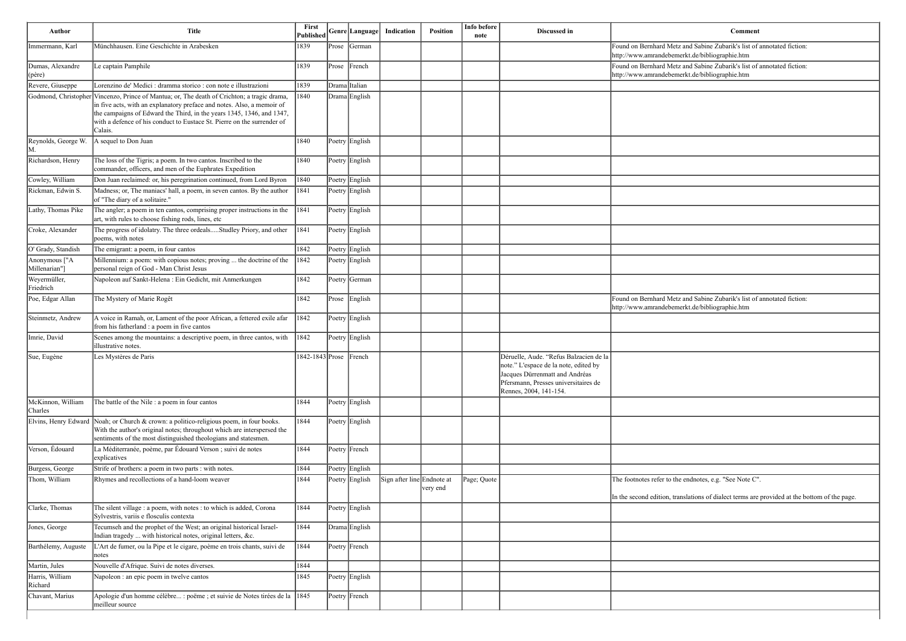| Author | Title | First Published | Genre | Language | Indication | Position | Info before note | Discussed in | Comment |
|---|---|---|---|---|---|---|---|---|---|
| Immermann, Karl | Münchhausen. Eine Geschichte in Arabesken | 1839 | Prose | German | | | | | Found on Bernhard Metz and Sabine Zubarik's list of annotated fiction: http://www.amrandebemerkt.de/bibliographie.htm |
| Dumas, Alexandre (père) | Le captain Pamphile | 1839 | Prose | French | | | | | Found on Bernhard Metz and Sabine Zubarik's list of annotated fiction: http://www.amrandebemerkt.de/bibliographie.htm |
| Revere, Giuseppe | Lorenzino de' Medici : dramma storico : con note e illustrazioni | 1839 | Drama | Italian | | | | | |
| Godmond, Christopher | Vincenzo, Prince of Mantua; or, The death of Crichton; a tragic drama, in five acts, with an explanatory preface and notes. Also, a memoir of the campaigns of Edward the Third, in the years 1345, 1346, and 1347, with a defence of his conduct to Eustace St. Pierre on the surrender of Calais. | 1840 | Drama | English | | | | | |
| Reynolds, George W. M. | A sequel to Don Juan | 1840 | Poetry | English | | | | | |
| Richardson, Henry | The loss of the Tigris; a poem. In two cantos. Inscribed to the commander, officers, and men of the Euphrates Expedition | 1840 | Poetry | English | | | | | |
| Cowley, William | Don Juan reclaimed: or, his peregrination continued, from Lord Byron | 1840 | Poetry | English | | | | | |
| Rickman, Edwin S. | Madness; or, The maniacs' hall, a poem, in seven cantos. By the author of "The diary of a solitaire." | 1841 | Poetry | English | | | | | |
| Lathy, Thomas Pike | The angler; a poem in ten cantos, comprising proper instructions in the art, with rules to choose fishing rods, lines, etc | 1841 | Poetry | English | | | | | |
| Croke, Alexander | The progress of idolatry. The three ordeals.....Studley Priory, and other poems, with notes | 1841 | Poetry | English | | | | | |
| O' Grady, Standish | The emigrant: a poem, in four cantos | 1842 | Poetry | English | | | | | |
| Anonymous ["A Millenarian"] | Millennium: a poem: with copious notes; proving ... the doctrine of the personal reign of God - Man Christ Jesus | 1842 | Poetry | English | | | | | |
| Weyermüller, Friedrich | Napoleon auf Sankt-Helena : Ein Gedicht, mit Anmerkungen | 1842 | Poetry | German | | | | | |
| Poe, Edgar Allan | The Mystery of Marie Rogêt | 1842 | Prose | English | | | | | Found on Bernhard Metz and Sabine Zubarik's list of annotated fiction: http://www.amrandebemerkt.de/bibliographie.htm |
| Steinmetz, Andrew | A voice in Ramah, or, Lament of the poor African, a fettered exile afar from his fatherland : a poem in five cantos | 1842 | Poetry | English | | | | | |
| Imrie, David | Scenes among the mountains: a descriptive poem, in three cantos, with illustrative notes. | 1842 | Poetry | English | | | | | |
| Sue, Eugène | Les Mystères de Paris | 1842-1843 | Prose | French | | | | Déruelle, Aude. "Refus Balzacien de la note." L'espace de la note, edited by Jacques Dürrenmatt and Andréas Pfersmann, Presses universitaires de Rennes, 2004, 141-154. | |
| McKinnon, William Charles | The battle of the Nile : a poem in four cantos | 1844 | Poetry | English | | | | | |
| Elvins, Henry Edward | Noah; or Church & crown: a politico-religious poem, in four books. With the author's original notes; throughout which are interspersed the sentiments of the most distinguished theologians and statesmen. | 1844 | Poetry | English | | | | | |
| Verson, Édouard | La Méditerranée, poème, par Édouard Verson ; suivi de notes explicatives | 1844 | Poetry | French | | | | | |
| Burgess, George | Strife of brothers: a poem in two parts : with notes. | 1844 | Poetry | English | | | | | |
| Thom, William | Rhymes and recollections of a hand-loom weaver | 1844 | Poetry | English | Sign after line | Endnote at very end | Page; Quote | | The footnotes refer to the endnotes, e.g. "See Note C". In the second edition, translations of dialect terms are provided at the bottom of the page. |
| Clarke, Thomas | The silent village : a poem, with notes : to which is added, Corona Sylvestris, variis e flosculis contexta | 1844 | Poetry | English | | | | | |
| Jones, George | Tecumseh and the prophet of the West; an original historical Israel-Indian tragedy ... with historical notes, original letters, &c. | 1844 | Drama | English | | | | | |
| Barthélemy, Auguste | L'Art de fumer, ou la Pipe et le cigare, poème en trois chants, suivi de notes | 1844 | Poetry | French | | | | | |
| Martin, Jules | Nouvelle d'Afrique. Suivi de notes diverses. | 1844 | | | | | | | |
| Harris, William Richard | Napoleon : an epic poem in twelve cantos | 1845 | Poetry | English | | | | | |
| Chavant, Marius | Apologie d'un homme célèbre... : poëme ; et suivie de Notes tirées de la meilleur source | 1845 | Poetry | French | | | | | |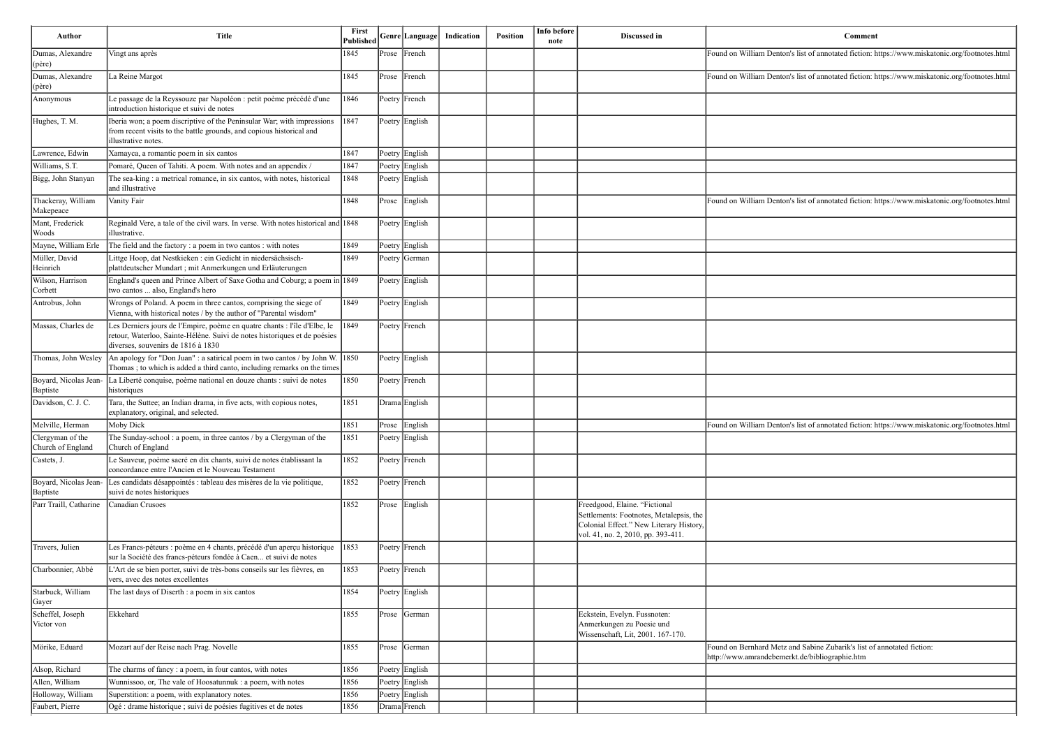| Author | Title | First Published | Genre | Language | Indication | Position | Info before note | Discussed in | Comment |
|---|---|---|---|---|---|---|---|---|---|
| Dumas, Alexandre (père) | Vingt ans après | 1845 | Prose | French | | | | | Found on William Denton's list of annotated fiction: https://www.miskatonic.org/footnotes.html |
| Dumas, Alexandre (père) | La Reine Margot | 1845 | Prose | French | | | | | Found on William Denton's list of annotated fiction: https://www.miskatonic.org/footnotes.html |
| Anonymous | Le passage de la Reyssouze par Napoléon : petit poème précédé d'une introduction historique et suivi de notes | 1846 | Poetry | French | | | | | |
| Hughes, T. M. | Iberia won; a poem discriptive of the Peninsular War; with impressions from recent visits to the battle grounds, and copious historical and illustrative notes. | 1847 | Poetry | English | | | | | |
| Lawrence, Edwin | Xamayca, a romantic poem in six cantos | 1847 | Poetry | English | | | | | |
| Williams, S.T. | Pomaré, Queen of Tahiti. A poem. With notes and an appendix / | 1847 | Poetry | English | | | | | |
| Bigg, John Stanyan | The sea-king : a metrical romance, in six cantos, with notes, historical and illustrative | 1848 | Poetry | English | | | | | |
| Thackeray, William Makepeace | Vanity Fair | 1848 | Prose | English | | | | | Found on William Denton's list of annotated fiction: https://www.miskatonic.org/footnotes.html |
| Mant, Frederick Woods | Reginald Vere, a tale of the civil wars. In verse. With notes historical and illustrative. | 1848 | Poetry | English | | | | | |
| Mayne, William Erle | The field and the factory : a poem in two cantos : with notes | 1849 | Poetry | English | | | | | |
| Müller, David Heinrich | Littge Hoop, dat Nestkieken : ein Gedicht in niedersächsisch-plattdeutscher Mundart ; mit Anmerkungen und Erläuterungen | 1849 | Poetry | German | | | | | |
| Wilson, Harrison Corbett | England's queen and Prince Albert of Saxe Gotha and Coburg; a poem in two cantos ... also, England's hero | 1849 | Poetry | English | | | | | |
| Antrobus, John | Wrongs of Poland. A poem in three cantos, comprising the siege of Vienna, with historical notes / by the author of "Parental wisdom" | 1849 | Poetry | English | | | | | |
| Massas, Charles de | Les Derniers jours de l'Empire, poème en quatre chants : l'île d'Elbe, le retour, Waterloo, Sainte-Hélène. Suivi de notes historiques et de poésies diverses, souvenirs de 1816 à 1830 | 1849 | Poetry | French | | | | | |
| Thomas, John Wesley | An apology for "Don Juan" : a satirical poem in two cantos / by John W. Thomas ; to which is added a third canto, including remarks on the times | 1850 | Poetry | English | | | | | |
| Boyard, Nicolas Jean-Baptiste | La Liberté conquise, poème national en douze chants : suivi de notes historiques | 1850 | Poetry | French | | | | | |
| Davidson, C. J. C. | Tara, the Suttee; an Indian drama, in five acts, with copious notes, explanatory, original, and selected. | 1851 | Drama | English | | | | | |
| Melville, Herman | Moby Dick | 1851 | Prose | English | | | | | Found on William Denton's list of annotated fiction: https://www.miskatonic.org/footnotes.html |
| Clergyman of the Church of England | The Sunday-school : a poem, in three cantos / by a Clergyman of the Church of England | 1851 | Poetry | English | | | | | |
| Castets, J. | Le Sauveur, poème sacré en dix chants, suivi de notes établissant la concordance entre l'Ancien et le Nouveau Testament | 1852 | Poetry | French | | | | | |
| Boyard, Nicolas Jean-Baptiste | Les candidats désappointés : tableau des misères de la vie politique, suivi de notes historiques | 1852 | Poetry | French | | | | | |
| Parr Traill, Catharine | Canadian Crusoes | 1852 | Prose | English | | | | Freedgood, Elaine. "Fictional Settlements: Footnotes, Metalepsis, the Colonial Effect." New Literary History, vol. 41, no. 2, 2010, pp. 393-411. | |
| Travers, Julien | Les Francs-péteurs : poème en 4 chants, précédé d'un aperçu historique sur la Société des francs-péteurs fondée à Caen... et suivi de notes | 1853 | Poetry | French | | | | | |
| Charbonnier, Abbé | L'Art de se bien porter, suivi de très-bons conseils sur les fièvres, en vers, avec des notes excellentes | 1853 | Poetry | French | | | | | |
| Starbuck, William Gayer | The last days of Diserth : a poem in six cantos | 1854 | Poetry | English | | | | | |
| Scheffel, Joseph Victor von | Ekkehard | 1855 | Prose | German | | | | Eckstein, Evelyn. Fussnoten: Anmerkungen zu Poesie und Wissenschaft, Lit, 2001. 167-170. | |
| Mörike, Eduard | Mozart auf der Reise nach Prag. Novelle | 1855 | Prose | German | | | | | Found on Bernhard Metz and Sabine Zubarik's list of annotated fiction: http://www.amrandebemerkt.de/bibliographie.htm |
| Alsop, Richard | The charms of fancy : a poem, in four cantos, with notes | 1856 | Poetry | English | | | | | |
| Allen, William | Wunnissoo, or, The vale of Hoosatunnuk : a poem, with notes | 1856 | Poetry | English | | | | | |
| Holloway, William | Superstition: a poem, with explanatory notes. | 1856 | Poetry | English | | | | | |
| Faubert, Pierre | Ogé : drame historique ; suivi de poésies fugitives et de notes | 1856 | Drama | French | | | | | |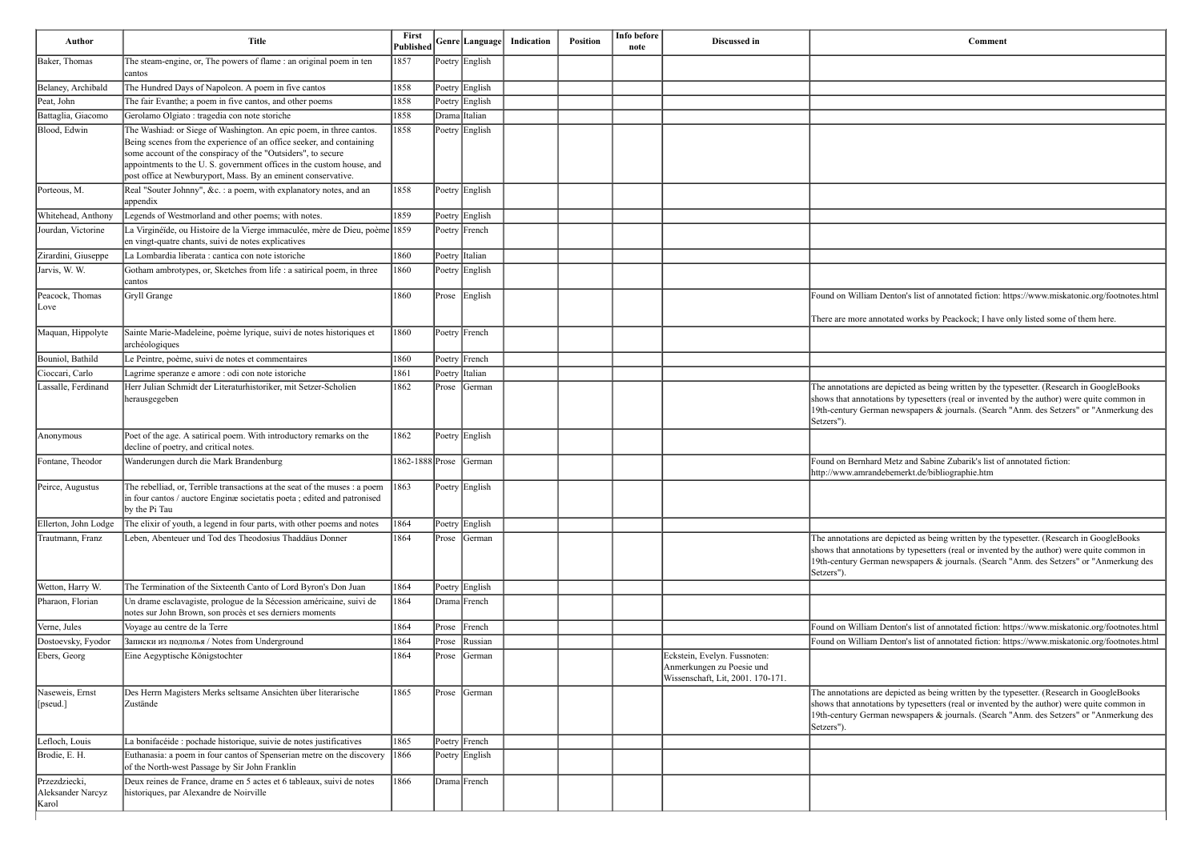| Author | Title | First Published | Genre | Language | Indication | Position | Info before note | Discussed in | Comment |
|---|---|---|---|---|---|---|---|---|---|
| Baker, Thomas | The steam-engine, or, The powers of flame : an original poem in ten cantos | 1857 | Poetry | English | | | | | |
| Belaney, Archibald | The Hundred Days of Napoleon. A poem in five cantos | 1858 | Poetry | English | | | | | |
| Peat, John | The fair Evanthe; a poem in five cantos, and other poems | 1858 | Poetry | English | | | | | |
| Battaglia, Giacomo | Gerolamo Olgiato : tragedia con note storiche | 1858 | Drama | Italian | | | | | |
| Blood, Edwin | The Washiad: or Siege of Washington. An epic poem, in three cantos. Being scenes from the experience of an office seeker, and containing some account of the conspiracy of the "Outsiders", to secure appointments to the U. S. government offices in the custom house, and post office at Newburyport, Mass. By an eminent conservative. | 1858 | Poetry | English | | | | | |
| Porteous, M. | Real "Souter Johnny", &c. : a poem, with explanatory notes, and an appendix | 1858 | Poetry | English | | | | | |
| Whitehead, Anthony | Legends of Westmorland and other poems; with notes. | 1859 | Poetry | English | | | | | |
| Jourdan, Victorine | La Virginéïde, ou Histoire de la Vierge immaculée, mère de Dieu, poème en vingt-quatre chants, suivi de notes explicatives | 1859 | Poetry | French | | | | | |
| Zirardini, Giuseppe | La Lombardia liberata : cantica con note istoriche | 1860 | Poetry | Italian | | | | | |
| Jarvis, W. W. | Gotham ambrotypes, or, Sketches from life : a satirical poem, in three cantos | 1860 | Poetry | English | | | | | |
| Peacock, Thomas Love | Gryll Grange | 1860 | Prose | English | | | | | Found on William Denton's list of annotated fiction: https://www.miskatonic.org/footnotes.html<br><br>There are more annotated works by Peacock; I have only listed some of them here. |
| Maquan, Hippolyte | Sainte Marie-Madeleine, poème lyrique, suivi de notes historiques et archéologiques | 1860 | Poetry | French | | | | | |
| Bouniol, Bathild | Le Peintre, poème, suivi de notes et commentaires | 1860 | Poetry | French | | | | | |
| Cioccari, Carlo | Lagrime speranze e amore : odi con note istoriche | 1861 | Poetry | Italian | | | | | |
| Lassalle, Ferdinand | Herr Julian Schmidt der Literaturhistoriker, mit Setzer-Scholien herausgegeben | 1862 | Prose | German | | | | | The annotations are depicted as being written by the typesetter. (Research in GoogleBooks shows that annotations by typesetters (real or invented by the author) were quite common in 19th-century German newspapers & journals. (Search "Anm. des Setzers" or "Anmerkung des Setzers"). |
| Anonymous | Poet of the age. A satirical poem. With introductory remarks on the decline of poetry, and critical notes. | 1862 | Poetry | English | | | | | |
| Fontane, Theodor | Wanderungen durch die Mark Brandenburg | 1862-1888 | Prose | German | | | | | Found on Bernhard Metz and Sabine Zubarik's list of annotated fiction: http://www.amrandebemerkt.de/bibliographie.htm |
| Peirce, Augustus | The rebelliad, or, Terrible transactions at the seat of the muses : a poem in four cantos / auctore Enginæ societatis poeta ; edited and patronised by the Pi Tau | 1863 | Poetry | English | | | | | |
| Ellerton, John Lodge | The elixir of youth, a legend in four parts, with other poems and notes | 1864 | Poetry | English | | | | | |
| Trautmann, Franz | Leben, Abenteuer und Tod des Theodosius Thaddäus Donner | 1864 | Prose | German | | | | | The annotations are depicted as being written by the typesetter. (Research in GoogleBooks shows that annotations by typesetters (real or invented by the author) were quite common in 19th-century German newspapers & journals. (Search "Anm. des Setzers" or "Anmerkung des Setzers"). |
| Wetton, Harry W. | The Termination of the Sixteenth Canto of Lord Byron's Don Juan | 1864 | Poetry | English | | | | | |
| Pharaon, Florian | Un drame esclavagiste, prologue de la Sécession américaine, suivi de notes sur John Brown, son procès et ses derniers moments | 1864 | Drama | French | | | | | |
| Verne, Jules | Voyage au centre de la Terre | 1864 | Prose | French | | | | | Found on William Denton's list of annotated fiction: https://www.miskatonic.org/footnotes.html |
| Dostoevsky, Fyodor | Записки из подполья / Notes from Underground | 1864 | Prose | Russian | | | | | Found on William Denton's list of annotated fiction: https://www.miskatonic.org/footnotes.html |
| Ebers, Georg | Eine Aegyptische Königstochter | 1864 | Prose | German | | | | Eckstein, Evelyn. Fussnoten: Anmerkungen zu Poesie und Wissenschaft, Lit, 2001. 170-171. | |
| Naseweis, Ernst [pseud.] | Des Herrn Magisters Merks seltsame Ansichten über literarische Zustände | 1865 | Prose | German | | | | | The annotations are depicted as being written by the typesetter. (Research in GoogleBooks shows that annotations by typesetters (real or invented by the author) were quite common in 19th-century German newspapers & journals. (Search "Anm. des Setzers" or "Anmerkung des Setzers"). |
| Lefloch, Louis | La bonifacéide : pochade historique, suivie de notes justificatives | 1865 | Poetry | French | | | | | |
| Brodie, E. H. | Euthanasia: a poem in four cantos of Spenserian metre on the discovery of the North-west Passage by Sir John Franklin | 1866 | Poetry | English | | | | | |
| Przezdziecki, Aleksander Narcyz Karol | Deux reines de France, drame en 5 actes et 6 tableaux, suivi de notes historiques, par Alexandre de Noirville | 1866 | Drama | French | | | | | |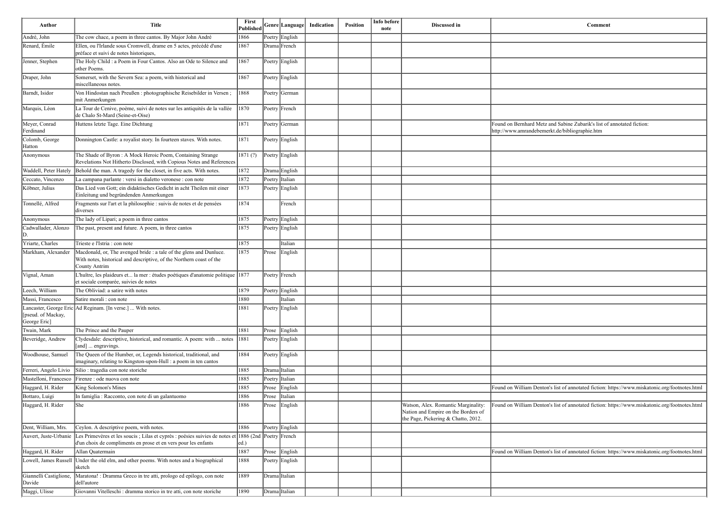| Author | Title | First Published | Genre | Language | Indication | Position | Info before note | Discussed in | Comment |
|---|---|---|---|---|---|---|---|---|---|
| André, John | The cow chace, a poem in three cantos. By Major John André | 1866 | Poetry | English | | | | | |
| Renard, Émile | Ellen, ou l'Irlande sous Cromwell, drame en 5 actes, précédé d'une préface et suivi de notes historiques, | 1867 | Drama | French | | | | | |
| Jenner, Stephen | The Holy Child : a Poem in Four Cantos. Also an Ode to Silence and other Poems. | 1867 | Poetry | English | | | | | |
| Draper, John | Somerset, with the Severn Sea: a poem, with historical and miscellaneous notes. | 1867 | Poetry | English | | | | | |
| Barndt, Isidor | Von Hindostan nach Preußen : photographische Reisebilder in Versen ; mit Anmerkungen | 1868 | Poetry | German | | | | | |
| Marquis, Léon | La Tour de Cenive, poème, suivi de notes sur les antiquités de la vallée de Chalo St-Mard (Seine-et-Oise) | 1870 | Poetry | French | | | | | |
| Meyer, Conrad Ferdinand | Huttens letzte Tage. Eine Dichtung | 1871 | Poetry | German | | | | | Found on Bernhard Metz and Sabine Zubarik's list of annotated fiction: http://www.amrandebemerkt.de/bibliographie.htm |
| Colomb, George Hatton | Donnington Castle: a royalist story. In fourteen staves. With notes. | 1871 | Poetry | English | | | | | |
| Anonymous | The Shade of Byron : A Mock Heroic Poem, Containing Strange Revelations Not Hitherto Disclosed, with Copious Notes and References | 1871 (?) | Poetry | English | | | | | |
| Waddell, Peter Hately | Behold the man. A tragedy for the closet, in five acts. With notes. | 1872 | Drama | English | | | | | |
| Ceccato, Vincenzo | La campana parlante : versi in dialetto veronese : con note | 1872 | Poetry | Italian | | | | | |
| Köbner, Julius | Das Lied von Gott; ein didaktisches Gedicht in acht Theilen mit einer Einleitung und begründenden Anmerkungen | 1873 | Poetry | English | | | | | |
| Tonnellé, Alfred | Fragments sur l'art et la philosophie : suivis de notes et de pensées diverses | 1874 | | French | | | | | |
| Anonymous | The lady of Lipari; a poem in three cantos | 1875 | Poetry | English | | | | | |
| Cadwallader, Alonzo D. | The past, present and future. A poem, in three cantos | 1875 | Poetry | English | | | | | |
| Yriarte, Charles | Trieste e l'Istria : con note | 1875 | | Italian | | | | | |
| Markham, Alexander | Macdonald, or, The avenged bride : a tale of the glens and Dunluce. With notes, historical and descriptive, of the Northern coast of the County Antrim | 1875 | Prose | English | | | | | |
| Vignal, Aman | L'huître, les plaideurs et... la mer : études poétiques d'anatomie politique et sociale comparée, suivies de notes | 1877 | Poetry | French | | | | | |
| Leech, William | The Obliviad: a satire with notes | 1879 | Poetry | English | | | | | |
| Massi, Francesco | Satire morali : con note | 1880 | | Italian | | | | | |
| Lancaster, George Eric [pseud. of Mackay, George Eric] | Ad Reginam. [In verse.] ... With notes. | 1881 | Poetry | English | | | | | |
| Twain, Mark | The Prince and the Pauper | 1881 | Prose | English | | | | | |
| Beveridge, Andrew | Clydesdale: descriptive, historical, and romantic. A poem: with ... notes [and] ... engravings. | 1881 | Poetry | English | | | | | |
| Woodhouse, Samuel | The Queen of the Humber, or, Legends historical, traditional, and imaginary, relating to Kingston-upon-Hull : a poem in ten cantos | 1884 | Poetry | English | | | | | |
| Ferreri, Angelo Livio | Silio : tragedia con note storiche | 1885 | Drama | Italian | | | | | |
| Mastelloni, Francesco | Firenze : ode nuova con note | 1885 | Poetry | Italian | | | | | |
| Haggard, H. Rider | King Solomon's Mines | 1885 | Prose | English | | | | | Found on William Denton's list of annotated fiction: https://www.miskatonic.org/footnotes.html |
| Bottaro, Luigi | In famiglia : Racconto, con note di un galantuomo | 1886 | Prose | Italian | | | | | |
| Haggard, H. Rider | She | 1886 | Prose | English | | | | Watson, Alex. Romantic Marginality: Nation and Empire on the Borders of the Page, Pickering & Chatto, 2012. | Found on William Denton's list of annotated fiction: https://www.miskatonic.org/footnotes.html |
| Dent, William, Mrs. | Ceylon. A descriptive poem, with notes. | 1886 | Poetry | English | | | | | |
| Auvert, Juste-Urbanie | Les Primevères et les soucis ; Lilas et cyprès : poésies suivies de notes et d'un choix de compliments en prose et en vers pour les enfants | 1886 (2nd ed.) | Poetry | French | | | | | |
| Haggard, H. Rider | Allan Quatermain | 1887 | Prose | English | | | | | Found on William Denton's list of annotated fiction: https://www.miskatonic.org/footnotes.html |
| Lowell, James Russell | Under the old elm, and other poems. With notes and a biographical sketch | 1888 | Poetry | English | | | | | |
| Giannelli Castiglione, Davide | Maratona! : Dramma Greco in tre atti, prologo ed epilogo, con note dell'autore | 1889 | Drama | Italian | | | | | |
| Maggi, Ulisse | Giovanni Vitelleschi : dramma storico in tre atti, con note storiche | 1890 | Drama | Italian | | | | | |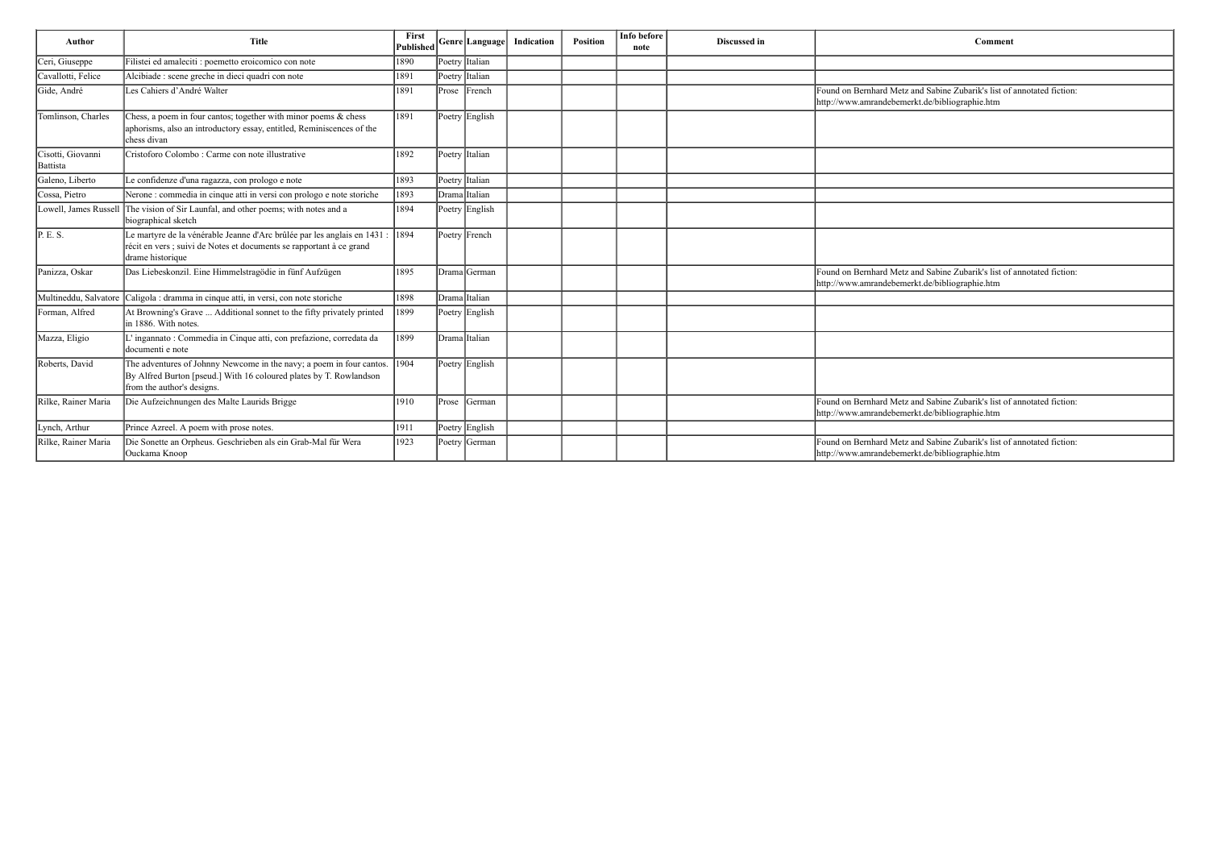| Author | Title | First Published | Genre | Language | Indication | Position | Info before note | Discussed in | Comment |
|---|---|---|---|---|---|---|---|---|---|
| Ceri, Giuseppe | Filistei ed amaleciti : poemetto eroicomico con note | 1890 | Poetry | Italian | | | | | |
| Cavallotti, Felice | Alcibiade : scene greche in dieci quadri con note | 1891 | Poetry | Italian | | | | | |
| Gide, André | Les Cahiers d'André Walter | 1891 | Prose | French | | | | | Found on Bernhard Metz and Sabine Zubarik's list of annotated fiction: http://www.amrandebemerkt.de/bibliographie.htm |
| Tomlinson, Charles | Chess, a poem in four cantos; together with minor poems & chess aphorisms, also an introductory essay, entitled, Reminiscences of the chess divan | 1891 | Poetry | English | | | | | |
| Cisotti, Giovanni Battista | Cristoforo Colombo : Carme con note illustrative | 1892 | Poetry | Italian | | | | | |
| Galeno, Liberto | Le confidenze d'una ragazza, con prologo e note | 1893 | Poetry | Italian | | | | | |
| Cossa, Pietro | Nerone : commedia in cinque atti in versi con prologo e note storiche | 1893 | Drama | Italian | | | | | |
| Lowell, James Russell | The vision of Sir Launfal, and other poems; with notes and a biographical sketch | 1894 | Poetry | English | | | | | |
| P. E. S. | Le martyre de la vénérable Jeanne d'Arc brûlée par les anglais en 1431 : récit en vers ; suivi de Notes et documents se rapportant à ce grand drame historique | 1894 | Poetry | French | | | | | |
| Panizza, Oskar | Das Liebeskonzil. Eine Himmelstragödie in fünf Aufzügen | 1895 | Drama | German | | | | | Found on Bernhard Metz and Sabine Zubarik's list of annotated fiction: http://www.amrandebemerkt.de/bibliographie.htm |
| Multineddu, Salvatore | Caligola : dramma in cinque atti, in versi, con note storiche | 1898 | Drama | Italian | | | | | |
| Forman, Alfred | At Browning's Grave ... Additional sonnet to the fifty privately printed in 1886. With notes. | 1899 | Poetry | English | | | | | |
| Mazza, Eligio | L' ingannato : Commedia in Cinque atti, con prefazione, corredata da documenti e note | 1899 | Drama | Italian | | | | | |
| Roberts, David | The adventures of Johnny Newcome in the navy; a poem in four cantos. By Alfred Burton [pseud.] With 16 coloured plates by T. Rowlandson from the author's designs. | 1904 | Poetry | English | | | | | |
| Rilke, Rainer Maria | Die Aufzeichnungen des Malte Laurids Brigge | 1910 | Prose | German | | | | | Found on Bernhard Metz and Sabine Zubarik's list of annotated fiction: http://www.amrandebemerkt.de/bibliographie.htm |
| Lynch, Arthur | Prince Azreel. A poem with prose notes. | 1911 | Poetry | English | | | | | |
| Rilke, Rainer Maria | Die Sonette an Orpheus. Geschrieben als ein Grab-Mal für Wera Ouckama Knoop | 1923 | Poetry | German | | | | | Found on Bernhard Metz and Sabine Zubarik's list of annotated fiction: http://www.amrandebemerkt.de/bibliographie.htm |